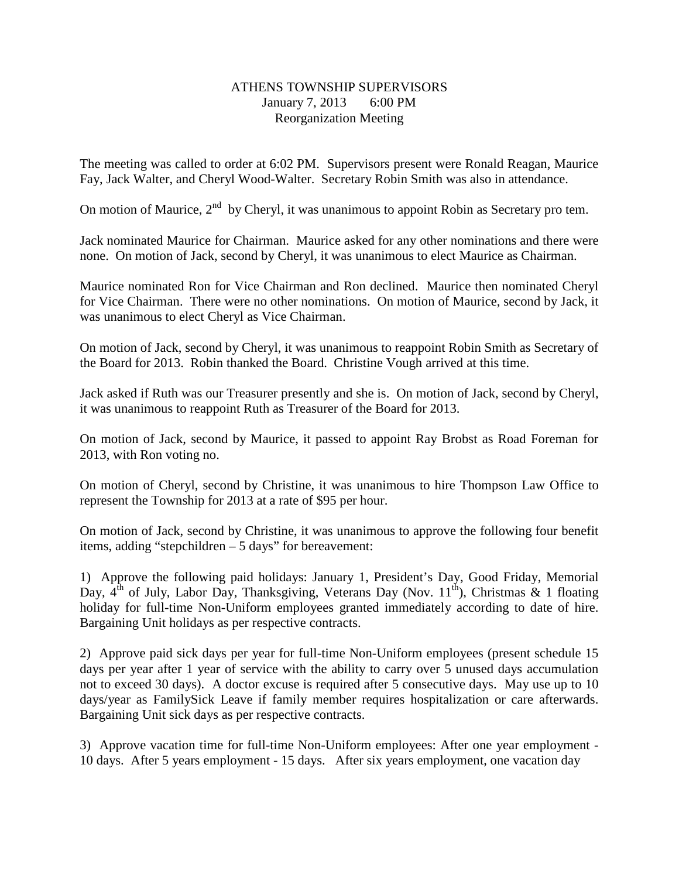ATHENS TOWNSHIP SUPERVISORS
January 7, 2013 6:00 PM
Reorganization Meeting

The meeting was called to order at 6:02 PM. Supervisors present were Ronald Reagan, Maurice Fay, Jack Walter, and Cheryl Wood-Walter. Secretary Robin Smith was also in attendance.

On motion of Maurice, 2nd by Cheryl, it was unanimous to appoint Robin as Secretary pro tem.

Jack nominated Maurice for Chairman. Maurice asked for any other nominations and there were none. On motion of Jack, second by Cheryl, it was unanimous to elect Maurice as Chairman.

Maurice nominated Ron for Vice Chairman and Ron declined. Maurice then nominated Cheryl for Vice Chairman. There were no other nominations. On motion of Maurice, second by Jack, it was unanimous to elect Cheryl as Vice Chairman.

On motion of Jack, second by Cheryl, it was unanimous to reappoint Robin Smith as Secretary of the Board for 2013. Robin thanked the Board. Christine Vough arrived at this time.

Jack asked if Ruth was our Treasurer presently and she is. On motion of Jack, second by Cheryl, it was unanimous to reappoint Ruth as Treasurer of the Board for 2013.

On motion of Jack, second by Maurice, it passed to appoint Ray Brobst as Road Foreman for 2013, with Ron voting no.

On motion of Cheryl, second by Christine, it was unanimous to hire Thompson Law Office to represent the Township for 2013 at a rate of $95 per hour.

On motion of Jack, second by Christine, it was unanimous to approve the following four benefit items, adding "stepchildren – 5 days" for bereavement:

1) Approve the following paid holidays: January 1, President's Day, Good Friday, Memorial Day, 4th of July, Labor Day, Thanksgiving, Veterans Day (Nov. 11th), Christmas & 1 floating holiday for full-time Non-Uniform employees granted immediately according to date of hire. Bargaining Unit holidays as per respective contracts.

2) Approve paid sick days per year for full-time Non-Uniform employees (present schedule 15 days per year after 1 year of service with the ability to carry over 5 unused days accumulation not to exceed 30 days). A doctor excuse is required after 5 consecutive days. May use up to 10 days/year as FamilySick Leave if family member requires hospitalization or care afterwards. Bargaining Unit sick days as per respective contracts.

3) Approve vacation time for full-time Non-Uniform employees: After one year employment - 10 days. After 5 years employment - 15 days. After six years employment, one vacation day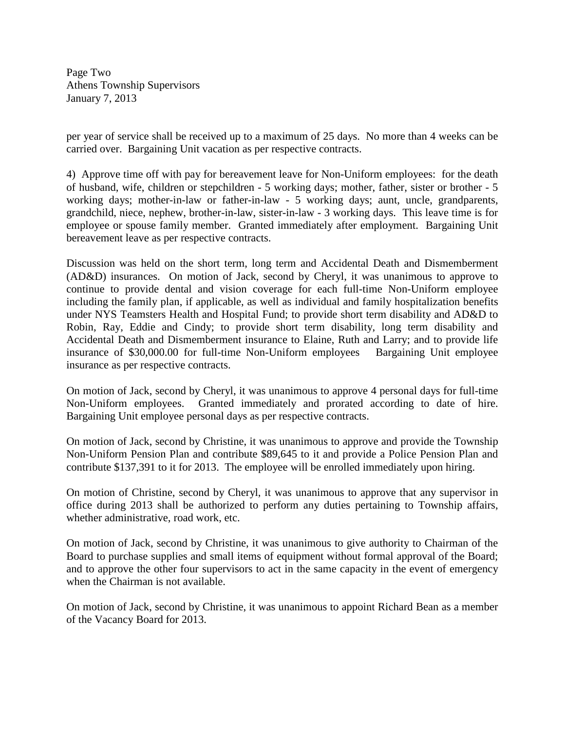per year of service shall be received up to a maximum of 25 days. No more than 4 weeks can be carried over. Bargaining Unit vacation as per respective contracts.

4) Approve time off with pay for bereavement leave for Non-Uniform employees: for the death of husband, wife, children or stepchildren - 5 working days; mother, father, sister or brother - 5 working days; mother-in-law or father-in-law - 5 working days; aunt, uncle, grandparents, grandchild, niece, nephew, brother-in-law, sister-in-law - 3 working days. This leave time is for employee or spouse family member. Granted immediately after employment. Bargaining Unit bereavement leave as per respective contracts.

Discussion was held on the short term, long term and Accidental Death and Dismemberment (AD&D) insurances. On motion of Jack, second by Cheryl, it was unanimous to approve to continue to provide dental and vision coverage for each full-time Non-Uniform employee including the family plan, if applicable, as well as individual and family hospitalization benefits under NYS Teamsters Health and Hospital Fund; to provide short term disability and AD&D to Robin, Ray, Eddie and Cindy; to provide short term disability, long term disability and Accidental Death and Dismemberment insurance to Elaine, Ruth and Larry; and to provide life insurance of $30,000.00 for full-time Non-Uniform employees Bargaining Unit employee insurance as per respective contracts.

On motion of Jack, second by Cheryl, it was unanimous to approve 4 personal days for full-time Non-Uniform employees. Granted immediately and prorated according to date of hire. Bargaining Unit employee personal days as per respective contracts.

On motion of Jack, second by Christine, it was unanimous to approve and provide the Township Non-Uniform Pension Plan and contribute $89,645 to it and provide a Police Pension Plan and contribute $137,391 to it for 2013. The employee will be enrolled immediately upon hiring.

On motion of Christine, second by Cheryl, it was unanimous to approve that any supervisor in office during 2013 shall be authorized to perform any duties pertaining to Township affairs, whether administrative, road work, etc.

On motion of Jack, second by Christine, it was unanimous to give authority to Chairman of the Board to purchase supplies and small items of equipment without formal approval of the Board; and to approve the other four supervisors to act in the same capacity in the event of emergency when the Chairman is not available.

On motion of Jack, second by Christine, it was unanimous to appoint Richard Bean as a member of the Vacancy Board for 2013.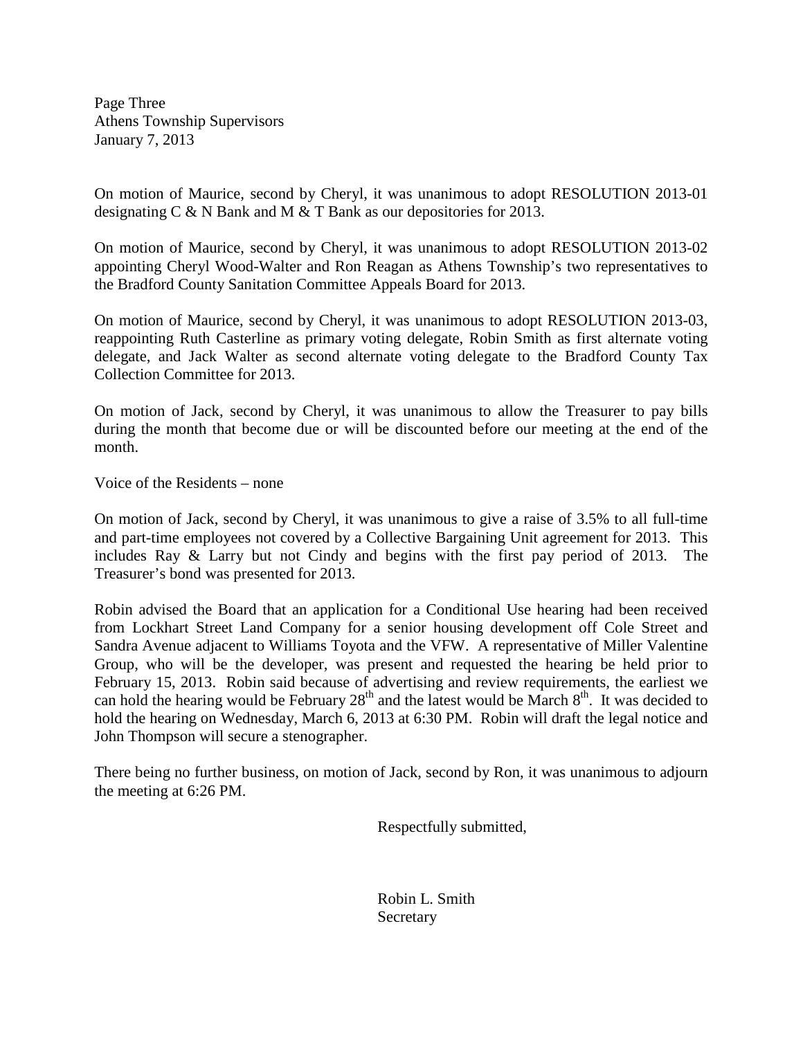On motion of Maurice, second by Cheryl, it was unanimous to adopt RESOLUTION 2013-01 designating C & N Bank and M & T Bank as our depositories for 2013.

On motion of Maurice, second by Cheryl, it was unanimous to adopt RESOLUTION 2013-02 appointing Cheryl Wood-Walter and Ron Reagan as Athens Township's two representatives to the Bradford County Sanitation Committee Appeals Board for 2013.

On motion of Maurice, second by Cheryl, it was unanimous to adopt RESOLUTION 2013-03, reappointing Ruth Casterline as primary voting delegate, Robin Smith as first alternate voting delegate, and Jack Walter as second alternate voting delegate to the Bradford County Tax Collection Committee for 2013.

On motion of Jack, second by Cheryl, it was unanimous to allow the Treasurer to pay bills during the month that become due or will be discounted before our meeting at the end of the month.

Voice of the Residents – none

On motion of Jack, second by Cheryl, it was unanimous to give a raise of 3.5% to all full-time and part-time employees not covered by a Collective Bargaining Unit agreement for 2013. This includes Ray & Larry but not Cindy and begins with the first pay period of 2013. The Treasurer's bond was presented for 2013.

Robin advised the Board that an application for a Conditional Use hearing had been received from Lockhart Street Land Company for a senior housing development off Cole Street and Sandra Avenue adjacent to Williams Toyota and the VFW. A representative of Miller Valentine Group, who will be the developer, was present and requested the hearing be held prior to February 15, 2013. Robin said because of advertising and review requirements, the earliest we can hold the hearing would be February 28th and the latest would be March 8th. It was decided to hold the hearing on Wednesday, March 6, 2013 at 6:30 PM. Robin will draft the legal notice and John Thompson will secure a stenographer.

There being no further business, on motion of Jack, second by Ron, it was unanimous to adjourn the meeting at 6:26 PM.

Respectfully submitted,

Robin L. Smith
Secretary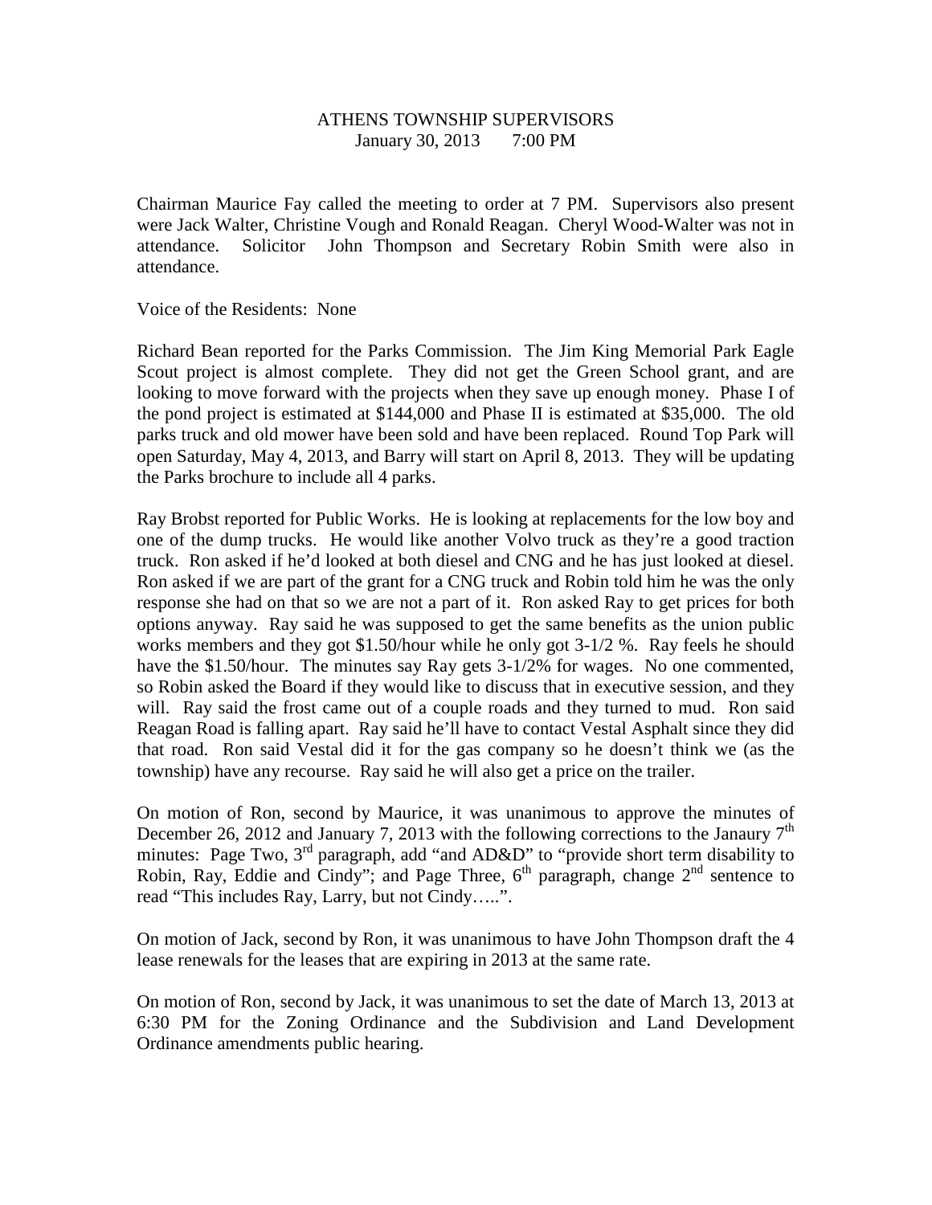ATHENS TOWNSHIP SUPERVISORS
January 30, 2013 7:00 PM

Chairman Maurice Fay called the meeting to order at 7 PM. Supervisors also present were Jack Walter, Christine Vough and Ronald Reagan. Cheryl Wood-Walter was not in attendance. Solicitor John Thompson and Secretary Robin Smith were also in attendance.

Voice of the Residents: None

Richard Bean reported for the Parks Commission. The Jim King Memorial Park Eagle Scout project is almost complete. They did not get the Green School grant, and are looking to move forward with the projects when they save up enough money. Phase I of the pond project is estimated at $144,000 and Phase II is estimated at $35,000. The old parks truck and old mower have been sold and have been replaced. Round Top Park will open Saturday, May 4, 2013, and Barry will start on April 8, 2013. They will be updating the Parks brochure to include all 4 parks.

Ray Brobst reported for Public Works. He is looking at replacements for the low boy and one of the dump trucks. He would like another Volvo truck as they're a good traction truck. Ron asked if he'd looked at both diesel and CNG and he has just looked at diesel. Ron asked if we are part of the grant for a CNG truck and Robin told him he was the only response she had on that so we are not a part of it. Ron asked Ray to get prices for both options anyway. Ray said he was supposed to get the same benefits as the union public works members and they got $1.50/hour while he only got 3-1/2 %. Ray feels he should have the $1.50/hour. The minutes say Ray gets 3-1/2% for wages. No one commented, so Robin asked the Board if they would like to discuss that in executive session, and they will. Ray said the frost came out of a couple roads and they turned to mud. Ron said Reagan Road is falling apart. Ray said he'll have to contact Vestal Asphalt since they did that road. Ron said Vestal did it for the gas company so he doesn't think we (as the township) have any recourse. Ray said he will also get a price on the trailer.

On motion of Ron, second by Maurice, it was unanimous to approve the minutes of December 26, 2012 and January 7, 2013 with the following corrections to the Janaury 7th minutes: Page Two, 3rd paragraph, add "and AD&D" to "provide short term disability to Robin, Ray, Eddie and Cindy"; and Page Three, 6th paragraph, change 2nd sentence to read "This includes Ray, Larry, but not Cindy…..".

On motion of Jack, second by Ron, it was unanimous to have John Thompson draft the 4 lease renewals for the leases that are expiring in 2013 at the same rate.

On motion of Ron, second by Jack, it was unanimous to set the date of March 13, 2013 at 6:30 PM for the Zoning Ordinance and the Subdivision and Land Development Ordinance amendments public hearing.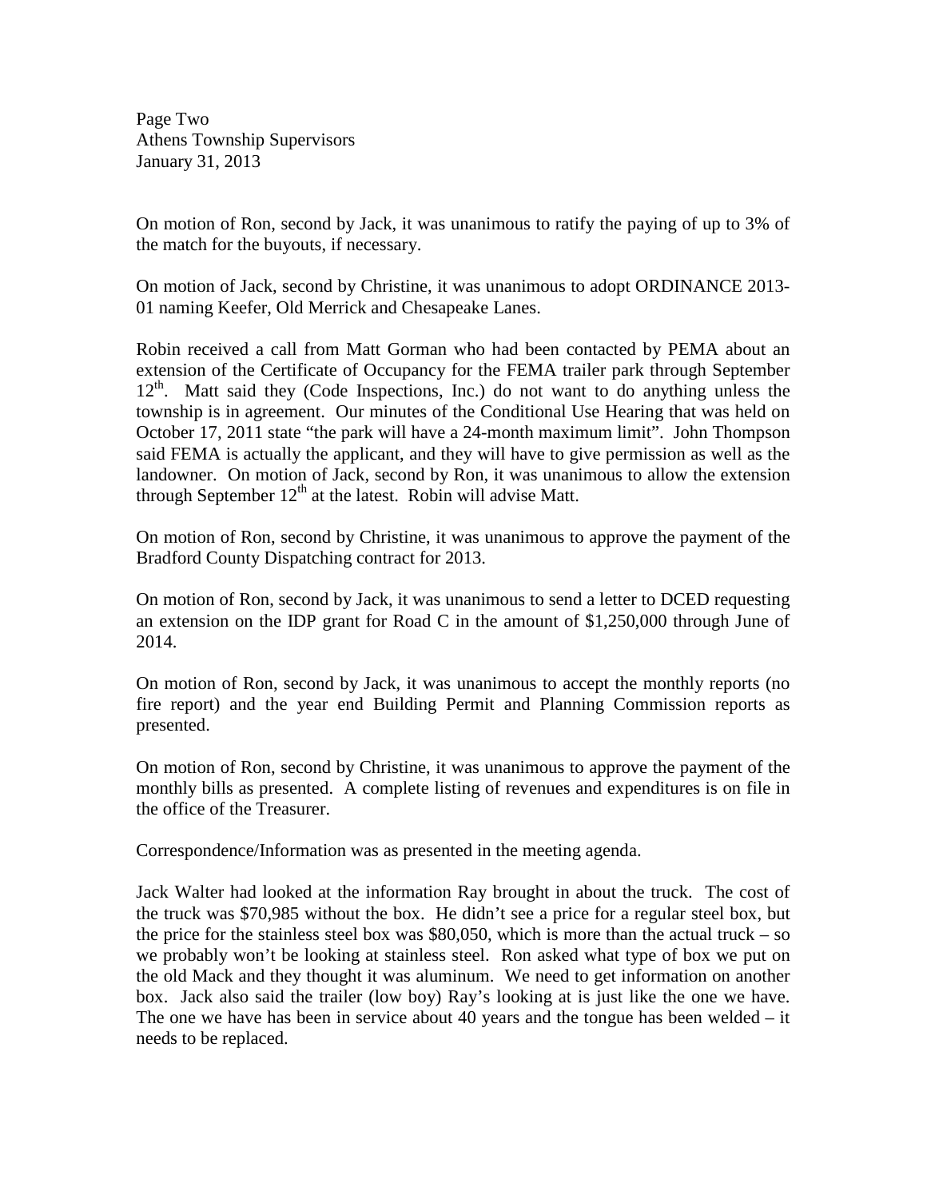On motion of Ron, second by Jack, it was unanimous to ratify the paying of up to 3% of the match for the buyouts, if necessary.

On motion of Jack, second by Christine, it was unanimous to adopt ORDINANCE 2013-01 naming Keefer, Old Merrick and Chesapeake Lanes.

Robin received a call from Matt Gorman who had been contacted by PEMA about an extension of the Certificate of Occupancy for the FEMA trailer park through September 12th. Matt said they (Code Inspections, Inc.) do not want to do anything unless the township is in agreement. Our minutes of the Conditional Use Hearing that was held on October 17, 2011 state "the park will have a 24-month maximum limit". John Thompson said FEMA is actually the applicant, and they will have to give permission as well as the landowner. On motion of Jack, second by Ron, it was unanimous to allow the extension through September 12th at the latest. Robin will advise Matt.

On motion of Ron, second by Christine, it was unanimous to approve the payment of the Bradford County Dispatching contract for 2013.

On motion of Ron, second by Jack, it was unanimous to send a letter to DCED requesting an extension on the IDP grant for Road C in the amount of $1,250,000 through June of 2014.

On motion of Ron, second by Jack, it was unanimous to accept the monthly reports (no fire report) and the year end Building Permit and Planning Commission reports as presented.

On motion of Ron, second by Christine, it was unanimous to approve the payment of the monthly bills as presented. A complete listing of revenues and expenditures is on file in the office of the Treasurer.

Correspondence/Information was as presented in the meeting agenda.

Jack Walter had looked at the information Ray brought in about the truck. The cost of the truck was $70,985 without the box. He didn't see a price for a regular steel box, but the price for the stainless steel box was $80,050, which is more than the actual truck – so we probably won't be looking at stainless steel. Ron asked what type of box we put on the old Mack and they thought it was aluminum. We need to get information on another box. Jack also said the trailer (low boy) Ray's looking at is just like the one we have. The one we have has been in service about 40 years and the tongue has been welded – it needs to be replaced.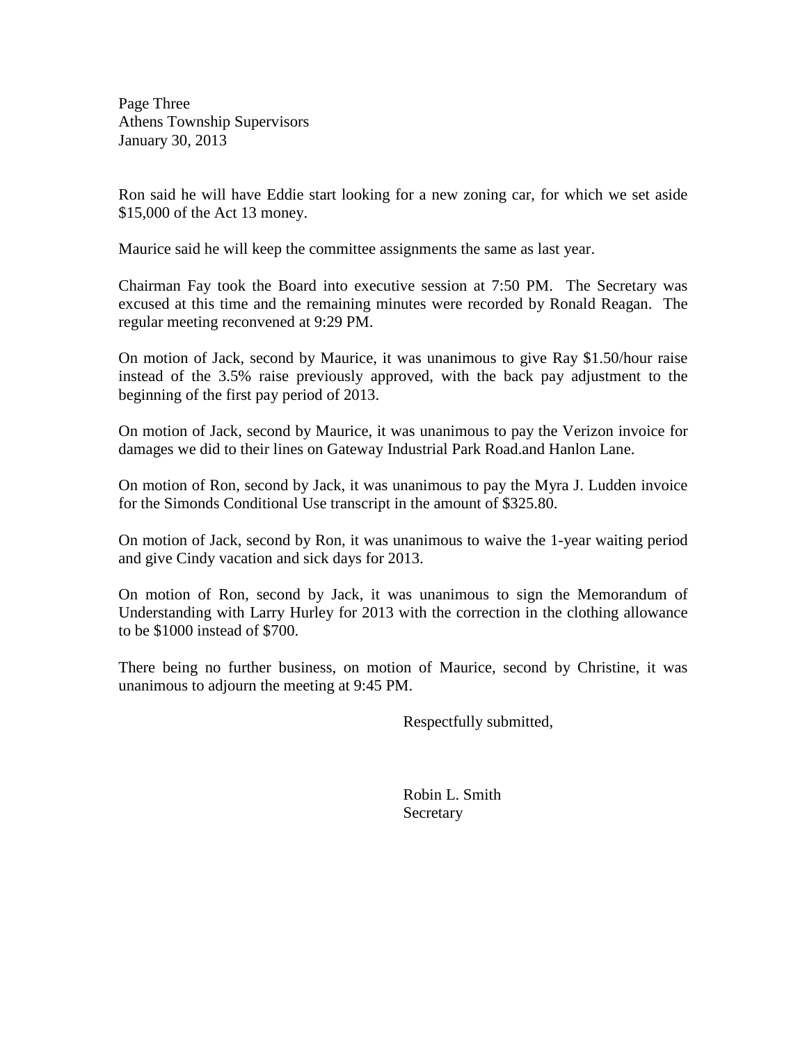Ron said he will have Eddie start looking for a new zoning car, for which we set aside $15,000 of the Act 13 money.

Maurice said he will keep the committee assignments the same as last year.

Chairman Fay took the Board into executive session at 7:50 PM. The Secretary was excused at this time and the remaining minutes were recorded by Ronald Reagan. The regular meeting reconvened at 9:29 PM.

On motion of Jack, second by Maurice, it was unanimous to give Ray $1.50/hour raise instead of the 3.5% raise previously approved, with the back pay adjustment to the beginning of the first pay period of 2013.

On motion of Jack, second by Maurice, it was unanimous to pay the Verizon invoice for damages we did to their lines on Gateway Industrial Park Road.and Hanlon Lane.

On motion of Ron, second by Jack, it was unanimous to pay the Myra J. Ludden invoice for the Simonds Conditional Use transcript in the amount of $325.80.

On motion of Jack, second by Ron, it was unanimous to waive the 1-year waiting period and give Cindy vacation and sick days for 2013.

On motion of Ron, second by Jack, it was unanimous to sign the Memorandum of Understanding with Larry Hurley for 2013 with the correction in the clothing allowance to be $1000 instead of $700.

There being no further business, on motion of Maurice, second by Christine, it was unanimous to adjourn the meeting at 9:45 PM.

Respectfully submitted,

Robin L. Smith
Secretary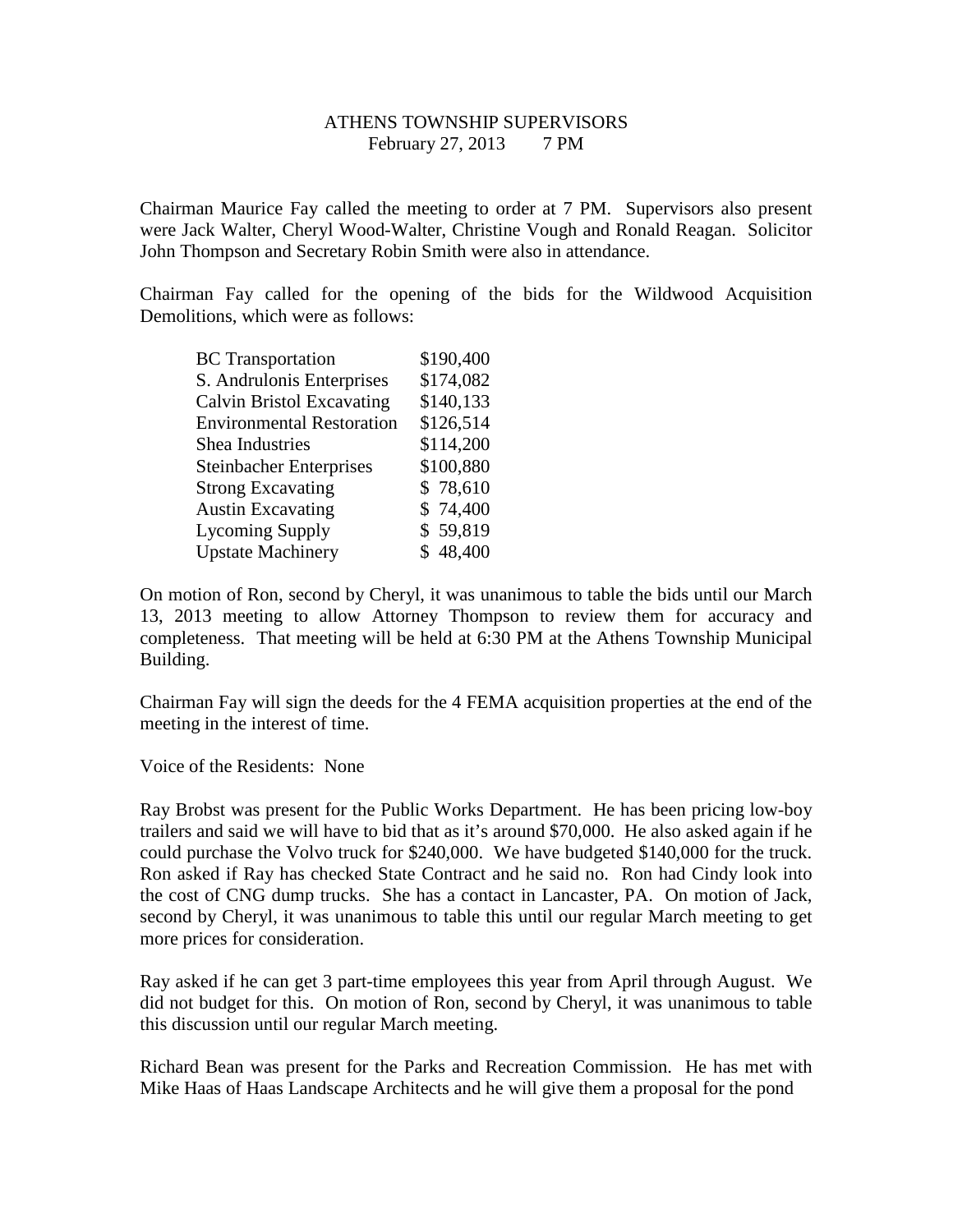ATHENS TOWNSHIP SUPERVISORS
February 27, 2013 7 PM

Chairman Maurice Fay called the meeting to order at 7 PM. Supervisors also present were Jack Walter, Cheryl Wood-Walter, Christine Vough and Ronald Reagan. Solicitor John Thompson and Secretary Robin Smith were also in attendance.

Chairman Fay called for the opening of the bids for the Wildwood Acquisition Demolitions, which were as follows:

| | |
|---|---|
| BC Transportation | $190,400 |
| S. Andrulonis Enterprises | $174,082 |
| Calvin Bristol Excavating | $140,133 |
| Environmental Restoration | $126,514 |
| Shea Industries | $114,200 |
| Steinbacher Enterprises | $100,880 |
| Strong Excavating | $ 78,610 |
| Austin Excavating | $ 74,400 |
| Lycoming Supply | $ 59,819 |
| Upstate Machinery | $ 48,400 |

On motion of Ron, second by Cheryl, it was unanimous to table the bids until our March 13, 2013 meeting to allow Attorney Thompson to review them for accuracy and completeness. That meeting will be held at 6:30 PM at the Athens Township Municipal Building.

Chairman Fay will sign the deeds for the 4 FEMA acquisition properties at the end of the meeting in the interest of time.

Voice of the Residents: None

Ray Brobst was present for the Public Works Department. He has been pricing low-boy trailers and said we will have to bid that as it's around $70,000. He also asked again if he could purchase the Volvo truck for $240,000. We have budgeted $140,000 for the truck. Ron asked if Ray has checked State Contract and he said no. Ron had Cindy look into the cost of CNG dump trucks. She has a contact in Lancaster, PA. On motion of Jack, second by Cheryl, it was unanimous to table this until our regular March meeting to get more prices for consideration.

Ray asked if he can get 3 part-time employees this year from April through August. We did not budget for this. On motion of Ron, second by Cheryl, it was unanimous to table this discussion until our regular March meeting.

Richard Bean was present for the Parks and Recreation Commission. He has met with Mike Haas of Haas Landscape Architects and he will give them a proposal for the pond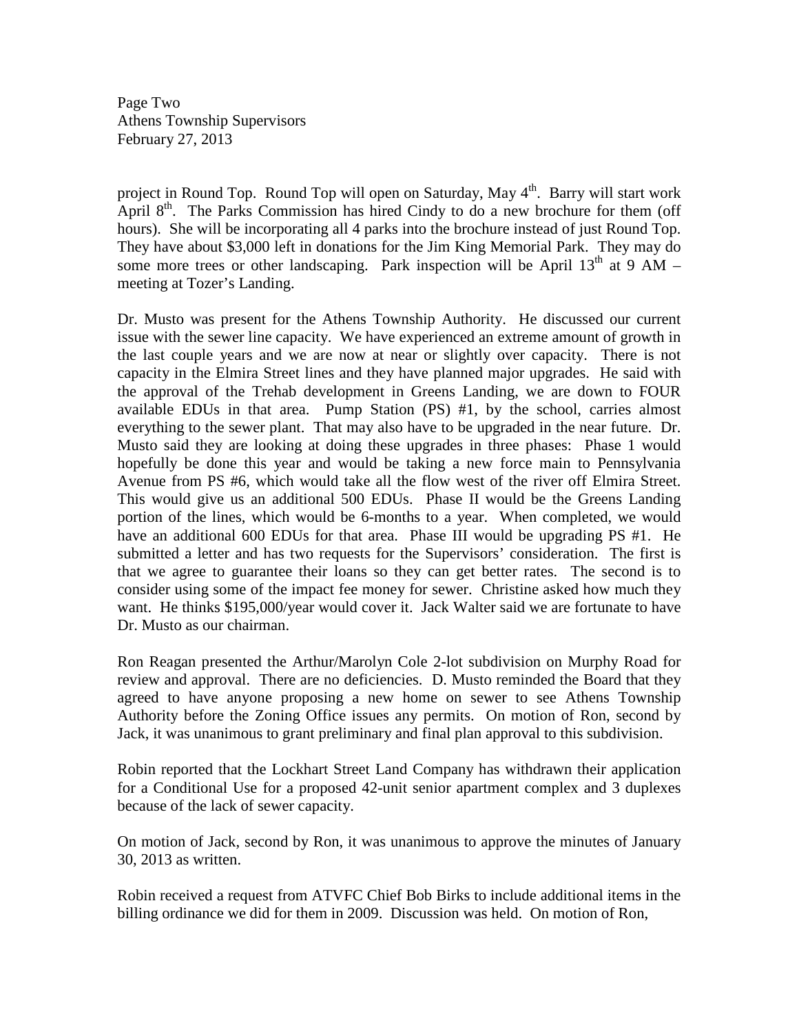project in Round Top. Round Top will open on Saturday, May 4th. Barry will start work April 8th. The Parks Commission has hired Cindy to do a new brochure for them (off hours). She will be incorporating all 4 parks into the brochure instead of just Round Top. They have about $3,000 left in donations for the Jim King Memorial Park. They may do some more trees or other landscaping. Park inspection will be April 13th at 9 AM – meeting at Tozer's Landing.

Dr. Musto was present for the Athens Township Authority. He discussed our current issue with the sewer line capacity. We have experienced an extreme amount of growth in the last couple years and we are now at near or slightly over capacity. There is not capacity in the Elmira Street lines and they have planned major upgrades. He said with the approval of the Trehab development in Greens Landing, we are down to FOUR available EDUs in that area. Pump Station (PS) #1, by the school, carries almost everything to the sewer plant. That may also have to be upgraded in the near future. Dr. Musto said they are looking at doing these upgrades in three phases: Phase 1 would hopefully be done this year and would be taking a new force main to Pennsylvania Avenue from PS #6, which would take all the flow west of the river off Elmira Street. This would give us an additional 500 EDUs. Phase II would be the Greens Landing portion of the lines, which would be 6-months to a year. When completed, we would have an additional 600 EDUs for that area. Phase III would be upgrading PS #1. He submitted a letter and has two requests for the Supervisors' consideration. The first is that we agree to guarantee their loans so they can get better rates. The second is to consider using some of the impact fee money for sewer. Christine asked how much they want. He thinks $195,000/year would cover it. Jack Walter said we are fortunate to have Dr. Musto as our chairman.

Ron Reagan presented the Arthur/Marolyn Cole 2-lot subdivision on Murphy Road for review and approval. There are no deficiencies. D. Musto reminded the Board that they agreed to have anyone proposing a new home on sewer to see Athens Township Authority before the Zoning Office issues any permits. On motion of Ron, second by Jack, it was unanimous to grant preliminary and final plan approval to this subdivision.

Robin reported that the Lockhart Street Land Company has withdrawn their application for a Conditional Use for a proposed 42-unit senior apartment complex and 3 duplexes because of the lack of sewer capacity.

On motion of Jack, second by Ron, it was unanimous to approve the minutes of January 30, 2013 as written.

Robin received a request from ATVFC Chief Bob Birks to include additional items in the billing ordinance we did for them in 2009. Discussion was held. On motion of Ron,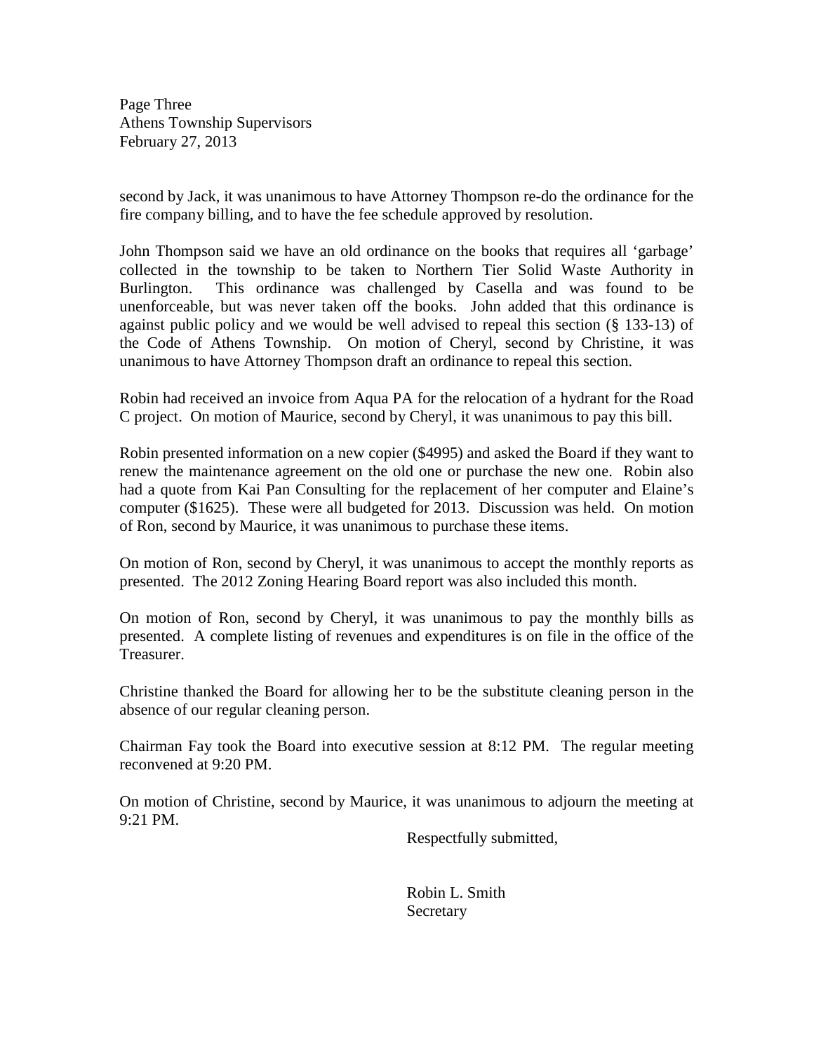second by Jack, it was unanimous to have Attorney Thompson re-do the ordinance for the fire company billing, and to have the fee schedule approved by resolution.

John Thompson said we have an old ordinance on the books that requires all 'garbage' collected in the township to be taken to Northern Tier Solid Waste Authority in Burlington. This ordinance was challenged by Casella and was found to be unenforceable, but was never taken off the books. John added that this ordinance is against public policy and we would be well advised to repeal this section (§ 133-13) of the Code of Athens Township. On motion of Cheryl, second by Christine, it was unanimous to have Attorney Thompson draft an ordinance to repeal this section.

Robin had received an invoice from Aqua PA for the relocation of a hydrant for the Road C project. On motion of Maurice, second by Cheryl, it was unanimous to pay this bill.

Robin presented information on a new copier ($4995) and asked the Board if they want to renew the maintenance agreement on the old one or purchase the new one. Robin also had a quote from Kai Pan Consulting for the replacement of her computer and Elaine's computer ($1625). These were all budgeted for 2013. Discussion was held. On motion of Ron, second by Maurice, it was unanimous to purchase these items.

On motion of Ron, second by Cheryl, it was unanimous to accept the monthly reports as presented. The 2012 Zoning Hearing Board report was also included this month.

On motion of Ron, second by Cheryl, it was unanimous to pay the monthly bills as presented. A complete listing of revenues and expenditures is on file in the office of the Treasurer.

Christine thanked the Board for allowing her to be the substitute cleaning person in the absence of our regular cleaning person.

Chairman Fay took the Board into executive session at 8:12 PM. The regular meeting reconvened at 9:20 PM.

On motion of Christine, second by Maurice, it was unanimous to adjourn the meeting at 9:21 PM.

Respectfully submitted,

Robin L. Smith
Secretary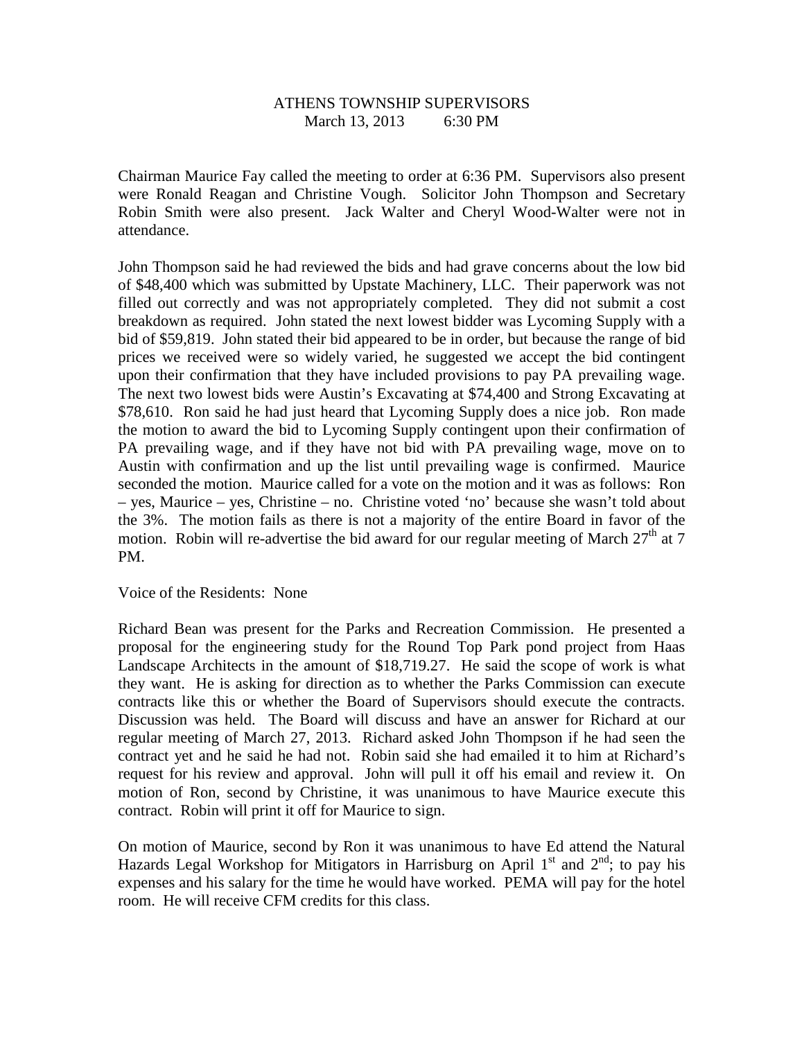ATHENS TOWNSHIP SUPERVISORS
March 13, 2013 6:30 PM

Chairman Maurice Fay called the meeting to order at 6:36 PM. Supervisors also present were Ronald Reagan and Christine Vough. Solicitor John Thompson and Secretary Robin Smith were also present. Jack Walter and Cheryl Wood-Walter were not in attendance.

John Thompson said he had reviewed the bids and had grave concerns about the low bid of $48,400 which was submitted by Upstate Machinery, LLC. Their paperwork was not filled out correctly and was not appropriately completed. They did not submit a cost breakdown as required. John stated the next lowest bidder was Lycoming Supply with a bid of $59,819. John stated their bid appeared to be in order, but because the range of bid prices we received were so widely varied, he suggested we accept the bid contingent upon their confirmation that they have included provisions to pay PA prevailing wage. The next two lowest bids were Austin's Excavating at $74,400 and Strong Excavating at $78,610. Ron said he had just heard that Lycoming Supply does a nice job. Ron made the motion to award the bid to Lycoming Supply contingent upon their confirmation of PA prevailing wage, and if they have not bid with PA prevailing wage, move on to Austin with confirmation and up the list until prevailing wage is confirmed. Maurice seconded the motion. Maurice called for a vote on the motion and it was as follows: Ron – yes, Maurice – yes, Christine – no. Christine voted 'no' because she wasn't told about the 3%. The motion fails as there is not a majority of the entire Board in favor of the motion. Robin will re-advertise the bid award for our regular meeting of March 27th at 7 PM.

Voice of the Residents: None

Richard Bean was present for the Parks and Recreation Commission. He presented a proposal for the engineering study for the Round Top Park pond project from Haas Landscape Architects in the amount of $18,719.27. He said the scope of work is what they want. He is asking for direction as to whether the Parks Commission can execute contracts like this or whether the Board of Supervisors should execute the contracts. Discussion was held. The Board will discuss and have an answer for Richard at our regular meeting of March 27, 2013. Richard asked John Thompson if he had seen the contract yet and he said he had not. Robin said she had emailed it to him at Richard's request for his review and approval. John will pull it off his email and review it. On motion of Ron, second by Christine, it was unanimous to have Maurice execute this contract. Robin will print it off for Maurice to sign.

On motion of Maurice, second by Ron it was unanimous to have Ed attend the Natural Hazards Legal Workshop for Mitigators in Harrisburg on April 1st and 2nd; to pay his expenses and his salary for the time he would have worked. PEMA will pay for the hotel room. He will receive CFM credits for this class.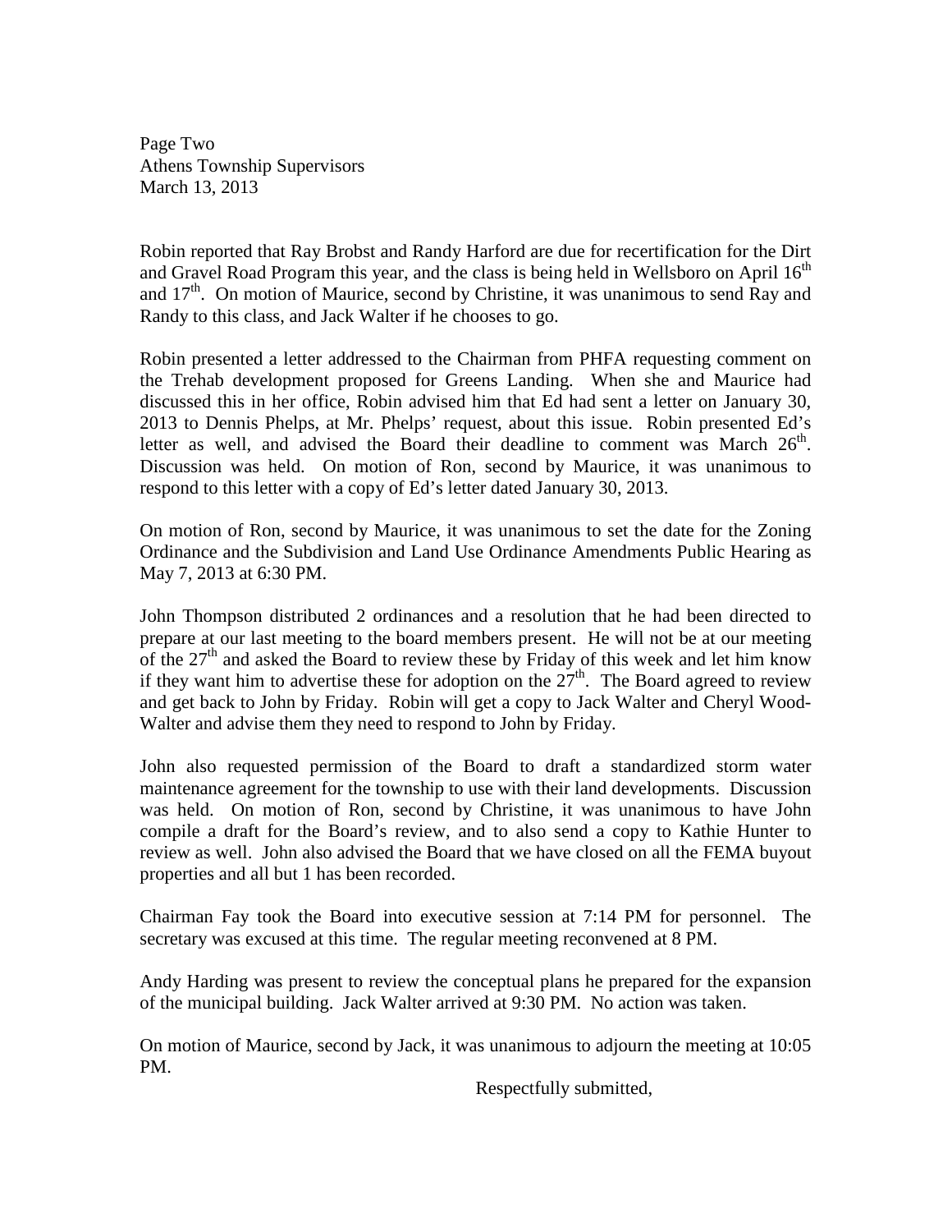Page Two
Athens Township Supervisors
March 13, 2013

Robin reported that Ray Brobst and Randy Harford are due for recertification for the Dirt and Gravel Road Program this year, and the class is being held in Wellsboro on April 16th and 17th. On motion of Maurice, second by Christine, it was unanimous to send Ray and Randy to this class, and Jack Walter if he chooses to go.

Robin presented a letter addressed to the Chairman from PHFA requesting comment on the Trehab development proposed for Greens Landing. When she and Maurice had discussed this in her office, Robin advised him that Ed had sent a letter on January 30, 2013 to Dennis Phelps, at Mr. Phelps' request, about this issue. Robin presented Ed's letter as well, and advised the Board their deadline to comment was March 26th. Discussion was held. On motion of Ron, second by Maurice, it was unanimous to respond to this letter with a copy of Ed's letter dated January 30, 2013.

On motion of Ron, second by Maurice, it was unanimous to set the date for the Zoning Ordinance and the Subdivision and Land Use Ordinance Amendments Public Hearing as May 7, 2013 at 6:30 PM.

John Thompson distributed 2 ordinances and a resolution that he had been directed to prepare at our last meeting to the board members present. He will not be at our meeting of the 27th and asked the Board to review these by Friday of this week and let him know if they want him to advertise these for adoption on the 27th. The Board agreed to review and get back to John by Friday. Robin will get a copy to Jack Walter and Cheryl Wood-Walter and advise them they need to respond to John by Friday.

John also requested permission of the Board to draft a standardized storm water maintenance agreement for the township to use with their land developments. Discussion was held. On motion of Ron, second by Christine, it was unanimous to have John compile a draft for the Board's review, and to also send a copy to Kathie Hunter to review as well. John also advised the Board that we have closed on all the FEMA buyout properties and all but 1 has been recorded.

Chairman Fay took the Board into executive session at 7:14 PM for personnel. The secretary was excused at this time. The regular meeting reconvened at 8 PM.

Andy Harding was present to review the conceptual plans he prepared for the expansion of the municipal building. Jack Walter arrived at 9:30 PM. No action was taken.

On motion of Maurice, second by Jack, it was unanimous to adjourn the meeting at 10:05 PM.

Respectfully submitted,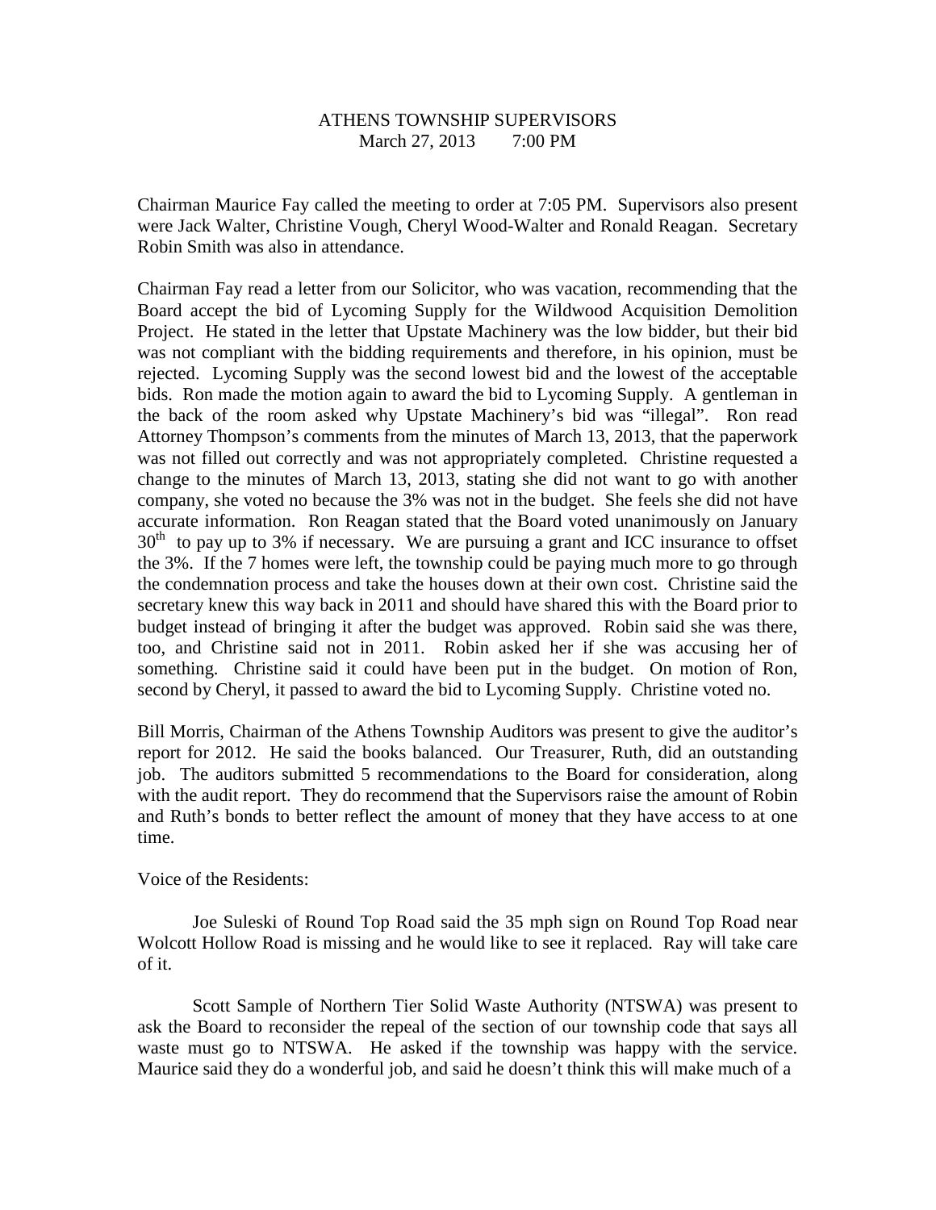ATHENS TOWNSHIP SUPERVISORS
March 27, 2013 7:00 PM

Chairman Maurice Fay called the meeting to order at 7:05 PM. Supervisors also present were Jack Walter, Christine Vough, Cheryl Wood-Walter and Ronald Reagan. Secretary Robin Smith was also in attendance.

Chairman Fay read a letter from our Solicitor, who was vacation, recommending that the Board accept the bid of Lycoming Supply for the Wildwood Acquisition Demolition Project. He stated in the letter that Upstate Machinery was the low bidder, but their bid was not compliant with the bidding requirements and therefore, in his opinion, must be rejected. Lycoming Supply was the second lowest bid and the lowest of the acceptable bids. Ron made the motion again to award the bid to Lycoming Supply. A gentleman in the back of the room asked why Upstate Machinery's bid was "illegal". Ron read Attorney Thompson's comments from the minutes of March 13, 2013, that the paperwork was not filled out correctly and was not appropriately completed. Christine requested a change to the minutes of March 13, 2013, stating she did not want to go with another company, she voted no because the 3% was not in the budget. She feels she did not have accurate information. Ron Reagan stated that the Board voted unanimously on January 30th to pay up to 3% if necessary. We are pursuing a grant and ICC insurance to offset the 3%. If the 7 homes were left, the township could be paying much more to go through the condemnation process and take the houses down at their own cost. Christine said the secretary knew this way back in 2011 and should have shared this with the Board prior to budget instead of bringing it after the budget was approved. Robin said she was there, too, and Christine said not in 2011. Robin asked her if she was accusing her of something. Christine said it could have been put in the budget. On motion of Ron, second by Cheryl, it passed to award the bid to Lycoming Supply. Christine voted no.

Bill Morris, Chairman of the Athens Township Auditors was present to give the auditor's report for 2012. He said the books balanced. Our Treasurer, Ruth, did an outstanding job. The auditors submitted 5 recommendations to the Board for consideration, along with the audit report. They do recommend that the Supervisors raise the amount of Robin and Ruth's bonds to better reflect the amount of money that they have access to at one time.

Voice of the Residents:

Joe Suleski of Round Top Road said the 35 mph sign on Round Top Road near Wolcott Hollow Road is missing and he would like to see it replaced. Ray will take care of it.

Scott Sample of Northern Tier Solid Waste Authority (NTSWA) was present to ask the Board to reconsider the repeal of the section of our township code that says all waste must go to NTSWA. He asked if the township was happy with the service. Maurice said they do a wonderful job, and said he doesn't think this will make much of a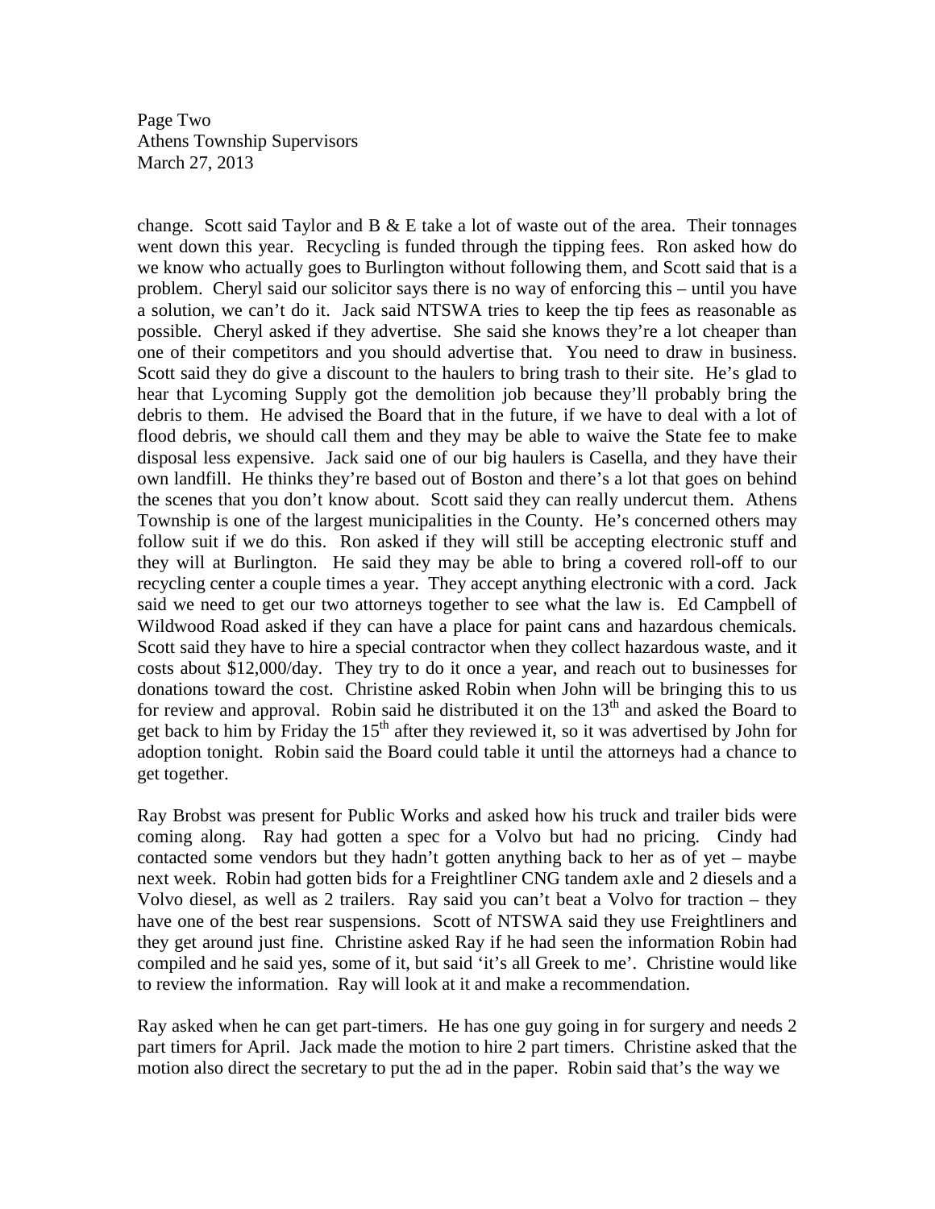change. Scott said Taylor and B & E take a lot of waste out of the area. Their tonnages went down this year. Recycling is funded through the tipping fees. Ron asked how do we know who actually goes to Burlington without following them, and Scott said that is a problem. Cheryl said our solicitor says there is no way of enforcing this – until you have a solution, we can't do it. Jack said NTSWA tries to keep the tip fees as reasonable as possible. Cheryl asked if they advertise. She said she knows they're a lot cheaper than one of their competitors and you should advertise that. You need to draw in business. Scott said they do give a discount to the haulers to bring trash to their site. He's glad to hear that Lycoming Supply got the demolition job because they'll probably bring the debris to them. He advised the Board that in the future, if we have to deal with a lot of flood debris, we should call them and they may be able to waive the State fee to make disposal less expensive. Jack said one of our big haulers is Casella, and they have their own landfill. He thinks they're based out of Boston and there's a lot that goes on behind the scenes that you don't know about. Scott said they can really undercut them. Athens Township is one of the largest municipalities in the County. He's concerned others may follow suit if we do this. Ron asked if they will still be accepting electronic stuff and they will at Burlington. He said they may be able to bring a covered roll-off to our recycling center a couple times a year. They accept anything electronic with a cord. Jack said we need to get our two attorneys together to see what the law is. Ed Campbell of Wildwood Road asked if they can have a place for paint cans and hazardous chemicals. Scott said they have to hire a special contractor when they collect hazardous waste, and it costs about $12,000/day. They try to do it once a year, and reach out to businesses for donations toward the cost. Christine asked Robin when John will be bringing this to us for review and approval. Robin said he distributed it on the 13th and asked the Board to get back to him by Friday the 15th after they reviewed it, so it was advertised by John for adoption tonight. Robin said the Board could table it until the attorneys had a chance to get together.

Ray Brobst was present for Public Works and asked how his truck and trailer bids were coming along. Ray had gotten a spec for a Volvo but had no pricing. Cindy had contacted some vendors but they hadn't gotten anything back to her as of yet – maybe next week. Robin had gotten bids for a Freightliner CNG tandem axle and 2 diesels and a Volvo diesel, as well as 2 trailers. Ray said you can't beat a Volvo for traction – they have one of the best rear suspensions. Scott of NTSWA said they use Freightliners and they get around just fine. Christine asked Ray if he had seen the information Robin had compiled and he said yes, some of it, but said 'it's all Greek to me'. Christine would like to review the information. Ray will look at it and make a recommendation.

Ray asked when he can get part-timers. He has one guy going in for surgery and needs 2 part timers for April. Jack made the motion to hire 2 part timers. Christine asked that the motion also direct the secretary to put the ad in the paper. Robin said that's the way we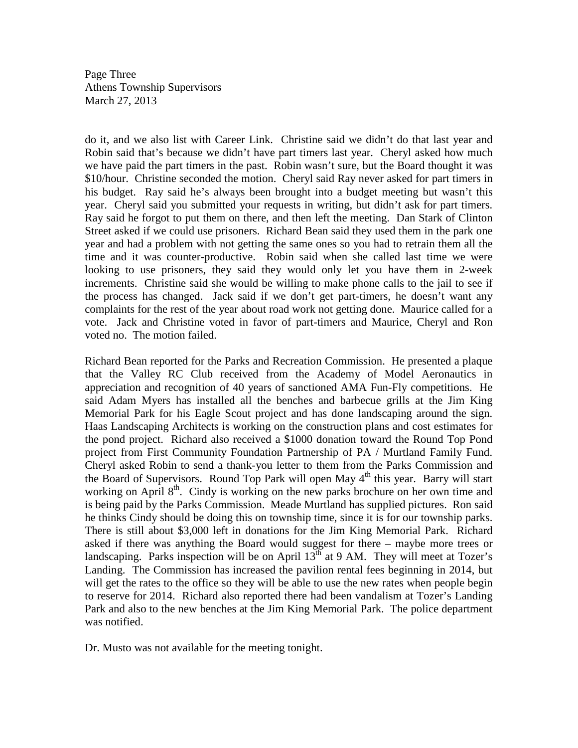do it, and we also list with Career Link. Christine said we didn't do that last year and Robin said that's because we didn't have part timers last year. Cheryl asked how much we have paid the part timers in the past. Robin wasn't sure, but the Board thought it was $10/hour. Christine seconded the motion. Cheryl said Ray never asked for part timers in his budget. Ray said he's always been brought into a budget meeting but wasn't this year. Cheryl said you submitted your requests in writing, but didn't ask for part timers. Ray said he forgot to put them on there, and then left the meeting. Dan Stark of Clinton Street asked if we could use prisoners. Richard Bean said they used them in the park one year and had a problem with not getting the same ones so you had to retrain them all the time and it was counter-productive. Robin said when she called last time we were looking to use prisoners, they said they would only let you have them in 2-week increments. Christine said she would be willing to make phone calls to the jail to see if the process has changed. Jack said if we don't get part-timers, he doesn't want any complaints for the rest of the year about road work not getting done. Maurice called for a vote. Jack and Christine voted in favor of part-timers and Maurice, Cheryl and Ron voted no. The motion failed.

Richard Bean reported for the Parks and Recreation Commission. He presented a plaque that the Valley RC Club received from the Academy of Model Aeronautics in appreciation and recognition of 40 years of sanctioned AMA Fun-Fly competitions. He said Adam Myers has installed all the benches and barbecue grills at the Jim King Memorial Park for his Eagle Scout project and has done landscaping around the sign. Haas Landscaping Architects is working on the construction plans and cost estimates for the pond project. Richard also received a $1000 donation toward the Round Top Pond project from First Community Foundation Partnership of PA / Murtland Family Fund. Cheryl asked Robin to send a thank-you letter to them from the Parks Commission and the Board of Supervisors. Round Top Park will open May 4th this year. Barry will start working on April 8th. Cindy is working on the new parks brochure on her own time and is being paid by the Parks Commission. Meade Murtland has supplied pictures. Ron said he thinks Cindy should be doing this on township time, since it is for our township parks. There is still about $3,000 left in donations for the Jim King Memorial Park. Richard asked if there was anything the Board would suggest for there – maybe more trees or landscaping. Parks inspection will be on April 13th at 9 AM. They will meet at Tozer's Landing. The Commission has increased the pavilion rental fees beginning in 2014, but will get the rates to the office so they will be able to use the new rates when people begin to reserve for 2014. Richard also reported there had been vandalism at Tozer's Landing Park and also to the new benches at the Jim King Memorial Park. The police department was notified.

Dr. Musto was not available for the meeting tonight.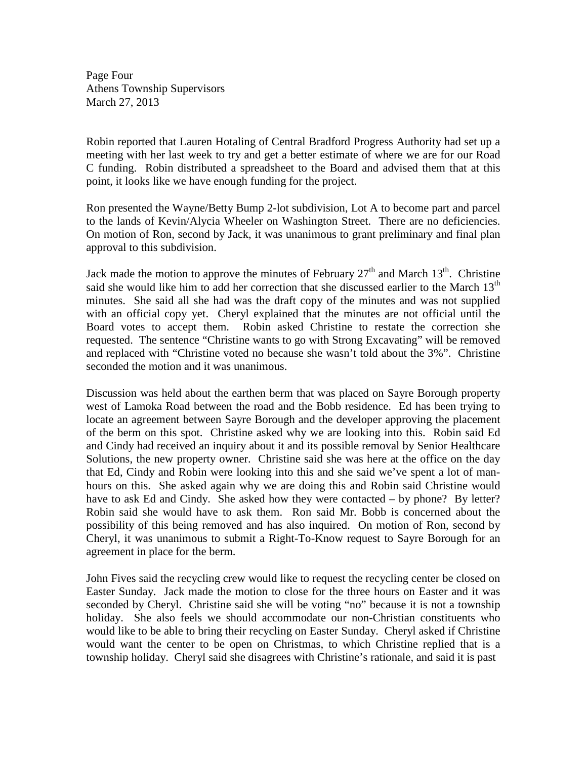Robin reported that Lauren Hotaling of Central Bradford Progress Authority had set up a meeting with her last week to try and get a better estimate of where we are for our Road C funding. Robin distributed a spreadsheet to the Board and advised them that at this point, it looks like we have enough funding for the project.

Ron presented the Wayne/Betty Bump 2-lot subdivision, Lot A to become part and parcel to the lands of Kevin/Alycia Wheeler on Washington Street. There are no deficiencies. On motion of Ron, second by Jack, it was unanimous to grant preliminary and final plan approval to this subdivision.

Jack made the motion to approve the minutes of February 27th and March 13th. Christine said she would like him to add her correction that she discussed earlier to the March 13th minutes. She said all she had was the draft copy of the minutes and was not supplied with an official copy yet. Cheryl explained that the minutes are not official until the Board votes to accept them. Robin asked Christine to restate the correction she requested. The sentence "Christine wants to go with Strong Excavating" will be removed and replaced with "Christine voted no because she wasn't told about the 3%". Christine seconded the motion and it was unanimous.

Discussion was held about the earthen berm that was placed on Sayre Borough property west of Lamoka Road between the road and the Bobb residence. Ed has been trying to locate an agreement between Sayre Borough and the developer approving the placement of the berm on this spot. Christine asked why we are looking into this. Robin said Ed and Cindy had received an inquiry about it and its possible removal by Senior Healthcare Solutions, the new property owner. Christine said she was here at the office on the day that Ed, Cindy and Robin were looking into this and she said we've spent a lot of man-hours on this. She asked again why we are doing this and Robin said Christine would have to ask Ed and Cindy. She asked how they were contacted – by phone? By letter? Robin said she would have to ask them. Ron said Mr. Bobb is concerned about the possibility of this being removed and has also inquired. On motion of Ron, second by Cheryl, it was unanimous to submit a Right-To-Know request to Sayre Borough for an agreement in place for the berm.

John Fives said the recycling crew would like to request the recycling center be closed on Easter Sunday. Jack made the motion to close for the three hours on Easter and it was seconded by Cheryl. Christine said she will be voting "no" because it is not a township holiday. She also feels we should accommodate our non-Christian constituents who would like to be able to bring their recycling on Easter Sunday. Cheryl asked if Christine would want the center to be open on Christmas, to which Christine replied that is a township holiday. Cheryl said she disagrees with Christine's rationale, and said it is past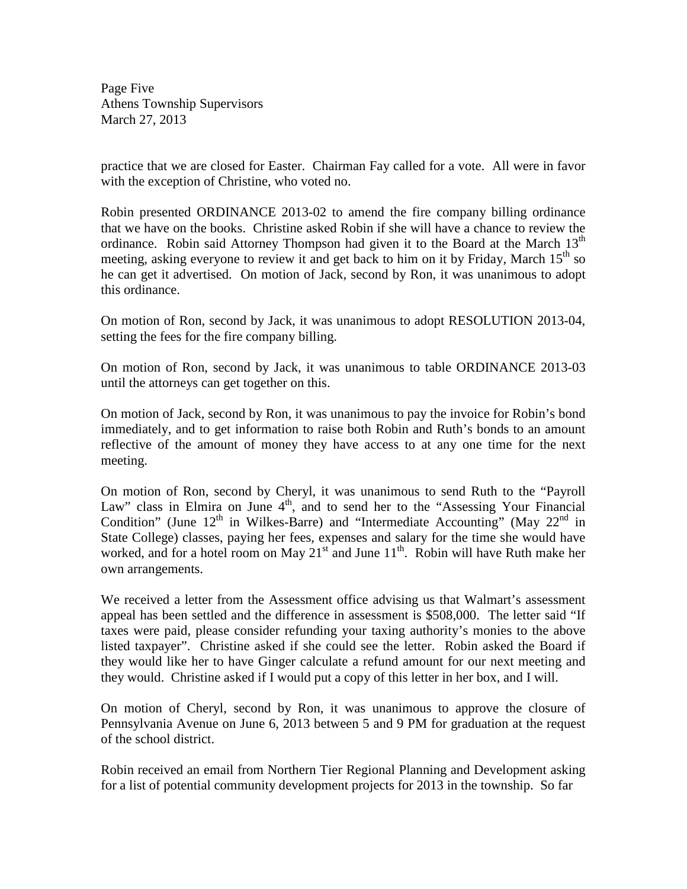practice that we are closed for Easter. Chairman Fay called for a vote. All were in favor with the exception of Christine, who voted no.

Robin presented ORDINANCE 2013-02 to amend the fire company billing ordinance that we have on the books. Christine asked Robin if she will have a chance to review the ordinance. Robin said Attorney Thompson had given it to the Board at the March 13th meeting, asking everyone to review it and get back to him on it by Friday, March 15th so he can get it advertised. On motion of Jack, second by Ron, it was unanimous to adopt this ordinance.

On motion of Ron, second by Jack, it was unanimous to adopt RESOLUTION 2013-04, setting the fees for the fire company billing.

On motion of Ron, second by Jack, it was unanimous to table ORDINANCE 2013-03 until the attorneys can get together on this.

On motion of Jack, second by Ron, it was unanimous to pay the invoice for Robin's bond immediately, and to get information to raise both Robin and Ruth's bonds to an amount reflective of the amount of money they have access to at any one time for the next meeting.

On motion of Ron, second by Cheryl, it was unanimous to send Ruth to the "Payroll Law" class in Elmira on June 4th, and to send her to the "Assessing Your Financial Condition" (June 12th in Wilkes-Barre) and "Intermediate Accounting" (May 22nd in State College) classes, paying her fees, expenses and salary for the time she would have worked, and for a hotel room on May 21st and June 11th. Robin will have Ruth make her own arrangements.

We received a letter from the Assessment office advising us that Walmart's assessment appeal has been settled and the difference in assessment is $508,000. The letter said "If taxes were paid, please consider refunding your taxing authority's monies to the above listed taxpayer". Christine asked if she could see the letter. Robin asked the Board if they would like her to have Ginger calculate a refund amount for our next meeting and they would. Christine asked if I would put a copy of this letter in her box, and I will.

On motion of Cheryl, second by Ron, it was unanimous to approve the closure of Pennsylvania Avenue on June 6, 2013 between 5 and 9 PM for graduation at the request of the school district.

Robin received an email from Northern Tier Regional Planning and Development asking for a list of potential community development projects for 2013 in the township. So far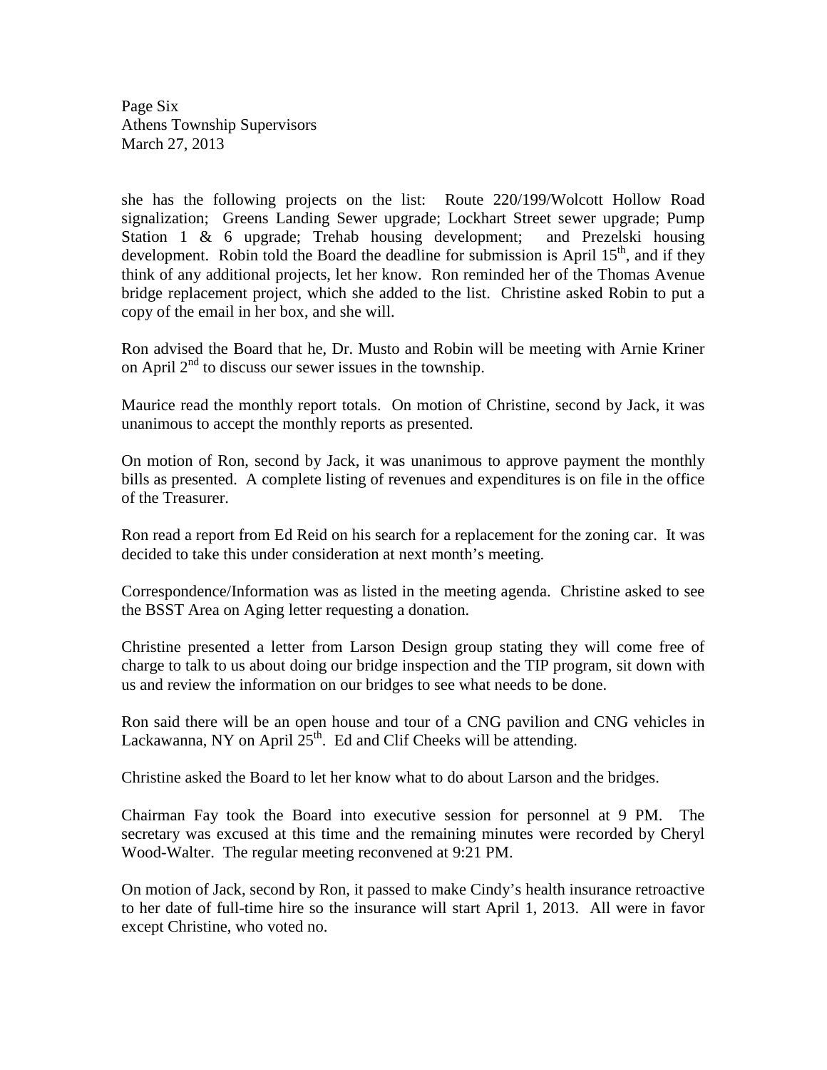she has the following projects on the list: Route 220/199/Wolcott Hollow Road signalization; Greens Landing Sewer upgrade; Lockhart Street sewer upgrade; Pump Station 1 & 6 upgrade; Trehab housing development; and Prezelski housing development. Robin told the Board the deadline for submission is April 15th, and if they think of any additional projects, let her know. Ron reminded her of the Thomas Avenue bridge replacement project, which she added to the list. Christine asked Robin to put a copy of the email in her box, and she will.

Ron advised the Board that he, Dr. Musto and Robin will be meeting with Arnie Kriner on April 2nd to discuss our sewer issues in the township.

Maurice read the monthly report totals. On motion of Christine, second by Jack, it was unanimous to accept the monthly reports as presented.

On motion of Ron, second by Jack, it was unanimous to approve payment the monthly bills as presented. A complete listing of revenues and expenditures is on file in the office of the Treasurer.

Ron read a report from Ed Reid on his search for a replacement for the zoning car. It was decided to take this under consideration at next month's meeting.

Correspondence/Information was as listed in the meeting agenda. Christine asked to see the BSST Area on Aging letter requesting a donation.

Christine presented a letter from Larson Design group stating they will come free of charge to talk to us about doing our bridge inspection and the TIP program, sit down with us and review the information on our bridges to see what needs to be done.

Ron said there will be an open house and tour of a CNG pavilion and CNG vehicles in Lackawanna, NY on April 25th. Ed and Clif Cheeks will be attending.

Christine asked the Board to let her know what to do about Larson and the bridges.

Chairman Fay took the Board into executive session for personnel at 9 PM. The secretary was excused at this time and the remaining minutes were recorded by Cheryl Wood-Walter. The regular meeting reconvened at 9:21 PM.

On motion of Jack, second by Ron, it passed to make Cindy's health insurance retroactive to her date of full-time hire so the insurance will start April 1, 2013. All were in favor except Christine, who voted no.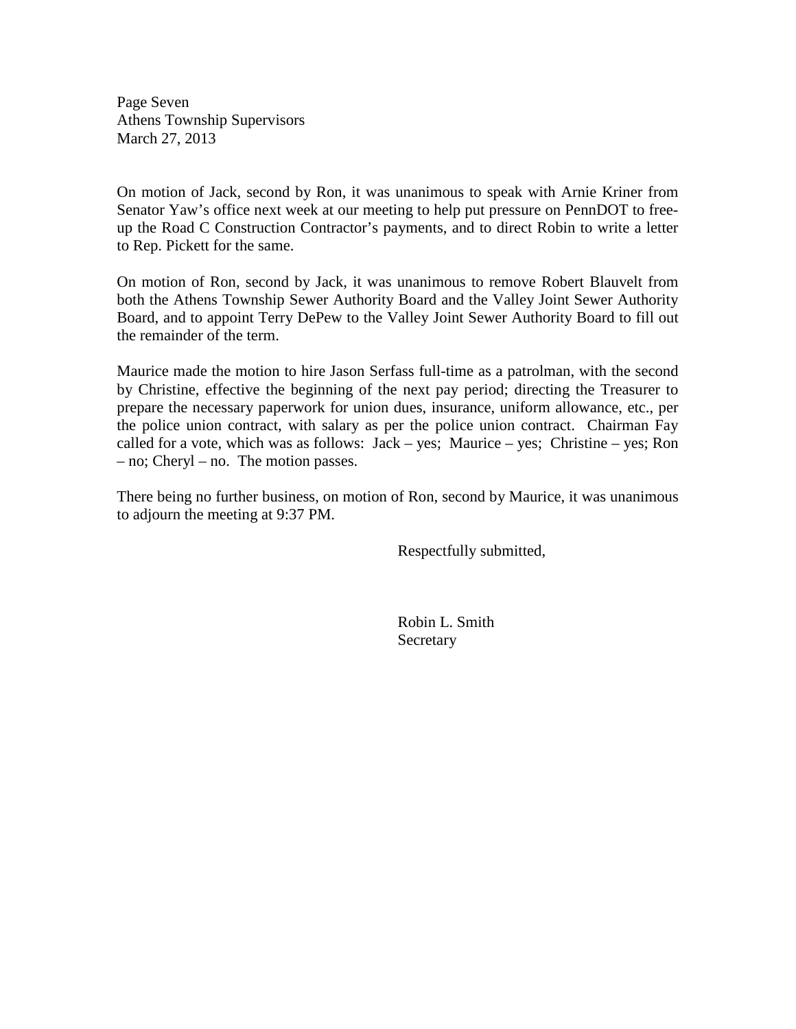On motion of Jack, second by Ron, it was unanimous to speak with Arnie Kriner from Senator Yaw's office next week at our meeting to help put pressure on PennDOT to free-up the Road C Construction Contractor's payments, and to direct Robin to write a letter to Rep. Pickett for the same.

On motion of Ron, second by Jack, it was unanimous to remove Robert Blauvelt from both the Athens Township Sewer Authority Board and the Valley Joint Sewer Authority Board, and to appoint Terry DePew to the Valley Joint Sewer Authority Board to fill out the remainder of the term.

Maurice made the motion to hire Jason Serfass full-time as a patrolman, with the second by Christine, effective the beginning of the next pay period; directing the Treasurer to prepare the necessary paperwork for union dues, insurance, uniform allowance, etc., per the police union contract, with salary as per the police union contract. Chairman Fay called for a vote, which was as follows: Jack – yes; Maurice – yes; Christine – yes; Ron – no; Cheryl – no. The motion passes.

There being no further business, on motion of Ron, second by Maurice, it was unanimous to adjourn the meeting at 9:37 PM.

Respectfully submitted,

Robin L. Smith
Secretary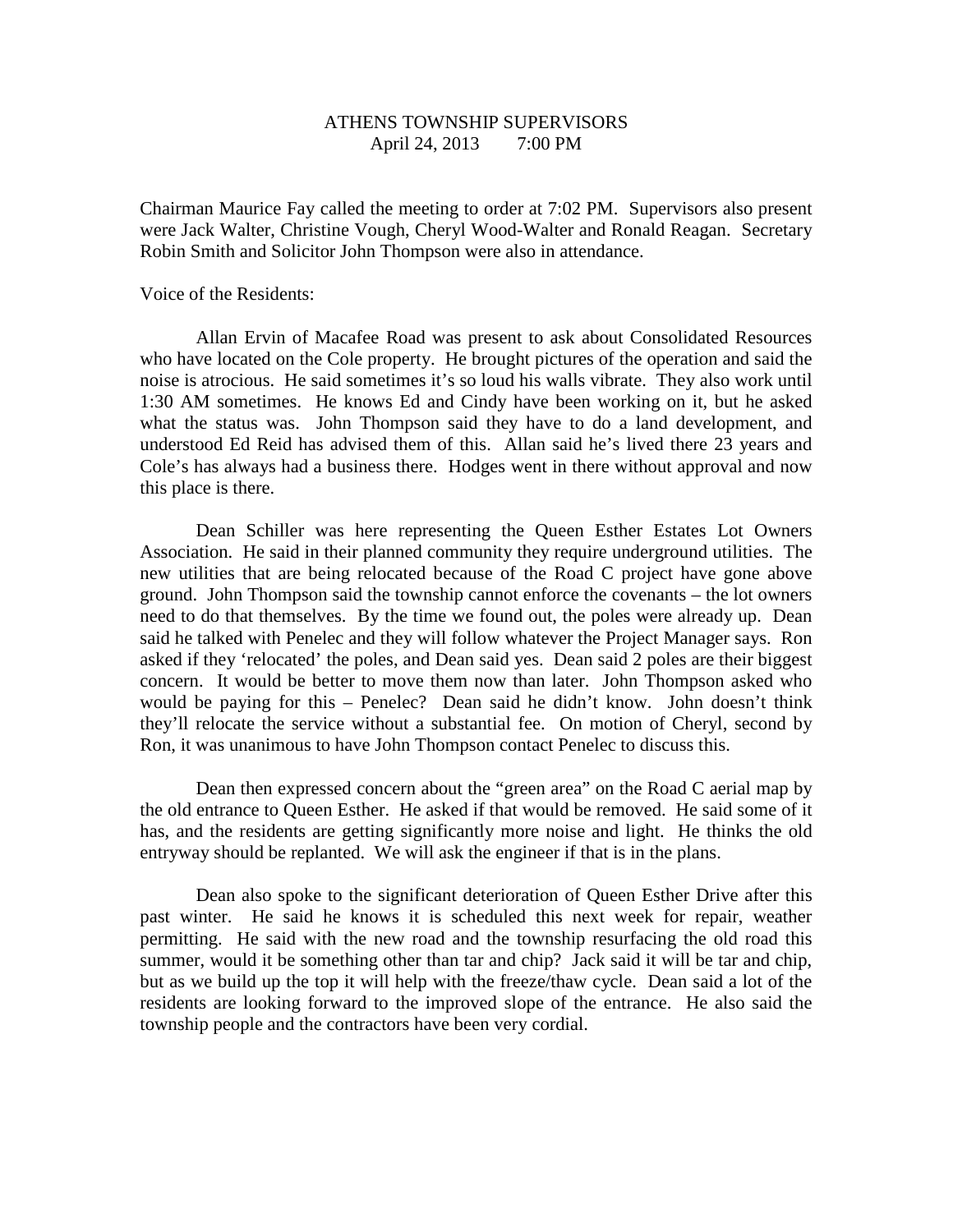ATHENS TOWNSHIP SUPERVISORS
April 24, 2013 7:00 PM

Chairman Maurice Fay called the meeting to order at 7:02 PM. Supervisors also present were Jack Walter, Christine Vough, Cheryl Wood-Walter and Ronald Reagan. Secretary Robin Smith and Solicitor John Thompson were also in attendance.

Voice of the Residents:

Allan Ervin of Macafee Road was present to ask about Consolidated Resources who have located on the Cole property. He brought pictures of the operation and said the noise is atrocious. He said sometimes it's so loud his walls vibrate. They also work until 1:30 AM sometimes. He knows Ed and Cindy have been working on it, but he asked what the status was. John Thompson said they have to do a land development, and understood Ed Reid has advised them of this. Allan said he's lived there 23 years and Cole's has always had a business there. Hodges went in there without approval and now this place is there.

Dean Schiller was here representing the Queen Esther Estates Lot Owners Association. He said in their planned community they require underground utilities. The new utilities that are being relocated because of the Road C project have gone above ground. John Thompson said the township cannot enforce the covenants – the lot owners need to do that themselves. By the time we found out, the poles were already up. Dean said he talked with Penelec and they will follow whatever the Project Manager says. Ron asked if they 'relocated' the poles, and Dean said yes. Dean said 2 poles are their biggest concern. It would be better to move them now than later. John Thompson asked who would be paying for this – Penelec? Dean said he didn't know. John doesn't think they'll relocate the service without a substantial fee. On motion of Cheryl, second by Ron, it was unanimous to have John Thompson contact Penelec to discuss this.

Dean then expressed concern about the "green area" on the Road C aerial map by the old entrance to Queen Esther. He asked if that would be removed. He said some of it has, and the residents are getting significantly more noise and light. He thinks the old entryway should be replanted. We will ask the engineer if that is in the plans.

Dean also spoke to the significant deterioration of Queen Esther Drive after this past winter. He said he knows it is scheduled this next week for repair, weather permitting. He said with the new road and the township resurfacing the old road this summer, would it be something other than tar and chip? Jack said it will be tar and chip, but as we build up the top it will help with the freeze/thaw cycle. Dean said a lot of the residents are looking forward to the improved slope of the entrance. He also said the township people and the contractors have been very cordial.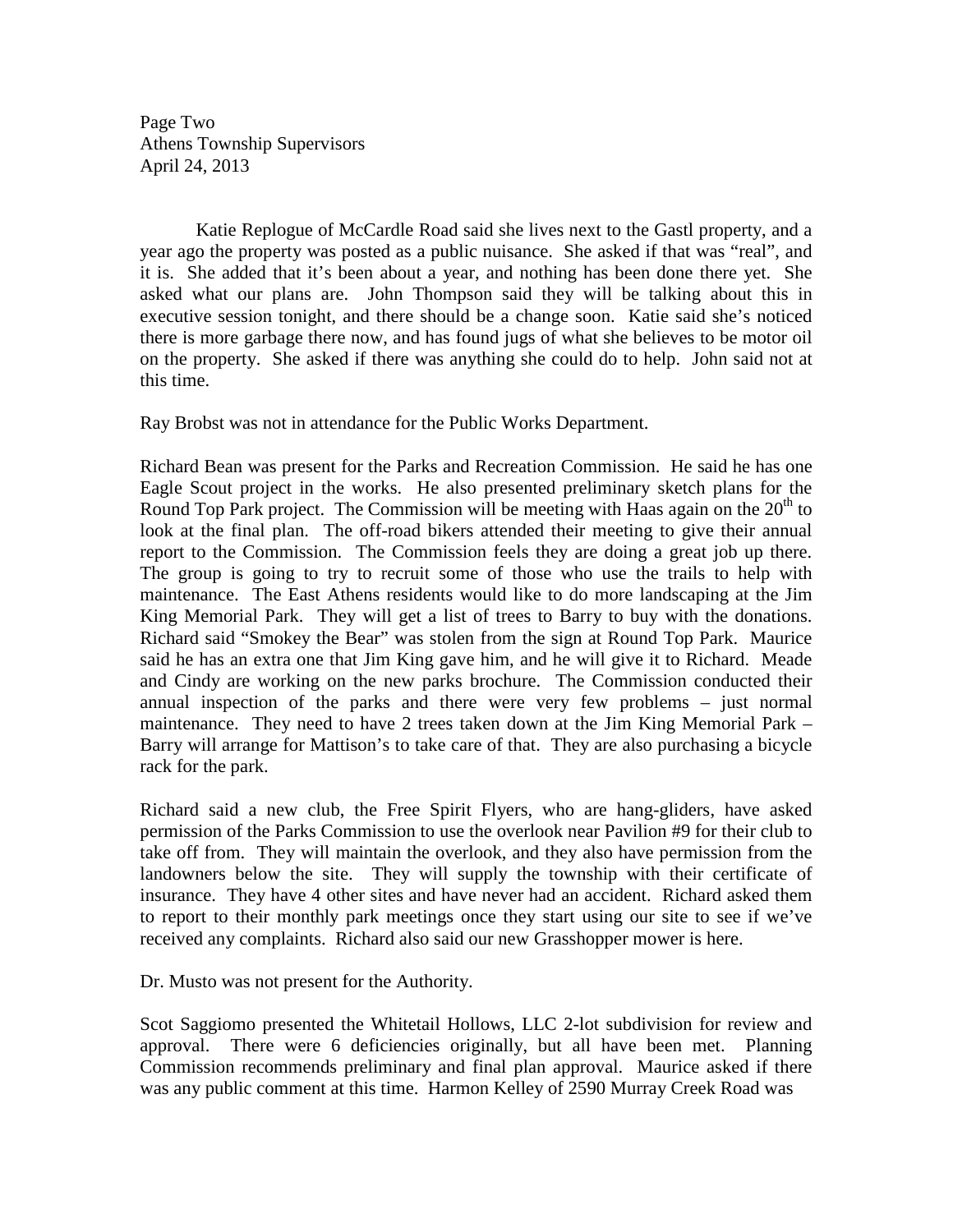Katie Replogue of McCardle Road said she lives next to the Gastl property, and a year ago the property was posted as a public nuisance. She asked if that was "real", and it is. She added that it's been about a year, and nothing has been done there yet. She asked what our plans are. John Thompson said they will be talking about this in executive session tonight, and there should be a change soon. Katie said she's noticed there is more garbage there now, and has found jugs of what she believes to be motor oil on the property. She asked if there was anything she could do to help. John said not at this time.

Ray Brobst was not in attendance for the Public Works Department.

Richard Bean was present for the Parks and Recreation Commission. He said he has one Eagle Scout project in the works. He also presented preliminary sketch plans for the Round Top Park project. The Commission will be meeting with Haas again on the 20th to look at the final plan. The off-road bikers attended their meeting to give their annual report to the Commission. The Commission feels they are doing a great job up there. The group is going to try to recruit some of those who use the trails to help with maintenance. The East Athens residents would like to do more landscaping at the Jim King Memorial Park. They will get a list of trees to Barry to buy with the donations. Richard said "Smokey the Bear" was stolen from the sign at Round Top Park. Maurice said he has an extra one that Jim King gave him, and he will give it to Richard. Meade and Cindy are working on the new parks brochure. The Commission conducted their annual inspection of the parks and there were very few problems – just normal maintenance. They need to have 2 trees taken down at the Jim King Memorial Park – Barry will arrange for Mattison's to take care of that. They are also purchasing a bicycle rack for the park.

Richard said a new club, the Free Spirit Flyers, who are hang-gliders, have asked permission of the Parks Commission to use the overlook near Pavilion #9 for their club to take off from. They will maintain the overlook, and they also have permission from the landowners below the site. They will supply the township with their certificate of insurance. They have 4 other sites and have never had an accident. Richard asked them to report to their monthly park meetings once they start using our site to see if we've received any complaints. Richard also said our new Grasshopper mower is here.

Dr. Musto was not present for the Authority.

Scot Saggiomo presented the Whitetail Hollows, LLC 2-lot subdivision for review and approval. There were 6 deficiencies originally, but all have been met. Planning Commission recommends preliminary and final plan approval. Maurice asked if there was any public comment at this time. Harmon Kelley of 2590 Murray Creek Road was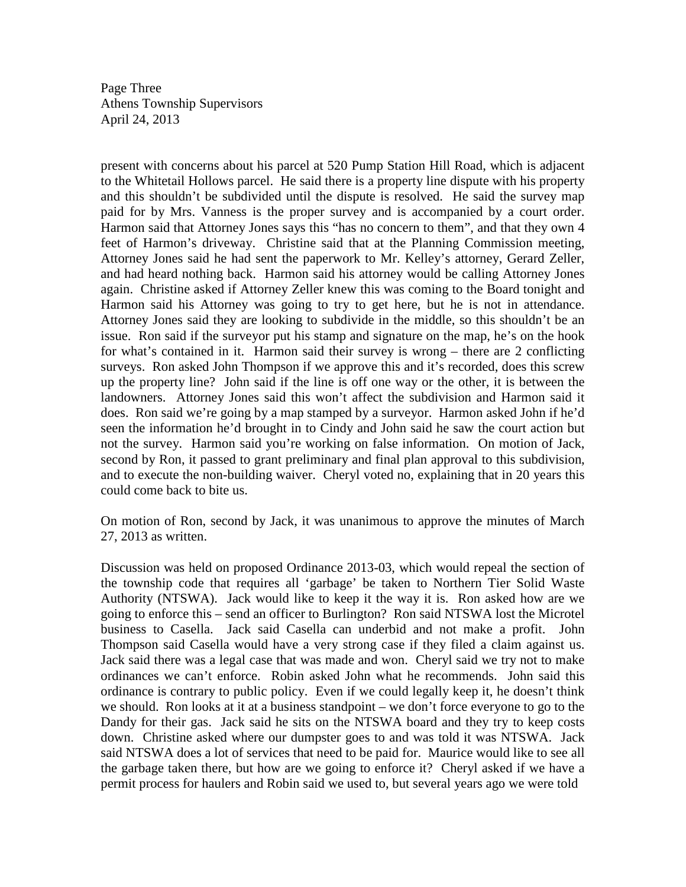present with concerns about his parcel at 520 Pump Station Hill Road, which is adjacent to the Whitetail Hollows parcel. He said there is a property line dispute with his property and this shouldn't be subdivided until the dispute is resolved. He said the survey map paid for by Mrs. Vanness is the proper survey and is accompanied by a court order. Harmon said that Attorney Jones says this "has no concern to them", and that they own 4 feet of Harmon's driveway. Christine said that at the Planning Commission meeting, Attorney Jones said he had sent the paperwork to Mr. Kelley's attorney, Gerard Zeller, and had heard nothing back. Harmon said his attorney would be calling Attorney Jones again. Christine asked if Attorney Zeller knew this was coming to the Board tonight and Harmon said his Attorney was going to try to get here, but he is not in attendance. Attorney Jones said they are looking to subdivide in the middle, so this shouldn't be an issue. Ron said if the surveyor put his stamp and signature on the map, he's on the hook for what's contained in it. Harmon said their survey is wrong – there are 2 conflicting surveys. Ron asked John Thompson if we approve this and it's recorded, does this screw up the property line? John said if the line is off one way or the other, it is between the landowners. Attorney Jones said this won't affect the subdivision and Harmon said it does. Ron said we're going by a map stamped by a surveyor. Harmon asked John if he'd seen the information he'd brought in to Cindy and John said he saw the court action but not the survey. Harmon said you're working on false information. On motion of Jack, second by Ron, it passed to grant preliminary and final plan approval to this subdivision, and to execute the non-building waiver. Cheryl voted no, explaining that in 20 years this could come back to bite us.

On motion of Ron, second by Jack, it was unanimous to approve the minutes of March 27, 2013 as written.

Discussion was held on proposed Ordinance 2013-03, which would repeal the section of the township code that requires all 'garbage' be taken to Northern Tier Solid Waste Authority (NTSWA). Jack would like to keep it the way it is. Ron asked how are we going to enforce this – send an officer to Burlington? Ron said NTSWA lost the Microtel business to Casella. Jack said Casella can underbid and not make a profit. John Thompson said Casella would have a very strong case if they filed a claim against us. Jack said there was a legal case that was made and won. Cheryl said we try not to make ordinances we can't enforce. Robin asked John what he recommends. John said this ordinance is contrary to public policy. Even if we could legally keep it, he doesn't think we should. Ron looks at it at a business standpoint – we don't force everyone to go to the Dandy for their gas. Jack said he sits on the NTSWA board and they try to keep costs down. Christine asked where our dumpster goes to and was told it was NTSWA. Jack said NTSWA does a lot of services that need to be paid for. Maurice would like to see all the garbage taken there, but how are we going to enforce it? Cheryl asked if we have a permit process for haulers and Robin said we used to, but several years ago we were told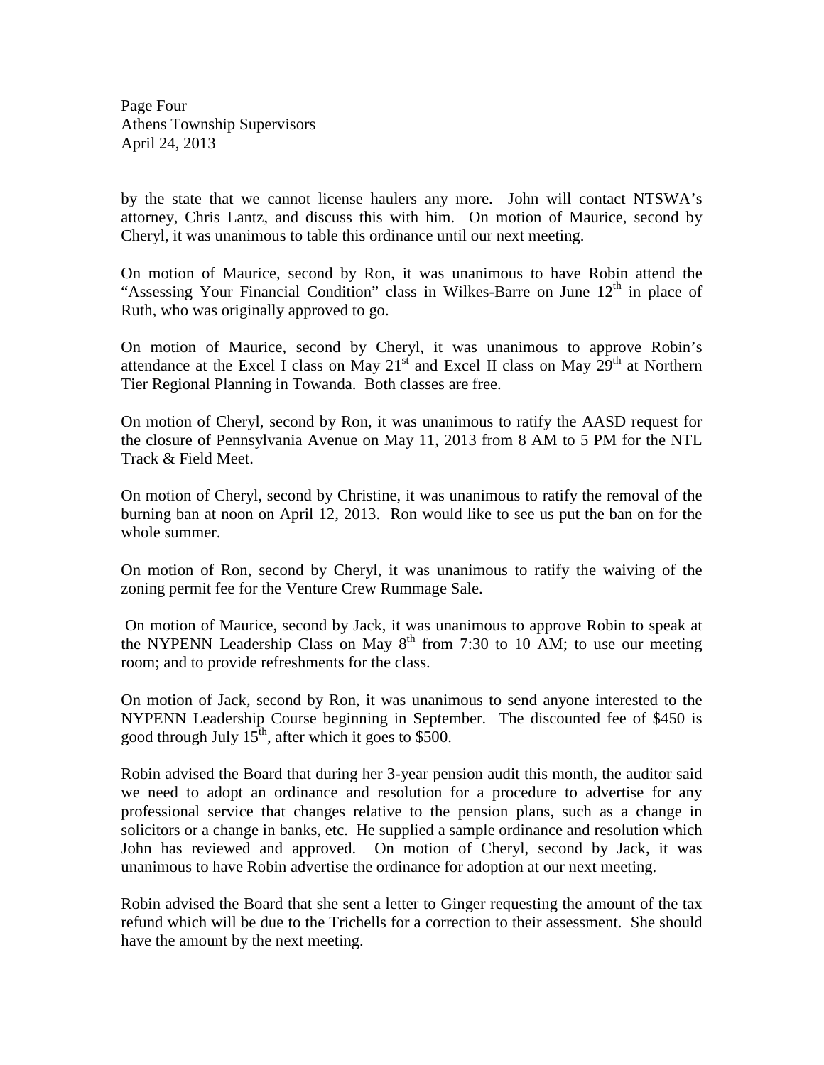by the state that we cannot license haulers any more. John will contact NTSWA's attorney, Chris Lantz, and discuss this with him. On motion of Maurice, second by Cheryl, it was unanimous to table this ordinance until our next meeting.

On motion of Maurice, second by Ron, it was unanimous to have Robin attend the "Assessing Your Financial Condition" class in Wilkes-Barre on June 12th in place of Ruth, who was originally approved to go.

On motion of Maurice, second by Cheryl, it was unanimous to approve Robin's attendance at the Excel I class on May 21st and Excel II class on May 29th at Northern Tier Regional Planning in Towanda. Both classes are free.

On motion of Cheryl, second by Ron, it was unanimous to ratify the AASD request for the closure of Pennsylvania Avenue on May 11, 2013 from 8 AM to 5 PM for the NTL Track & Field Meet.

On motion of Cheryl, second by Christine, it was unanimous to ratify the removal of the burning ban at noon on April 12, 2013. Ron would like to see us put the ban on for the whole summer.

On motion of Ron, second by Cheryl, it was unanimous to ratify the waiving of the zoning permit fee for the Venture Crew Rummage Sale.

On motion of Maurice, second by Jack, it was unanimous to approve Robin to speak at the NYPENN Leadership Class on May 8th from 7:30 to 10 AM; to use our meeting room; and to provide refreshments for the class.

On motion of Jack, second by Ron, it was unanimous to send anyone interested to the NYPENN Leadership Course beginning in September. The discounted fee of $450 is good through July 15th, after which it goes to $500.

Robin advised the Board that during her 3-year pension audit this month, the auditor said we need to adopt an ordinance and resolution for a procedure to advertise for any professional service that changes relative to the pension plans, such as a change in solicitors or a change in banks, etc. He supplied a sample ordinance and resolution which John has reviewed and approved. On motion of Cheryl, second by Jack, it was unanimous to have Robin advertise the ordinance for adoption at our next meeting.

Robin advised the Board that she sent a letter to Ginger requesting the amount of the tax refund which will be due to the Trichells for a correction to their assessment. She should have the amount by the next meeting.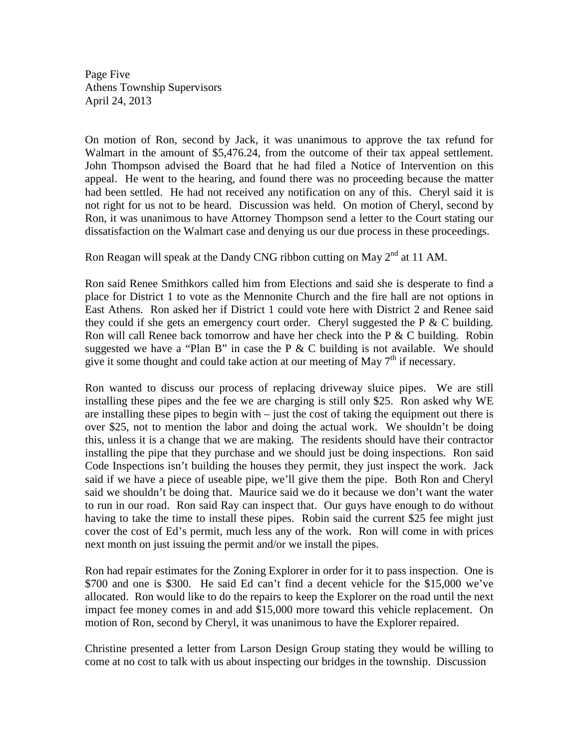On motion of Ron, second by Jack, it was unanimous to approve the tax refund for Walmart in the amount of $5,476.24, from the outcome of their tax appeal settlement. John Thompson advised the Board that he had filed a Notice of Intervention on this appeal. He went to the hearing, and found there was no proceeding because the matter had been settled. He had not received any notification on any of this. Cheryl said it is not right for us not to be heard. Discussion was held. On motion of Cheryl, second by Ron, it was unanimous to have Attorney Thompson send a letter to the Court stating our dissatisfaction on the Walmart case and denying us our due process in these proceedings.

Ron Reagan will speak at the Dandy CNG ribbon cutting on May 2nd at 11 AM.

Ron said Renee Smithkors called him from Elections and said she is desperate to find a place for District 1 to vote as the Mennonite Church and the fire hall are not options in East Athens. Ron asked her if District 1 could vote here with District 2 and Renee said they could if she gets an emergency court order. Cheryl suggested the P & C building. Ron will call Renee back tomorrow and have her check into the P & C building. Robin suggested we have a "Plan B" in case the P & C building is not available. We should give it some thought and could take action at our meeting of May 7th if necessary.

Ron wanted to discuss our process of replacing driveway sluice pipes. We are still installing these pipes and the fee we are charging is still only $25. Ron asked why WE are installing these pipes to begin with – just the cost of taking the equipment out there is over $25, not to mention the labor and doing the actual work. We shouldn't be doing this, unless it is a change that we are making. The residents should have their contractor installing the pipe that they purchase and we should just be doing inspections. Ron said Code Inspections isn't building the houses they permit, they just inspect the work. Jack said if we have a piece of useable pipe, we'll give them the pipe. Both Ron and Cheryl said we shouldn't be doing that. Maurice said we do it because we don't want the water to run in our road. Ron said Ray can inspect that. Our guys have enough to do without having to take the time to install these pipes. Robin said the current $25 fee might just cover the cost of Ed's permit, much less any of the work. Ron will come in with prices next month on just issuing the permit and/or we install the pipes.

Ron had repair estimates for the Zoning Explorer in order for it to pass inspection. One is $700 and one is $300. He said Ed can't find a decent vehicle for the $15,000 we've allocated. Ron would like to do the repairs to keep the Explorer on the road until the next impact fee money comes in and add $15,000 more toward this vehicle replacement. On motion of Ron, second by Cheryl, it was unanimous to have the Explorer repaired.

Christine presented a letter from Larson Design Group stating they would be willing to come at no cost to talk with us about inspecting our bridges in the township. Discussion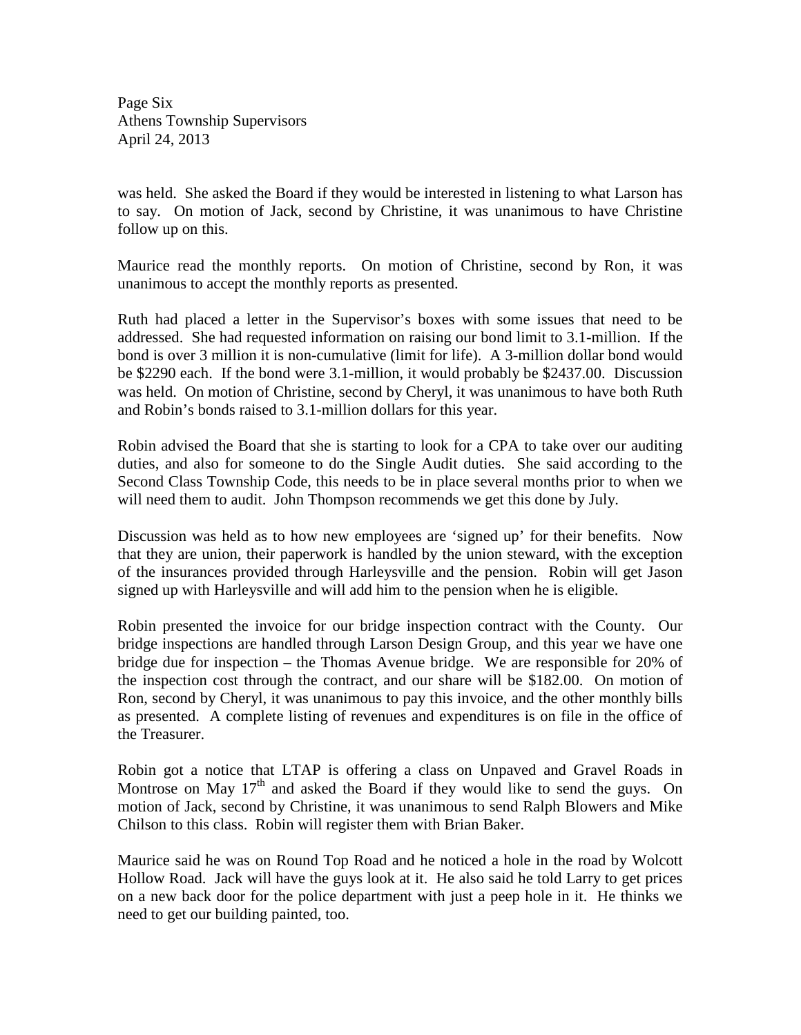was held. She asked the Board if they would be interested in listening to what Larson has to say. On motion of Jack, second by Christine, it was unanimous to have Christine follow up on this.

Maurice read the monthly reports. On motion of Christine, second by Ron, it was unanimous to accept the monthly reports as presented.

Ruth had placed a letter in the Supervisor's boxes with some issues that need to be addressed. She had requested information on raising our bond limit to 3.1-million. If the bond is over 3 million it is non-cumulative (limit for life). A 3-million dollar bond would be $2290 each. If the bond were 3.1-million, it would probably be $2437.00. Discussion was held. On motion of Christine, second by Cheryl, it was unanimous to have both Ruth and Robin's bonds raised to 3.1-million dollars for this year.

Robin advised the Board that she is starting to look for a CPA to take over our auditing duties, and also for someone to do the Single Audit duties. She said according to the Second Class Township Code, this needs to be in place several months prior to when we will need them to audit. John Thompson recommends we get this done by July.

Discussion was held as to how new employees are 'signed up' for their benefits. Now that they are union, their paperwork is handled by the union steward, with the exception of the insurances provided through Harleysville and the pension. Robin will get Jason signed up with Harleysville and will add him to the pension when he is eligible.

Robin presented the invoice for our bridge inspection contract with the County. Our bridge inspections are handled through Larson Design Group, and this year we have one bridge due for inspection – the Thomas Avenue bridge. We are responsible for 20% of the inspection cost through the contract, and our share will be $182.00. On motion of Ron, second by Cheryl, it was unanimous to pay this invoice, and the other monthly bills as presented. A complete listing of revenues and expenditures is on file in the office of the Treasurer.

Robin got a notice that LTAP is offering a class on Unpaved and Gravel Roads in Montrose on May 17th and asked the Board if they would like to send the guys. On motion of Jack, second by Christine, it was unanimous to send Ralph Blowers and Mike Chilson to this class. Robin will register them with Brian Baker.

Maurice said he was on Round Top Road and he noticed a hole in the road by Wolcott Hollow Road. Jack will have the guys look at it. He also said he told Larry to get prices on a new back door for the police department with just a peep hole in it. He thinks we need to get our building painted, too.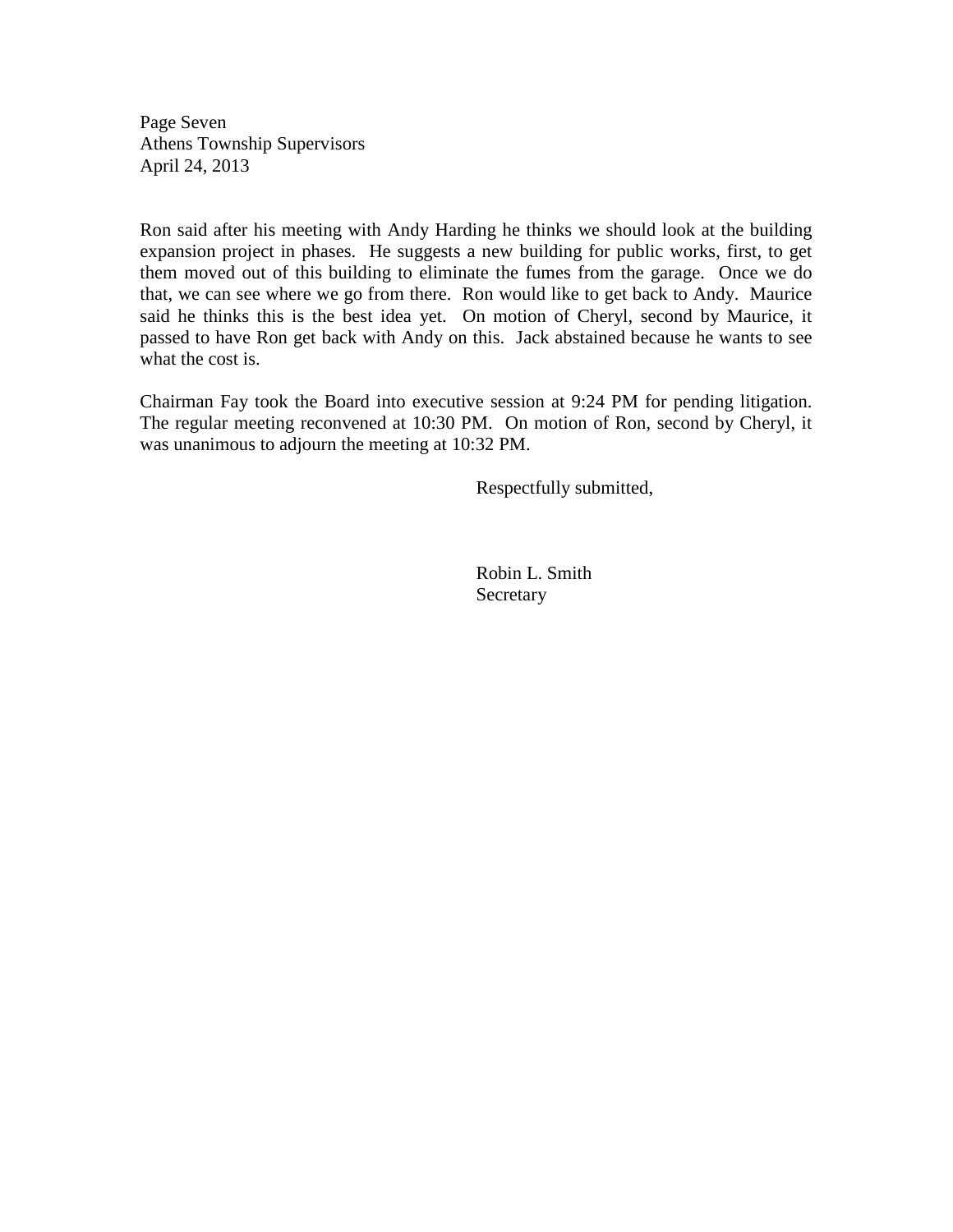Ron said after his meeting with Andy Harding he thinks we should look at the building expansion project in phases. He suggests a new building for public works, first, to get them moved out of this building to eliminate the fumes from the garage. Once we do that, we can see where we go from there. Ron would like to get back to Andy. Maurice said he thinks this is the best idea yet. On motion of Cheryl, second by Maurice, it passed to have Ron get back with Andy on this. Jack abstained because he wants to see what the cost is.

Chairman Fay took the Board into executive session at 9:24 PM for pending litigation. The regular meeting reconvened at 10:30 PM. On motion of Ron, second by Cheryl, it was unanimous to adjourn the meeting at 10:32 PM.

Respectfully submitted,

Robin L. Smith
Secretary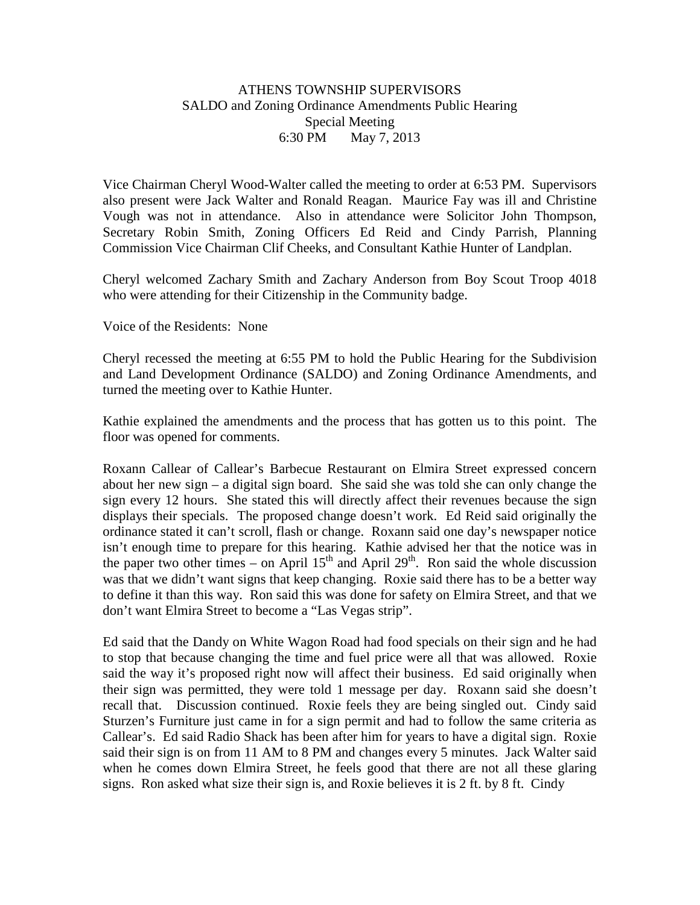ATHENS TOWNSHIP SUPERVISORS
SALDO and Zoning Ordinance Amendments Public Hearing
Special Meeting
6:30 PM May 7, 2013

Vice Chairman Cheryl Wood-Walter called the meeting to order at 6:53 PM. Supervisors also present were Jack Walter and Ronald Reagan. Maurice Fay was ill and Christine Vough was not in attendance. Also in attendance were Solicitor John Thompson, Secretary Robin Smith, Zoning Officers Ed Reid and Cindy Parrish, Planning Commission Vice Chairman Clif Cheeks, and Consultant Kathie Hunter of Landplan.

Cheryl welcomed Zachary Smith and Zachary Anderson from Boy Scout Troop 4018 who were attending for their Citizenship in the Community badge.

Voice of the Residents: None

Cheryl recessed the meeting at 6:55 PM to hold the Public Hearing for the Subdivision and Land Development Ordinance (SALDO) and Zoning Ordinance Amendments, and turned the meeting over to Kathie Hunter.

Kathie explained the amendments and the process that has gotten us to this point. The floor was opened for comments.

Roxann Callear of Callear's Barbecue Restaurant on Elmira Street expressed concern about her new sign – a digital sign board. She said she was told she can only change the sign every 12 hours. She stated this will directly affect their revenues because the sign displays their specials. The proposed change doesn't work. Ed Reid said originally the ordinance stated it can't scroll, flash or change. Roxann said one day's newspaper notice isn't enough time to prepare for this hearing. Kathie advised her that the notice was in the paper two other times – on April 15th and April 29th. Ron said the whole discussion was that we didn't want signs that keep changing. Roxie said there has to be a better way to define it than this way. Ron said this was done for safety on Elmira Street, and that we don't want Elmira Street to become a "Las Vegas strip".

Ed said that the Dandy on White Wagon Road had food specials on their sign and he had to stop that because changing the time and fuel price were all that was allowed. Roxie said the way it's proposed right now will affect their business. Ed said originally when their sign was permitted, they were told 1 message per day. Roxann said she doesn't recall that. Discussion continued. Roxie feels they are being singled out. Cindy said Sturzen's Furniture just came in for a sign permit and had to follow the same criteria as Callear's. Ed said Radio Shack has been after him for years to have a digital sign. Roxie said their sign is on from 11 AM to 8 PM and changes every 5 minutes. Jack Walter said when he comes down Elmira Street, he feels good that there are not all these glaring signs. Ron asked what size their sign is, and Roxie believes it is 2 ft. by 8 ft. Cindy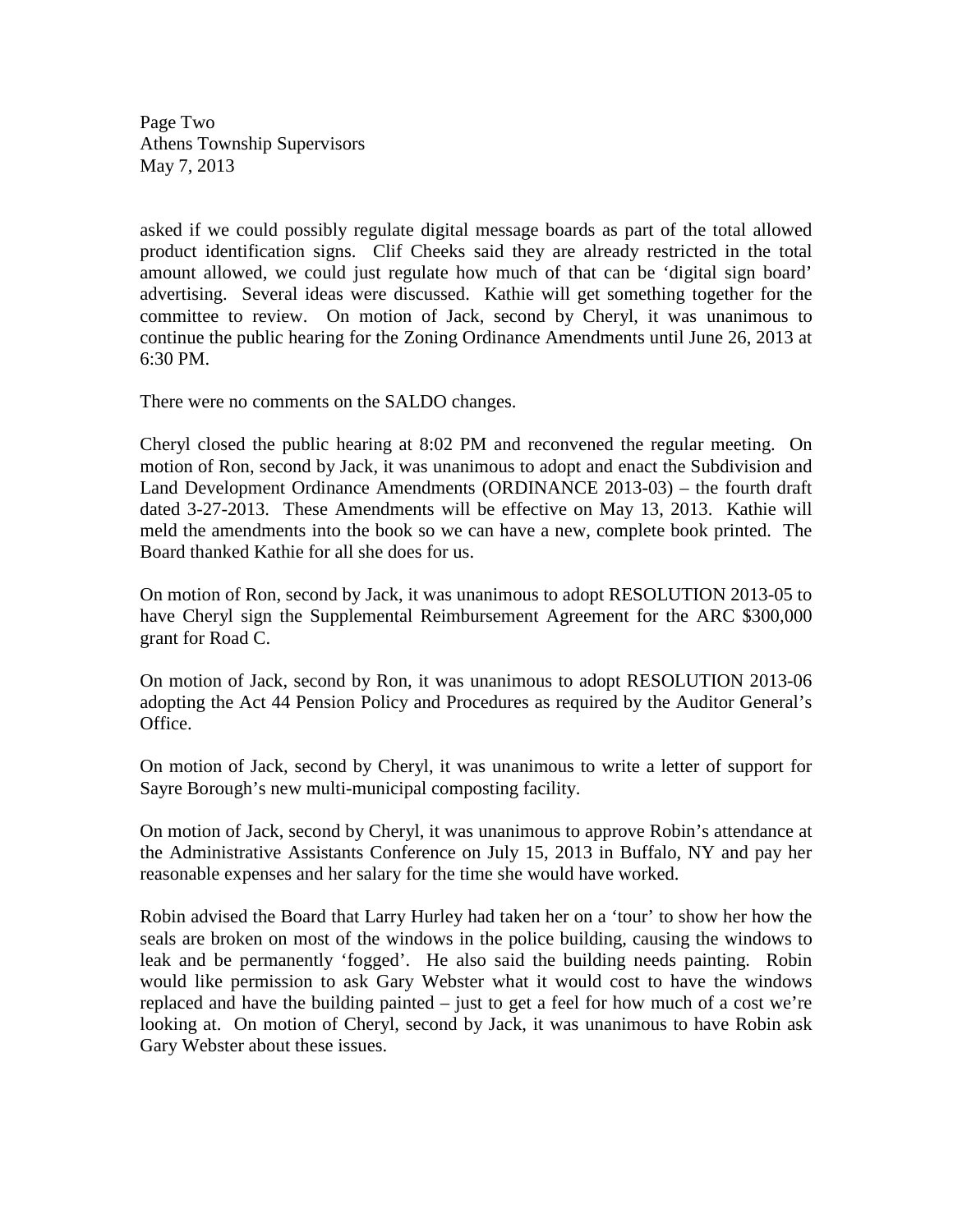asked if we could possibly regulate digital message boards as part of the total allowed product identification signs. Clif Cheeks said they are already restricted in the total amount allowed, we could just regulate how much of that can be 'digital sign board' advertising. Several ideas were discussed. Kathie will get something together for the committee to review. On motion of Jack, second by Cheryl, it was unanimous to continue the public hearing for the Zoning Ordinance Amendments until June 26, 2013 at 6:30 PM.

There were no comments on the SALDO changes.

Cheryl closed the public hearing at 8:02 PM and reconvened the regular meeting. On motion of Ron, second by Jack, it was unanimous to adopt and enact the Subdivision and Land Development Ordinance Amendments (ORDINANCE 2013-03) – the fourth draft dated 3-27-2013. These Amendments will be effective on May 13, 2013. Kathie will meld the amendments into the book so we can have a new, complete book printed. The Board thanked Kathie for all she does for us.

On motion of Ron, second by Jack, it was unanimous to adopt RESOLUTION 2013-05 to have Cheryl sign the Supplemental Reimbursement Agreement for the ARC $300,000 grant for Road C.

On motion of Jack, second by Ron, it was unanimous to adopt RESOLUTION 2013-06 adopting the Act 44 Pension Policy and Procedures as required by the Auditor General's Office.

On motion of Jack, second by Cheryl, it was unanimous to write a letter of support for Sayre Borough's new multi-municipal composting facility.

On motion of Jack, second by Cheryl, it was unanimous to approve Robin's attendance at the Administrative Assistants Conference on July 15, 2013 in Buffalo, NY and pay her reasonable expenses and her salary for the time she would have worked.

Robin advised the Board that Larry Hurley had taken her on a 'tour' to show her how the seals are broken on most of the windows in the police building, causing the windows to leak and be permanently 'fogged'. He also said the building needs painting. Robin would like permission to ask Gary Webster what it would cost to have the windows replaced and have the building painted – just to get a feel for how much of a cost we're looking at. On motion of Cheryl, second by Jack, it was unanimous to have Robin ask Gary Webster about these issues.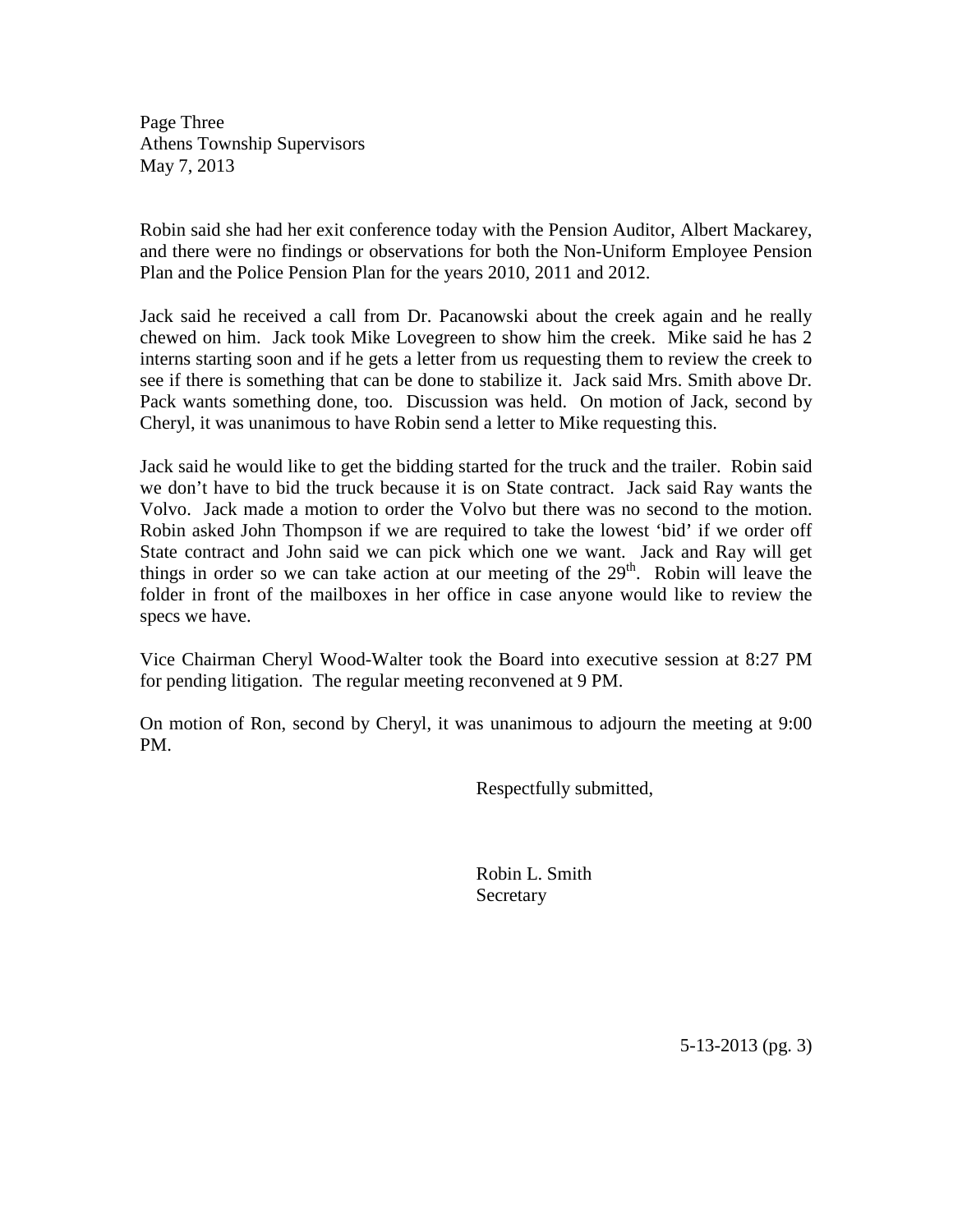Robin said she had her exit conference today with the Pension Auditor, Albert Mackarey, and there were no findings or observations for both the Non-Uniform Employee Pension Plan and the Police Pension Plan for the years 2010, 2011 and 2012.

Jack said he received a call from Dr. Pacanowski about the creek again and he really chewed on him. Jack took Mike Lovegreen to show him the creek. Mike said he has 2 interns starting soon and if he gets a letter from us requesting them to review the creek to see if there is something that can be done to stabilize it. Jack said Mrs. Smith above Dr. Pack wants something done, too. Discussion was held. On motion of Jack, second by Cheryl, it was unanimous to have Robin send a letter to Mike requesting this.

Jack said he would like to get the bidding started for the truck and the trailer. Robin said we don't have to bid the truck because it is on State contract. Jack said Ray wants the Volvo. Jack made a motion to order the Volvo but there was no second to the motion. Robin asked John Thompson if we are required to take the lowest 'bid' if we order off State contract and John said we can pick which one we want. Jack and Ray will get things in order so we can take action at our meeting of the 29th. Robin will leave the folder in front of the mailboxes in her office in case anyone would like to review the specs we have.

Vice Chairman Cheryl Wood-Walter took the Board into executive session at 8:27 PM for pending litigation. The regular meeting reconvened at 9 PM.

On motion of Ron, second by Cheryl, it was unanimous to adjourn the meeting at 9:00 PM.

Respectfully submitted,

Robin L. Smith
Secretary

5-13-2013 (pg. 3)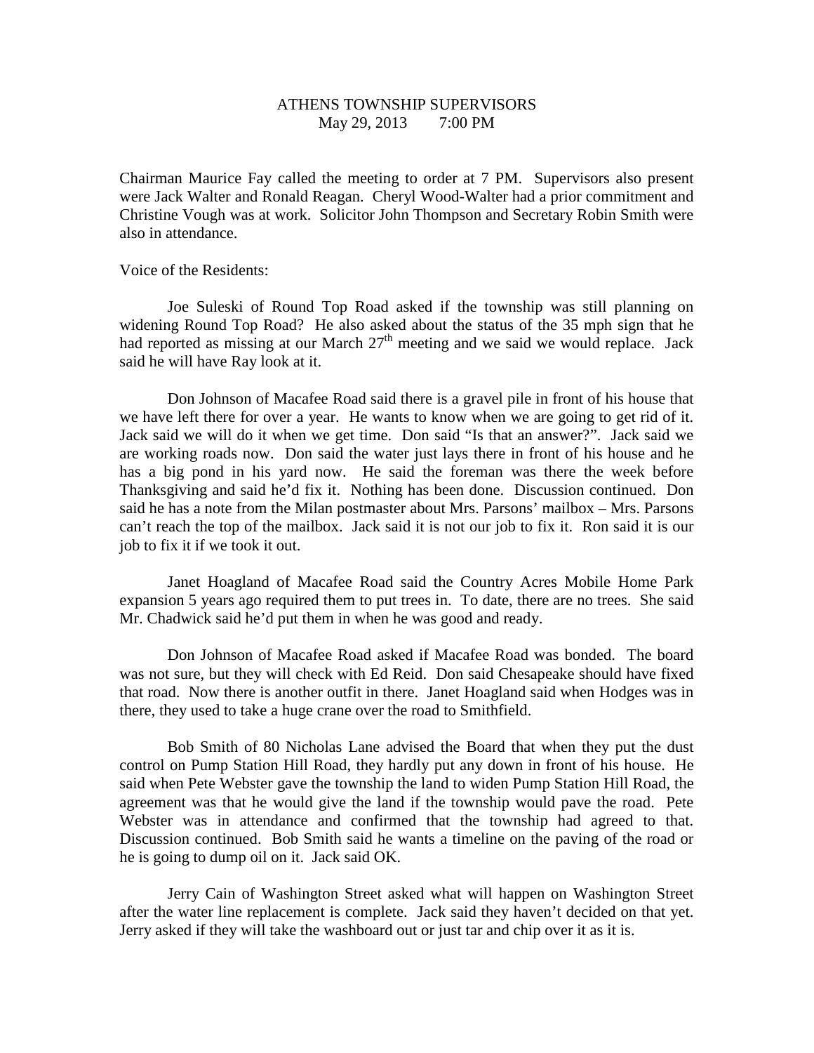ATHENS TOWNSHIP SUPERVISORS

May 29, 2013 7:00 PM

Chairman Maurice Fay called the meeting to order at 7 PM. Supervisors also present were Jack Walter and Ronald Reagan. Cheryl Wood-Walter had a prior commitment and Christine Vough was at work. Solicitor John Thompson and Secretary Robin Smith were also in attendance.

Voice of the Residents:

Joe Suleski of Round Top Road asked if the township was still planning on widening Round Top Road? He also asked about the status of the 35 mph sign that he had reported as missing at our March 27th meeting and we said we would replace. Jack said he will have Ray look at it.

Don Johnson of Macafee Road said there is a gravel pile in front of his house that we have left there for over a year. He wants to know when we are going to get rid of it. Jack said we will do it when we get time. Don said "Is that an answer?". Jack said we are working roads now. Don said the water just lays there in front of his house and he has a big pond in his yard now. He said the foreman was there the week before Thanksgiving and said he'd fix it. Nothing has been done. Discussion continued. Don said he has a note from the Milan postmaster about Mrs. Parsons' mailbox – Mrs. Parsons can't reach the top of the mailbox. Jack said it is not our job to fix it. Ron said it is our job to fix it if we took it out.

Janet Hoagland of Macafee Road said the Country Acres Mobile Home Park expansion 5 years ago required them to put trees in. To date, there are no trees. She said Mr. Chadwick said he'd put them in when he was good and ready.

Don Johnson of Macafee Road asked if Macafee Road was bonded. The board was not sure, but they will check with Ed Reid. Don said Chesapeake should have fixed that road. Now there is another outfit in there. Janet Hoagland said when Hodges was in there, they used to take a huge crane over the road to Smithfield.

Bob Smith of 80 Nicholas Lane advised the Board that when they put the dust control on Pump Station Hill Road, they hardly put any down in front of his house. He said when Pete Webster gave the township the land to widen Pump Station Hill Road, the agreement was that he would give the land if the township would pave the road. Pete Webster was in attendance and confirmed that the township had agreed to that. Discussion continued. Bob Smith said he wants a timeline on the paving of the road or he is going to dump oil on it. Jack said OK.

Jerry Cain of Washington Street asked what will happen on Washington Street after the water line replacement is complete. Jack said they haven't decided on that yet. Jerry asked if they will take the washboard out or just tar and chip over it as it is.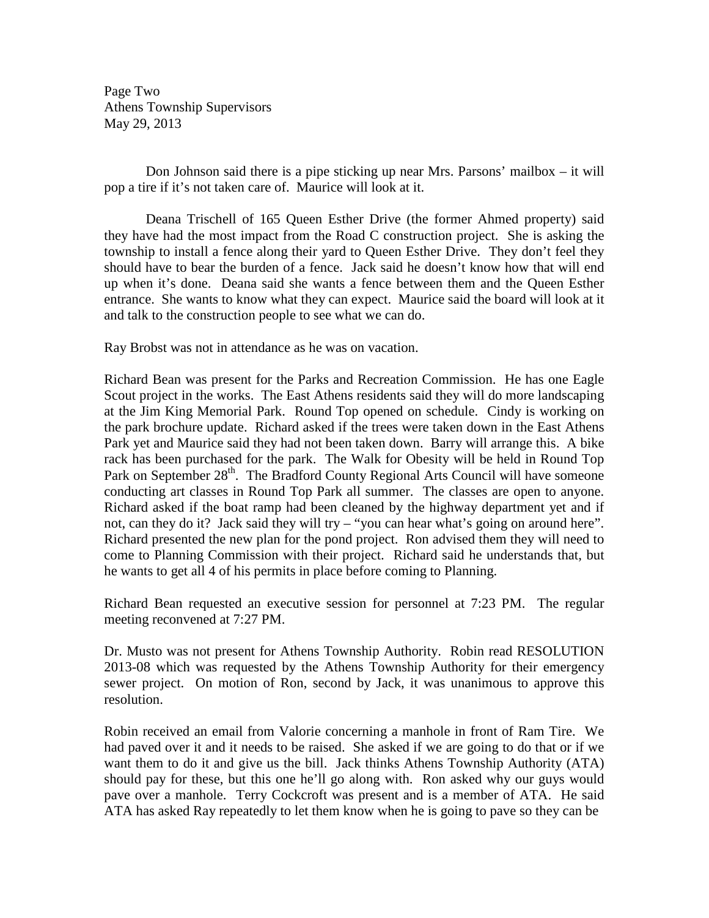Don Johnson said there is a pipe sticking up near Mrs. Parsons' mailbox – it will pop a tire if it's not taken care of. Maurice will look at it.

Deana Trischell of 165 Queen Esther Drive (the former Ahmed property) said they have had the most impact from the Road C construction project. She is asking the township to install a fence along their yard to Queen Esther Drive. They don't feel they should have to bear the burden of a fence. Jack said he doesn't know how that will end up when it's done. Deana said she wants a fence between them and the Queen Esther entrance. She wants to know what they can expect. Maurice said the board will look at it and talk to the construction people to see what we can do.

Ray Brobst was not in attendance as he was on vacation.

Richard Bean was present for the Parks and Recreation Commission. He has one Eagle Scout project in the works. The East Athens residents said they will do more landscaping at the Jim King Memorial Park. Round Top opened on schedule. Cindy is working on the park brochure update. Richard asked if the trees were taken down in the East Athens Park yet and Maurice said they had not been taken down. Barry will arrange this. A bike rack has been purchased for the park. The Walk for Obesity will be held in Round Top Park on September 28th. The Bradford County Regional Arts Council will have someone conducting art classes in Round Top Park all summer. The classes are open to anyone. Richard asked if the boat ramp had been cleaned by the highway department yet and if not, can they do it? Jack said they will try – "you can hear what's going on around here". Richard presented the new plan for the pond project. Ron advised them they will need to come to Planning Commission with their project. Richard said he understands that, but he wants to get all 4 of his permits in place before coming to Planning.

Richard Bean requested an executive session for personnel at 7:23 PM. The regular meeting reconvened at 7:27 PM.

Dr. Musto was not present for Athens Township Authority. Robin read RESOLUTION 2013-08 which was requested by the Athens Township Authority for their emergency sewer project. On motion of Ron, second by Jack, it was unanimous to approve this resolution.

Robin received an email from Valorie concerning a manhole in front of Ram Tire. We had paved over it and it needs to be raised. She asked if we are going to do that or if we want them to do it and give us the bill. Jack thinks Athens Township Authority (ATA) should pay for these, but this one he'll go along with. Ron asked why our guys would pave over a manhole. Terry Cockcroft was present and is a member of ATA. He said ATA has asked Ray repeatedly to let them know when he is going to pave so they can be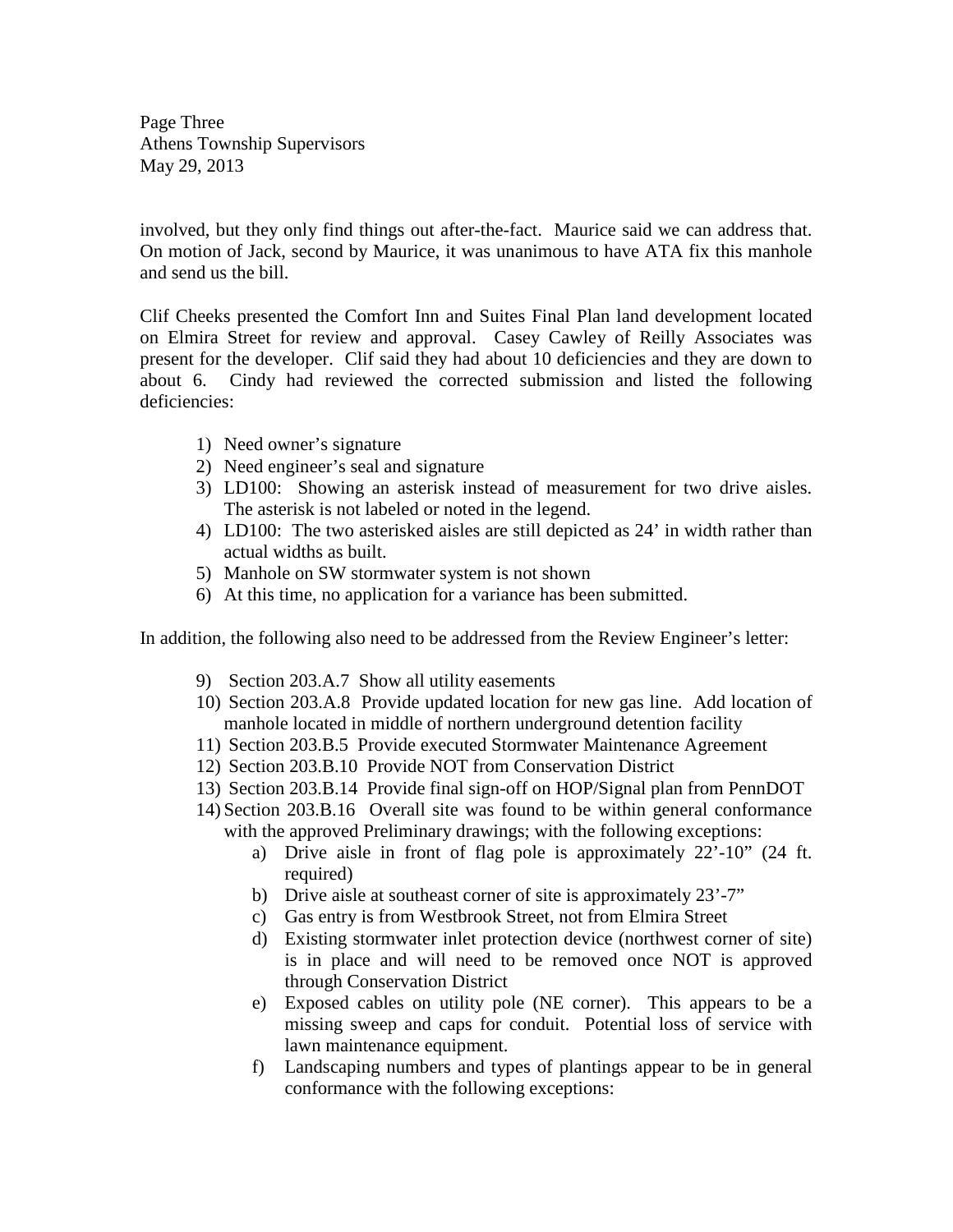involved, but they only find things out after-the-fact. Maurice said we can address that. On motion of Jack, second by Maurice, it was unanimous to have ATA fix this manhole and send us the bill.

Clif Cheeks presented the Comfort Inn and Suites Final Plan land development located on Elmira Street for review and approval. Casey Cawley of Reilly Associates was present for the developer. Clif said they had about 10 deficiencies and they are down to about 6. Cindy had reviewed the corrected submission and listed the following deficiencies:

1) Need owner's signature
2) Need engineer's seal and signature
3) LD100: Showing an asterisk instead of measurement for two drive aisles. The asterisk is not labeled or noted in the legend.
4) LD100: The two asterisked aisles are still depicted as 24' in width rather than actual widths as built.
5) Manhole on SW stormwater system is not shown
6) At this time, no application for a variance has been submitted.

In addition, the following also need to be addressed from the Review Engineer's letter:

9) Section 203.A.7 Show all utility easements
10) Section 203.A.8 Provide updated location for new gas line. Add location of manhole located in middle of northern underground detention facility
11) Section 203.B.5 Provide executed Stormwater Maintenance Agreement
12) Section 203.B.10 Provide NOT from Conservation District
13) Section 203.B.14 Provide final sign-off on HOP/Signal plan from PennDOT
14) Section 203.B.16 Overall site was found to be within general conformance with the approved Preliminary drawings; with the following exceptions:
    a) Drive aisle in front of flag pole is approximately 22'-10" (24 ft. required)
    b) Drive aisle at southeast corner of site is approximately 23'-7"
    c) Gas entry is from Westbrook Street, not from Elmira Street
    d) Existing stormwater inlet protection device (northwest corner of site) is in place and will need to be removed once NOT is approved through Conservation District
    e) Exposed cables on utility pole (NE corner). This appears to be a missing sweep and caps for conduit. Potential loss of service with lawn maintenance equipment.
    f) Landscaping numbers and types of plantings appear to be in general conformance with the following exceptions: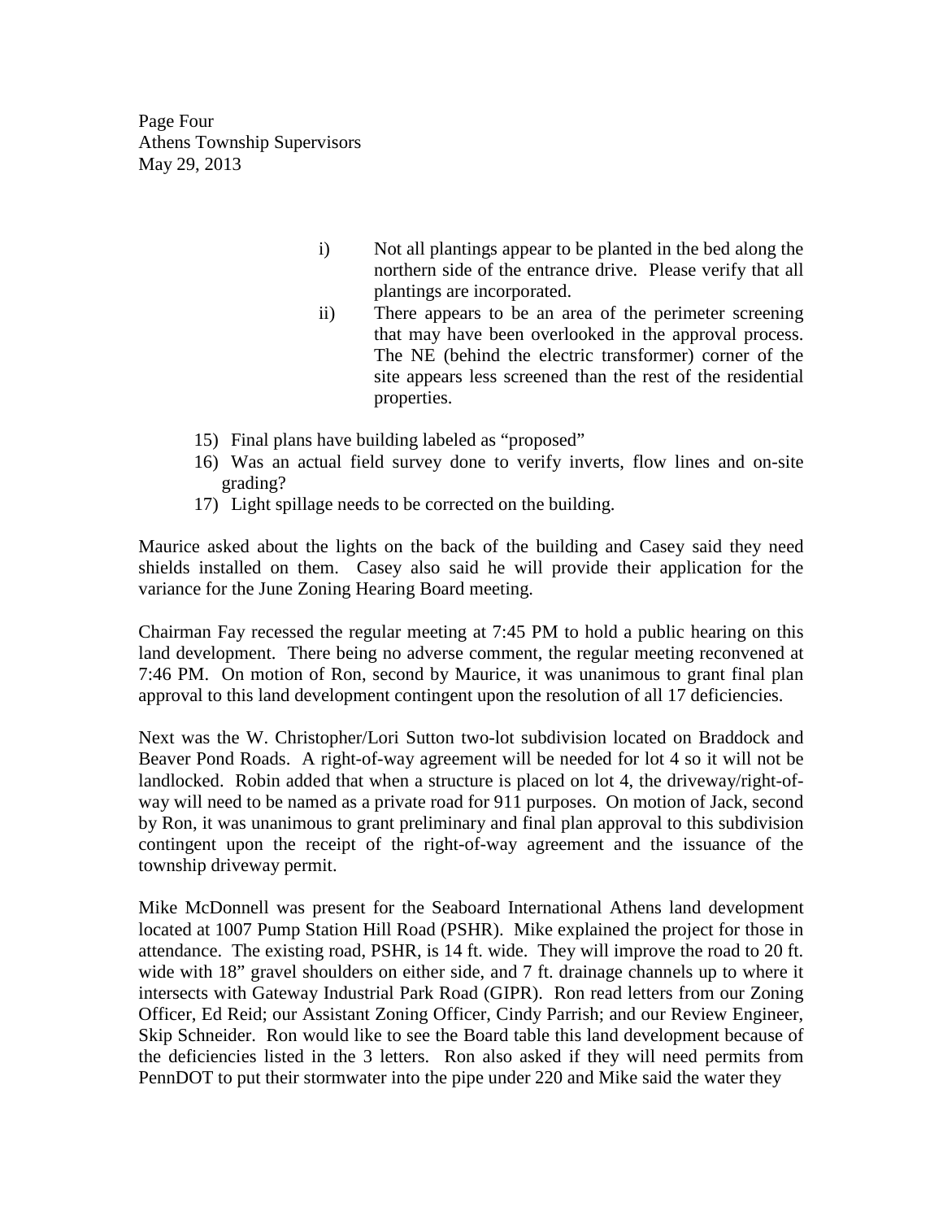i) Not all plantings appear to be planted in the bed along the northern side of the entrance drive. Please verify that all plantings are incorporated.

ii) There appears to be an area of the perimeter screening that may have been overlooked in the approval process. The NE (behind the electric transformer) corner of the site appears less screened than the rest of the residential properties.

15) Final plans have building labeled as "proposed"
16) Was an actual field survey done to verify inverts, flow lines and on-site grading?
17) Light spillage needs to be corrected on the building.

Maurice asked about the lights on the back of the building and Casey said they need shields installed on them. Casey also said he will provide their application for the variance for the June Zoning Hearing Board meeting.

Chairman Fay recessed the regular meeting at 7:45 PM to hold a public hearing on this land development. There being no adverse comment, the regular meeting reconvened at 7:46 PM. On motion of Ron, second by Maurice, it was unanimous to grant final plan approval to this land development contingent upon the resolution of all 17 deficiencies.

Next was the W. Christopher/Lori Sutton two-lot subdivision located on Braddock and Beaver Pond Roads. A right-of-way agreement will be needed for lot 4 so it will not be landlocked. Robin added that when a structure is placed on lot 4, the driveway/right-of-way will need to be named as a private road for 911 purposes. On motion of Jack, second by Ron, it was unanimous to grant preliminary and final plan approval to this subdivision contingent upon the receipt of the right-of-way agreement and the issuance of the township driveway permit.

Mike McDonnell was present for the Seaboard International Athens land development located at 1007 Pump Station Hill Road (PSHR). Mike explained the project for those in attendance. The existing road, PSHR, is 14 ft. wide. They will improve the road to 20 ft. wide with 18" gravel shoulders on either side, and 7 ft. drainage channels up to where it intersects with Gateway Industrial Park Road (GIPR). Ron read letters from our Zoning Officer, Ed Reid; our Assistant Zoning Officer, Cindy Parrish; and our Review Engineer, Skip Schneider. Ron would like to see the Board table this land development because of the deficiencies listed in the 3 letters. Ron also asked if they will need permits from PennDOT to put their stormwater into the pipe under 220 and Mike said the water they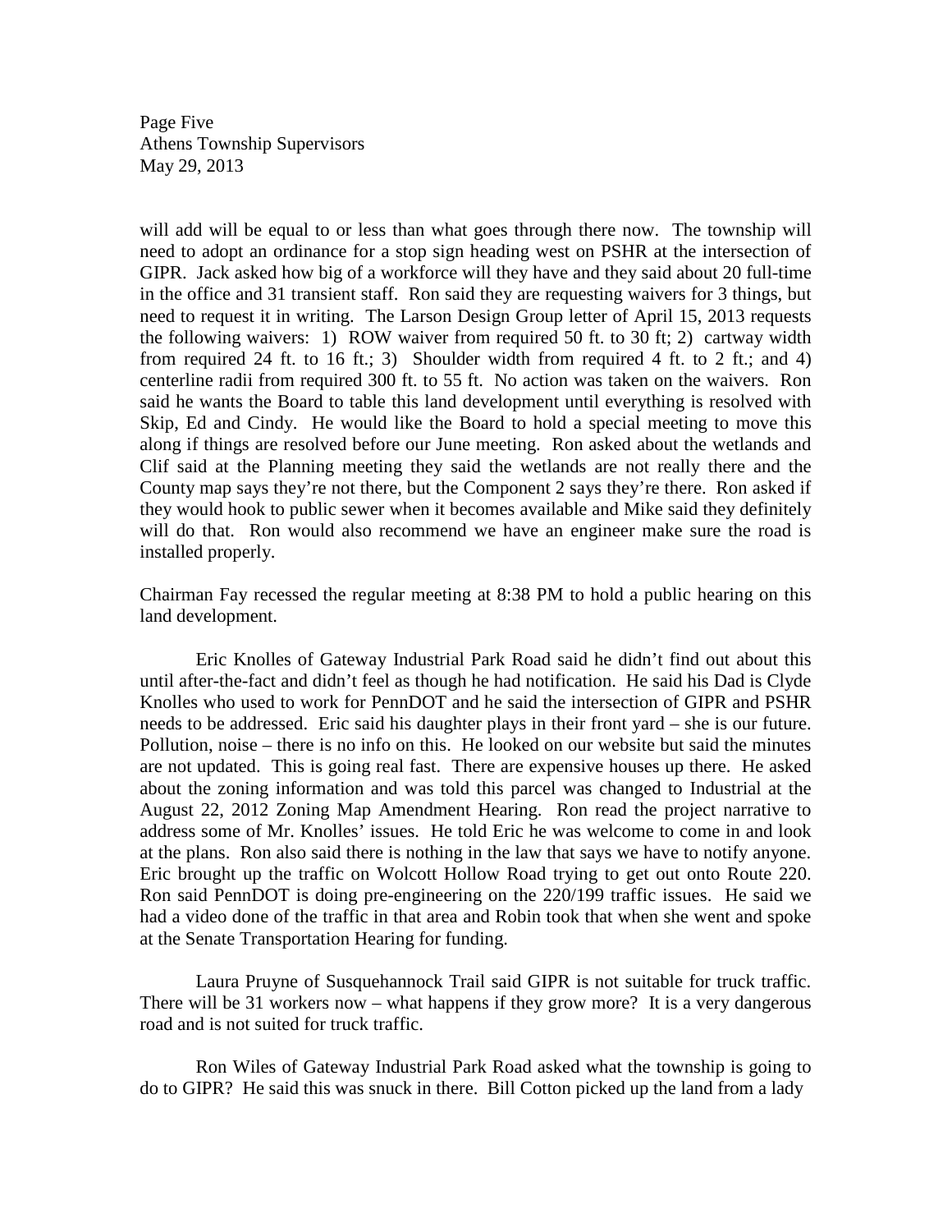will add will be equal to or less than what goes through there now. The township will need to adopt an ordinance for a stop sign heading west on PSHR at the intersection of GIPR. Jack asked how big of a workforce will they have and they said about 20 full-time in the office and 31 transient staff. Ron said they are requesting waivers for 3 things, but need to request it in writing. The Larson Design Group letter of April 15, 2013 requests the following waivers: 1) ROW waiver from required 50 ft. to 30 ft; 2) cartway width from required 24 ft. to 16 ft.; 3) Shoulder width from required 4 ft. to 2 ft.; and 4) centerline radii from required 300 ft. to 55 ft. No action was taken on the waivers. Ron said he wants the Board to table this land development until everything is resolved with Skip, Ed and Cindy. He would like the Board to hold a special meeting to move this along if things are resolved before our June meeting. Ron asked about the wetlands and Clif said at the Planning meeting they said the wetlands are not really there and the County map says they're not there, but the Component 2 says they're there. Ron asked if they would hook to public sewer when it becomes available and Mike said they definitely will do that. Ron would also recommend we have an engineer make sure the road is installed properly.

Chairman Fay recessed the regular meeting at 8:38 PM to hold a public hearing on this land development.

Eric Knolles of Gateway Industrial Park Road said he didn't find out about this until after-the-fact and didn't feel as though he had notification. He said his Dad is Clyde Knolles who used to work for PennDOT and he said the intersection of GIPR and PSHR needs to be addressed. Eric said his daughter plays in their front yard – she is our future. Pollution, noise – there is no info on this. He looked on our website but said the minutes are not updated. This is going real fast. There are expensive houses up there. He asked about the zoning information and was told this parcel was changed to Industrial at the August 22, 2012 Zoning Map Amendment Hearing. Ron read the project narrative to address some of Mr. Knolles' issues. He told Eric he was welcome to come in and look at the plans. Ron also said there is nothing in the law that says we have to notify anyone. Eric brought up the traffic on Wolcott Hollow Road trying to get out onto Route 220. Ron said PennDOT is doing pre-engineering on the 220/199 traffic issues. He said we had a video done of the traffic in that area and Robin took that when she went and spoke at the Senate Transportation Hearing for funding.

Laura Pruyne of Susquehannock Trail said GIPR is not suitable for truck traffic. There will be 31 workers now – what happens if they grow more? It is a very dangerous road and is not suited for truck traffic.

Ron Wiles of Gateway Industrial Park Road asked what the township is going to do to GIPR? He said this was snuck in there. Bill Cotton picked up the land from a lady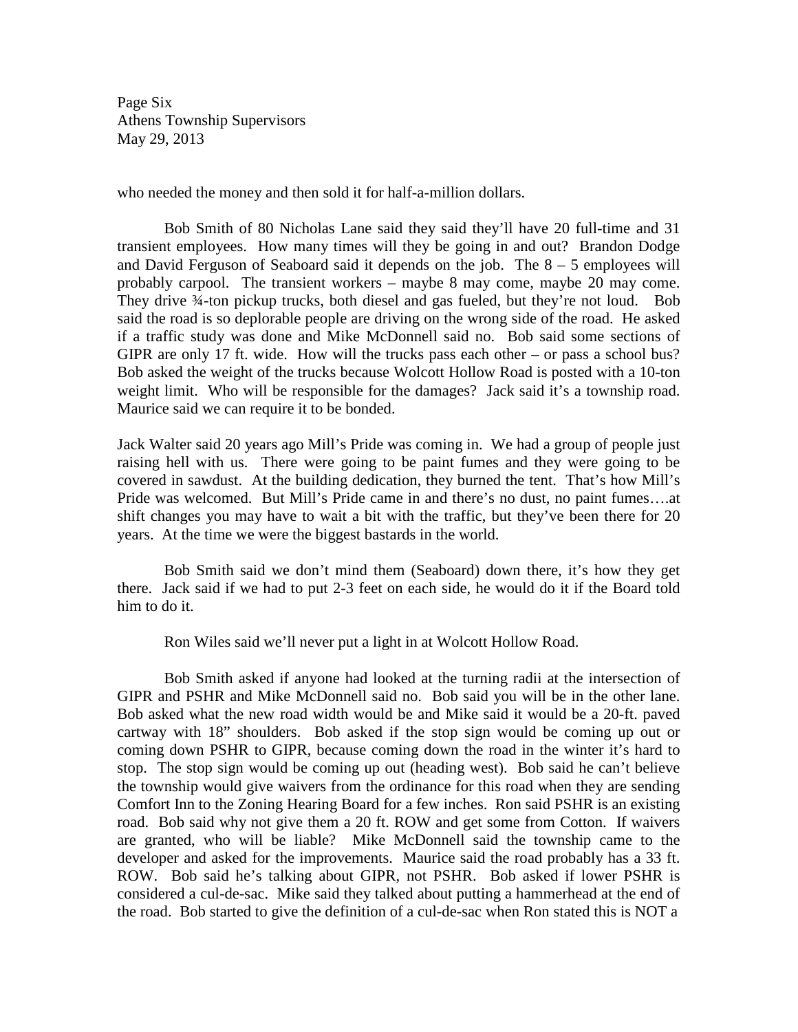who needed the money and then sold it for half-a-million dollars.

Bob Smith of 80 Nicholas Lane said they said they'll have 20 full-time and 31 transient employees. How many times will they be going in and out? Brandon Dodge and David Ferguson of Seaboard said it depends on the job. The 8 – 5 employees will probably carpool. The transient workers – maybe 8 may come, maybe 20 may come. They drive ¾-ton pickup trucks, both diesel and gas fueled, but they're not loud. Bob said the road is so deplorable people are driving on the wrong side of the road. He asked if a traffic study was done and Mike McDonnell said no. Bob said some sections of GIPR are only 17 ft. wide. How will the trucks pass each other – or pass a school bus? Bob asked the weight of the trucks because Wolcott Hollow Road is posted with a 10-ton weight limit. Who will be responsible for the damages? Jack said it's a township road. Maurice said we can require it to be bonded.

Jack Walter said 20 years ago Mill's Pride was coming in. We had a group of people just raising hell with us. There were going to be paint fumes and they were going to be covered in sawdust. At the building dedication, they burned the tent. That's how Mill's Pride was welcomed. But Mill's Pride came in and there's no dust, no paint fumes….at shift changes you may have to wait a bit with the traffic, but they've been there for 20 years. At the time we were the biggest bastards in the world.

Bob Smith said we don't mind them (Seaboard) down there, it's how they get there. Jack said if we had to put 2-3 feet on each side, he would do it if the Board told him to do it.

Ron Wiles said we'll never put a light in at Wolcott Hollow Road.

Bob Smith asked if anyone had looked at the turning radii at the intersection of GIPR and PSHR and Mike McDonnell said no. Bob said you will be in the other lane. Bob asked what the new road width would be and Mike said it would be a 20-ft. paved cartway with 18" shoulders. Bob asked if the stop sign would be coming up out or coming down PSHR to GIPR, because coming down the road in the winter it's hard to stop. The stop sign would be coming up out (heading west). Bob said he can't believe the township would give waivers from the ordinance for this road when they are sending Comfort Inn to the Zoning Hearing Board for a few inches. Ron said PSHR is an existing road. Bob said why not give them a 20 ft. ROW and get some from Cotton. If waivers are granted, who will be liable? Mike McDonnell said the township came to the developer and asked for the improvements. Maurice said the road probably has a 33 ft. ROW. Bob said he's talking about GIPR, not PSHR. Bob asked if lower PSHR is considered a cul-de-sac. Mike said they talked about putting a hammerhead at the end of the road. Bob started to give the definition of a cul-de-sac when Ron stated this is NOT a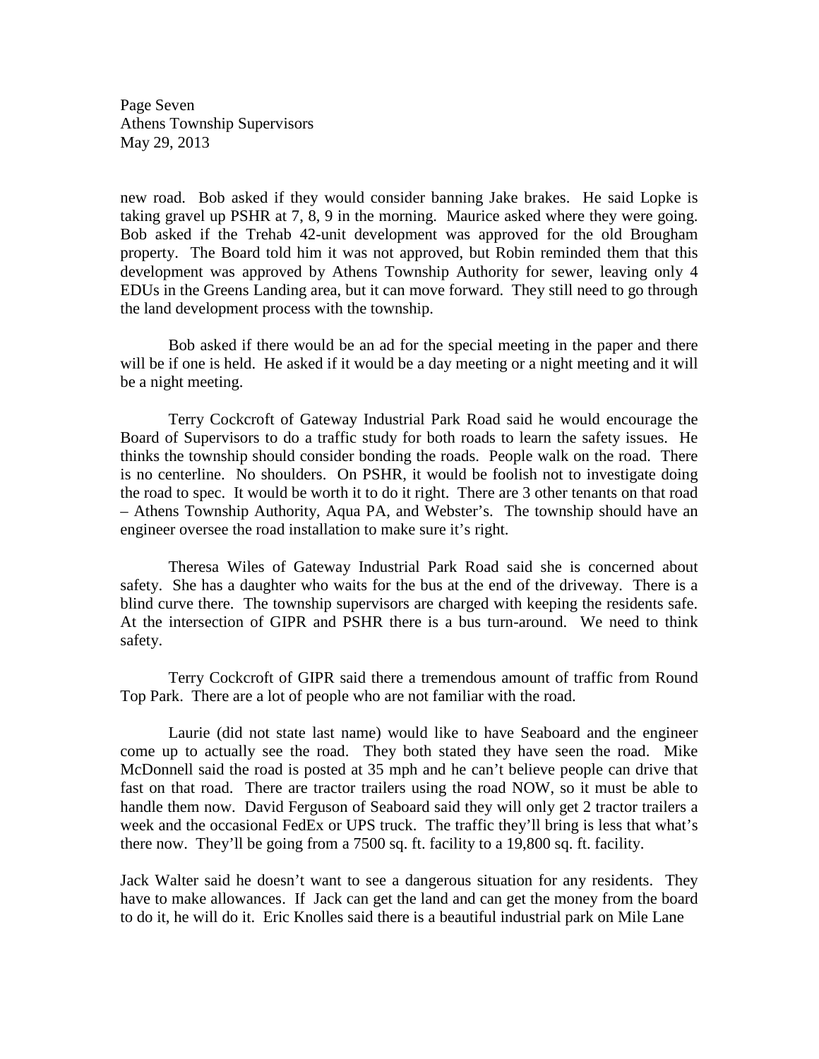new road. Bob asked if they would consider banning Jake brakes. He said Lopke is taking gravel up PSHR at 7, 8, 9 in the morning. Maurice asked where they were going. Bob asked if the Trehab 42-unit development was approved for the old Brougham property. The Board told him it was not approved, but Robin reminded them that this development was approved by Athens Township Authority for sewer, leaving only 4 EDUs in the Greens Landing area, but it can move forward. They still need to go through the land development process with the township.

Bob asked if there would be an ad for the special meeting in the paper and there will be if one is held. He asked if it would be a day meeting or a night meeting and it will be a night meeting.

Terry Cockcroft of Gateway Industrial Park Road said he would encourage the Board of Supervisors to do a traffic study for both roads to learn the safety issues. He thinks the township should consider bonding the roads. People walk on the road. There is no centerline. No shoulders. On PSHR, it would be foolish not to investigate doing the road to spec. It would be worth it to do it right. There are 3 other tenants on that road – Athens Township Authority, Aqua PA, and Webster's. The township should have an engineer oversee the road installation to make sure it's right.

Theresa Wiles of Gateway Industrial Park Road said she is concerned about safety. She has a daughter who waits for the bus at the end of the driveway. There is a blind curve there. The township supervisors are charged with keeping the residents safe. At the intersection of GIPR and PSHR there is a bus turn-around. We need to think safety.

Terry Cockcroft of GIPR said there a tremendous amount of traffic from Round Top Park. There are a lot of people who are not familiar with the road.

Laurie (did not state last name) would like to have Seaboard and the engineer come up to actually see the road. They both stated they have seen the road. Mike McDonnell said the road is posted at 35 mph and he can't believe people can drive that fast on that road. There are tractor trailers using the road NOW, so it must be able to handle them now. David Ferguson of Seaboard said they will only get 2 tractor trailers a week and the occasional FedEx or UPS truck. The traffic they'll bring is less that what's there now. They'll be going from a 7500 sq. ft. facility to a 19,800 sq. ft. facility.

Jack Walter said he doesn't want to see a dangerous situation for any residents. They have to make allowances. If Jack can get the land and can get the money from the board to do it, he will do it. Eric Knolles said there is a beautiful industrial park on Mile Lane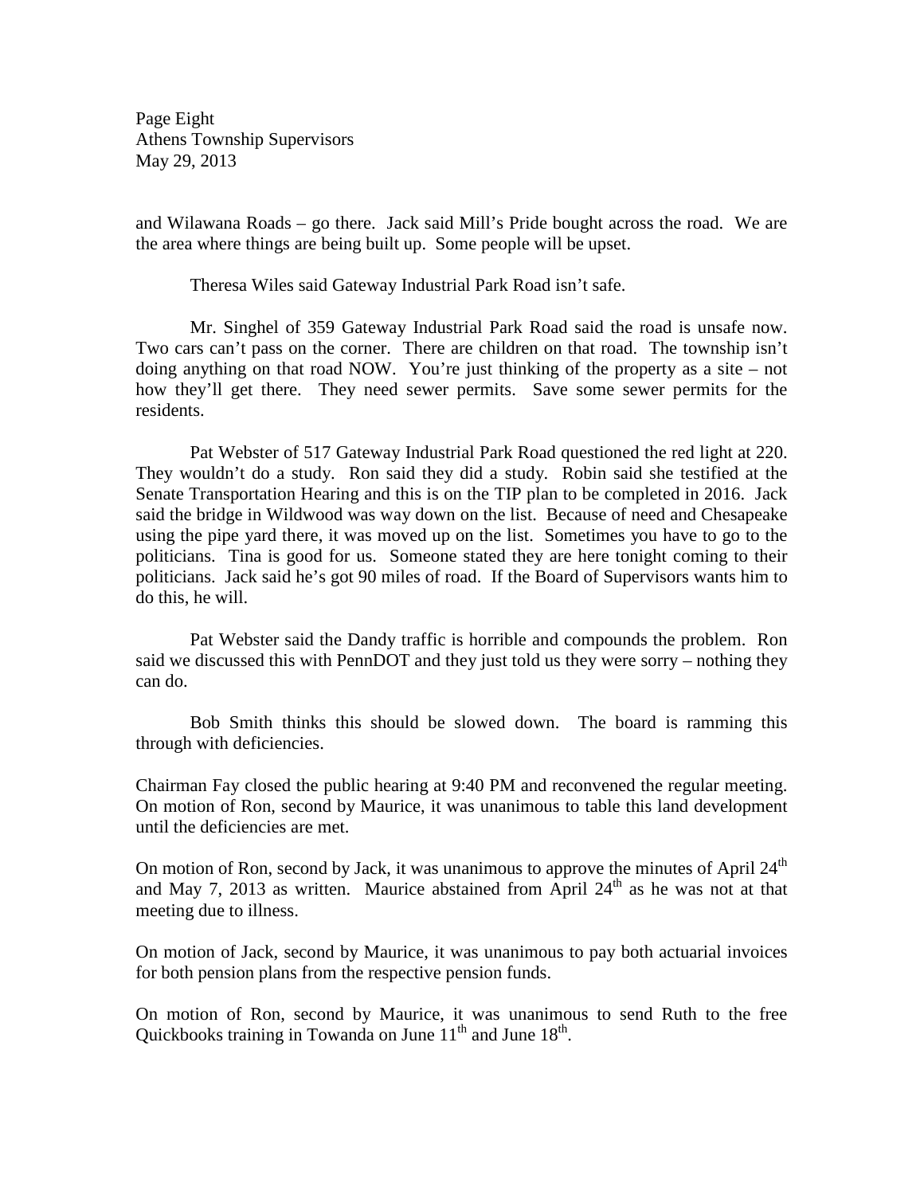and Wilawana Roads – go there. Jack said Mill's Pride bought across the road. We are the area where things are being built up. Some people will be upset.

Theresa Wiles said Gateway Industrial Park Road isn't safe.

Mr. Singhel of 359 Gateway Industrial Park Road said the road is unsafe now. Two cars can't pass on the corner. There are children on that road. The township isn't doing anything on that road NOW. You're just thinking of the property as a site – not how they'll get there. They need sewer permits. Save some sewer permits for the residents.

Pat Webster of 517 Gateway Industrial Park Road questioned the red light at 220. They wouldn't do a study. Ron said they did a study. Robin said she testified at the Senate Transportation Hearing and this is on the TIP plan to be completed in 2016. Jack said the bridge in Wildwood was way down on the list. Because of need and Chesapeake using the pipe yard there, it was moved up on the list. Sometimes you have to go to the politicians. Tina is good for us. Someone stated they are here tonight coming to their politicians. Jack said he's got 90 miles of road. If the Board of Supervisors wants him to do this, he will.

Pat Webster said the Dandy traffic is horrible and compounds the problem. Ron said we discussed this with PennDOT and they just told us they were sorry – nothing they can do.

Bob Smith thinks this should be slowed down. The board is ramming this through with deficiencies.

Chairman Fay closed the public hearing at 9:40 PM and reconvened the regular meeting. On motion of Ron, second by Maurice, it was unanimous to table this land development until the deficiencies are met.

On motion of Ron, second by Jack, it was unanimous to approve the minutes of April 24th and May 7, 2013 as written. Maurice abstained from April 24th as he was not at that meeting due to illness.

On motion of Jack, second by Maurice, it was unanimous to pay both actuarial invoices for both pension plans from the respective pension funds.

On motion of Ron, second by Maurice, it was unanimous to send Ruth to the free Quickbooks training in Towanda on June 11th and June 18th.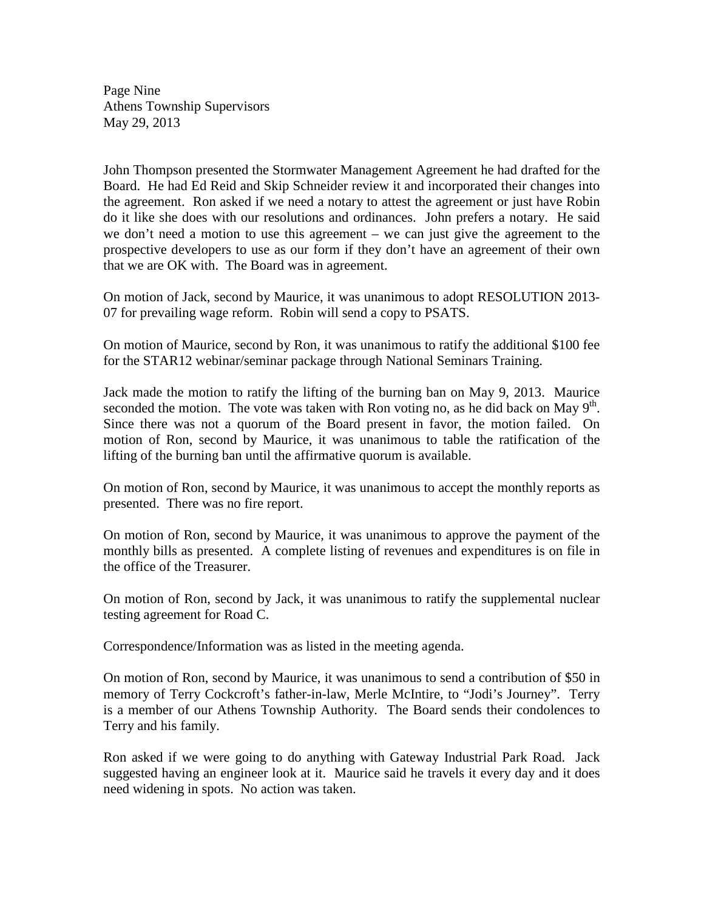John Thompson presented the Stormwater Management Agreement he had drafted for the Board. He had Ed Reid and Skip Schneider review it and incorporated their changes into the agreement. Ron asked if we need a notary to attest the agreement or just have Robin do it like she does with our resolutions and ordinances. John prefers a notary. He said we don't need a motion to use this agreement – we can just give the agreement to the prospective developers to use as our form if they don't have an agreement of their own that we are OK with. The Board was in agreement.

On motion of Jack, second by Maurice, it was unanimous to adopt RESOLUTION 2013-07 for prevailing wage reform. Robin will send a copy to PSATS.

On motion of Maurice, second by Ron, it was unanimous to ratify the additional $100 fee for the STAR12 webinar/seminar package through National Seminars Training.

Jack made the motion to ratify the lifting of the burning ban on May 9, 2013. Maurice seconded the motion. The vote was taken with Ron voting no, as he did back on May 9th. Since there was not a quorum of the Board present in favor, the motion failed. On motion of Ron, second by Maurice, it was unanimous to table the ratification of the lifting of the burning ban until the affirmative quorum is available.

On motion of Ron, second by Maurice, it was unanimous to accept the monthly reports as presented. There was no fire report.

On motion of Ron, second by Maurice, it was unanimous to approve the payment of the monthly bills as presented. A complete listing of revenues and expenditures is on file in the office of the Treasurer.

On motion of Ron, second by Jack, it was unanimous to ratify the supplemental nuclear testing agreement for Road C.

Correspondence/Information was as listed in the meeting agenda.

On motion of Ron, second by Maurice, it was unanimous to send a contribution of $50 in memory of Terry Cockcroft's father-in-law, Merle McIntire, to "Jodi's Journey". Terry is a member of our Athens Township Authority. The Board sends their condolences to Terry and his family.

Ron asked if we were going to do anything with Gateway Industrial Park Road. Jack suggested having an engineer look at it. Maurice said he travels it every day and it does need widening in spots. No action was taken.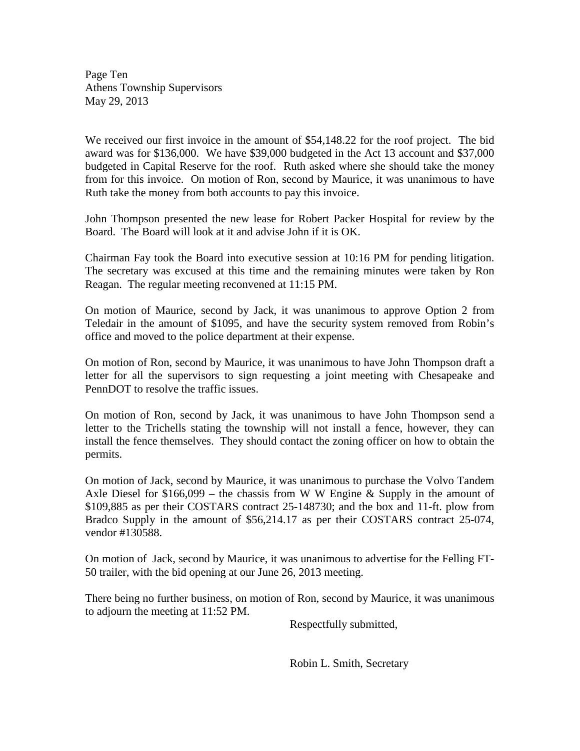We received our first invoice in the amount of $54,148.22 for the roof project. The bid award was for $136,000. We have $39,000 budgeted in the Act 13 account and $37,000 budgeted in Capital Reserve for the roof. Ruth asked where she should take the money from for this invoice. On motion of Ron, second by Maurice, it was unanimous to have Ruth take the money from both accounts to pay this invoice.

John Thompson presented the new lease for Robert Packer Hospital for review by the Board. The Board will look at it and advise John if it is OK.

Chairman Fay took the Board into executive session at 10:16 PM for pending litigation. The secretary was excused at this time and the remaining minutes were taken by Ron Reagan. The regular meeting reconvened at 11:15 PM.

On motion of Maurice, second by Jack, it was unanimous to approve Option 2 from Teledair in the amount of $1095, and have the security system removed from Robin's office and moved to the police department at their expense.

On motion of Ron, second by Maurice, it was unanimous to have John Thompson draft a letter for all the supervisors to sign requesting a joint meeting with Chesapeake and PennDOT to resolve the traffic issues.

On motion of Ron, second by Jack, it was unanimous to have John Thompson send a letter to the Trichells stating the township will not install a fence, however, they can install the fence themselves. They should contact the zoning officer on how to obtain the permits.

On motion of Jack, second by Maurice, it was unanimous to purchase the Volvo Tandem Axle Diesel for $166,099 – the chassis from W W Engine & Supply in the amount of $109,885 as per their COSTARS contract 25-148730; and the box and 11-ft. plow from Bradco Supply in the amount of $56,214.17 as per their COSTARS contract 25-074, vendor #130588.

On motion of Jack, second by Maurice, it was unanimous to advertise for the Felling FT-50 trailer, with the bid opening at our June 26, 2013 meeting.

There being no further business, on motion of Ron, second by Maurice, it was unanimous to adjourn the meeting at 11:52 PM.

Respectfully submitted,

Robin L. Smith, Secretary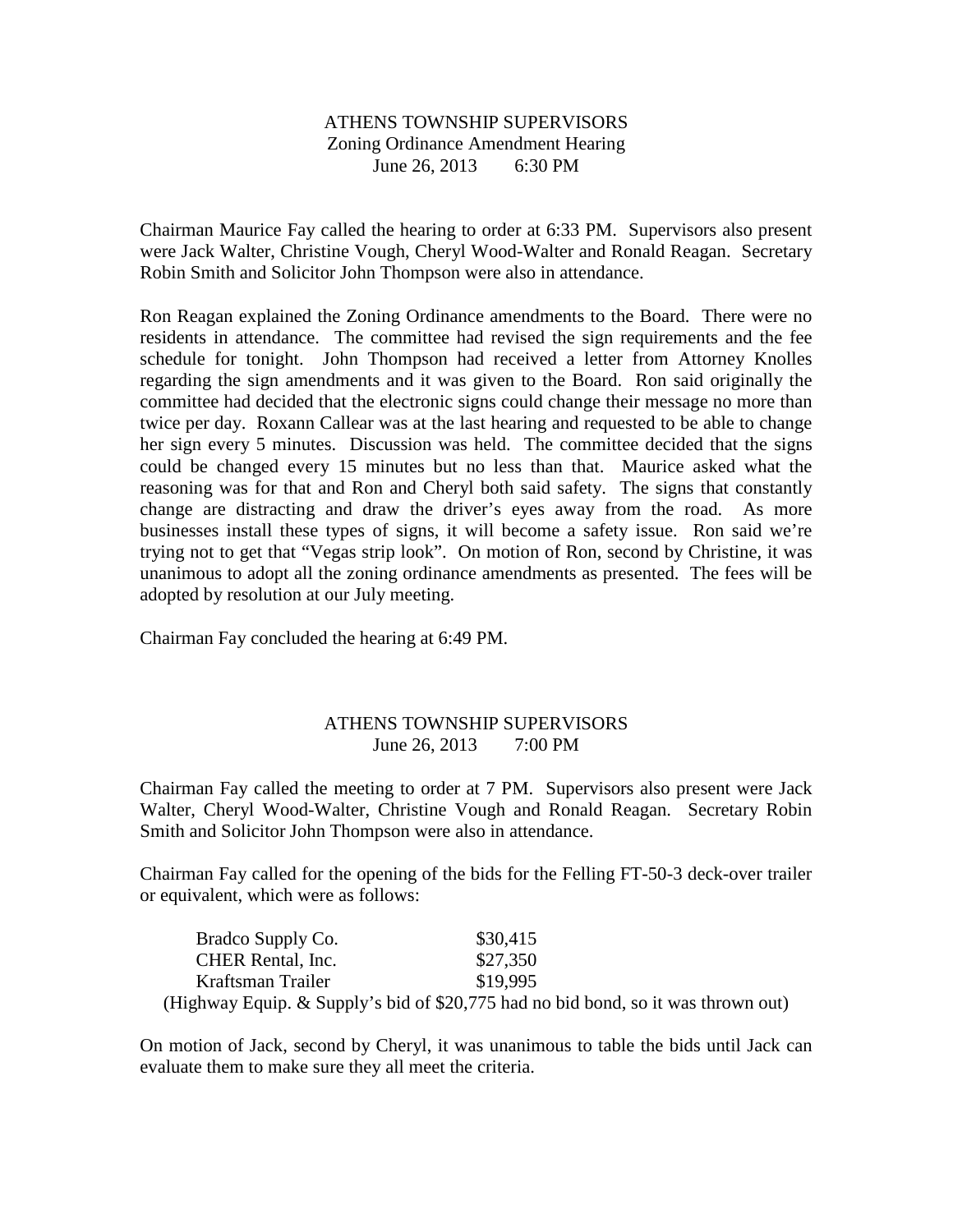# ATHENS TOWNSHIP SUPERVISORS
## Zoning Ordinance Amendment Hearing
June 26, 2013 6:30 PM

Chairman Maurice Fay called the hearing to order at 6:33 PM. Supervisors also present were Jack Walter, Christine Vough, Cheryl Wood-Walter and Ronald Reagan. Secretary Robin Smith and Solicitor John Thompson were also in attendance.

Ron Reagan explained the Zoning Ordinance amendments to the Board. There were no residents in attendance. The committee had revised the sign requirements and the fee schedule for tonight. John Thompson had received a letter from Attorney Knolles regarding the sign amendments and it was given to the Board. Ron said originally the committee had decided that the electronic signs could change their message no more than twice per day. Roxann Callear was at the last hearing and requested to be able to change her sign every 5 minutes. Discussion was held. The committee decided that the signs could be changed every 15 minutes but no less than that. Maurice asked what the reasoning was for that and Ron and Cheryl both said safety. The signs that constantly change are distracting and draw the driver's eyes away from the road. As more businesses install these types of signs, it will become a safety issue. Ron said we're trying not to get that "Vegas strip look". On motion of Ron, second by Christine, it was unanimous to adopt all the zoning ordinance amendments as presented. The fees will be adopted by resolution at our July meeting.

Chairman Fay concluded the hearing at 6:49 PM.

# ATHENS TOWNSHIP SUPERVISORS
June 26, 2013 7:00 PM

Chairman Fay called the meeting to order at 7 PM. Supervisors also present were Jack Walter, Cheryl Wood-Walter, Christine Vough and Ronald Reagan. Secretary Robin Smith and Solicitor John Thompson were also in attendance.

Chairman Fay called for the opening of the bids for the Felling FT-50-3 deck-over trailer or equivalent, which were as follows:

| | |
|---|---|
| Bradco Supply Co. | $30,415 |
| CHER Rental, Inc. | $27,350 |
| Kraftsman Trailer | $19,995 |

(Highway Equip. & Supply's bid of $20,775 had no bid bond, so it was thrown out)

On motion of Jack, second by Cheryl, it was unanimous to table the bids until Jack can evaluate them to make sure they all meet the criteria.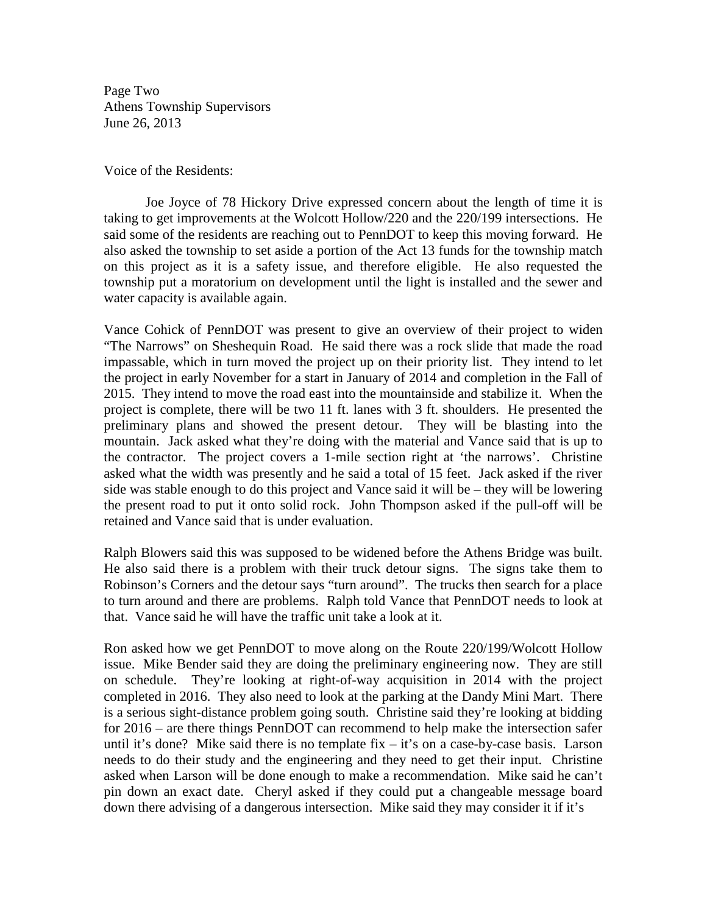Page Two
Athens Township Supervisors
June 26, 2013

Voice of the Residents:

Joe Joyce of 78 Hickory Drive expressed concern about the length of time it is taking to get improvements at the Wolcott Hollow/220 and the 220/199 intersections. He said some of the residents are reaching out to PennDOT to keep this moving forward. He also asked the township to set aside a portion of the Act 13 funds for the township match on this project as it is a safety issue, and therefore eligible. He also requested the township put a moratorium on development until the light is installed and the sewer and water capacity is available again.

Vance Cohick of PennDOT was present to give an overview of their project to widen "The Narrows" on Sheshequin Road. He said there was a rock slide that made the road impassable, which in turn moved the project up on their priority list. They intend to let the project in early November for a start in January of 2014 and completion in the Fall of 2015. They intend to move the road east into the mountainside and stabilize it. When the project is complete, there will be two 11 ft. lanes with 3 ft. shoulders. He presented the preliminary plans and showed the present detour. They will be blasting into the mountain. Jack asked what they're doing with the material and Vance said that is up to the contractor. The project covers a 1-mile section right at 'the narrows'. Christine asked what the width was presently and he said a total of 15 feet. Jack asked if the river side was stable enough to do this project and Vance said it will be – they will be lowering the present road to put it onto solid rock. John Thompson asked if the pull-off will be retained and Vance said that is under evaluation.

Ralph Blowers said this was supposed to be widened before the Athens Bridge was built. He also said there is a problem with their truck detour signs. The signs take them to Robinson's Corners and the detour says "turn around". The trucks then search for a place to turn around and there are problems. Ralph told Vance that PennDOT needs to look at that. Vance said he will have the traffic unit take a look at it.

Ron asked how we get PennDOT to move along on the Route 220/199/Wolcott Hollow issue. Mike Bender said they are doing the preliminary engineering now. They are still on schedule. They're looking at right-of-way acquisition in 2014 with the project completed in 2016. They also need to look at the parking at the Dandy Mini Mart. There is a serious sight-distance problem going south. Christine said they're looking at bidding for 2016 – are there things PennDOT can recommend to help make the intersection safer until it's done? Mike said there is no template fix – it's on a case-by-case basis. Larson needs to do their study and the engineering and they need to get their input. Christine asked when Larson will be done enough to make a recommendation. Mike said he can't pin down an exact date. Cheryl asked if they could put a changeable message board down there advising of a dangerous intersection. Mike said they may consider it if it's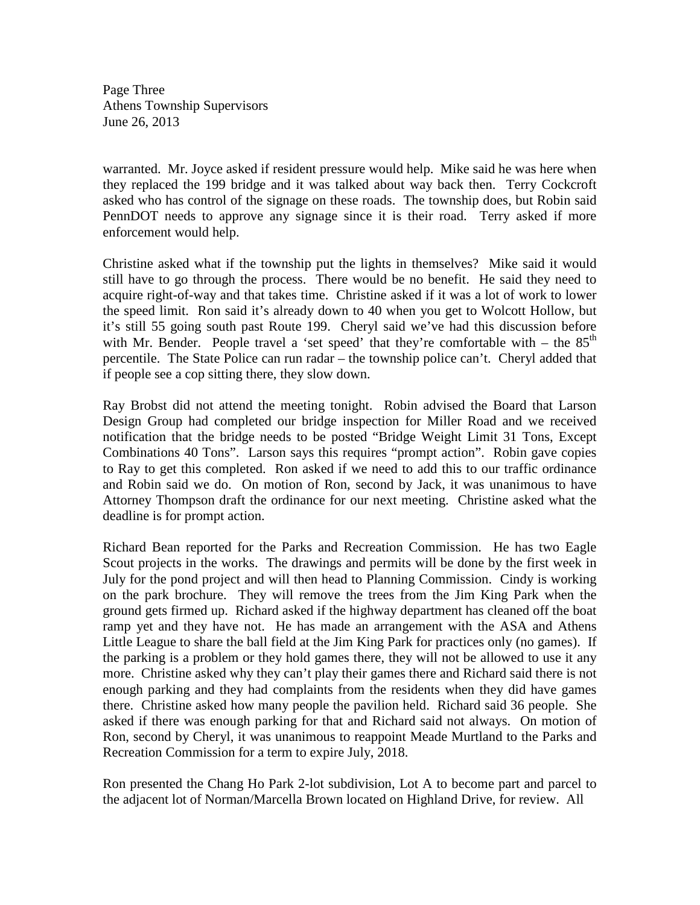warranted. Mr. Joyce asked if resident pressure would help. Mike said he was here when they replaced the 199 bridge and it was talked about way back then. Terry Cockcroft asked who has control of the signage on these roads. The township does, but Robin said PennDOT needs to approve any signage since it is their road. Terry asked if more enforcement would help.

Christine asked what if the township put the lights in themselves? Mike said it would still have to go through the process. There would be no benefit. He said they need to acquire right-of-way and that takes time. Christine asked if it was a lot of work to lower the speed limit. Ron said it's already down to 40 when you get to Wolcott Hollow, but it's still 55 going south past Route 199. Cheryl said we've had this discussion before with Mr. Bender. People travel a 'set speed' that they're comfortable with – the 85th percentile. The State Police can run radar – the township police can't. Cheryl added that if people see a cop sitting there, they slow down.

Ray Brobst did not attend the meeting tonight. Robin advised the Board that Larson Design Group had completed our bridge inspection for Miller Road and we received notification that the bridge needs to be posted "Bridge Weight Limit 31 Tons, Except Combinations 40 Tons". Larson says this requires "prompt action". Robin gave copies to Ray to get this completed. Ron asked if we need to add this to our traffic ordinance and Robin said we do. On motion of Ron, second by Jack, it was unanimous to have Attorney Thompson draft the ordinance for our next meeting. Christine asked what the deadline is for prompt action.

Richard Bean reported for the Parks and Recreation Commission. He has two Eagle Scout projects in the works. The drawings and permits will be done by the first week in July for the pond project and will then head to Planning Commission. Cindy is working on the park brochure. They will remove the trees from the Jim King Park when the ground gets firmed up. Richard asked if the highway department has cleaned off the boat ramp yet and they have not. He has made an arrangement with the ASA and Athens Little League to share the ball field at the Jim King Park for practices only (no games). If the parking is a problem or they hold games there, they will not be allowed to use it any more. Christine asked why they can't play their games there and Richard said there is not enough parking and they had complaints from the residents when they did have games there. Christine asked how many people the pavilion held. Richard said 36 people. She asked if there was enough parking for that and Richard said not always. On motion of Ron, second by Cheryl, it was unanimous to reappoint Meade Murtland to the Parks and Recreation Commission for a term to expire July, 2018.

Ron presented the Chang Ho Park 2-lot subdivision, Lot A to become part and parcel to the adjacent lot of Norman/Marcella Brown located on Highland Drive, for review. All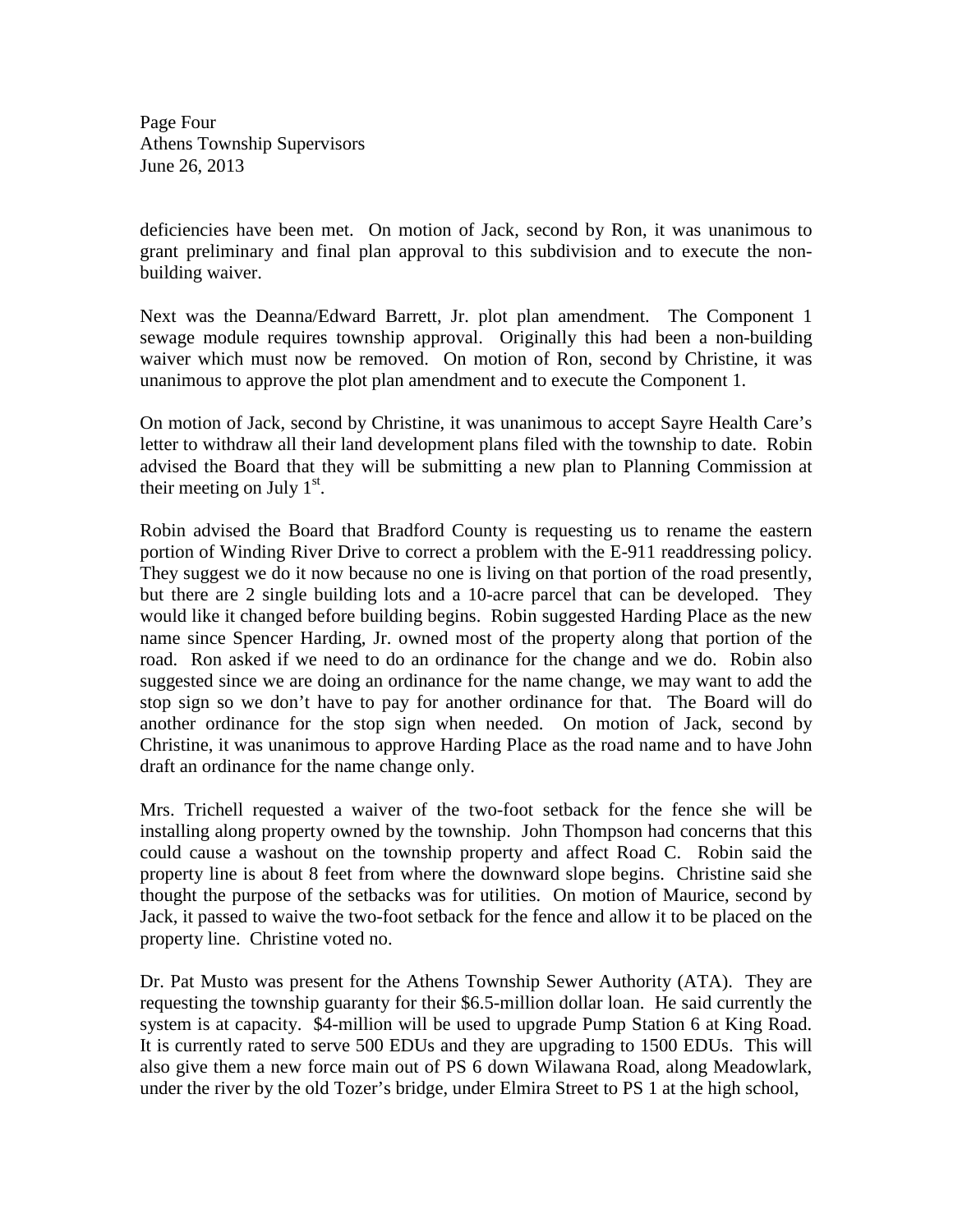deficiencies have been met. On motion of Jack, second by Ron, it was unanimous to grant preliminary and final plan approval to this subdivision and to execute the non-building waiver.

Next was the Deanna/Edward Barrett, Jr. plot plan amendment. The Component 1 sewage module requires township approval. Originally this had been a non-building waiver which must now be removed. On motion of Ron, second by Christine, it was unanimous to approve the plot plan amendment and to execute the Component 1.

On motion of Jack, second by Christine, it was unanimous to accept Sayre Health Care's letter to withdraw all their land development plans filed with the township to date. Robin advised the Board that they will be submitting a new plan to Planning Commission at their meeting on July 1st.

Robin advised the Board that Bradford County is requesting us to rename the eastern portion of Winding River Drive to correct a problem with the E-911 readdressing policy. They suggest we do it now because no one is living on that portion of the road presently, but there are 2 single building lots and a 10-acre parcel that can be developed. They would like it changed before building begins. Robin suggested Harding Place as the new name since Spencer Harding, Jr. owned most of the property along that portion of the road. Ron asked if we need to do an ordinance for the change and we do. Robin also suggested since we are doing an ordinance for the name change, we may want to add the stop sign so we don't have to pay for another ordinance for that. The Board will do another ordinance for the stop sign when needed. On motion of Jack, second by Christine, it was unanimous to approve Harding Place as the road name and to have John draft an ordinance for the name change only.

Mrs. Trichell requested a waiver of the two-foot setback for the fence she will be installing along property owned by the township. John Thompson had concerns that this could cause a washout on the township property and affect Road C. Robin said the property line is about 8 feet from where the downward slope begins. Christine said she thought the purpose of the setbacks was for utilities. On motion of Maurice, second by Jack, it passed to waive the two-foot setback for the fence and allow it to be placed on the property line. Christine voted no.

Dr. Pat Musto was present for the Athens Township Sewer Authority (ATA). They are requesting the township guaranty for their $6.5-million dollar loan. He said currently the system is at capacity. $4-million will be used to upgrade Pump Station 6 at King Road. It is currently rated to serve 500 EDUs and they are upgrading to 1500 EDUs. This will also give them a new force main out of PS 6 down Wilawana Road, along Meadowlark, under the river by the old Tozer's bridge, under Elmira Street to PS 1 at the high school,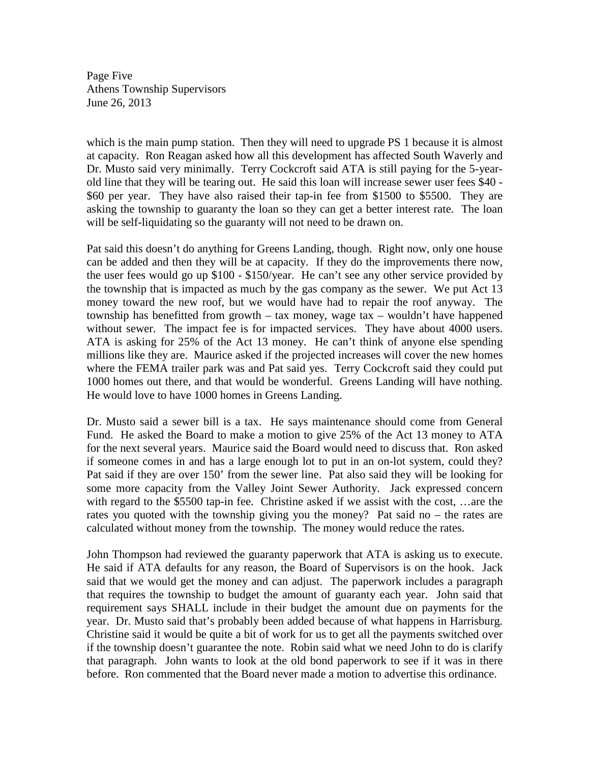which is the main pump station. Then they will need to upgrade PS 1 because it is almost at capacity. Ron Reagan asked how all this development has affected South Waverly and Dr. Musto said very minimally. Terry Cockcroft said ATA is still paying for the 5-year-old line that they will be tearing out. He said this loan will increase sewer user fees $40 - $60 per year. They have also raised their tap-in fee from $1500 to $5500. They are asking the township to guaranty the loan so they can get a better interest rate. The loan will be self-liquidating so the guaranty will not need to be drawn on.

Pat said this doesn't do anything for Greens Landing, though. Right now, only one house can be added and then they will be at capacity. If they do the improvements there now, the user fees would go up $100 - $150/year. He can't see any other service provided by the township that is impacted as much by the gas company as the sewer. We put Act 13 money toward the new roof, but we would have had to repair the roof anyway. The township has benefitted from growth – tax money, wage tax – wouldn't have happened without sewer. The impact fee is for impacted services. They have about 4000 users. ATA is asking for 25% of the Act 13 money. He can't think of anyone else spending millions like they are. Maurice asked if the projected increases will cover the new homes where the FEMA trailer park was and Pat said yes. Terry Cockcroft said they could put 1000 homes out there, and that would be wonderful. Greens Landing will have nothing. He would love to have 1000 homes in Greens Landing.

Dr. Musto said a sewer bill is a tax. He says maintenance should come from General Fund. He asked the Board to make a motion to give 25% of the Act 13 money to ATA for the next several years. Maurice said the Board would need to discuss that. Ron asked if someone comes in and has a large enough lot to put in an on-lot system, could they? Pat said if they are over 150' from the sewer line. Pat also said they will be looking for some more capacity from the Valley Joint Sewer Authority. Jack expressed concern with regard to the $5500 tap-in fee. Christine asked if we assist with the cost, …are the rates you quoted with the township giving you the money? Pat said no – the rates are calculated without money from the township. The money would reduce the rates.

John Thompson had reviewed the guaranty paperwork that ATA is asking us to execute. He said if ATA defaults for any reason, the Board of Supervisors is on the hook. Jack said that we would get the money and can adjust. The paperwork includes a paragraph that requires the township to budget the amount of guaranty each year. John said that requirement says SHALL include in their budget the amount due on payments for the year. Dr. Musto said that's probably been added because of what happens in Harrisburg. Christine said it would be quite a bit of work for us to get all the payments switched over if the township doesn't guarantee the note. Robin said what we need John to do is clarify that paragraph. John wants to look at the old bond paperwork to see if it was in there before. Ron commented that the Board never made a motion to advertise this ordinance.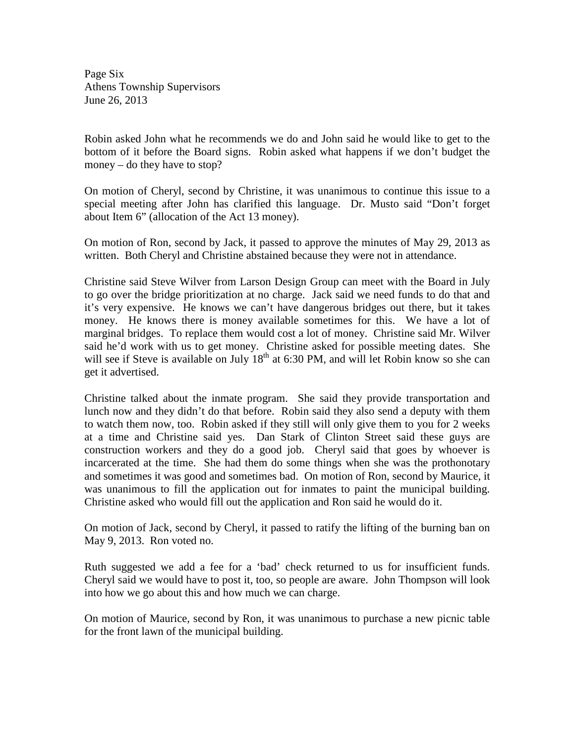Robin asked John what he recommends we do and John said he would like to get to the bottom of it before the Board signs. Robin asked what happens if we don't budget the money – do they have to stop?

On motion of Cheryl, second by Christine, it was unanimous to continue this issue to a special meeting after John has clarified this language. Dr. Musto said "Don't forget about Item 6" (allocation of the Act 13 money).

On motion of Ron, second by Jack, it passed to approve the minutes of May 29, 2013 as written. Both Cheryl and Christine abstained because they were not in attendance.

Christine said Steve Wilver from Larson Design Group can meet with the Board in July to go over the bridge prioritization at no charge. Jack said we need funds to do that and it's very expensive. He knows we can't have dangerous bridges out there, but it takes money. He knows there is money available sometimes for this. We have a lot of marginal bridges. To replace them would cost a lot of money. Christine said Mr. Wilver said he'd work with us to get money. Christine asked for possible meeting dates. She will see if Steve is available on July 18th at 6:30 PM, and will let Robin know so she can get it advertised.

Christine talked about the inmate program. She said they provide transportation and lunch now and they didn't do that before. Robin said they also send a deputy with them to watch them now, too. Robin asked if they still will only give them to you for 2 weeks at a time and Christine said yes. Dan Stark of Clinton Street said these guys are construction workers and they do a good job. Cheryl said that goes by whoever is incarcerated at the time. She had them do some things when she was the prothonotary and sometimes it was good and sometimes bad. On motion of Ron, second by Maurice, it was unanimous to fill the application out for inmates to paint the municipal building. Christine asked who would fill out the application and Ron said he would do it.

On motion of Jack, second by Cheryl, it passed to ratify the lifting of the burning ban on May 9, 2013. Ron voted no.

Ruth suggested we add a fee for a 'bad' check returned to us for insufficient funds. Cheryl said we would have to post it, too, so people are aware. John Thompson will look into how we go about this and how much we can charge.

On motion of Maurice, second by Ron, it was unanimous to purchase a new picnic table for the front lawn of the municipal building.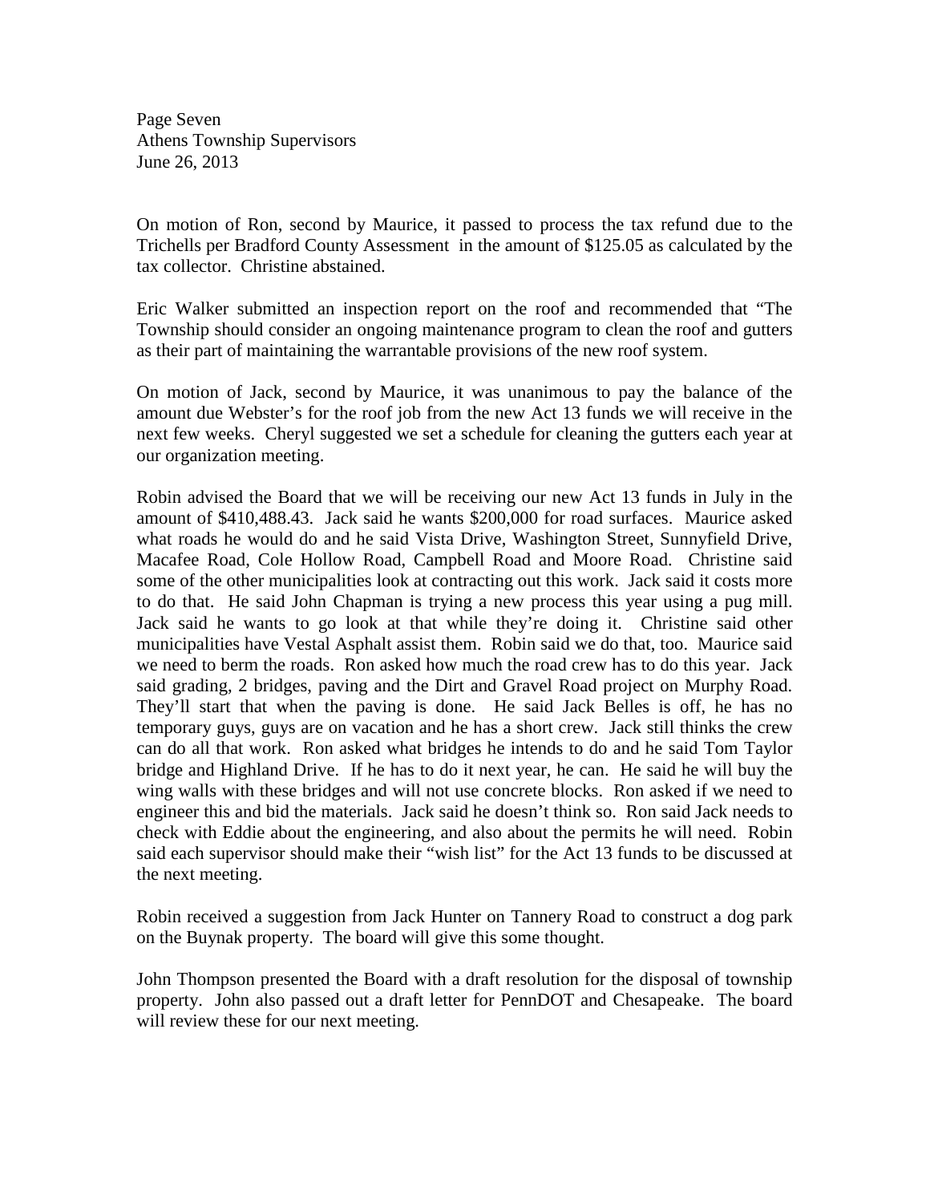On motion of Ron, second by Maurice, it passed to process the tax refund due to the Trichells per Bradford County Assessment in the amount of $125.05 as calculated by the tax collector. Christine abstained.

Eric Walker submitted an inspection report on the roof and recommended that "The Township should consider an ongoing maintenance program to clean the roof and gutters as their part of maintaining the warrantable provisions of the new roof system.

On motion of Jack, second by Maurice, it was unanimous to pay the balance of the amount due Webster's for the roof job from the new Act 13 funds we will receive in the next few weeks. Cheryl suggested we set a schedule for cleaning the gutters each year at our organization meeting.

Robin advised the Board that we will be receiving our new Act 13 funds in July in the amount of $410,488.43. Jack said he wants $200,000 for road surfaces. Maurice asked what roads he would do and he said Vista Drive, Washington Street, Sunnyfield Drive, Macafee Road, Cole Hollow Road, Campbell Road and Moore Road. Christine said some of the other municipalities look at contracting out this work. Jack said it costs more to do that. He said John Chapman is trying a new process this year using a pug mill. Jack said he wants to go look at that while they're doing it. Christine said other municipalities have Vestal Asphalt assist them. Robin said we do that, too. Maurice said we need to berm the roads. Ron asked how much the road crew has to do this year. Jack said grading, 2 bridges, paving and the Dirt and Gravel Road project on Murphy Road. They'll start that when the paving is done. He said Jack Belles is off, he has no temporary guys, guys are on vacation and he has a short crew. Jack still thinks the crew can do all that work. Ron asked what bridges he intends to do and he said Tom Taylor bridge and Highland Drive. If he has to do it next year, he can. He said he will buy the wing walls with these bridges and will not use concrete blocks. Ron asked if we need to engineer this and bid the materials. Jack said he doesn't think so. Ron said Jack needs to check with Eddie about the engineering, and also about the permits he will need. Robin said each supervisor should make their "wish list" for the Act 13 funds to be discussed at the next meeting.

Robin received a suggestion from Jack Hunter on Tannery Road to construct a dog park on the Buynak property. The board will give this some thought.

John Thompson presented the Board with a draft resolution for the disposal of township property. John also passed out a draft letter for PennDOT and Chesapeake. The board will review these for our next meeting.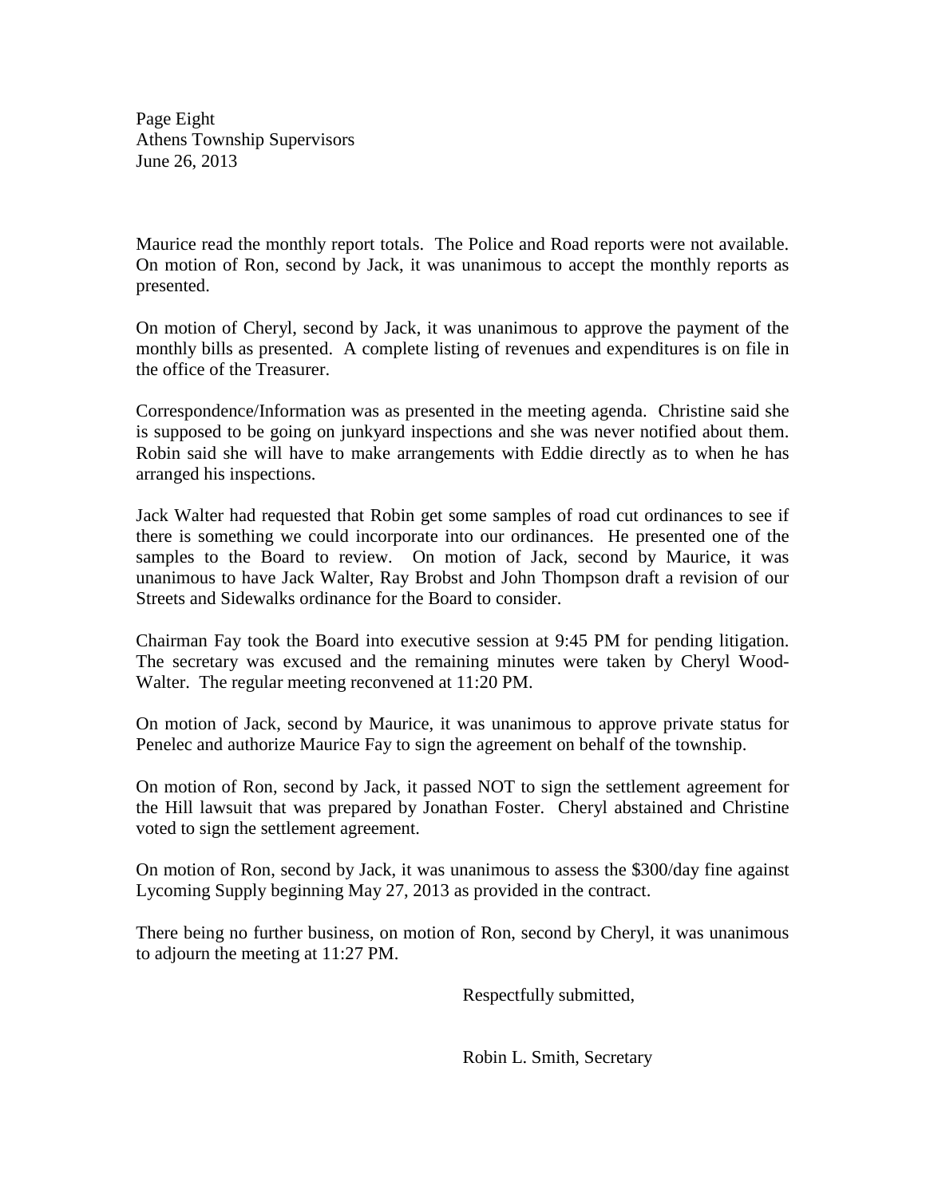Maurice read the monthly report totals. The Police and Road reports were not available. On motion of Ron, second by Jack, it was unanimous to accept the monthly reports as presented.

On motion of Cheryl, second by Jack, it was unanimous to approve the payment of the monthly bills as presented. A complete listing of revenues and expenditures is on file in the office of the Treasurer.

Correspondence/Information was as presented in the meeting agenda. Christine said she is supposed to be going on junkyard inspections and she was never notified about them. Robin said she will have to make arrangements with Eddie directly as to when he has arranged his inspections.

Jack Walter had requested that Robin get some samples of road cut ordinances to see if there is something we could incorporate into our ordinances. He presented one of the samples to the Board to review. On motion of Jack, second by Maurice, it was unanimous to have Jack Walter, Ray Brobst and John Thompson draft a revision of our Streets and Sidewalks ordinance for the Board to consider.

Chairman Fay took the Board into executive session at 9:45 PM for pending litigation. The secretary was excused and the remaining minutes were taken by Cheryl Wood-Walter. The regular meeting reconvened at 11:20 PM.

On motion of Jack, second by Maurice, it was unanimous to approve private status for Penelec and authorize Maurice Fay to sign the agreement on behalf of the township.

On motion of Ron, second by Jack, it passed NOT to sign the settlement agreement for the Hill lawsuit that was prepared by Jonathan Foster. Cheryl abstained and Christine voted to sign the settlement agreement.

On motion of Ron, second by Jack, it was unanimous to assess the $300/day fine against Lycoming Supply beginning May 27, 2013 as provided in the contract.

There being no further business, on motion of Ron, second by Cheryl, it was unanimous to adjourn the meeting at 11:27 PM.

Respectfully submitted,

Robin L. Smith, Secretary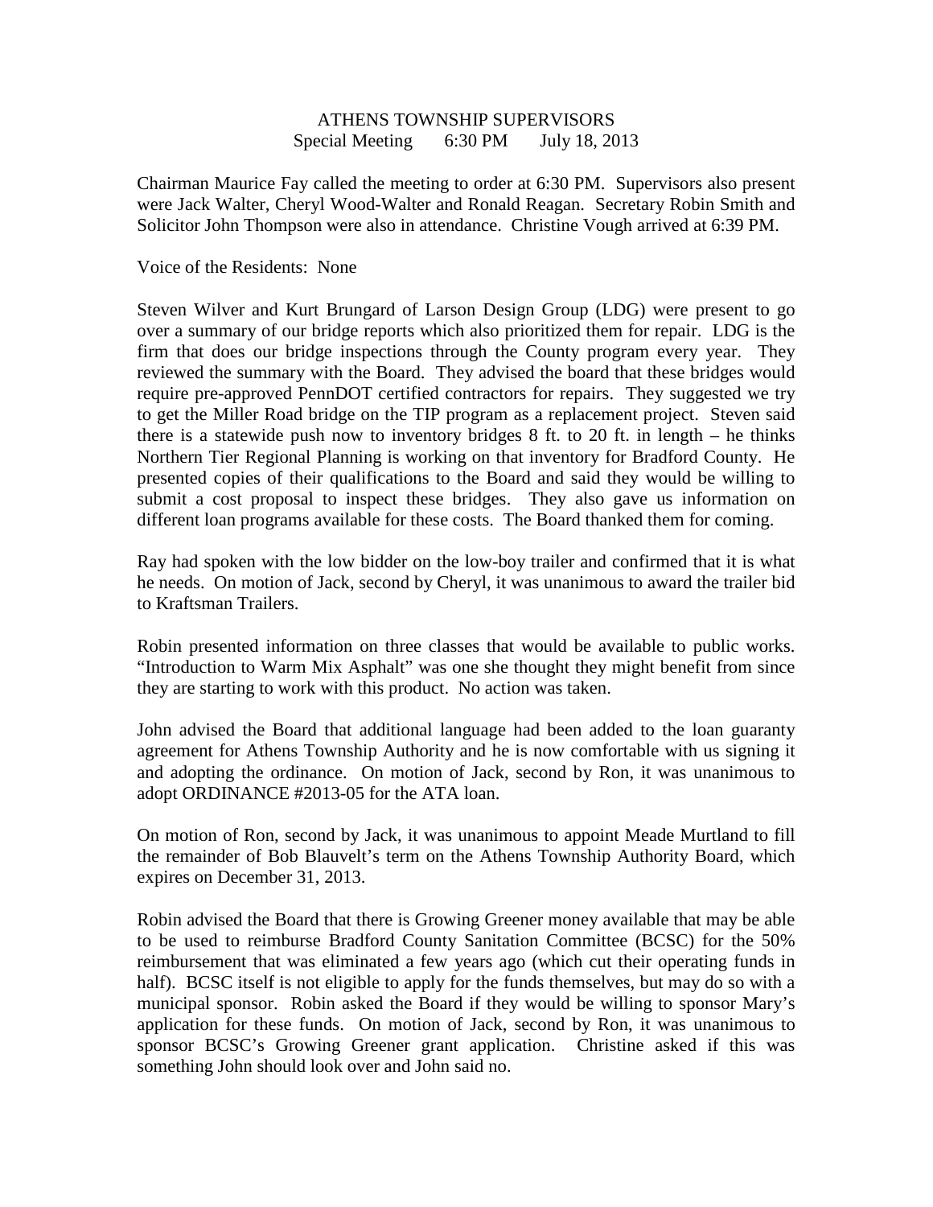ATHENS TOWNSHIP SUPERVISORS
Special Meeting 6:30 PM July 18, 2013

Chairman Maurice Fay called the meeting to order at 6:30 PM. Supervisors also present were Jack Walter, Cheryl Wood-Walter and Ronald Reagan. Secretary Robin Smith and Solicitor John Thompson were also in attendance. Christine Vough arrived at 6:39 PM.

Voice of the Residents: None

Steven Wilver and Kurt Brungard of Larson Design Group (LDG) were present to go over a summary of our bridge reports which also prioritized them for repair. LDG is the firm that does our bridge inspections through the County program every year. They reviewed the summary with the Board. They advised the board that these bridges would require pre-approved PennDOT certified contractors for repairs. They suggested we try to get the Miller Road bridge on the TIP program as a replacement project. Steven said there is a statewide push now to inventory bridges 8 ft. to 20 ft. in length – he thinks Northern Tier Regional Planning is working on that inventory for Bradford County. He presented copies of their qualifications to the Board and said they would be willing to submit a cost proposal to inspect these bridges. They also gave us information on different loan programs available for these costs. The Board thanked them for coming.

Ray had spoken with the low bidder on the low-boy trailer and confirmed that it is what he needs. On motion of Jack, second by Cheryl, it was unanimous to award the trailer bid to Kraftsman Trailers.

Robin presented information on three classes that would be available to public works. "Introduction to Warm Mix Asphalt" was one she thought they might benefit from since they are starting to work with this product. No action was taken.

John advised the Board that additional language had been added to the loan guaranty agreement for Athens Township Authority and he is now comfortable with us signing it and adopting the ordinance. On motion of Jack, second by Ron, it was unanimous to adopt ORDINANCE #2013-05 for the ATA loan.

On motion of Ron, second by Jack, it was unanimous to appoint Meade Murtland to fill the remainder of Bob Blauvelt's term on the Athens Township Authority Board, which expires on December 31, 2013.

Robin advised the Board that there is Growing Greener money available that may be able to be used to reimburse Bradford County Sanitation Committee (BCSC) for the 50% reimbursement that was eliminated a few years ago (which cut their operating funds in half). BCSC itself is not eligible to apply for the funds themselves, but may do so with a municipal sponsor. Robin asked the Board if they would be willing to sponsor Mary's application for these funds. On motion of Jack, second by Ron, it was unanimous to sponsor BCSC's Growing Greener grant application. Christine asked if this was something John should look over and John said no.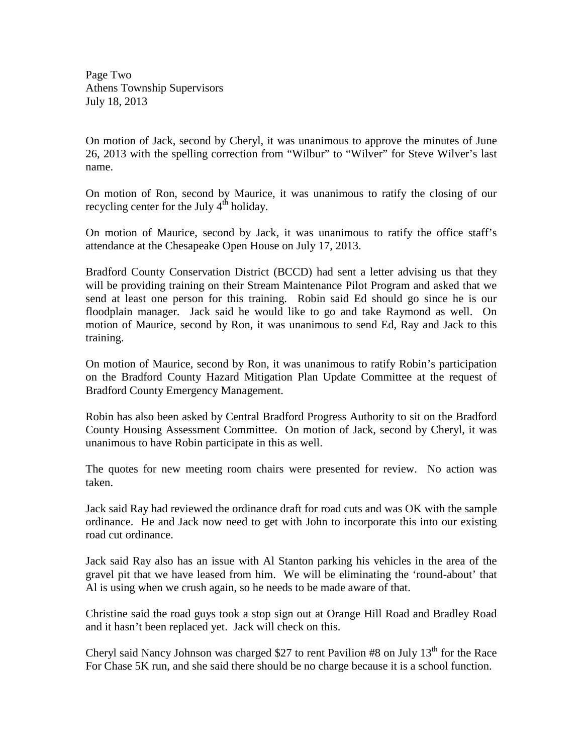On motion of Jack, second by Cheryl, it was unanimous to approve the minutes of June 26, 2013 with the spelling correction from "Wilbur" to "Wilver" for Steve Wilver's last name.

On motion of Ron, second by Maurice, it was unanimous to ratify the closing of our recycling center for the July 4th holiday.

On motion of Maurice, second by Jack, it was unanimous to ratify the office staff's attendance at the Chesapeake Open House on July 17, 2013.

Bradford County Conservation District (BCCD) had sent a letter advising us that they will be providing training on their Stream Maintenance Pilot Program and asked that we send at least one person for this training. Robin said Ed should go since he is our floodplain manager. Jack said he would like to go and take Raymond as well. On motion of Maurice, second by Ron, it was unanimous to send Ed, Ray and Jack to this training.

On motion of Maurice, second by Ron, it was unanimous to ratify Robin's participation on the Bradford County Hazard Mitigation Plan Update Committee at the request of Bradford County Emergency Management.

Robin has also been asked by Central Bradford Progress Authority to sit on the Bradford County Housing Assessment Committee. On motion of Jack, second by Cheryl, it was unanimous to have Robin participate in this as well.

The quotes for new meeting room chairs were presented for review. No action was taken.

Jack said Ray had reviewed the ordinance draft for road cuts and was OK with the sample ordinance. He and Jack now need to get with John to incorporate this into our existing road cut ordinance.

Jack said Ray also has an issue with Al Stanton parking his vehicles in the area of the gravel pit that we have leased from him. We will be eliminating the 'round-about' that Al is using when we crush again, so he needs to be made aware of that.

Christine said the road guys took a stop sign out at Orange Hill Road and Bradley Road and it hasn't been replaced yet. Jack will check on this.

Cheryl said Nancy Johnson was charged $27 to rent Pavilion #8 on July 13th for the Race For Chase 5K run, and she said there should be no charge because it is a school function.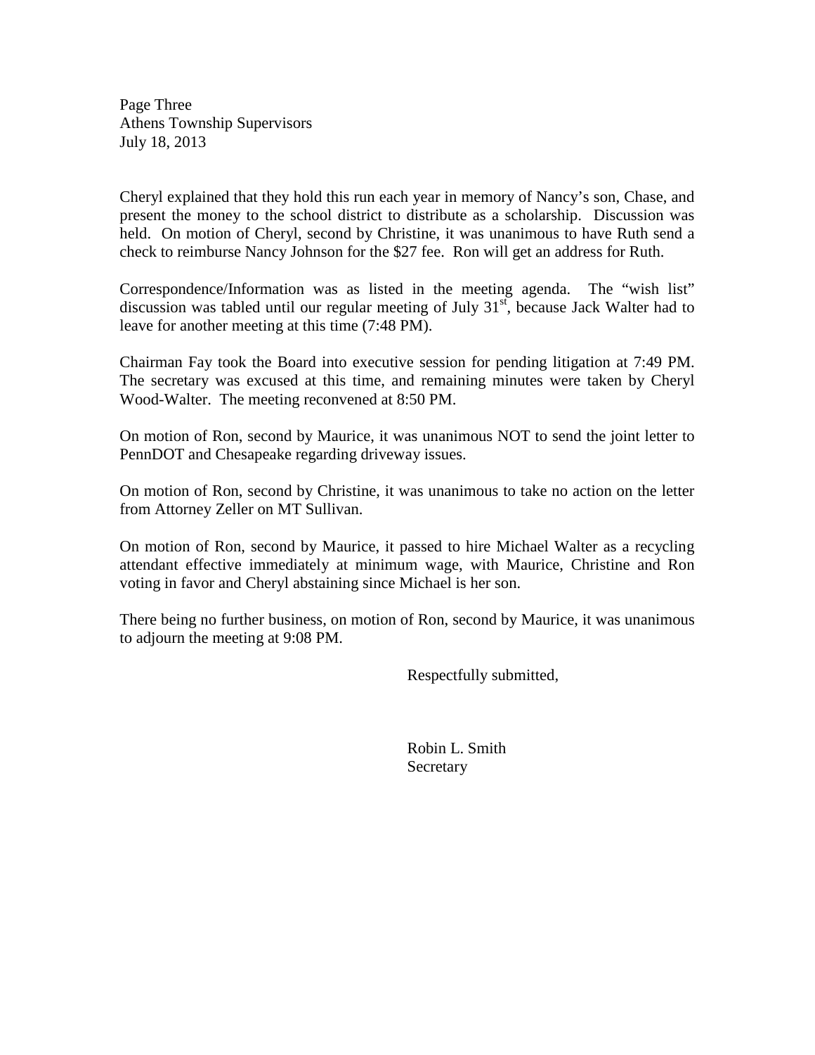Cheryl explained that they hold this run each year in memory of Nancy's son, Chase, and present the money to the school district to distribute as a scholarship. Discussion was held. On motion of Cheryl, second by Christine, it was unanimous to have Ruth send a check to reimburse Nancy Johnson for the $27 fee. Ron will get an address for Ruth.

Correspondence/Information was as listed in the meeting agenda. The "wish list" discussion was tabled until our regular meeting of July 31st, because Jack Walter had to leave for another meeting at this time (7:48 PM).

Chairman Fay took the Board into executive session for pending litigation at 7:49 PM. The secretary was excused at this time, and remaining minutes were taken by Cheryl Wood-Walter. The meeting reconvened at 8:50 PM.

On motion of Ron, second by Maurice, it was unanimous NOT to send the joint letter to PennDOT and Chesapeake regarding driveway issues.

On motion of Ron, second by Christine, it was unanimous to take no action on the letter from Attorney Zeller on MT Sullivan.

On motion of Ron, second by Maurice, it passed to hire Michael Walter as a recycling attendant effective immediately at minimum wage, with Maurice, Christine and Ron voting in favor and Cheryl abstaining since Michael is her son.

There being no further business, on motion of Ron, second by Maurice, it was unanimous to adjourn the meeting at 9:08 PM.

Respectfully submitted,

Robin L. Smith
Secretary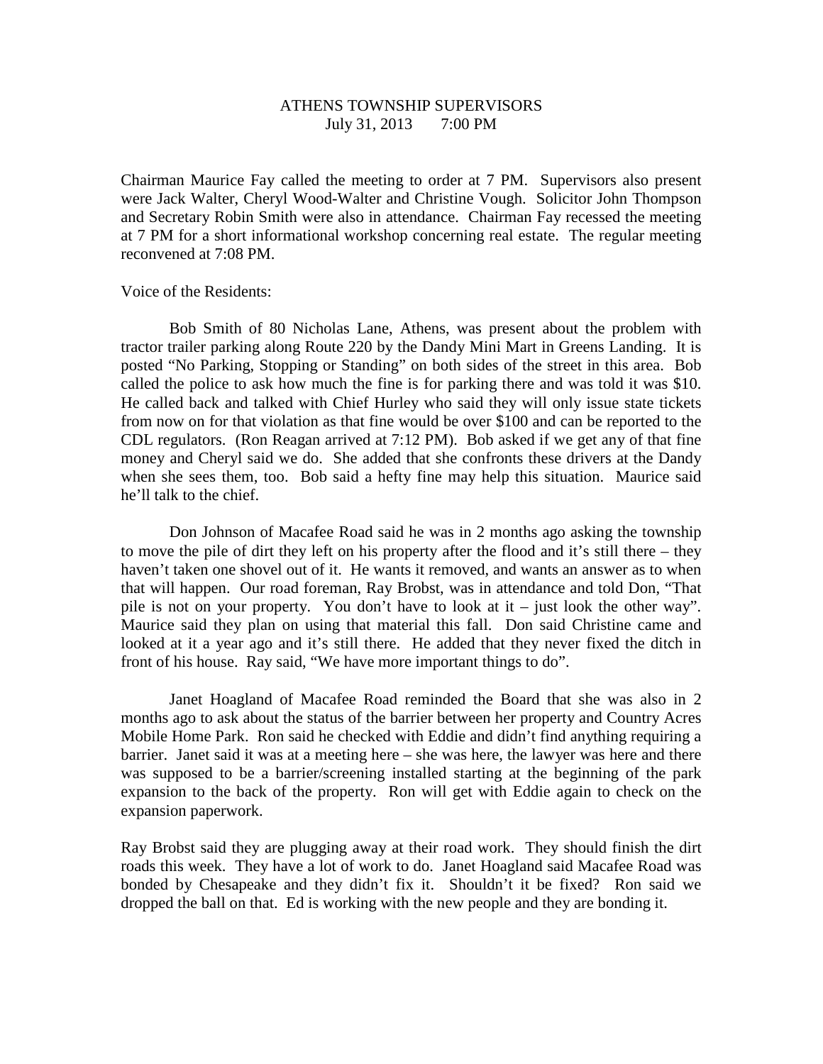ATHENS TOWNSHIP SUPERVISORS
July 31, 2013 7:00 PM

Chairman Maurice Fay called the meeting to order at 7 PM. Supervisors also present were Jack Walter, Cheryl Wood-Walter and Christine Vough. Solicitor John Thompson and Secretary Robin Smith were also in attendance. Chairman Fay recessed the meeting at 7 PM for a short informational workshop concerning real estate. The regular meeting reconvened at 7:08 PM.

Voice of the Residents:

Bob Smith of 80 Nicholas Lane, Athens, was present about the problem with tractor trailer parking along Route 220 by the Dandy Mini Mart in Greens Landing. It is posted "No Parking, Stopping or Standing" on both sides of the street in this area. Bob called the police to ask how much the fine is for parking there and was told it was $10. He called back and talked with Chief Hurley who said they will only issue state tickets from now on for that violation as that fine would be over $100 and can be reported to the CDL regulators. (Ron Reagan arrived at 7:12 PM). Bob asked if we get any of that fine money and Cheryl said we do. She added that she confronts these drivers at the Dandy when she sees them, too. Bob said a hefty fine may help this situation. Maurice said he'll talk to the chief.

Don Johnson of Macafee Road said he was in 2 months ago asking the township to move the pile of dirt they left on his property after the flood and it's still there – they haven't taken one shovel out of it. He wants it removed, and wants an answer as to when that will happen. Our road foreman, Ray Brobst, was in attendance and told Don, "That pile is not on your property. You don't have to look at it – just look the other way". Maurice said they plan on using that material this fall. Don said Christine came and looked at it a year ago and it's still there. He added that they never fixed the ditch in front of his house. Ray said, "We have more important things to do".

Janet Hoagland of Macafee Road reminded the Board that she was also in 2 months ago to ask about the status of the barrier between her property and Country Acres Mobile Home Park. Ron said he checked with Eddie and didn't find anything requiring a barrier. Janet said it was at a meeting here – she was here, the lawyer was here and there was supposed to be a barrier/screening installed starting at the beginning of the park expansion to the back of the property. Ron will get with Eddie again to check on the expansion paperwork.

Ray Brobst said they are plugging away at their road work. They should finish the dirt roads this week. They have a lot of work to do. Janet Hoagland said Macafee Road was bonded by Chesapeake and they didn't fix it. Shouldn't it be fixed? Ron said we dropped the ball on that. Ed is working with the new people and they are bonding it.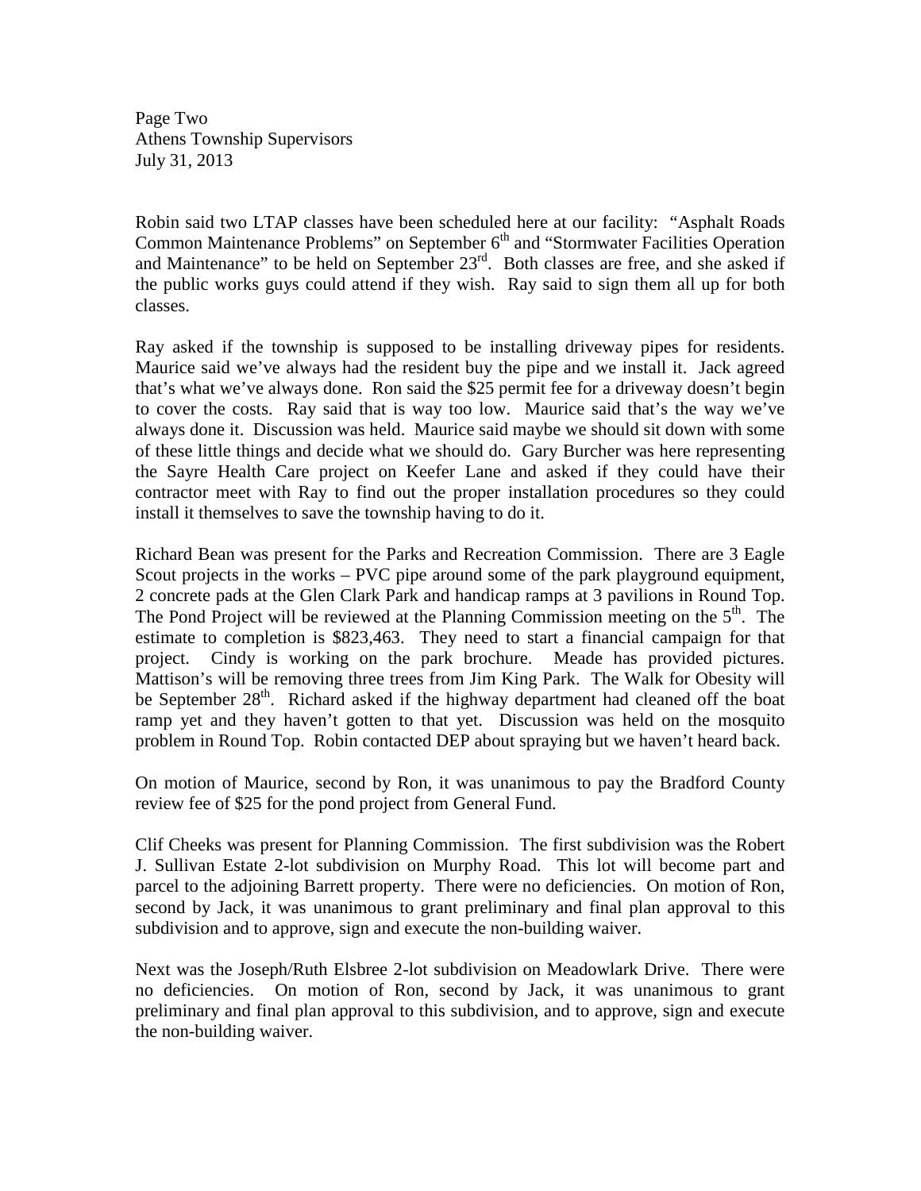Page Two
Athens Township Supervisors
July 31, 2013

Robin said two LTAP classes have been scheduled here at our facility: "Asphalt Roads Common Maintenance Problems" on September 6th and "Stormwater Facilities Operation and Maintenance" to be held on September 23rd. Both classes are free, and she asked if the public works guys could attend if they wish. Ray said to sign them all up for both classes.

Ray asked if the township is supposed to be installing driveway pipes for residents. Maurice said we've always had the resident buy the pipe and we install it. Jack agreed that's what we've always done. Ron said the $25 permit fee for a driveway doesn't begin to cover the costs. Ray said that is way too low. Maurice said that's the way we've always done it. Discussion was held. Maurice said maybe we should sit down with some of these little things and decide what we should do. Gary Burcher was here representing the Sayre Health Care project on Keefer Lane and asked if they could have their contractor meet with Ray to find out the proper installation procedures so they could install it themselves to save the township having to do it.

Richard Bean was present for the Parks and Recreation Commission. There are 3 Eagle Scout projects in the works – PVC pipe around some of the park playground equipment, 2 concrete pads at the Glen Clark Park and handicap ramps at 3 pavilions in Round Top. The Pond Project will be reviewed at the Planning Commission meeting on the 5th. The estimate to completion is $823,463. They need to start a financial campaign for that project. Cindy is working on the park brochure. Meade has provided pictures. Mattison's will be removing three trees from Jim King Park. The Walk for Obesity will be September 28th. Richard asked if the highway department had cleaned off the boat ramp yet and they haven't gotten to that yet. Discussion was held on the mosquito problem in Round Top. Robin contacted DEP about spraying but we haven't heard back.

On motion of Maurice, second by Ron, it was unanimous to pay the Bradford County review fee of $25 for the pond project from General Fund.

Clif Cheeks was present for Planning Commission. The first subdivision was the Robert J. Sullivan Estate 2-lot subdivision on Murphy Road. This lot will become part and parcel to the adjoining Barrett property. There were no deficiencies. On motion of Ron, second by Jack, it was unanimous to grant preliminary and final plan approval to this subdivision and to approve, sign and execute the non-building waiver.

Next was the Joseph/Ruth Elsbree 2-lot subdivision on Meadowlark Drive. There were no deficiencies. On motion of Ron, second by Jack, it was unanimous to grant preliminary and final plan approval to this subdivision, and to approve, sign and execute the non-building waiver.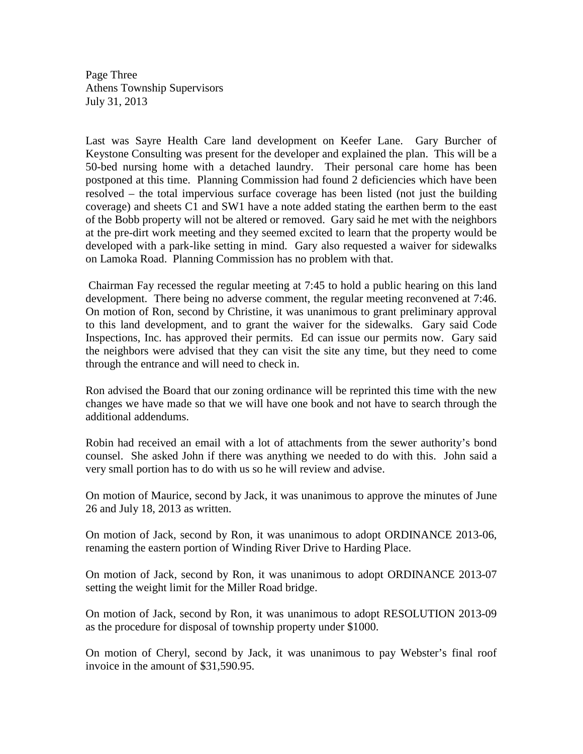Last was Sayre Health Care land development on Keefer Lane. Gary Burcher of Keystone Consulting was present for the developer and explained the plan. This will be a 50-bed nursing home with a detached laundry. Their personal care home has been postponed at this time. Planning Commission had found 2 deficiencies which have been resolved – the total impervious surface coverage has been listed (not just the building coverage) and sheets C1 and SW1 have a note added stating the earthen berm to the east of the Bobb property will not be altered or removed. Gary said he met with the neighbors at the pre-dirt work meeting and they seemed excited to learn that the property would be developed with a park-like setting in mind. Gary also requested a waiver for sidewalks on Lamoka Road. Planning Commission has no problem with that.

Chairman Fay recessed the regular meeting at 7:45 to hold a public hearing on this land development. There being no adverse comment, the regular meeting reconvened at 7:46. On motion of Ron, second by Christine, it was unanimous to grant preliminary approval to this land development, and to grant the waiver for the sidewalks. Gary said Code Inspections, Inc. has approved their permits. Ed can issue our permits now. Gary said the neighbors were advised that they can visit the site any time, but they need to come through the entrance and will need to check in.

Ron advised the Board that our zoning ordinance will be reprinted this time with the new changes we have made so that we will have one book and not have to search through the additional addendums.

Robin had received an email with a lot of attachments from the sewer authority's bond counsel. She asked John if there was anything we needed to do with this. John said a very small portion has to do with us so he will review and advise.

On motion of Maurice, second by Jack, it was unanimous to approve the minutes of June 26 and July 18, 2013 as written.

On motion of Jack, second by Ron, it was unanimous to adopt ORDINANCE 2013-06, renaming the eastern portion of Winding River Drive to Harding Place.

On motion of Jack, second by Ron, it was unanimous to adopt ORDINANCE 2013-07 setting the weight limit for the Miller Road bridge.

On motion of Jack, second by Ron, it was unanimous to adopt RESOLUTION 2013-09 as the procedure for disposal of township property under $1000.

On motion of Cheryl, second by Jack, it was unanimous to pay Webster's final roof invoice in the amount of $31,590.95.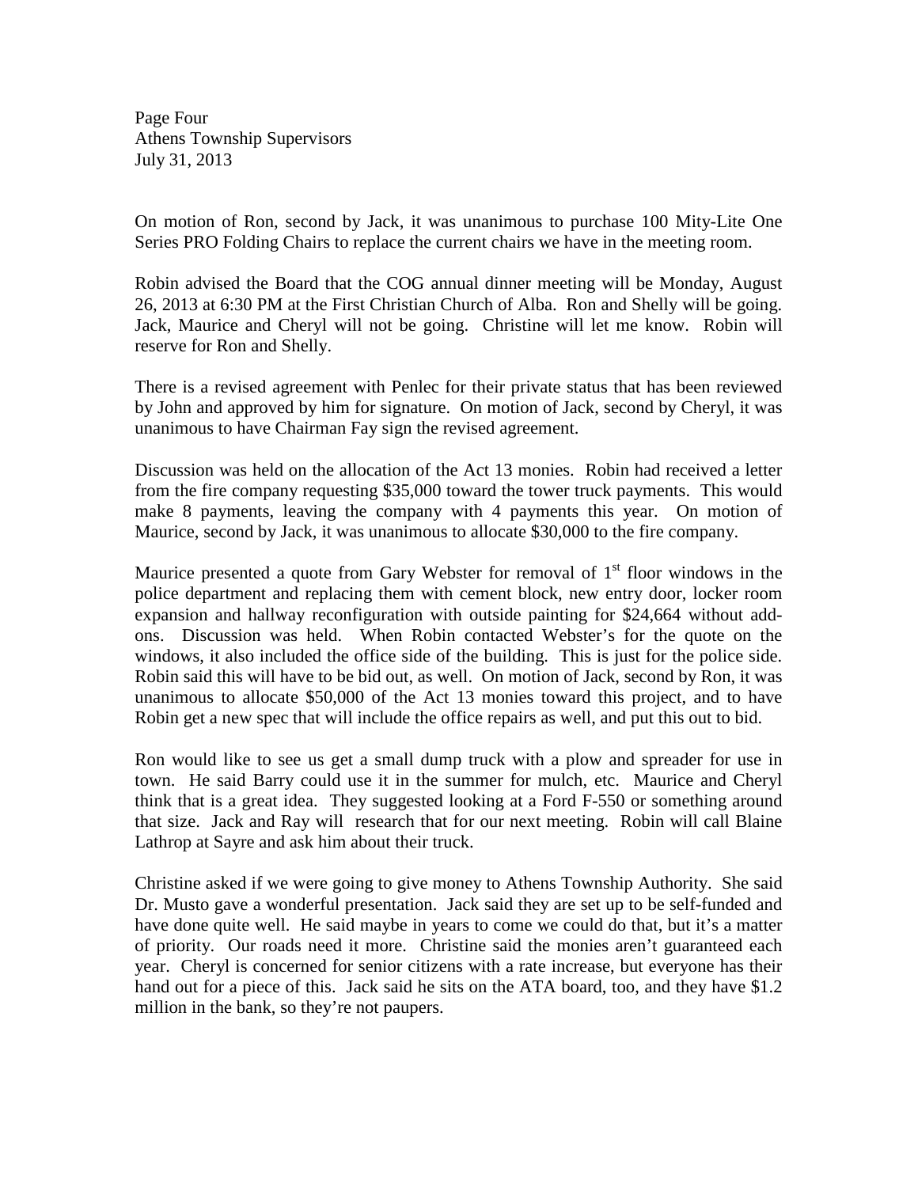On motion of Ron, second by Jack, it was unanimous to purchase 100 Mity-Lite One Series PRO Folding Chairs to replace the current chairs we have in the meeting room.

Robin advised the Board that the COG annual dinner meeting will be Monday, August 26, 2013 at 6:30 PM at the First Christian Church of Alba. Ron and Shelly will be going. Jack, Maurice and Cheryl will not be going. Christine will let me know. Robin will reserve for Ron and Shelly.

There is a revised agreement with Penlec for their private status that has been reviewed by John and approved by him for signature. On motion of Jack, second by Cheryl, it was unanimous to have Chairman Fay sign the revised agreement.

Discussion was held on the allocation of the Act 13 monies. Robin had received a letter from the fire company requesting $35,000 toward the tower truck payments. This would make 8 payments, leaving the company with 4 payments this year. On motion of Maurice, second by Jack, it was unanimous to allocate $30,000 to the fire company.

Maurice presented a quote from Gary Webster for removal of 1st floor windows in the police department and replacing them with cement block, new entry door, locker room expansion and hallway reconfiguration with outside painting for $24,664 without add-ons. Discussion was held. When Robin contacted Webster's for the quote on the windows, it also included the office side of the building. This is just for the police side. Robin said this will have to be bid out, as well. On motion of Jack, second by Ron, it was unanimous to allocate $50,000 of the Act 13 monies toward this project, and to have Robin get a new spec that will include the office repairs as well, and put this out to bid.

Ron would like to see us get a small dump truck with a plow and spreader for use in town. He said Barry could use it in the summer for mulch, etc. Maurice and Cheryl think that is a great idea. They suggested looking at a Ford F-550 or something around that size. Jack and Ray will research that for our next meeting. Robin will call Blaine Lathrop at Sayre and ask him about their truck.

Christine asked if we were going to give money to Athens Township Authority. She said Dr. Musto gave a wonderful presentation. Jack said they are set up to be self-funded and have done quite well. He said maybe in years to come we could do that, but it's a matter of priority. Our roads need it more. Christine said the monies aren't guaranteed each year. Cheryl is concerned for senior citizens with a rate increase, but everyone has their hand out for a piece of this. Jack said he sits on the ATA board, too, and they have $1.2 million in the bank, so they're not paupers.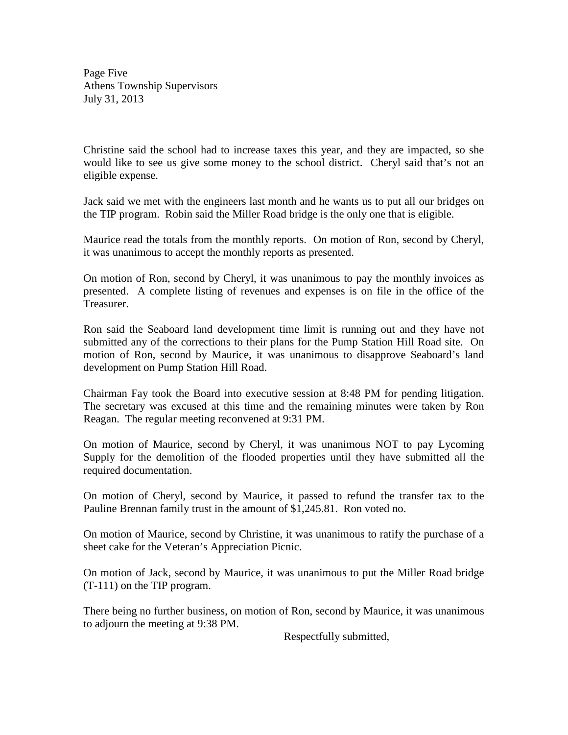Christine said the school had to increase taxes this year, and they are impacted, so she would like to see us give some money to the school district. Cheryl said that's not an eligible expense.

Jack said we met with the engineers last month and he wants us to put all our bridges on the TIP program. Robin said the Miller Road bridge is the only one that is eligible.

Maurice read the totals from the monthly reports. On motion of Ron, second by Cheryl, it was unanimous to accept the monthly reports as presented.

On motion of Ron, second by Cheryl, it was unanimous to pay the monthly invoices as presented. A complete listing of revenues and expenses is on file in the office of the Treasurer.

Ron said the Seaboard land development time limit is running out and they have not submitted any of the corrections to their plans for the Pump Station Hill Road site. On motion of Ron, second by Maurice, it was unanimous to disapprove Seaboard's land development on Pump Station Hill Road.

Chairman Fay took the Board into executive session at 8:48 PM for pending litigation. The secretary was excused at this time and the remaining minutes were taken by Ron Reagan. The regular meeting reconvened at 9:31 PM.

On motion of Maurice, second by Cheryl, it was unanimous NOT to pay Lycoming Supply for the demolition of the flooded properties until they have submitted all the required documentation.

On motion of Cheryl, second by Maurice, it passed to refund the transfer tax to the Pauline Brennan family trust in the amount of $1,245.81. Ron voted no.

On motion of Maurice, second by Christine, it was unanimous to ratify the purchase of a sheet cake for the Veteran's Appreciation Picnic.

On motion of Jack, second by Maurice, it was unanimous to put the Miller Road bridge (T-111) on the TIP program.

There being no further business, on motion of Ron, second by Maurice, it was unanimous to adjourn the meeting at 9:38 PM.

Respectfully submitted,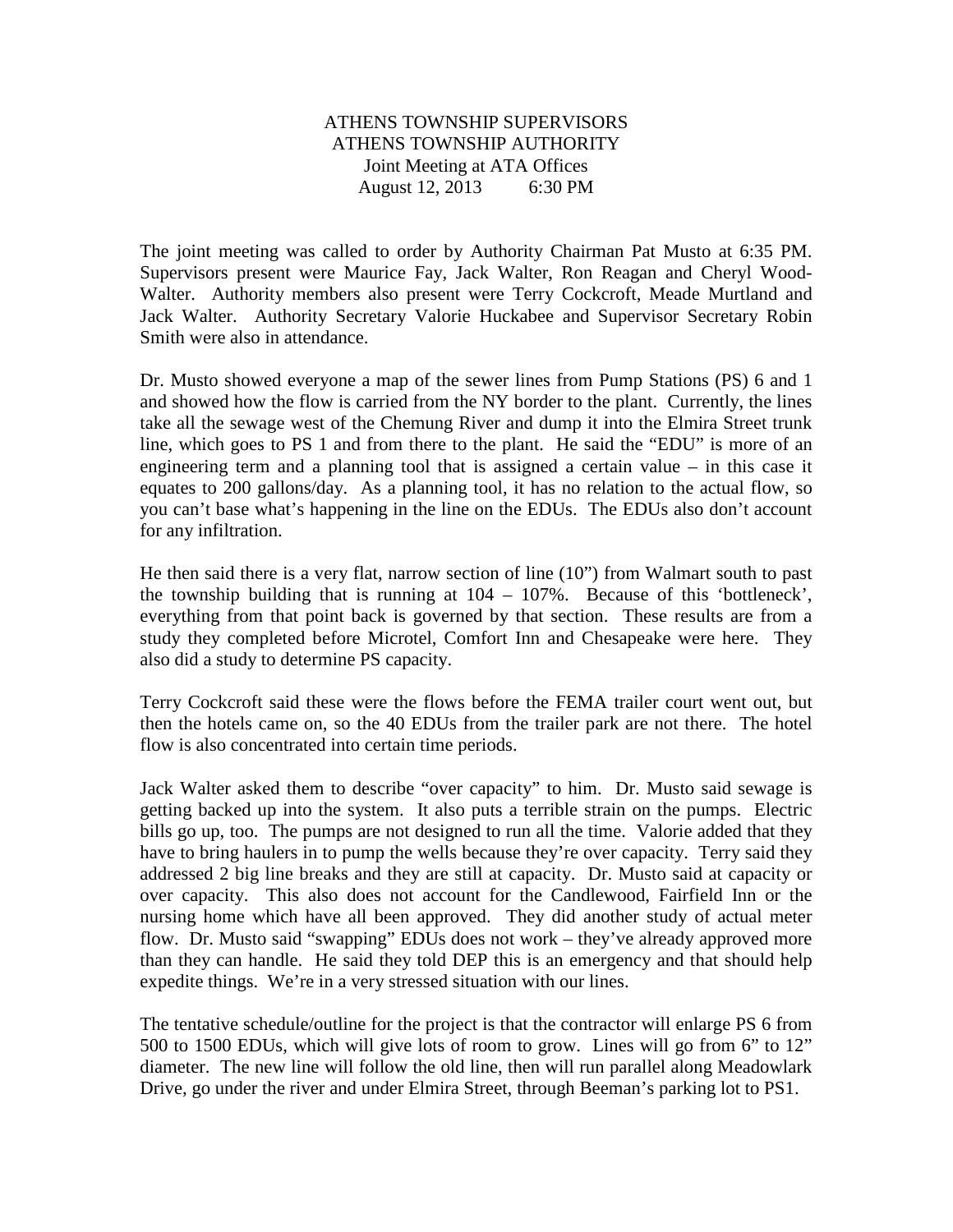ATHENS TOWNSHIP SUPERVISORS
ATHENS TOWNSHIP AUTHORITY
Joint Meeting at ATA Offices
August 12, 2013 6:30 PM

The joint meeting was called to order by Authority Chairman Pat Musto at 6:35 PM. Supervisors present were Maurice Fay, Jack Walter, Ron Reagan and Cheryl Wood-Walter. Authority members also present were Terry Cockcroft, Meade Murtland and Jack Walter. Authority Secretary Valorie Huckabee and Supervisor Secretary Robin Smith were also in attendance.

Dr. Musto showed everyone a map of the sewer lines from Pump Stations (PS) 6 and 1 and showed how the flow is carried from the NY border to the plant. Currently, the lines take all the sewage west of the Chemung River and dump it into the Elmira Street trunk line, which goes to PS 1 and from there to the plant. He said the "EDU" is more of an engineering term and a planning tool that is assigned a certain value – in this case it equates to 200 gallons/day. As a planning tool, it has no relation to the actual flow, so you can't base what's happening in the line on the EDUs. The EDUs also don't account for any infiltration.

He then said there is a very flat, narrow section of line (10") from Walmart south to past the township building that is running at 104 – 107%. Because of this 'bottleneck', everything from that point back is governed by that section. These results are from a study they completed before Microtel, Comfort Inn and Chesapeake were here. They also did a study to determine PS capacity.

Terry Cockcroft said these were the flows before the FEMA trailer court went out, but then the hotels came on, so the 40 EDUs from the trailer park are not there. The hotel flow is also concentrated into certain time periods.

Jack Walter asked them to describe "over capacity" to him. Dr. Musto said sewage is getting backed up into the system. It also puts a terrible strain on the pumps. Electric bills go up, too. The pumps are not designed to run all the time. Valorie added that they have to bring haulers in to pump the wells because they're over capacity. Terry said they addressed 2 big line breaks and they are still at capacity. Dr. Musto said at capacity or over capacity. This also does not account for the Candlewood, Fairfield Inn or the nursing home which have all been approved. They did another study of actual meter flow. Dr. Musto said "swapping" EDUs does not work – they've already approved more than they can handle. He said they told DEP this is an emergency and that should help expedite things. We're in a very stressed situation with our lines.

The tentative schedule/outline for the project is that the contractor will enlarge PS 6 from 500 to 1500 EDUs, which will give lots of room to grow. Lines will go from 6" to 12" diameter. The new line will follow the old line, then will run parallel along Meadowlark Drive, go under the river and under Elmira Street, through Beeman's parking lot to PS1.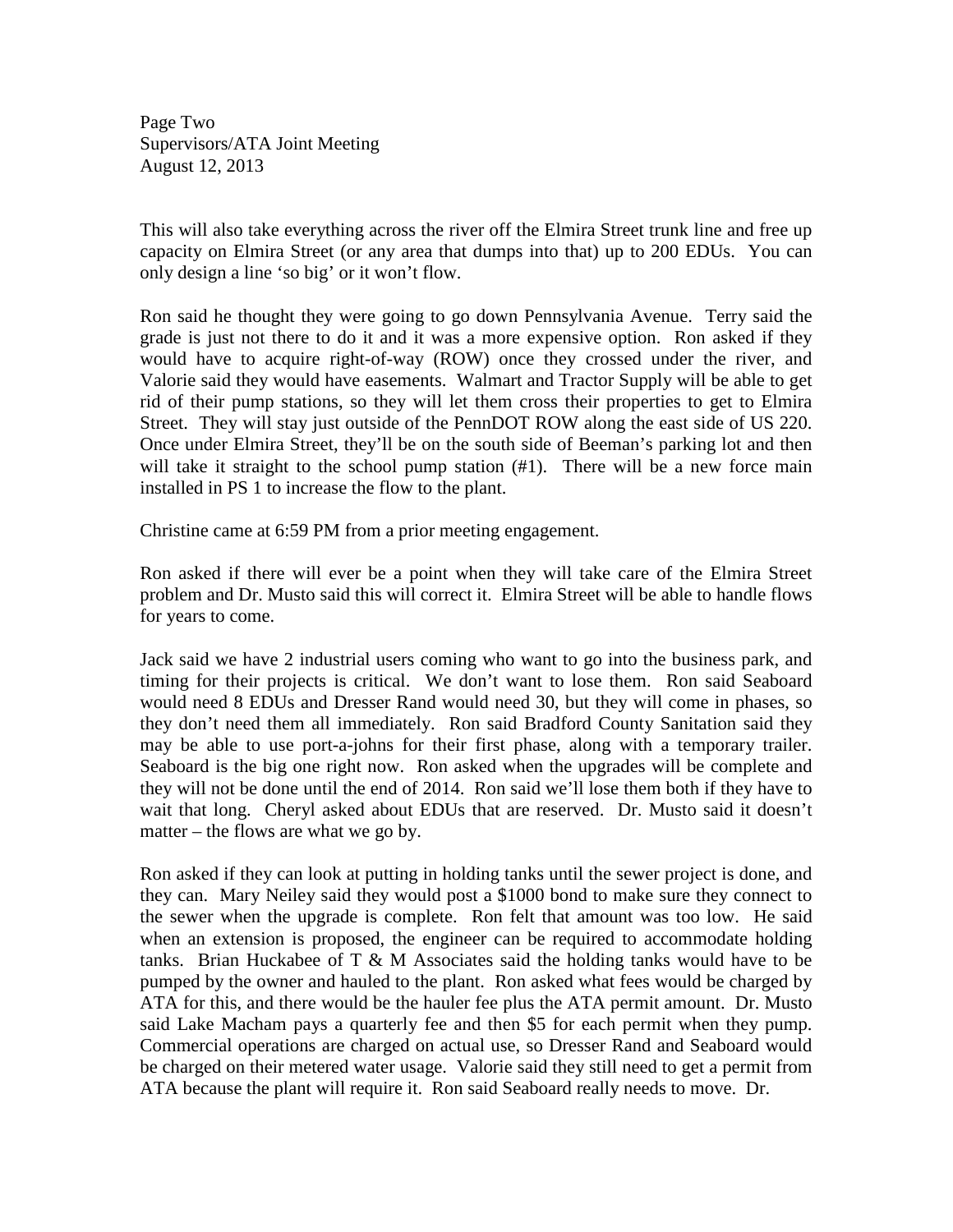This will also take everything across the river off the Elmira Street trunk line and free up capacity on Elmira Street (or any area that dumps into that) up to 200 EDUs. You can only design a line 'so big' or it won't flow.

Ron said he thought they were going to go down Pennsylvania Avenue. Terry said the grade is just not there to do it and it was a more expensive option. Ron asked if they would have to acquire right-of-way (ROW) once they crossed under the river, and Valorie said they would have easements. Walmart and Tractor Supply will be able to get rid of their pump stations, so they will let them cross their properties to get to Elmira Street. They will stay just outside of the PennDOT ROW along the east side of US 220. Once under Elmira Street, they'll be on the south side of Beeman's parking lot and then will take it straight to the school pump station (#1). There will be a new force main installed in PS 1 to increase the flow to the plant.

Christine came at 6:59 PM from a prior meeting engagement.

Ron asked if there will ever be a point when they will take care of the Elmira Street problem and Dr. Musto said this will correct it. Elmira Street will be able to handle flows for years to come.

Jack said we have 2 industrial users coming who want to go into the business park, and timing for their projects is critical. We don't want to lose them. Ron said Seaboard would need 8 EDUs and Dresser Rand would need 30, but they will come in phases, so they don't need them all immediately. Ron said Bradford County Sanitation said they may be able to use port-a-johns for their first phase, along with a temporary trailer. Seaboard is the big one right now. Ron asked when the upgrades will be complete and they will not be done until the end of 2014. Ron said we'll lose them both if they have to wait that long. Cheryl asked about EDUs that are reserved. Dr. Musto said it doesn't matter – the flows are what we go by.

Ron asked if they can look at putting in holding tanks until the sewer project is done, and they can. Mary Neiley said they would post a $1000 bond to make sure they connect to the sewer when the upgrade is complete. Ron felt that amount was too low. He said when an extension is proposed, the engineer can be required to accommodate holding tanks. Brian Huckabee of T & M Associates said the holding tanks would have to be pumped by the owner and hauled to the plant. Ron asked what fees would be charged by ATA for this, and there would be the hauler fee plus the ATA permit amount. Dr. Musto said Lake Macham pays a quarterly fee and then $5 for each permit when they pump. Commercial operations are charged on actual use, so Dresser Rand and Seaboard would be charged on their metered water usage. Valorie said they still need to get a permit from ATA because the plant will require it. Ron said Seaboard really needs to move. Dr.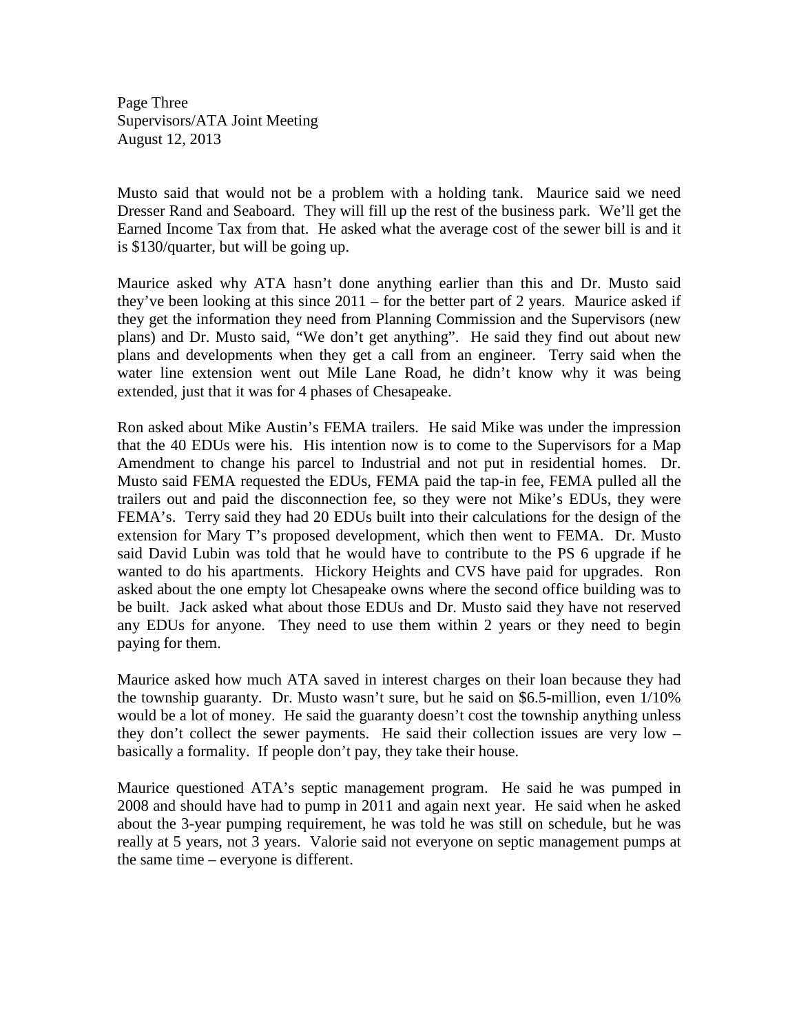Musto said that would not be a problem with a holding tank. Maurice said we need Dresser Rand and Seaboard. They will fill up the rest of the business park. We'll get the Earned Income Tax from that. He asked what the average cost of the sewer bill is and it is $130/quarter, but will be going up.

Maurice asked why ATA hasn't done anything earlier than this and Dr. Musto said they've been looking at this since 2011 – for the better part of 2 years. Maurice asked if they get the information they need from Planning Commission and the Supervisors (new plans) and Dr. Musto said, "We don't get anything". He said they find out about new plans and developments when they get a call from an engineer. Terry said when the water line extension went out Mile Lane Road, he didn't know why it was being extended, just that it was for 4 phases of Chesapeake.

Ron asked about Mike Austin's FEMA trailers. He said Mike was under the impression that the 40 EDUs were his. His intention now is to come to the Supervisors for a Map Amendment to change his parcel to Industrial and not put in residential homes. Dr. Musto said FEMA requested the EDUs, FEMA paid the tap-in fee, FEMA pulled all the trailers out and paid the disconnection fee, so they were not Mike's EDUs, they were FEMA's. Terry said they had 20 EDUs built into their calculations for the design of the extension for Mary T's proposed development, which then went to FEMA. Dr. Musto said David Lubin was told that he would have to contribute to the PS 6 upgrade if he wanted to do his apartments. Hickory Heights and CVS have paid for upgrades. Ron asked about the one empty lot Chesapeake owns where the second office building was to be built. Jack asked what about those EDUs and Dr. Musto said they have not reserved any EDUs for anyone. They need to use them within 2 years or they need to begin paying for them.

Maurice asked how much ATA saved in interest charges on their loan because they had the township guaranty. Dr. Musto wasn't sure, but he said on $6.5-million, even 1/10% would be a lot of money. He said the guaranty doesn't cost the township anything unless they don't collect the sewer payments. He said their collection issues are very low – basically a formality. If people don't pay, they take their house.

Maurice questioned ATA's septic management program. He said he was pumped in 2008 and should have had to pump in 2011 and again next year. He said when he asked about the 3-year pumping requirement, he was told he was still on schedule, but he was really at 5 years, not 3 years. Valorie said not everyone on septic management pumps at the same time – everyone is different.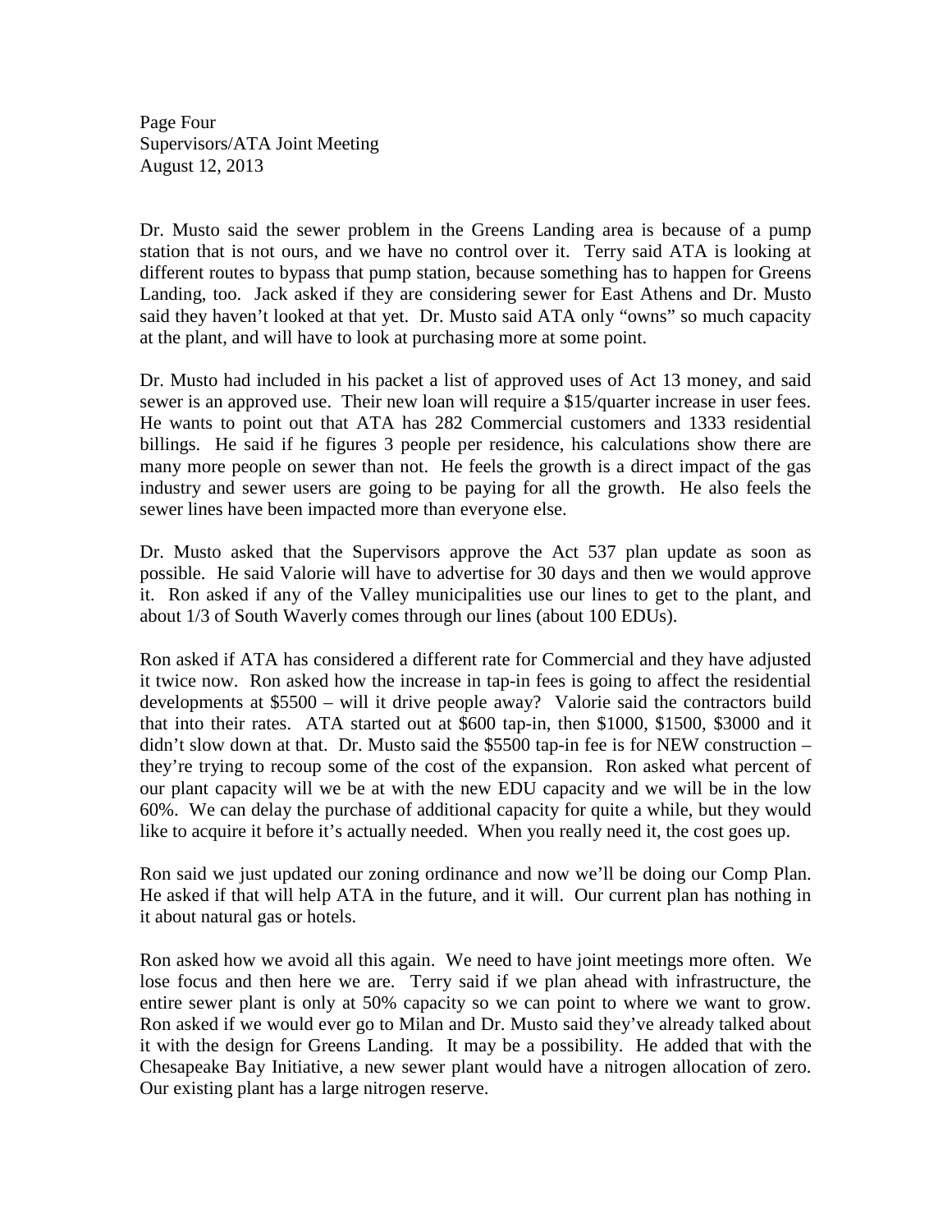Dr. Musto said the sewer problem in the Greens Landing area is because of a pump station that is not ours, and we have no control over it. Terry said ATA is looking at different routes to bypass that pump station, because something has to happen for Greens Landing, too. Jack asked if they are considering sewer for East Athens and Dr. Musto said they haven't looked at that yet. Dr. Musto said ATA only "owns" so much capacity at the plant, and will have to look at purchasing more at some point.

Dr. Musto had included in his packet a list of approved uses of Act 13 money, and said sewer is an approved use. Their new loan will require a $15/quarter increase in user fees. He wants to point out that ATA has 282 Commercial customers and 1333 residential billings. He said if he figures 3 people per residence, his calculations show there are many more people on sewer than not. He feels the growth is a direct impact of the gas industry and sewer users are going to be paying for all the growth. He also feels the sewer lines have been impacted more than everyone else.

Dr. Musto asked that the Supervisors approve the Act 537 plan update as soon as possible. He said Valorie will have to advertise for 30 days and then we would approve it. Ron asked if any of the Valley municipalities use our lines to get to the plant, and about 1/3 of South Waverly comes through our lines (about 100 EDUs).

Ron asked if ATA has considered a different rate for Commercial and they have adjusted it twice now. Ron asked how the increase in tap-in fees is going to affect the residential developments at $5500 – will it drive people away? Valorie said the contractors build that into their rates. ATA started out at $600 tap-in, then $1000, $1500, $3000 and it didn't slow down at that. Dr. Musto said the $5500 tap-in fee is for NEW construction – they're trying to recoup some of the cost of the expansion. Ron asked what percent of our plant capacity will we be at with the new EDU capacity and we will be in the low 60%. We can delay the purchase of additional capacity for quite a while, but they would like to acquire it before it's actually needed. When you really need it, the cost goes up.

Ron said we just updated our zoning ordinance and now we'll be doing our Comp Plan. He asked if that will help ATA in the future, and it will. Our current plan has nothing in it about natural gas or hotels.

Ron asked how we avoid all this again. We need to have joint meetings more often. We lose focus and then here we are. Terry said if we plan ahead with infrastructure, the entire sewer plant is only at 50% capacity so we can point to where we want to grow. Ron asked if we would ever go to Milan and Dr. Musto said they've already talked about it with the design for Greens Landing. It may be a possibility. He added that with the Chesapeake Bay Initiative, a new sewer plant would have a nitrogen allocation of zero. Our existing plant has a large nitrogen reserve.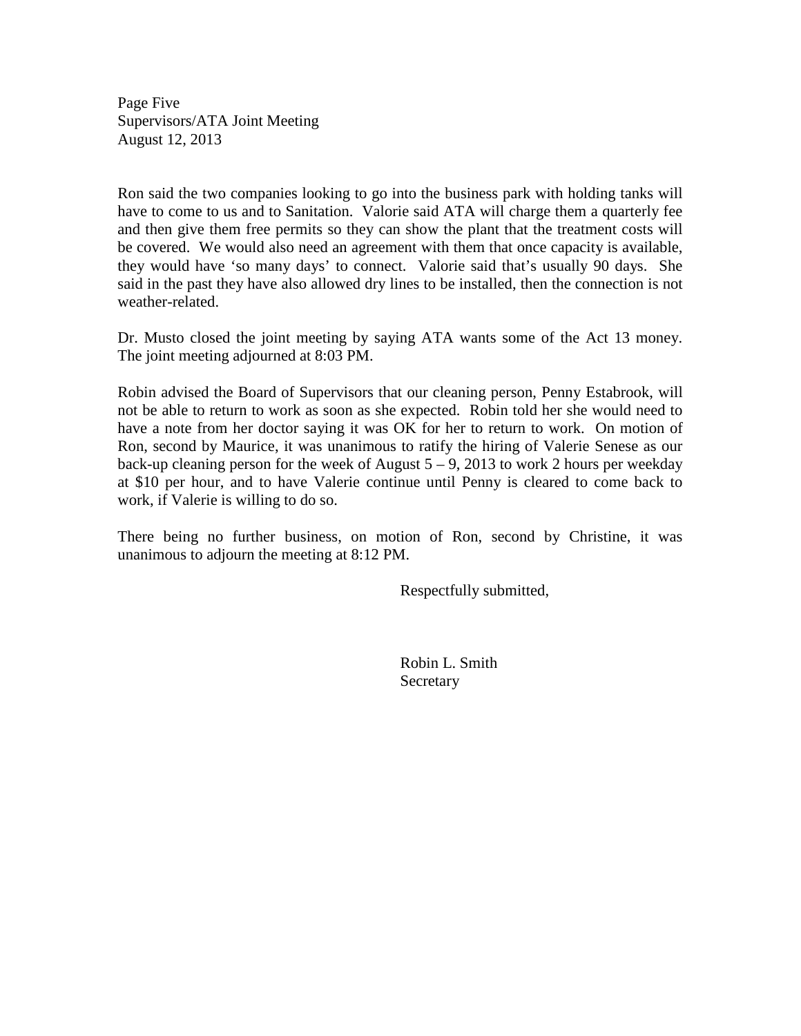Ron said the two companies looking to go into the business park with holding tanks will have to come to us and to Sanitation. Valorie said ATA will charge them a quarterly fee and then give them free permits so they can show the plant that the treatment costs will be covered. We would also need an agreement with them that once capacity is available, they would have 'so many days' to connect. Valorie said that's usually 90 days. She said in the past they have also allowed dry lines to be installed, then the connection is not weather-related.

Dr. Musto closed the joint meeting by saying ATA wants some of the Act 13 money. The joint meeting adjourned at 8:03 PM.

Robin advised the Board of Supervisors that our cleaning person, Penny Estabrook, will not be able to return to work as soon as she expected. Robin told her she would need to have a note from her doctor saying it was OK for her to return to work. On motion of Ron, second by Maurice, it was unanimous to ratify the hiring of Valerie Senese as our back-up cleaning person for the week of August 5 – 9, 2013 to work 2 hours per weekday at $10 per hour, and to have Valerie continue until Penny is cleared to come back to work, if Valerie is willing to do so.

There being no further business, on motion of Ron, second by Christine, it was unanimous to adjourn the meeting at 8:12 PM.

Respectfully submitted,

Robin L. Smith
Secretary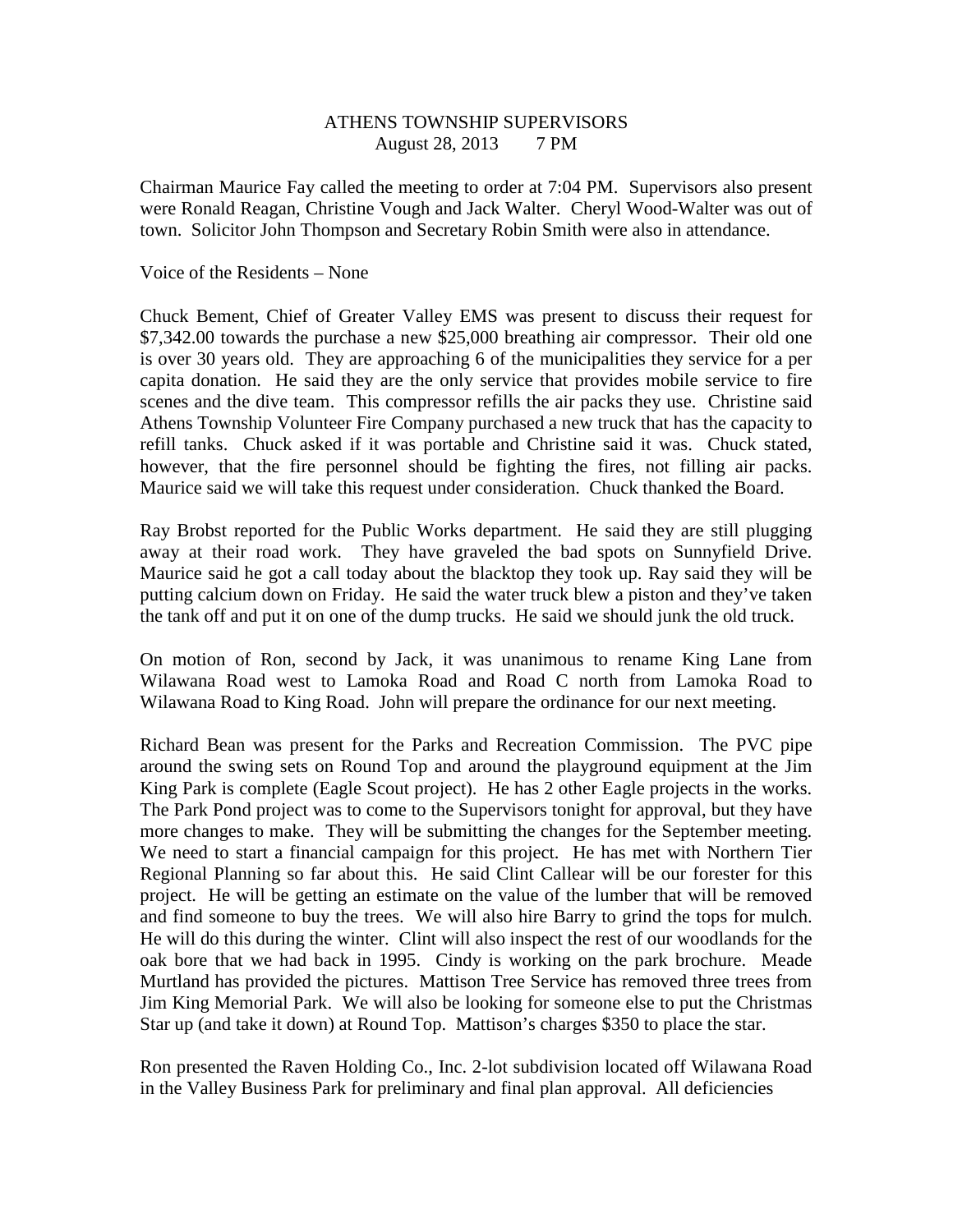ATHENS TOWNSHIP SUPERVISORS
August 28, 2013 7 PM

Chairman Maurice Fay called the meeting to order at 7:04 PM. Supervisors also present were Ronald Reagan, Christine Vough and Jack Walter. Cheryl Wood-Walter was out of town. Solicitor John Thompson and Secretary Robin Smith were also in attendance.

Voice of the Residents – None

Chuck Bement, Chief of Greater Valley EMS was present to discuss their request for $7,342.00 towards the purchase a new $25,000 breathing air compressor. Their old one is over 30 years old. They are approaching 6 of the municipalities they service for a per capita donation. He said they are the only service that provides mobile service to fire scenes and the dive team. This compressor refills the air packs they use. Christine said Athens Township Volunteer Fire Company purchased a new truck that has the capacity to refill tanks. Chuck asked if it was portable and Christine said it was. Chuck stated, however, that the fire personnel should be fighting the fires, not filling air packs. Maurice said we will take this request under consideration. Chuck thanked the Board.

Ray Brobst reported for the Public Works department. He said they are still plugging away at their road work. They have graveled the bad spots on Sunnyfield Drive. Maurice said he got a call today about the blacktop they took up. Ray said they will be putting calcium down on Friday. He said the water truck blew a piston and they've taken the tank off and put it on one of the dump trucks. He said we should junk the old truck.

On motion of Ron, second by Jack, it was unanimous to rename King Lane from Wilawana Road west to Lamoka Road and Road C north from Lamoka Road to Wilawana Road to King Road. John will prepare the ordinance for our next meeting.

Richard Bean was present for the Parks and Recreation Commission. The PVC pipe around the swing sets on Round Top and around the playground equipment at the Jim King Park is complete (Eagle Scout project). He has 2 other Eagle projects in the works. The Park Pond project was to come to the Supervisors tonight for approval, but they have more changes to make. They will be submitting the changes for the September meeting. We need to start a financial campaign for this project. He has met with Northern Tier Regional Planning so far about this. He said Clint Callear will be our forester for this project. He will be getting an estimate on the value of the lumber that will be removed and find someone to buy the trees. We will also hire Barry to grind the tops for mulch. He will do this during the winter. Clint will also inspect the rest of our woodlands for the oak bore that we had back in 1995. Cindy is working on the park brochure. Meade Murtland has provided the pictures. Mattison Tree Service has removed three trees from Jim King Memorial Park. We will also be looking for someone else to put the Christmas Star up (and take it down) at Round Top. Mattison's charges $350 to place the star.

Ron presented the Raven Holding Co., Inc. 2-lot subdivision located off Wilawana Road in the Valley Business Park for preliminary and final plan approval. All deficiencies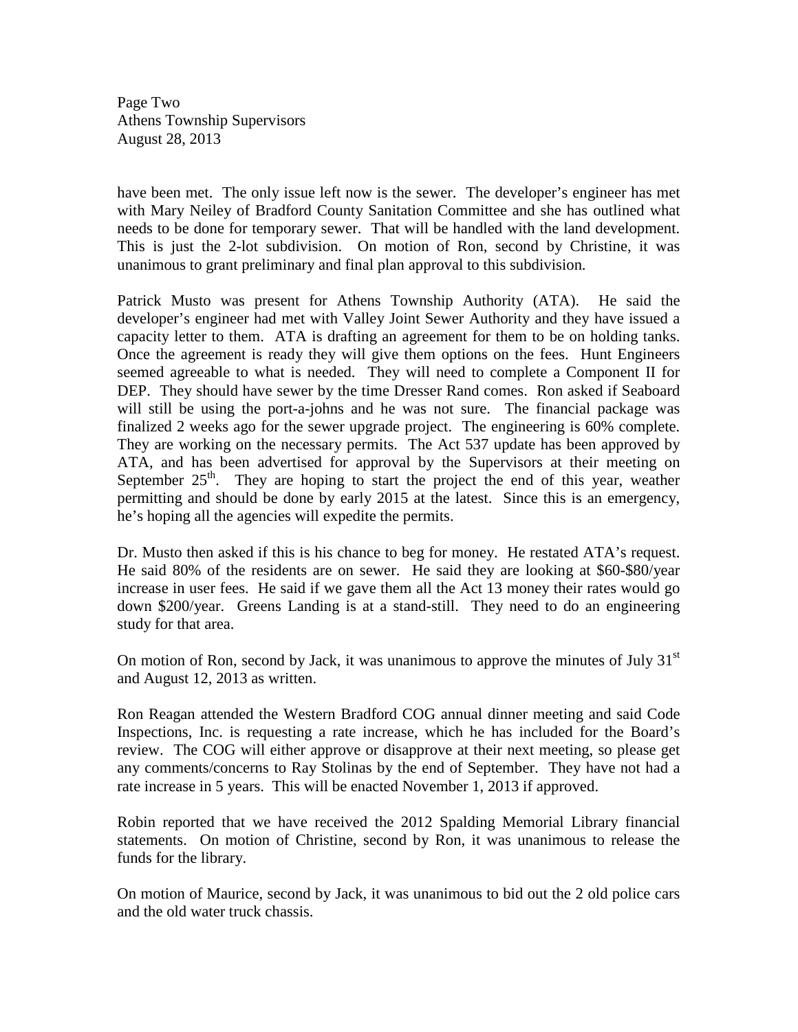have been met. The only issue left now is the sewer. The developer's engineer has met with Mary Neiley of Bradford County Sanitation Committee and she has outlined what needs to be done for temporary sewer. That will be handled with the land development. This is just the 2-lot subdivision. On motion of Ron, second by Christine, it was unanimous to grant preliminary and final plan approval to this subdivision.

Patrick Musto was present for Athens Township Authority (ATA). He said the developer's engineer had met with Valley Joint Sewer Authority and they have issued a capacity letter to them. ATA is drafting an agreement for them to be on holding tanks. Once the agreement is ready they will give them options on the fees. Hunt Engineers seemed agreeable to what is needed. They will need to complete a Component II for DEP. They should have sewer by the time Dresser Rand comes. Ron asked if Seaboard will still be using the port-a-johns and he was not sure. The financial package was finalized 2 weeks ago for the sewer upgrade project. The engineering is 60% complete. They are working on the necessary permits. The Act 537 update has been approved by ATA, and has been advertised for approval by the Supervisors at their meeting on September 25th. They are hoping to start the project the end of this year, weather permitting and should be done by early 2015 at the latest. Since this is an emergency, he's hoping all the agencies will expedite the permits.

Dr. Musto then asked if this is his chance to beg for money. He restated ATA's request. He said 80% of the residents are on sewer. He said they are looking at $60-$80/year increase in user fees. He said if we gave them all the Act 13 money their rates would go down $200/year. Greens Landing is at a stand-still. They need to do an engineering study for that area.

On motion of Ron, second by Jack, it was unanimous to approve the minutes of July 31st and August 12, 2013 as written.

Ron Reagan attended the Western Bradford COG annual dinner meeting and said Code Inspections, Inc. is requesting a rate increase, which he has included for the Board's review. The COG will either approve or disapprove at their next meeting, so please get any comments/concerns to Ray Stolinas by the end of September. They have not had a rate increase in 5 years. This will be enacted November 1, 2013 if approved.

Robin reported that we have received the 2012 Spalding Memorial Library financial statements. On motion of Christine, second by Ron, it was unanimous to release the funds for the library.

On motion of Maurice, second by Jack, it was unanimous to bid out the 2 old police cars and the old water truck chassis.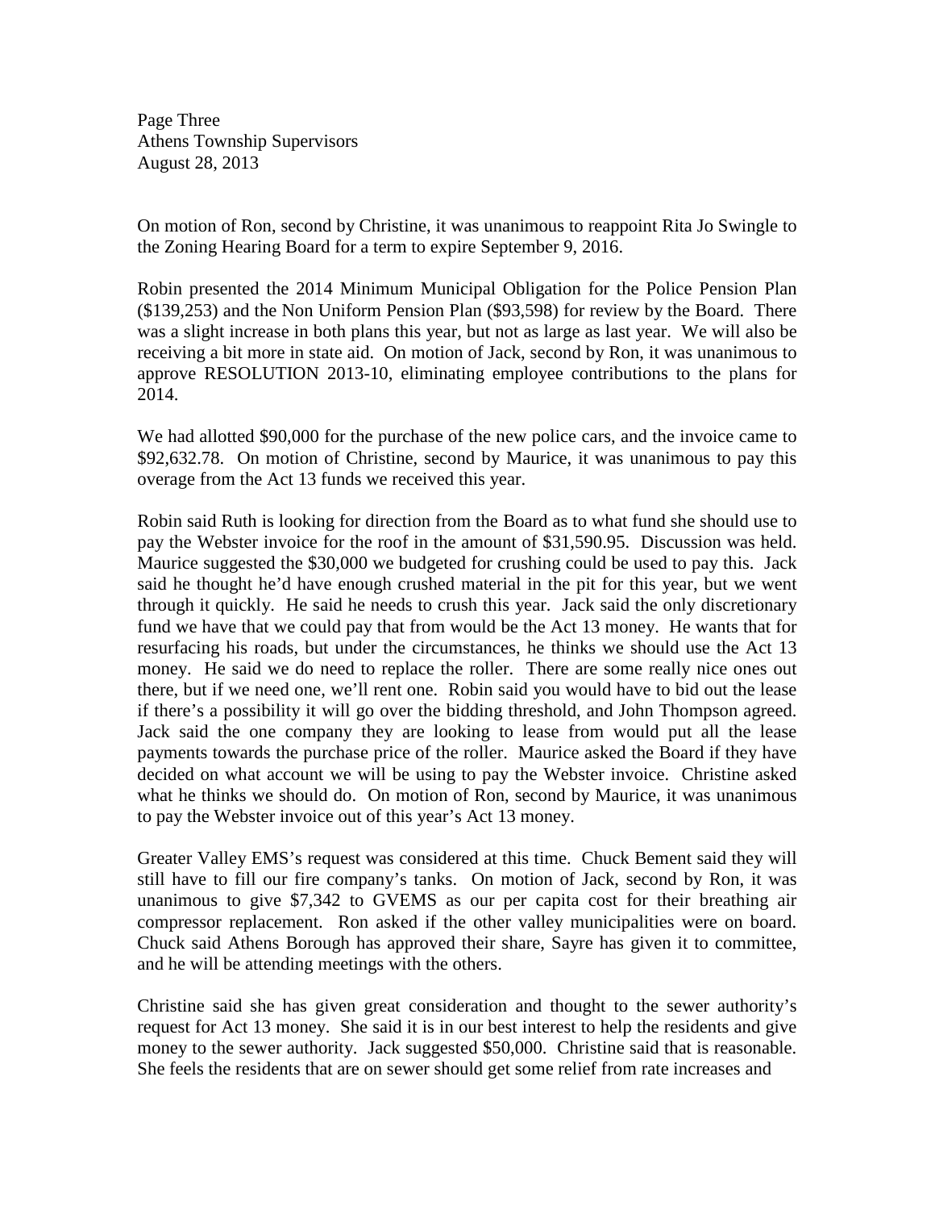On motion of Ron, second by Christine, it was unanimous to reappoint Rita Jo Swingle to the Zoning Hearing Board for a term to expire September 9, 2016.

Robin presented the 2014 Minimum Municipal Obligation for the Police Pension Plan ($139,253) and the Non Uniform Pension Plan ($93,598) for review by the Board. There was a slight increase in both plans this year, but not as large as last year. We will also be receiving a bit more in state aid. On motion of Jack, second by Ron, it was unanimous to approve RESOLUTION 2013-10, eliminating employee contributions to the plans for 2014.

We had allotted $90,000 for the purchase of the new police cars, and the invoice came to $92,632.78. On motion of Christine, second by Maurice, it was unanimous to pay this overage from the Act 13 funds we received this year.

Robin said Ruth is looking for direction from the Board as to what fund she should use to pay the Webster invoice for the roof in the amount of $31,590.95. Discussion was held. Maurice suggested the $30,000 we budgeted for crushing could be used to pay this. Jack said he thought he'd have enough crushed material in the pit for this year, but we went through it quickly. He said he needs to crush this year. Jack said the only discretionary fund we have that we could pay that from would be the Act 13 money. He wants that for resurfacing his roads, but under the circumstances, he thinks we should use the Act 13 money. He said we do need to replace the roller. There are some really nice ones out there, but if we need one, we'll rent one. Robin said you would have to bid out the lease if there's a possibility it will go over the bidding threshold, and John Thompson agreed. Jack said the one company they are looking to lease from would put all the lease payments towards the purchase price of the roller. Maurice asked the Board if they have decided on what account we will be using to pay the Webster invoice. Christine asked what he thinks we should do. On motion of Ron, second by Maurice, it was unanimous to pay the Webster invoice out of this year's Act 13 money.

Greater Valley EMS's request was considered at this time. Chuck Bement said they will still have to fill our fire company's tanks. On motion of Jack, second by Ron, it was unanimous to give $7,342 to GVEMS as our per capita cost for their breathing air compressor replacement. Ron asked if the other valley municipalities were on board. Chuck said Athens Borough has approved their share, Sayre has given it to committee, and he will be attending meetings with the others.

Christine said she has given great consideration and thought to the sewer authority's request for Act 13 money. She said it is in our best interest to help the residents and give money to the sewer authority. Jack suggested $50,000. Christine said that is reasonable. She feels the residents that are on sewer should get some relief from rate increases and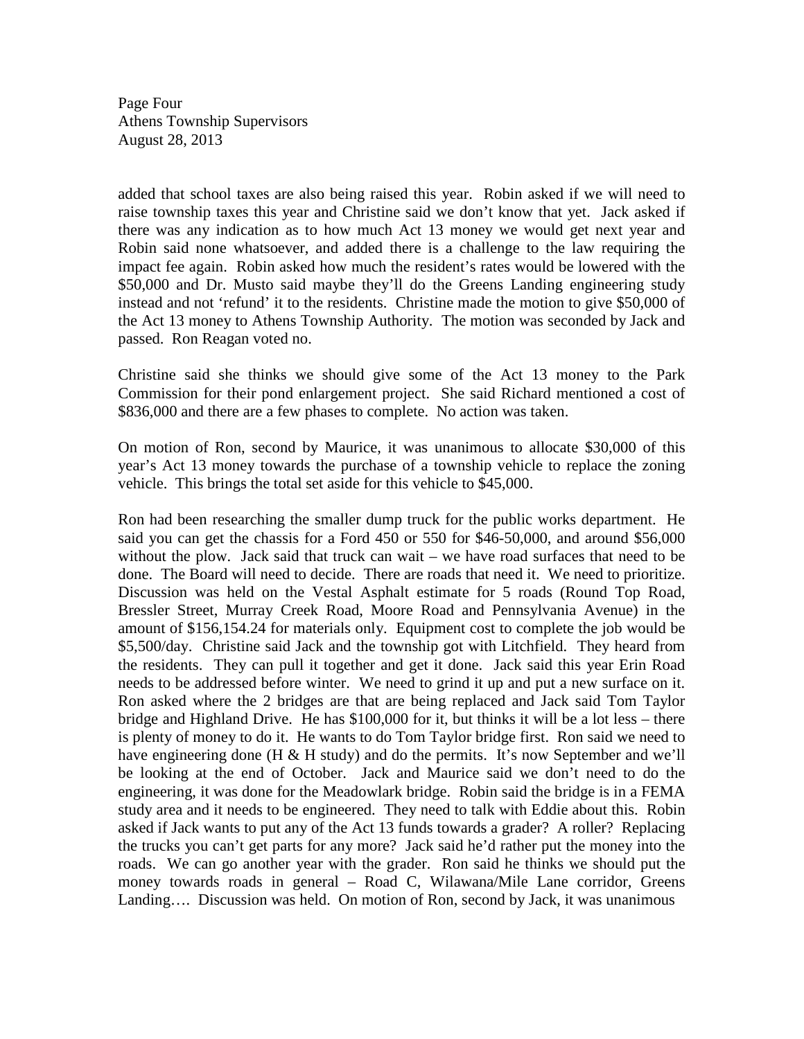added that school taxes are also being raised this year. Robin asked if we will need to raise township taxes this year and Christine said we don't know that yet. Jack asked if there was any indication as to how much Act 13 money we would get next year and Robin said none whatsoever, and added there is a challenge to the law requiring the impact fee again. Robin asked how much the resident's rates would be lowered with the $50,000 and Dr. Musto said maybe they'll do the Greens Landing engineering study instead and not 'refund' it to the residents. Christine made the motion to give $50,000 of the Act 13 money to Athens Township Authority. The motion was seconded by Jack and passed. Ron Reagan voted no.

Christine said she thinks we should give some of the Act 13 money to the Park Commission for their pond enlargement project. She said Richard mentioned a cost of $836,000 and there are a few phases to complete. No action was taken.

On motion of Ron, second by Maurice, it was unanimous to allocate $30,000 of this year's Act 13 money towards the purchase of a township vehicle to replace the zoning vehicle. This brings the total set aside for this vehicle to $45,000.

Ron had been researching the smaller dump truck for the public works department. He said you can get the chassis for a Ford 450 or 550 for $46-50,000, and around $56,000 without the plow. Jack said that truck can wait – we have road surfaces that need to be done. The Board will need to decide. There are roads that need it. We need to prioritize. Discussion was held on the Vestal Asphalt estimate for 5 roads (Round Top Road, Bressler Street, Murray Creek Road, Moore Road and Pennsylvania Avenue) in the amount of $156,154.24 for materials only. Equipment cost to complete the job would be $5,500/day. Christine said Jack and the township got with Litchfield. They heard from the residents. They can pull it together and get it done. Jack said this year Erin Road needs to be addressed before winter. We need to grind it up and put a new surface on it. Ron asked where the 2 bridges are that are being replaced and Jack said Tom Taylor bridge and Highland Drive. He has $100,000 for it, but thinks it will be a lot less – there is plenty of money to do it. He wants to do Tom Taylor bridge first. Ron said we need to have engineering done (H & H study) and do the permits. It's now September and we'll be looking at the end of October. Jack and Maurice said we don't need to do the engineering, it was done for the Meadowlark bridge. Robin said the bridge is in a FEMA study area and it needs to be engineered. They need to talk with Eddie about this. Robin asked if Jack wants to put any of the Act 13 funds towards a grader? A roller? Replacing the trucks you can't get parts for any more? Jack said he'd rather put the money into the roads. We can go another year with the grader. Ron said he thinks we should put the money towards roads in general – Road C, Wilawana/Mile Lane corridor, Greens Landing…. Discussion was held. On motion of Ron, second by Jack, it was unanimous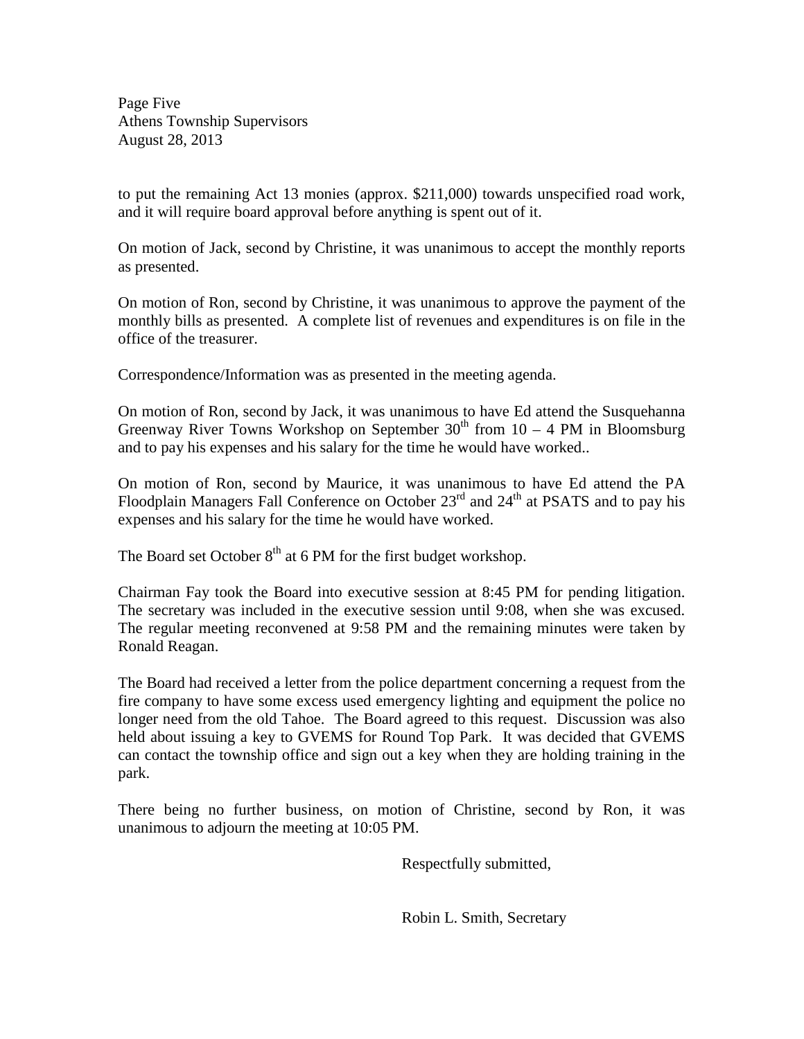to put the remaining Act 13 monies (approx. $211,000) towards unspecified road work, and it will require board approval before anything is spent out of it.

On motion of Jack, second by Christine, it was unanimous to accept the monthly reports as presented.

On motion of Ron, second by Christine, it was unanimous to approve the payment of the monthly bills as presented. A complete list of revenues and expenditures is on file in the office of the treasurer.

Correspondence/Information was as presented in the meeting agenda.

On motion of Ron, second by Jack, it was unanimous to have Ed attend the Susquehanna Greenway River Towns Workshop on September 30th from 10 – 4 PM in Bloomsburg and to pay his expenses and his salary for the time he would have worked..

On motion of Ron, second by Maurice, it was unanimous to have Ed attend the PA Floodplain Managers Fall Conference on October 23rd and 24th at PSATS and to pay his expenses and his salary for the time he would have worked.

The Board set October 8th at 6 PM for the first budget workshop.

Chairman Fay took the Board into executive session at 8:45 PM for pending litigation. The secretary was included in the executive session until 9:08, when she was excused. The regular meeting reconvened at 9:58 PM and the remaining minutes were taken by Ronald Reagan.

The Board had received a letter from the police department concerning a request from the fire company to have some excess used emergency lighting and equipment the police no longer need from the old Tahoe. The Board agreed to this request. Discussion was also held about issuing a key to GVEMS for Round Top Park. It was decided that GVEMS can contact the township office and sign out a key when they are holding training in the park.

There being no further business, on motion of Christine, second by Ron, it was unanimous to adjourn the meeting at 10:05 PM.

Respectfully submitted,

Robin L. Smith, Secretary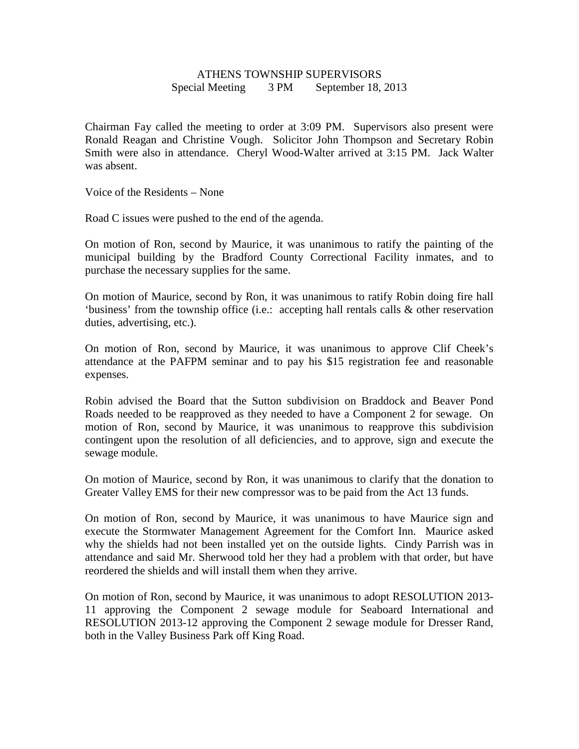# ATHENS TOWNSHIP SUPERVISORS

Special Meeting    3 PM    September 18, 2013

Chairman Fay called the meeting to order at 3:09 PM. Supervisors also present were Ronald Reagan and Christine Vough. Solicitor John Thompson and Secretary Robin Smith were also in attendance. Cheryl Wood-Walter arrived at 3:15 PM. Jack Walter was absent.

Voice of the Residents – None

Road C issues were pushed to the end of the agenda.

On motion of Ron, second by Maurice, it was unanimous to ratify the painting of the municipal building by the Bradford County Correctional Facility inmates, and to purchase the necessary supplies for the same.

On motion of Maurice, second by Ron, it was unanimous to ratify Robin doing fire hall 'business' from the township office (i.e.: accepting hall rentals calls & other reservation duties, advertising, etc.).

On motion of Ron, second by Maurice, it was unanimous to approve Clif Cheek's attendance at the PAFPM seminar and to pay his $15 registration fee and reasonable expenses.

Robin advised the Board that the Sutton subdivision on Braddock and Beaver Pond Roads needed to be reapproved as they needed to have a Component 2 for sewage. On motion of Ron, second by Maurice, it was unanimous to reapprove this subdivision contingent upon the resolution of all deficiencies, and to approve, sign and execute the sewage module.

On motion of Maurice, second by Ron, it was unanimous to clarify that the donation to Greater Valley EMS for their new compressor was to be paid from the Act 13 funds.

On motion of Ron, second by Maurice, it was unanimous to have Maurice sign and execute the Stormwater Management Agreement for the Comfort Inn. Maurice asked why the shields had not been installed yet on the outside lights. Cindy Parrish was in attendance and said Mr. Sherwood told her they had a problem with that order, but have reordered the shields and will install them when they arrive.

On motion of Ron, second by Maurice, it was unanimous to adopt RESOLUTION 2013-11 approving the Component 2 sewage module for Seaboard International and RESOLUTION 2013-12 approving the Component 2 sewage module for Dresser Rand, both in the Valley Business Park off King Road.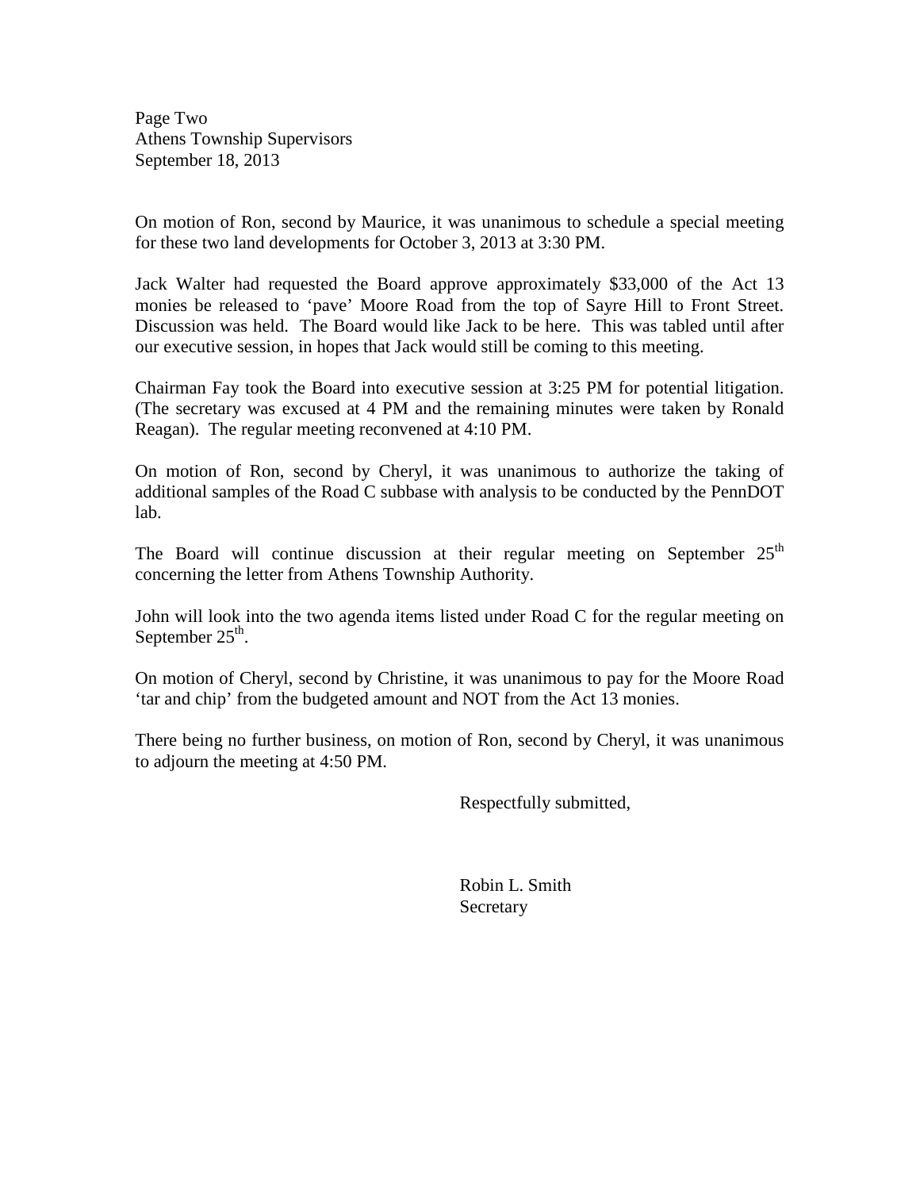Page Two
Athens Township Supervisors
September 18, 2013

On motion of Ron, second by Maurice, it was unanimous to schedule a special meeting for these two land developments for October 3, 2013 at 3:30 PM.

Jack Walter had requested the Board approve approximately $33,000 of the Act 13 monies be released to 'pave' Moore Road from the top of Sayre Hill to Front Street. Discussion was held. The Board would like Jack to be here. This was tabled until after our executive session, in hopes that Jack would still be coming to this meeting.

Chairman Fay took the Board into executive session at 3:25 PM for potential litigation. (The secretary was excused at 4 PM and the remaining minutes were taken by Ronald Reagan). The regular meeting reconvened at 4:10 PM.

On motion of Ron, second by Cheryl, it was unanimous to authorize the taking of additional samples of the Road C subbase with analysis to be conducted by the PennDOT lab.

The Board will continue discussion at their regular meeting on September 25th concerning the letter from Athens Township Authority.

John will look into the two agenda items listed under Road C for the regular meeting on September 25th.

On motion of Cheryl, second by Christine, it was unanimous to pay for the Moore Road 'tar and chip' from the budgeted amount and NOT from the Act 13 monies.

There being no further business, on motion of Ron, second by Cheryl, it was unanimous to adjourn the meeting at 4:50 PM.

Respectfully submitted,

Robin L. Smith
Secretary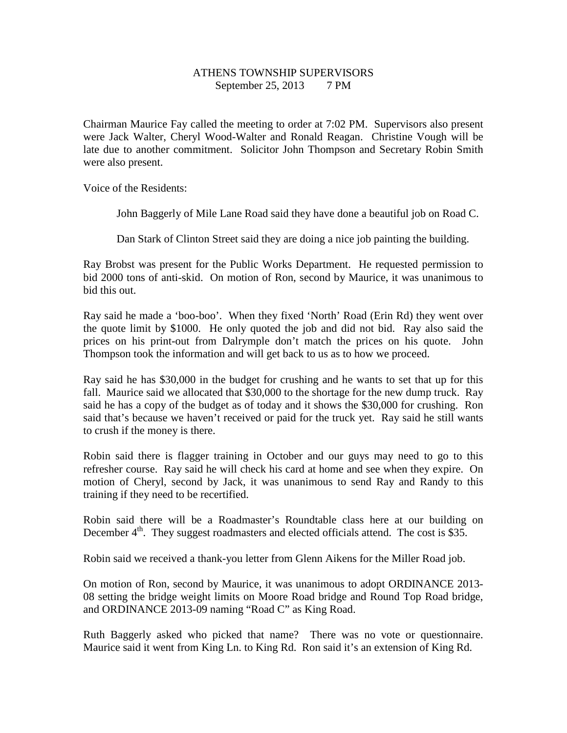ATHENS TOWNSHIP SUPERVISORS
September 25, 2013 7 PM

Chairman Maurice Fay called the meeting to order at 7:02 PM. Supervisors also present were Jack Walter, Cheryl Wood-Walter and Ronald Reagan. Christine Vough will be late due to another commitment. Solicitor John Thompson and Secretary Robin Smith were also present.

Voice of the Residents:

John Baggerly of Mile Lane Road said they have done a beautiful job on Road C.

Dan Stark of Clinton Street said they are doing a nice job painting the building.

Ray Brobst was present for the Public Works Department. He requested permission to bid 2000 tons of anti-skid. On motion of Ron, second by Maurice, it was unanimous to bid this out.

Ray said he made a 'boo-boo'. When they fixed 'North' Road (Erin Rd) they went over the quote limit by $1000. He only quoted the job and did not bid. Ray also said the prices on his print-out from Dalrymple don't match the prices on his quote. John Thompson took the information and will get back to us as to how we proceed.

Ray said he has $30,000 in the budget for crushing and he wants to set that up for this fall. Maurice said we allocated that $30,000 to the shortage for the new dump truck. Ray said he has a copy of the budget as of today and it shows the $30,000 for crushing. Ron said that's because we haven't received or paid for the truck yet. Ray said he still wants to crush if the money is there.

Robin said there is flagger training in October and our guys may need to go to this refresher course. Ray said he will check his card at home and see when they expire. On motion of Cheryl, second by Jack, it was unanimous to send Ray and Randy to this training if they need to be recertified.

Robin said there will be a Roadmaster's Roundtable class here at our building on December 4th. They suggest roadmasters and elected officials attend. The cost is $35.

Robin said we received a thank-you letter from Glenn Aikens for the Miller Road job.

On motion of Ron, second by Maurice, it was unanimous to adopt ORDINANCE 2013-08 setting the bridge weight limits on Moore Road bridge and Round Top Road bridge, and ORDINANCE 2013-09 naming "Road C" as King Road.

Ruth Baggerly asked who picked that name? There was no vote or questionnaire. Maurice said it went from King Ln. to King Rd. Ron said it's an extension of King Rd.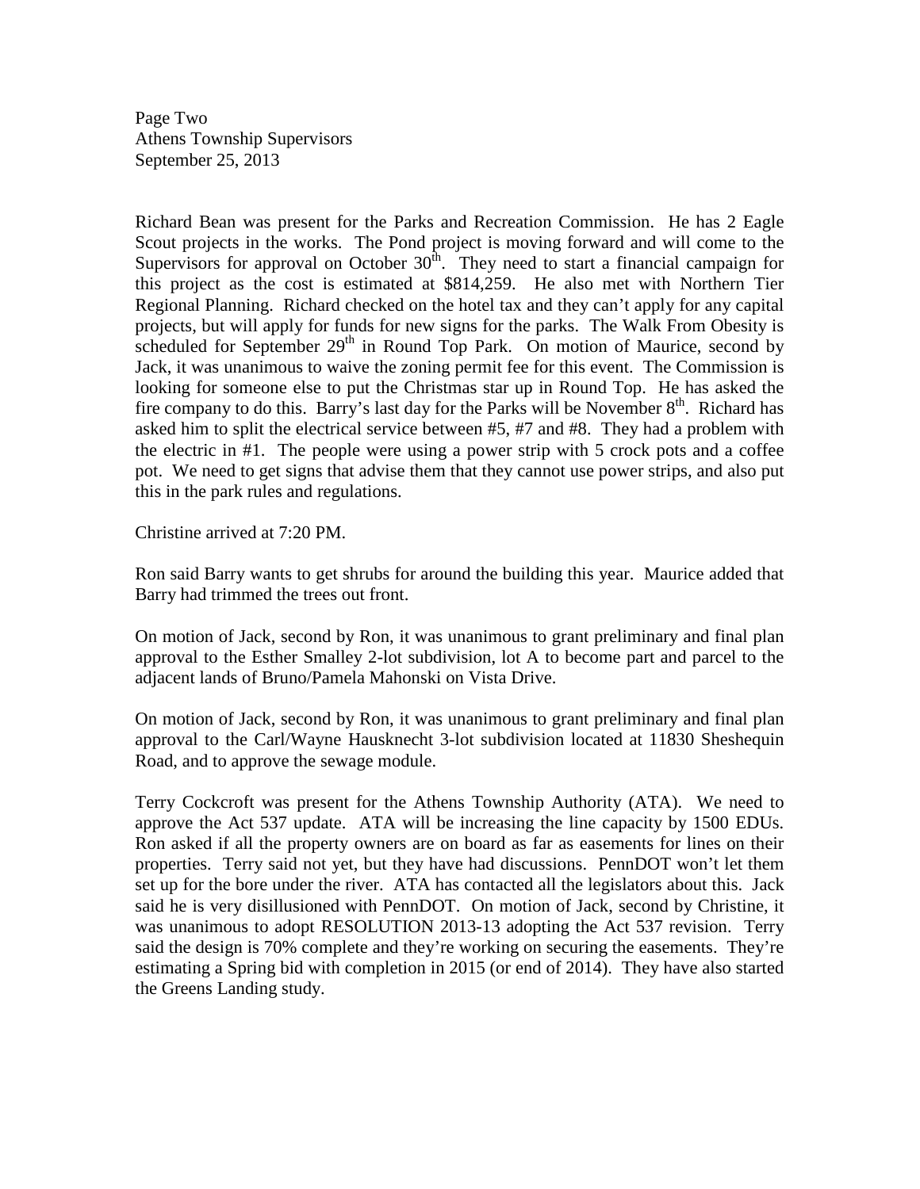Richard Bean was present for the Parks and Recreation Commission. He has 2 Eagle Scout projects in the works. The Pond project is moving forward and will come to the Supervisors for approval on October 30th. They need to start a financial campaign for this project as the cost is estimated at $814,259. He also met with Northern Tier Regional Planning. Richard checked on the hotel tax and they can't apply for any capital projects, but will apply for funds for new signs for the parks. The Walk From Obesity is scheduled for September 29th in Round Top Park. On motion of Maurice, second by Jack, it was unanimous to waive the zoning permit fee for this event. The Commission is looking for someone else to put the Christmas star up in Round Top. He has asked the fire company to do this. Barry's last day for the Parks will be November 8th. Richard has asked him to split the electrical service between #5, #7 and #8. They had a problem with the electric in #1. The people were using a power strip with 5 crock pots and a coffee pot. We need to get signs that advise them that they cannot use power strips, and also put this in the park rules and regulations.

Christine arrived at 7:20 PM.

Ron said Barry wants to get shrubs for around the building this year. Maurice added that Barry had trimmed the trees out front.

On motion of Jack, second by Ron, it was unanimous to grant preliminary and final plan approval to the Esther Smalley 2-lot subdivision, lot A to become part and parcel to the adjacent lands of Bruno/Pamela Mahonski on Vista Drive.

On motion of Jack, second by Ron, it was unanimous to grant preliminary and final plan approval to the Carl/Wayne Hausknecht 3-lot subdivision located at 11830 Sheshequin Road, and to approve the sewage module.

Terry Cockcroft was present for the Athens Township Authority (ATA). We need to approve the Act 537 update. ATA will be increasing the line capacity by 1500 EDUs. Ron asked if all the property owners are on board as far as easements for lines on their properties. Terry said not yet, but they have had discussions. PennDOT won't let them set up for the bore under the river. ATA has contacted all the legislators about this. Jack said he is very disillusioned with PennDOT. On motion of Jack, second by Christine, it was unanimous to adopt RESOLUTION 2013-13 adopting the Act 537 revision. Terry said the design is 70% complete and they're working on securing the easements. They're estimating a Spring bid with completion in 2015 (or end of 2014). They have also started the Greens Landing study.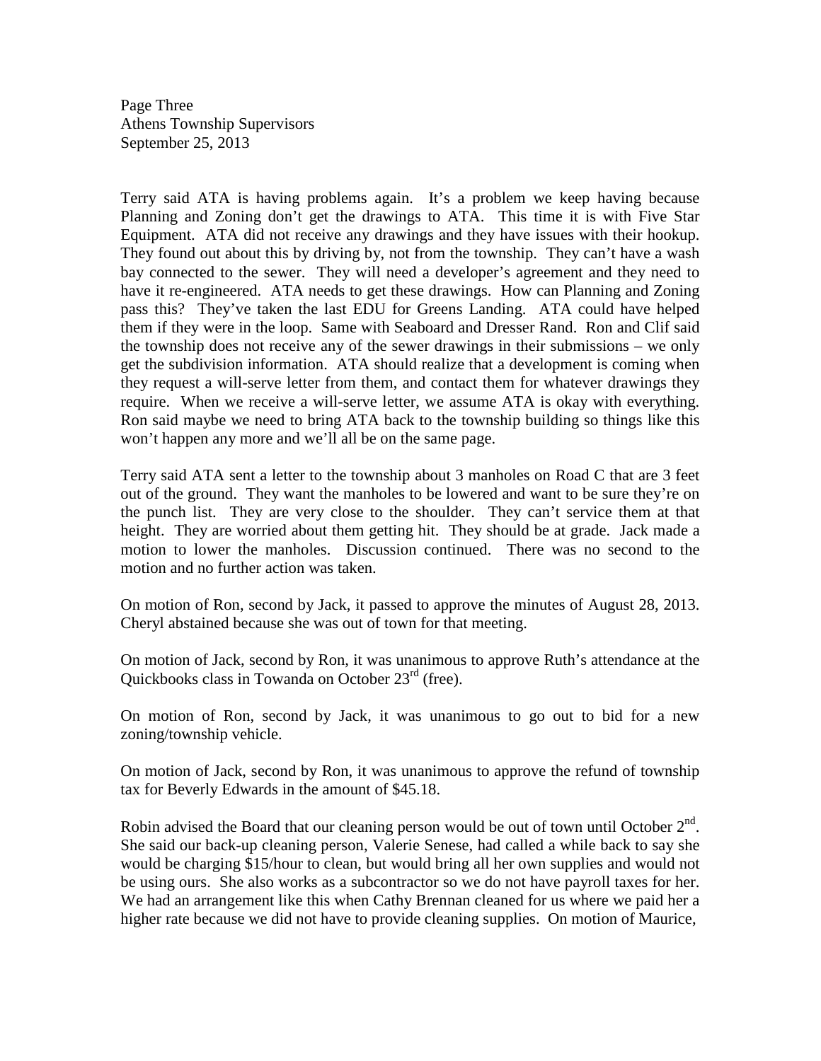Page Three
Athens Township Supervisors
September 25, 2013

Terry said ATA is having problems again. It's a problem we keep having because Planning and Zoning don't get the drawings to ATA. This time it is with Five Star Equipment. ATA did not receive any drawings and they have issues with their hookup. They found out about this by driving by, not from the township. They can't have a wash bay connected to the sewer. They will need a developer's agreement and they need to have it re-engineered. ATA needs to get these drawings. How can Planning and Zoning pass this? They've taken the last EDU for Greens Landing. ATA could have helped them if they were in the loop. Same with Seaboard and Dresser Rand. Ron and Clif said the township does not receive any of the sewer drawings in their submissions – we only get the subdivision information. ATA should realize that a development is coming when they request a will-serve letter from them, and contact them for whatever drawings they require. When we receive a will-serve letter, we assume ATA is okay with everything. Ron said maybe we need to bring ATA back to the township building so things like this won't happen any more and we'll all be on the same page.

Terry said ATA sent a letter to the township about 3 manholes on Road C that are 3 feet out of the ground. They want the manholes to be lowered and want to be sure they're on the punch list. They are very close to the shoulder. They can't service them at that height. They are worried about them getting hit. They should be at grade. Jack made a motion to lower the manholes. Discussion continued. There was no second to the motion and no further action was taken.

On motion of Ron, second by Jack, it passed to approve the minutes of August 28, 2013. Cheryl abstained because she was out of town for that meeting.

On motion of Jack, second by Ron, it was unanimous to approve Ruth's attendance at the Quickbooks class in Towanda on October 23rd (free).

On motion of Ron, second by Jack, it was unanimous to go out to bid for a new zoning/township vehicle.

On motion of Jack, second by Ron, it was unanimous to approve the refund of township tax for Beverly Edwards in the amount of $45.18.

Robin advised the Board that our cleaning person would be out of town until October 2nd. She said our back-up cleaning person, Valerie Senese, had called a while back to say she would be charging $15/hour to clean, but would bring all her own supplies and would not be using ours. She also works as a subcontractor so we do not have payroll taxes for her. We had an arrangement like this when Cathy Brennan cleaned for us where we paid her a higher rate because we did not have to provide cleaning supplies. On motion of Maurice,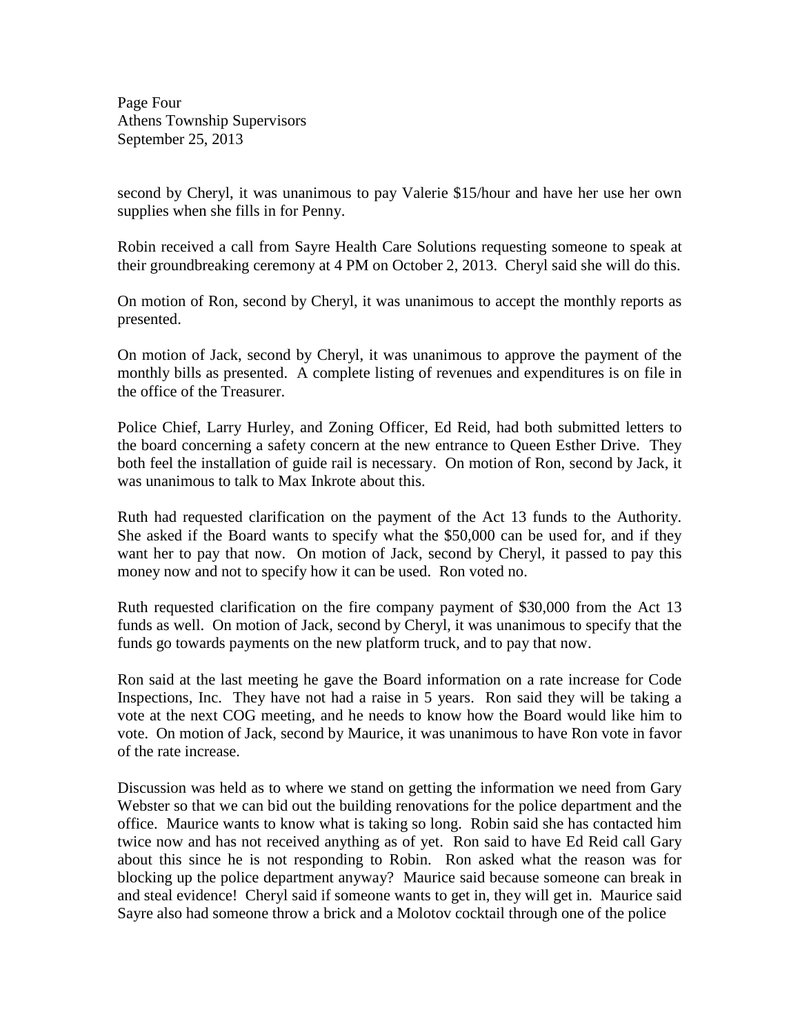second by Cheryl, it was unanimous to pay Valerie $15/hour and have her use her own supplies when she fills in for Penny.

Robin received a call from Sayre Health Care Solutions requesting someone to speak at their groundbreaking ceremony at 4 PM on October 2, 2013. Cheryl said she will do this.

On motion of Ron, second by Cheryl, it was unanimous to accept the monthly reports as presented.

On motion of Jack, second by Cheryl, it was unanimous to approve the payment of the monthly bills as presented. A complete listing of revenues and expenditures is on file in the office of the Treasurer.

Police Chief, Larry Hurley, and Zoning Officer, Ed Reid, had both submitted letters to the board concerning a safety concern at the new entrance to Queen Esther Drive. They both feel the installation of guide rail is necessary. On motion of Ron, second by Jack, it was unanimous to talk to Max Inkrote about this.

Ruth had requested clarification on the payment of the Act 13 funds to the Authority. She asked if the Board wants to specify what the $50,000 can be used for, and if they want her to pay that now. On motion of Jack, second by Cheryl, it passed to pay this money now and not to specify how it can be used. Ron voted no.

Ruth requested clarification on the fire company payment of $30,000 from the Act 13 funds as well. On motion of Jack, second by Cheryl, it was unanimous to specify that the funds go towards payments on the new platform truck, and to pay that now.

Ron said at the last meeting he gave the Board information on a rate increase for Code Inspections, Inc. They have not had a raise in 5 years. Ron said they will be taking a vote at the next COG meeting, and he needs to know how the Board would like him to vote. On motion of Jack, second by Maurice, it was unanimous to have Ron vote in favor of the rate increase.

Discussion was held as to where we stand on getting the information we need from Gary Webster so that we can bid out the building renovations for the police department and the office. Maurice wants to know what is taking so long. Robin said she has contacted him twice now and has not received anything as of yet. Ron said to have Ed Reid call Gary about this since he is not responding to Robin. Ron asked what the reason was for blocking up the police department anyway? Maurice said because someone can break in and steal evidence! Cheryl said if someone wants to get in, they will get in. Maurice said Sayre also had someone throw a brick and a Molotov cocktail through one of the police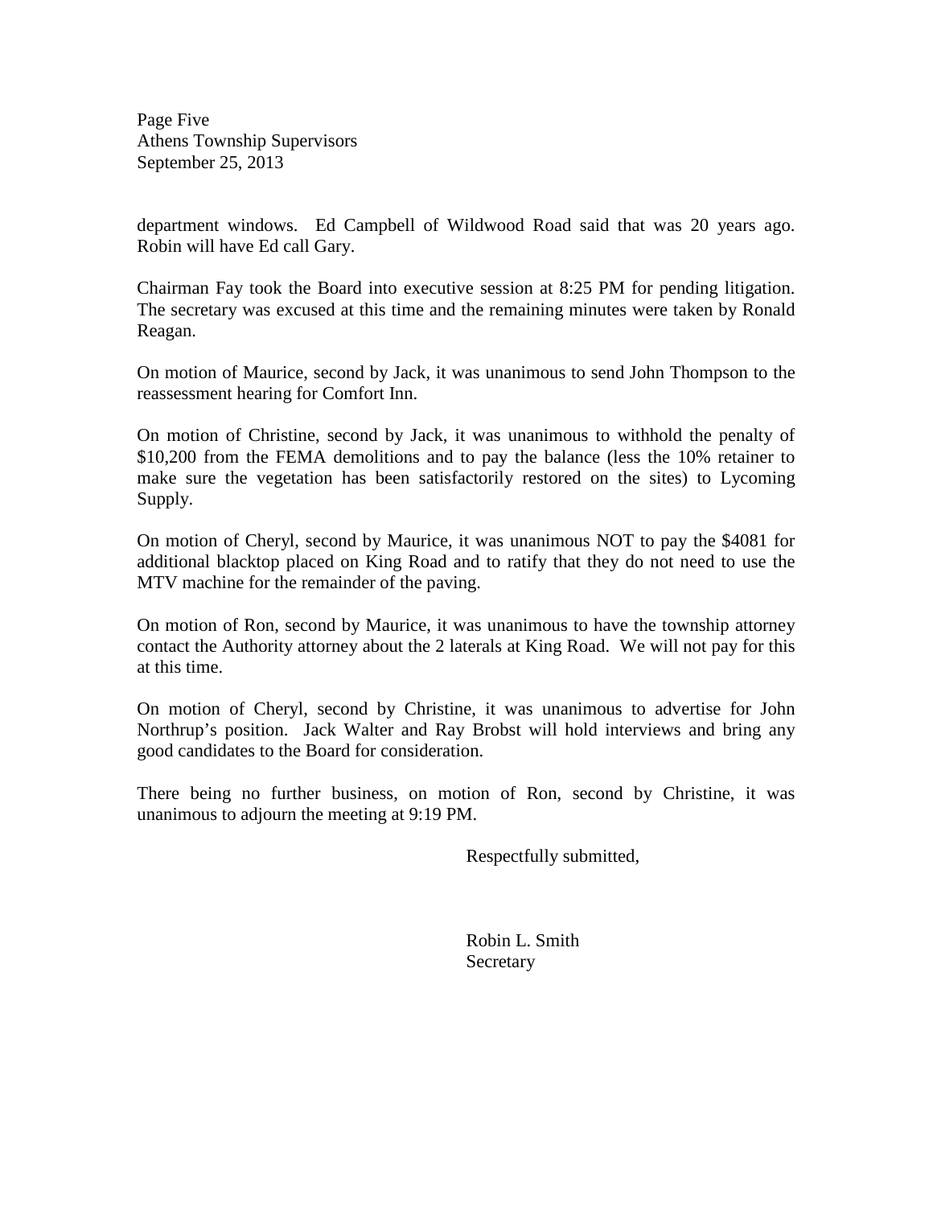department windows. Ed Campbell of Wildwood Road said that was 20 years ago. Robin will have Ed call Gary.

Chairman Fay took the Board into executive session at 8:25 PM for pending litigation. The secretary was excused at this time and the remaining minutes were taken by Ronald Reagan.

On motion of Maurice, second by Jack, it was unanimous to send John Thompson to the reassessment hearing for Comfort Inn.

On motion of Christine, second by Jack, it was unanimous to withhold the penalty of $10,200 from the FEMA demolitions and to pay the balance (less the 10% retainer to make sure the vegetation has been satisfactorily restored on the sites) to Lycoming Supply.

On motion of Cheryl, second by Maurice, it was unanimous NOT to pay the $4081 for additional blacktop placed on King Road and to ratify that they do not need to use the MTV machine for the remainder of the paving.

On motion of Ron, second by Maurice, it was unanimous to have the township attorney contact the Authority attorney about the 2 laterals at King Road. We will not pay for this at this time.

On motion of Cheryl, second by Christine, it was unanimous to advertise for John Northrup's position. Jack Walter and Ray Brobst will hold interviews and bring any good candidates to the Board for consideration.

There being no further business, on motion of Ron, second by Christine, it was unanimous to adjourn the meeting at 9:19 PM.

Respectfully submitted,

Robin L. Smith
Secretary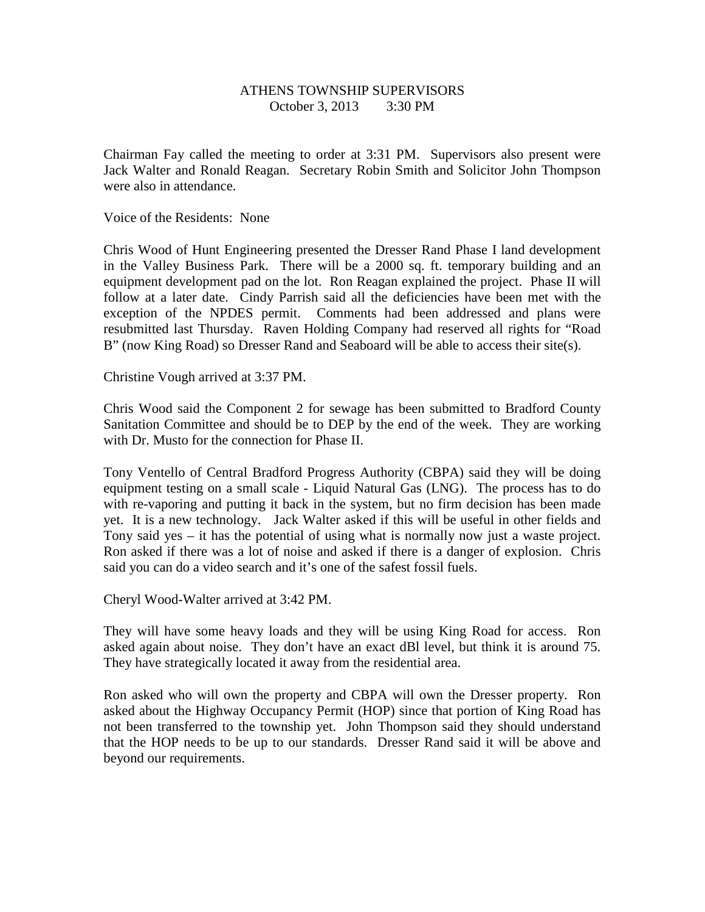ATHENS TOWNSHIP SUPERVISORS
October 3, 2013 3:30 PM

Chairman Fay called the meeting to order at 3:31 PM. Supervisors also present were Jack Walter and Ronald Reagan. Secretary Robin Smith and Solicitor John Thompson were also in attendance.

Voice of the Residents: None

Chris Wood of Hunt Engineering presented the Dresser Rand Phase I land development in the Valley Business Park. There will be a 2000 sq. ft. temporary building and an equipment development pad on the lot. Ron Reagan explained the project. Phase II will follow at a later date. Cindy Parrish said all the deficiencies have been met with the exception of the NPDES permit. Comments had been addressed and plans were resubmitted last Thursday. Raven Holding Company had reserved all rights for "Road B" (now King Road) so Dresser Rand and Seaboard will be able to access their site(s).

Christine Vough arrived at 3:37 PM.

Chris Wood said the Component 2 for sewage has been submitted to Bradford County Sanitation Committee and should be to DEP by the end of the week. They are working with Dr. Musto for the connection for Phase II.

Tony Ventello of Central Bradford Progress Authority (CBPA) said they will be doing equipment testing on a small scale - Liquid Natural Gas (LNG). The process has to do with re-vaporing and putting it back in the system, but no firm decision has been made yet. It is a new technology. Jack Walter asked if this will be useful in other fields and Tony said yes – it has the potential of using what is normally now just a waste project. Ron asked if there was a lot of noise and asked if there is a danger of explosion. Chris said you can do a video search and it's one of the safest fossil fuels.

Cheryl Wood-Walter arrived at 3:42 PM.

They will have some heavy loads and they will be using King Road for access. Ron asked again about noise. They don't have an exact dBl level, but think it is around 75. They have strategically located it away from the residential area.

Ron asked who will own the property and CBPA will own the Dresser property. Ron asked about the Highway Occupancy Permit (HOP) since that portion of King Road has not been transferred to the township yet. John Thompson said they should understand that the HOP needs to be up to our standards. Dresser Rand said it will be above and beyond our requirements.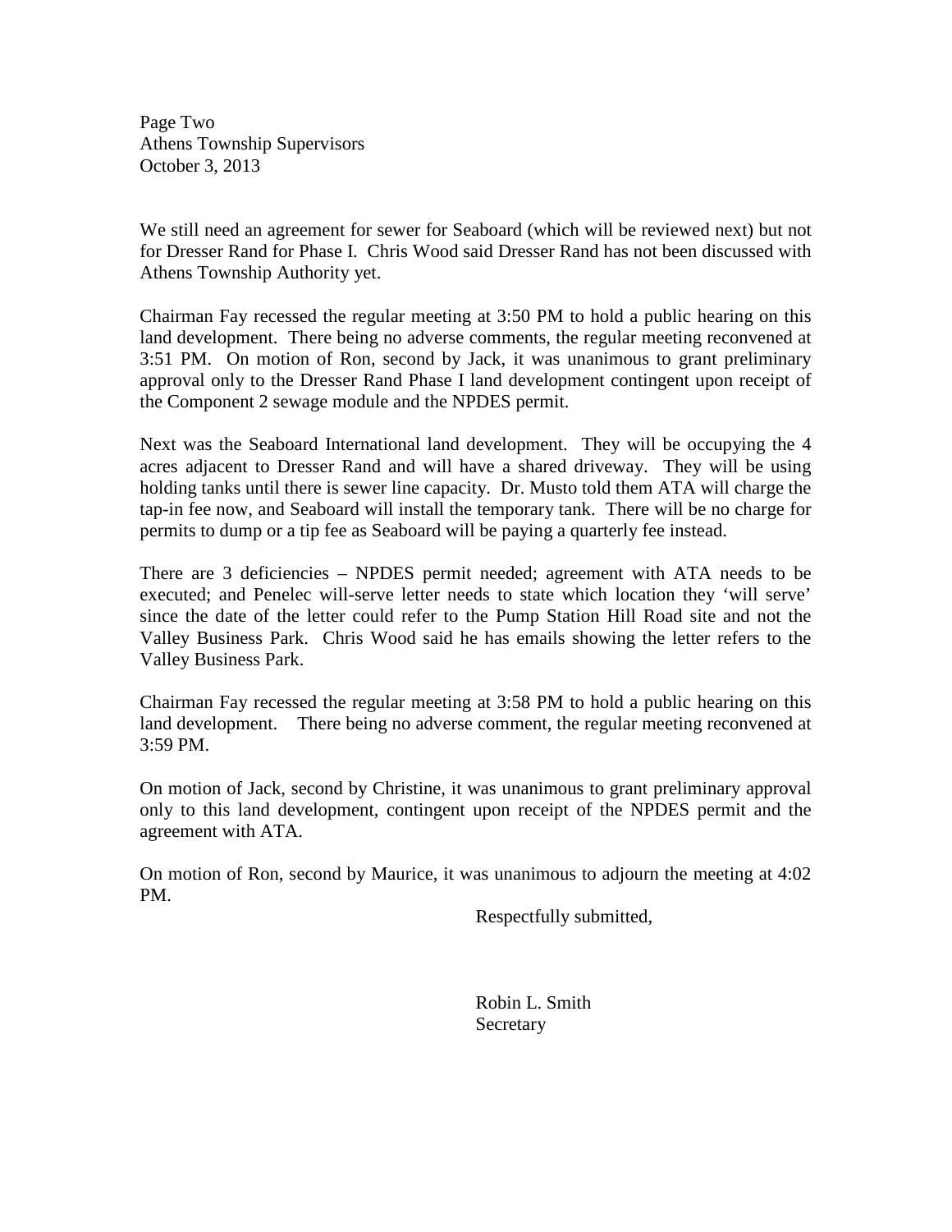We still need an agreement for sewer for Seaboard (which will be reviewed next) but not for Dresser Rand for Phase I. Chris Wood said Dresser Rand has not been discussed with Athens Township Authority yet.

Chairman Fay recessed the regular meeting at 3:50 PM to hold a public hearing on this land development. There being no adverse comments, the regular meeting reconvened at 3:51 PM. On motion of Ron, second by Jack, it was unanimous to grant preliminary approval only to the Dresser Rand Phase I land development contingent upon receipt of the Component 2 sewage module and the NPDES permit.

Next was the Seaboard International land development. They will be occupying the 4 acres adjacent to Dresser Rand and will have a shared driveway. They will be using holding tanks until there is sewer line capacity. Dr. Musto told them ATA will charge the tap-in fee now, and Seaboard will install the temporary tank. There will be no charge for permits to dump or a tip fee as Seaboard will be paying a quarterly fee instead.

There are 3 deficiencies – NPDES permit needed; agreement with ATA needs to be executed; and Penelec will-serve letter needs to state which location they 'will serve' since the date of the letter could refer to the Pump Station Hill Road site and not the Valley Business Park. Chris Wood said he has emails showing the letter refers to the Valley Business Park.

Chairman Fay recessed the regular meeting at 3:58 PM to hold a public hearing on this land development. There being no adverse comment, the regular meeting reconvened at 3:59 PM.

On motion of Jack, second by Christine, it was unanimous to grant preliminary approval only to this land development, contingent upon receipt of the NPDES permit and the agreement with ATA.

On motion of Ron, second by Maurice, it was unanimous to adjourn the meeting at 4:02 PM.

Respectfully submitted,

Robin L. Smith
Secretary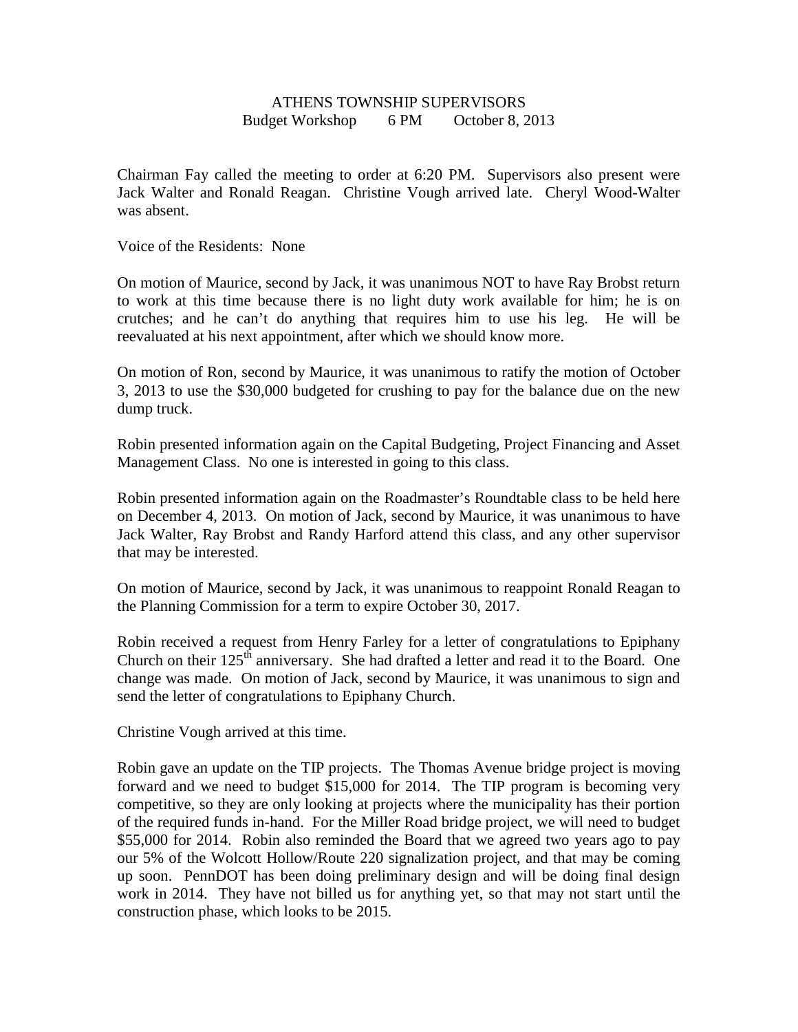ATHENS TOWNSHIP SUPERVISORS
Budget Workshop 6 PM October 8, 2013

Chairman Fay called the meeting to order at 6:20 PM. Supervisors also present were Jack Walter and Ronald Reagan. Christine Vough arrived late. Cheryl Wood-Walter was absent.

Voice of the Residents: None

On motion of Maurice, second by Jack, it was unanimous NOT to have Ray Brobst return to work at this time because there is no light duty work available for him; he is on crutches; and he can't do anything that requires him to use his leg. He will be reevaluated at his next appointment, after which we should know more.

On motion of Ron, second by Maurice, it was unanimous to ratify the motion of October 3, 2013 to use the $30,000 budgeted for crushing to pay for the balance due on the new dump truck.

Robin presented information again on the Capital Budgeting, Project Financing and Asset Management Class. No one is interested in going to this class.

Robin presented information again on the Roadmaster's Roundtable class to be held here on December 4, 2013. On motion of Jack, second by Maurice, it was unanimous to have Jack Walter, Ray Brobst and Randy Harford attend this class, and any other supervisor that may be interested.

On motion of Maurice, second by Jack, it was unanimous to reappoint Ronald Reagan to the Planning Commission for a term to expire October 30, 2017.

Robin received a request from Henry Farley for a letter of congratulations to Epiphany Church on their 125th anniversary. She had drafted a letter and read it to the Board. One change was made. On motion of Jack, second by Maurice, it was unanimous to sign and send the letter of congratulations to Epiphany Church.

Christine Vough arrived at this time.

Robin gave an update on the TIP projects. The Thomas Avenue bridge project is moving forward and we need to budget $15,000 for 2014. The TIP program is becoming very competitive, so they are only looking at projects where the municipality has their portion of the required funds in-hand. For the Miller Road bridge project, we will need to budget $55,000 for 2014. Robin also reminded the Board that we agreed two years ago to pay our 5% of the Wolcott Hollow/Route 220 signalization project, and that may be coming up soon. PennDOT has been doing preliminary design and will be doing final design work in 2014. They have not billed us for anything yet, so that may not start until the construction phase, which looks to be 2015.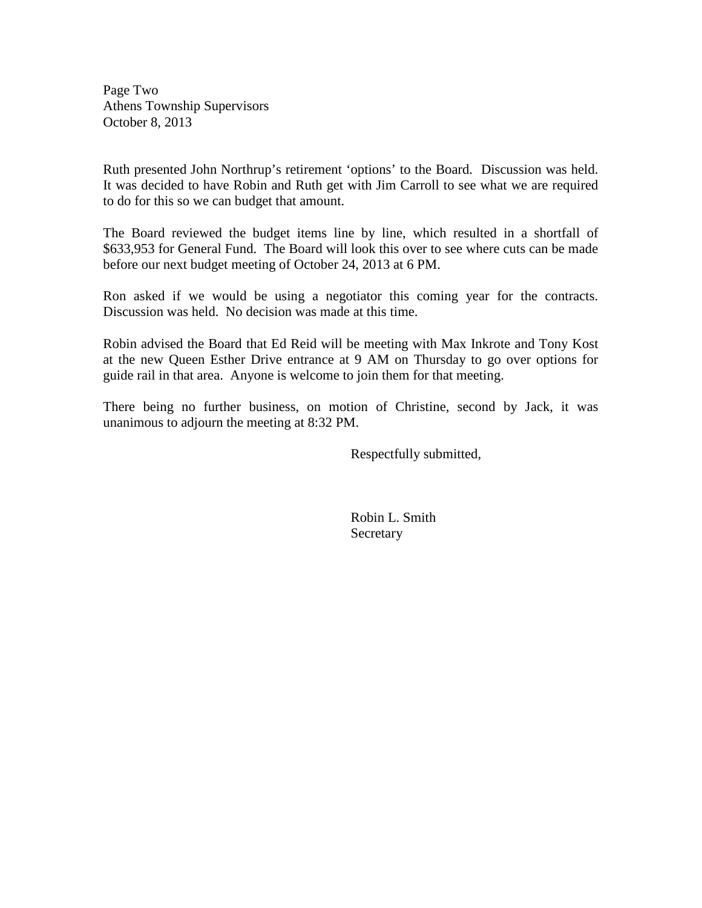Page Two
Athens Township Supervisors
October 8, 2013

Ruth presented John Northrup's retirement 'options' to the Board. Discussion was held. It was decided to have Robin and Ruth get with Jim Carroll to see what we are required to do for this so we can budget that amount.

The Board reviewed the budget items line by line, which resulted in a shortfall of $633,953 for General Fund. The Board will look this over to see where cuts can be made before our next budget meeting of October 24, 2013 at 6 PM.

Ron asked if we would be using a negotiator this coming year for the contracts. Discussion was held. No decision was made at this time.

Robin advised the Board that Ed Reid will be meeting with Max Inkrote and Tony Kost at the new Queen Esther Drive entrance at 9 AM on Thursday to go over options for guide rail in that area. Anyone is welcome to join them for that meeting.

There being no further business, on motion of Christine, second by Jack, it was unanimous to adjourn the meeting at 8:32 PM.

Respectfully submitted,

Robin L. Smith
Secretary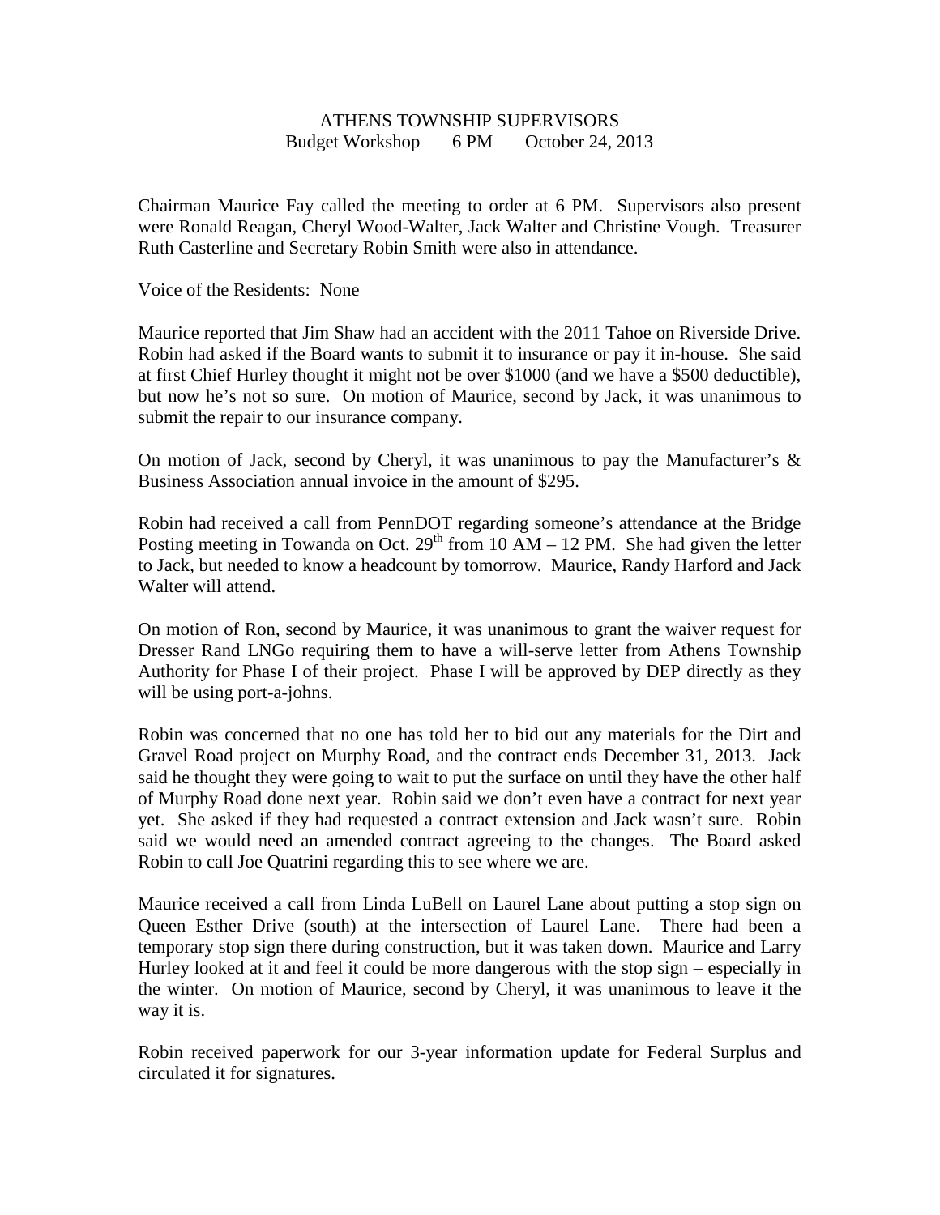ATHENS TOWNSHIP SUPERVISORS
Budget Workshop 6 PM October 24, 2013

Chairman Maurice Fay called the meeting to order at 6 PM. Supervisors also present were Ronald Reagan, Cheryl Wood-Walter, Jack Walter and Christine Vough. Treasurer Ruth Casterline and Secretary Robin Smith were also in attendance.

Voice of the Residents: None

Maurice reported that Jim Shaw had an accident with the 2011 Tahoe on Riverside Drive. Robin had asked if the Board wants to submit it to insurance or pay it in-house. She said at first Chief Hurley thought it might not be over $1000 (and we have a $500 deductible), but now he's not so sure. On motion of Maurice, second by Jack, it was unanimous to submit the repair to our insurance company.

On motion of Jack, second by Cheryl, it was unanimous to pay the Manufacturer's & Business Association annual invoice in the amount of $295.

Robin had received a call from PennDOT regarding someone's attendance at the Bridge Posting meeting in Towanda on Oct. 29th from 10 AM – 12 PM. She had given the letter to Jack, but needed to know a headcount by tomorrow. Maurice, Randy Harford and Jack Walter will attend.

On motion of Ron, second by Maurice, it was unanimous to grant the waiver request for Dresser Rand LNGo requiring them to have a will-serve letter from Athens Township Authority for Phase I of their project. Phase I will be approved by DEP directly as they will be using port-a-johns.

Robin was concerned that no one has told her to bid out any materials for the Dirt and Gravel Road project on Murphy Road, and the contract ends December 31, 2013. Jack said he thought they were going to wait to put the surface on until they have the other half of Murphy Road done next year. Robin said we don't even have a contract for next year yet. She asked if they had requested a contract extension and Jack wasn't sure. Robin said we would need an amended contract agreeing to the changes. The Board asked Robin to call Joe Quatrini regarding this to see where we are.

Maurice received a call from Linda LuBell on Laurel Lane about putting a stop sign on Queen Esther Drive (south) at the intersection of Laurel Lane. There had been a temporary stop sign there during construction, but it was taken down. Maurice and Larry Hurley looked at it and feel it could be more dangerous with the stop sign – especially in the winter. On motion of Maurice, second by Cheryl, it was unanimous to leave it the way it is.

Robin received paperwork for our 3-year information update for Federal Surplus and circulated it for signatures.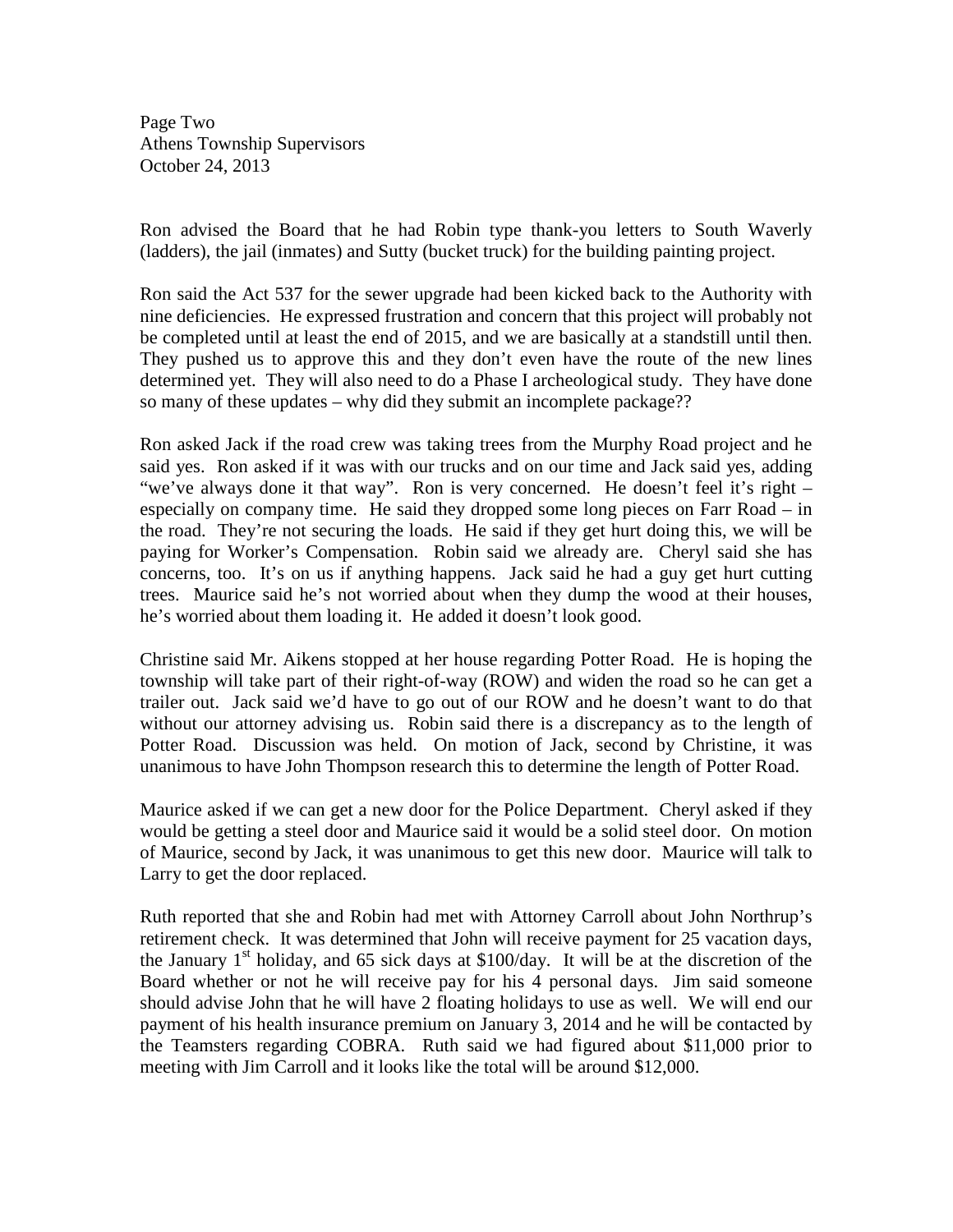Ron advised the Board that he had Robin type thank-you letters to South Waverly (ladders), the jail (inmates) and Sutty (bucket truck) for the building painting project.

Ron said the Act 537 for the sewer upgrade had been kicked back to the Authority with nine deficiencies. He expressed frustration and concern that this project will probably not be completed until at least the end of 2015, and we are basically at a standstill until then. They pushed us to approve this and they don't even have the route of the new lines determined yet. They will also need to do a Phase I archeological study. They have done so many of these updates – why did they submit an incomplete package??

Ron asked Jack if the road crew was taking trees from the Murphy Road project and he said yes. Ron asked if it was with our trucks and on our time and Jack said yes, adding "we've always done it that way". Ron is very concerned. He doesn't feel it's right – especially on company time. He said they dropped some long pieces on Farr Road – in the road. They're not securing the loads. He said if they get hurt doing this, we will be paying for Worker's Compensation. Robin said we already are. Cheryl said she has concerns, too. It's on us if anything happens. Jack said he had a guy get hurt cutting trees. Maurice said he's not worried about when they dump the wood at their houses, he's worried about them loading it. He added it doesn't look good.

Christine said Mr. Aikens stopped at her house regarding Potter Road. He is hoping the township will take part of their right-of-way (ROW) and widen the road so he can get a trailer out. Jack said we'd have to go out of our ROW and he doesn't want to do that without our attorney advising us. Robin said there is a discrepancy as to the length of Potter Road. Discussion was held. On motion of Jack, second by Christine, it was unanimous to have John Thompson research this to determine the length of Potter Road.

Maurice asked if we can get a new door for the Police Department. Cheryl asked if they would be getting a steel door and Maurice said it would be a solid steel door. On motion of Maurice, second by Jack, it was unanimous to get this new door. Maurice will talk to Larry to get the door replaced.

Ruth reported that she and Robin had met with Attorney Carroll about John Northrup's retirement check. It was determined that John will receive payment for 25 vacation days, the January 1st holiday, and 65 sick days at $100/day. It will be at the discretion of the Board whether or not he will receive pay for his 4 personal days. Jim said someone should advise John that he will have 2 floating holidays to use as well. We will end our payment of his health insurance premium on January 3, 2014 and he will be contacted by the Teamsters regarding COBRA. Ruth said we had figured about $11,000 prior to meeting with Jim Carroll and it looks like the total will be around $12,000.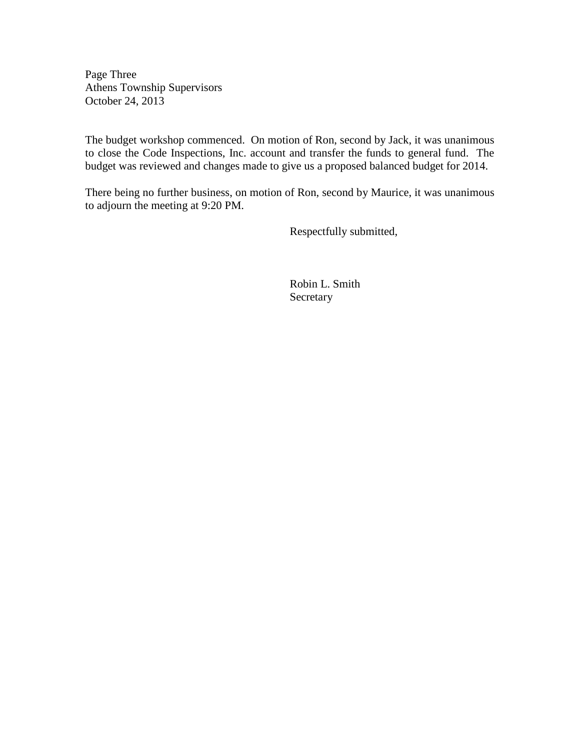Page Three
Athens Township Supervisors
October 24, 2013

The budget workshop commenced. On motion of Ron, second by Jack, it was unanimous to close the Code Inspections, Inc. account and transfer the funds to general fund. The budget was reviewed and changes made to give us a proposed balanced budget for 2014.

There being no further business, on motion of Ron, second by Maurice, it was unanimous to adjourn the meeting at 9:20 PM.

Respectfully submitted,

Robin L. Smith
Secretary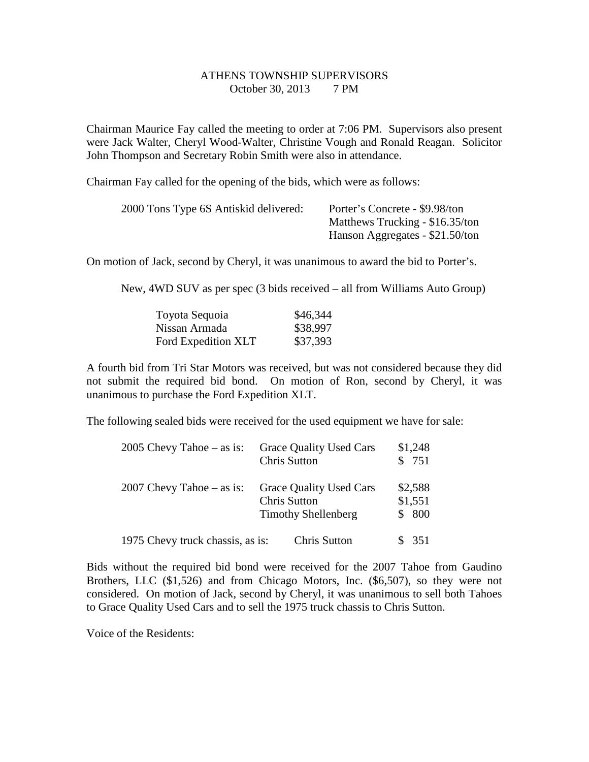ATHENS TOWNSHIP SUPERVISORS
October 30, 2013 7 PM

Chairman Maurice Fay called the meeting to order at 7:06 PM. Supervisors also present were Jack Walter, Cheryl Wood-Walter, Christine Vough and Ronald Reagan. Solicitor John Thompson and Secretary Robin Smith were also in attendance.

Chairman Fay called for the opening of the bids, which were as follows:

| | |
|---|---|
| 2000 Tons Type 6S Antiskid delivered: | Porter's Concrete - $9.98/ton |
| | Matthews Trucking - $16.35/ton |
| | Hanson Aggregates - $21.50/ton |

On motion of Jack, second by Cheryl, it was unanimous to award the bid to Porter's.

New, 4WD SUV as per spec (3 bids received – all from Williams Auto Group)

| | |
|---|---|
| Toyota Sequoia | $46,344 |
| Nissan Armada | $38,997 |
| Ford Expedition XLT | $37,393 |

A fourth bid from Tri Star Motors was received, but was not considered because they did not submit the required bid bond. On motion of Ron, second by Cheryl, it was unanimous to purchase the Ford Expedition XLT.

The following sealed bids were received for the used equipment we have for sale:

| | | |
|---|---|---|
| 2005 Chevy Tahoe – as is: | Grace Quality Used Cars | $1,248 |
| | Chris Sutton | $ 751 |
| 2007 Chevy Tahoe – as is: | Grace Quality Used Cars | $2,588 |
| | Chris Sutton | $1,551 |
| | Timothy Shellenberg | $ 800 |
| 1975 Chevy truck chassis, as is: | Chris Sutton | $ 351 |

Bids without the required bid bond were received for the 2007 Tahoe from Gaudino Brothers, LLC ($1,526) and from Chicago Motors, Inc. ($6,507), so they were not considered. On motion of Jack, second by Cheryl, it was unanimous to sell both Tahoes to Grace Quality Used Cars and to sell the 1975 truck chassis to Chris Sutton.

Voice of the Residents: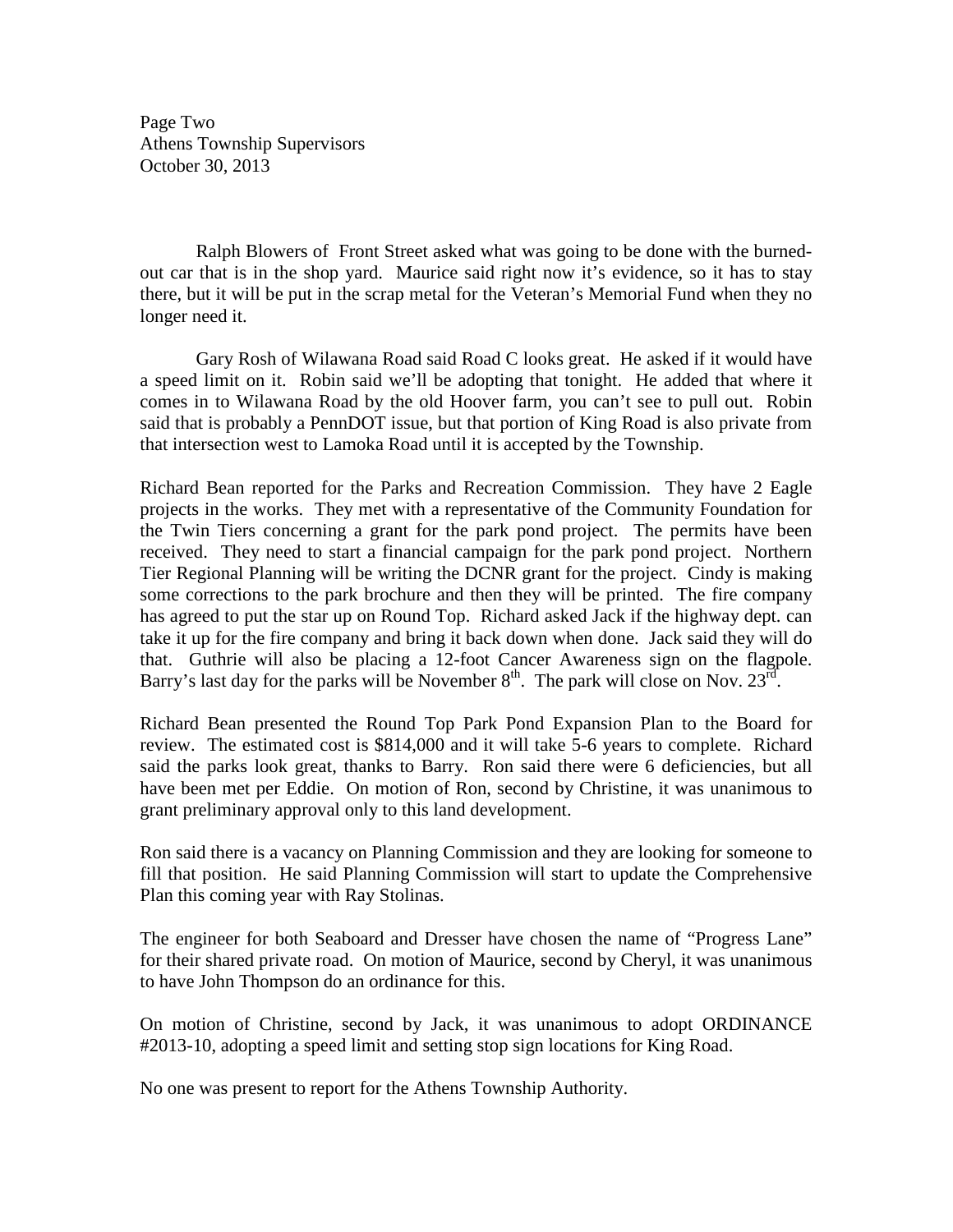Page Two
Athens Township Supervisors
October 30, 2013

Ralph Blowers of Front Street asked what was going to be done with the burned-out car that is in the shop yard. Maurice said right now it's evidence, so it has to stay there, but it will be put in the scrap metal for the Veteran's Memorial Fund when they no longer need it.

Gary Rosh of Wilawana Road said Road C looks great. He asked if it would have a speed limit on it. Robin said we'll be adopting that tonight. He added that where it comes in to Wilawana Road by the old Hoover farm, you can't see to pull out. Robin said that is probably a PennDOT issue, but that portion of King Road is also private from that intersection west to Lamoka Road until it is accepted by the Township.

Richard Bean reported for the Parks and Recreation Commission. They have 2 Eagle projects in the works. They met with a representative of the Community Foundation for the Twin Tiers concerning a grant for the park pond project. The permits have been received. They need to start a financial campaign for the park pond project. Northern Tier Regional Planning will be writing the DCNR grant for the project. Cindy is making some corrections to the park brochure and then they will be printed. The fire company has agreed to put the star up on Round Top. Richard asked Jack if the highway dept. can take it up for the fire company and bring it back down when done. Jack said they will do that. Guthrie will also be placing a 12-foot Cancer Awareness sign on the flagpole. Barry's last day for the parks will be November 8th. The park will close on Nov. 23rd.

Richard Bean presented the Round Top Park Pond Expansion Plan to the Board for review. The estimated cost is $814,000 and it will take 5-6 years to complete. Richard said the parks look great, thanks to Barry. Ron said there were 6 deficiencies, but all have been met per Eddie. On motion of Ron, second by Christine, it was unanimous to grant preliminary approval only to this land development.

Ron said there is a vacancy on Planning Commission and they are looking for someone to fill that position. He said Planning Commission will start to update the Comprehensive Plan this coming year with Ray Stolinas.

The engineer for both Seaboard and Dresser have chosen the name of "Progress Lane" for their shared private road. On motion of Maurice, second by Cheryl, it was unanimous to have John Thompson do an ordinance for this.

On motion of Christine, second by Jack, it was unanimous to adopt ORDINANCE #2013-10, adopting a speed limit and setting stop sign locations for King Road.

No one was present to report for the Athens Township Authority.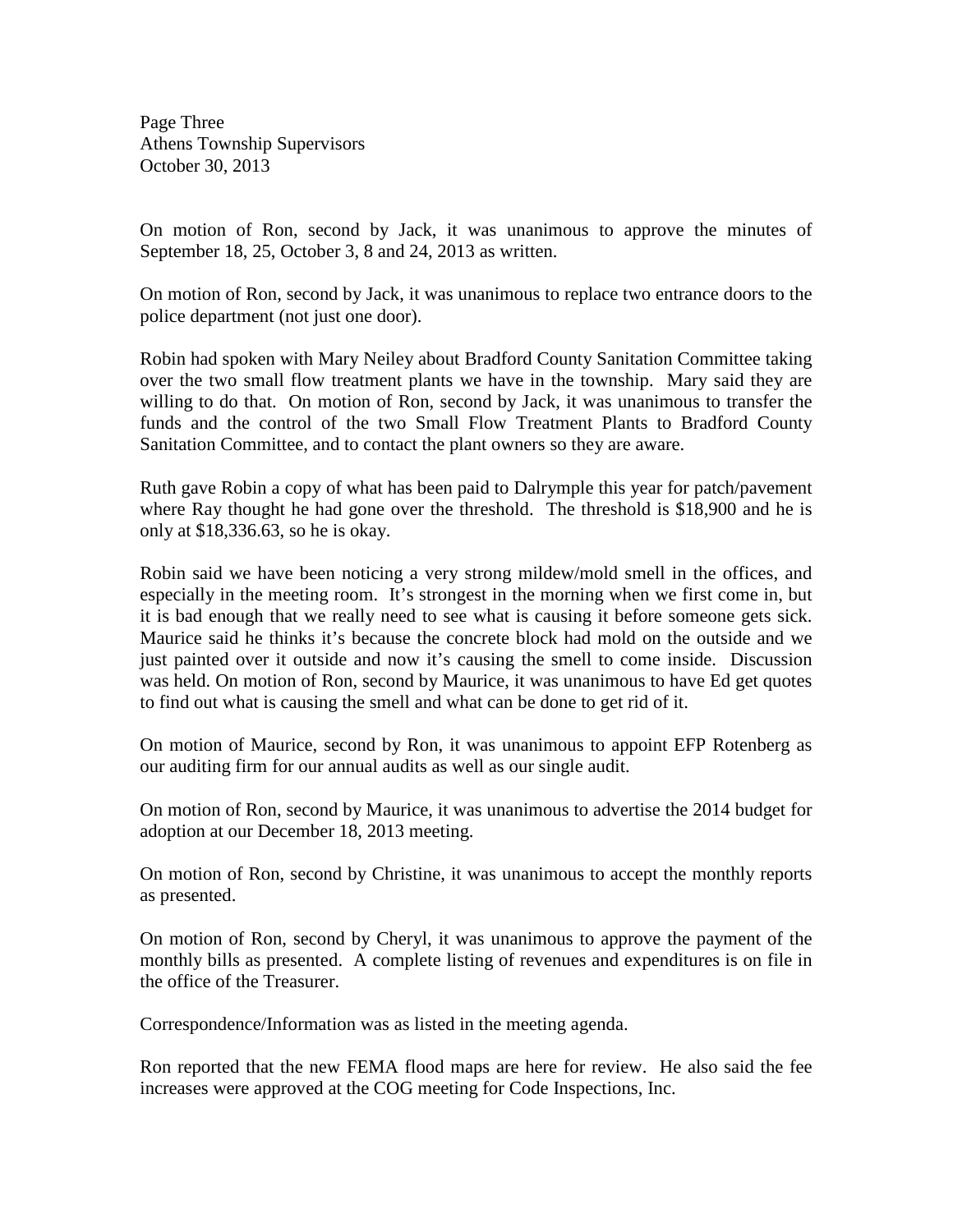On motion of Ron, second by Jack, it was unanimous to approve the minutes of September 18, 25, October 3, 8 and 24, 2013 as written.

On motion of Ron, second by Jack, it was unanimous to replace two entrance doors to the police department (not just one door).

Robin had spoken with Mary Neiley about Bradford County Sanitation Committee taking over the two small flow treatment plants we have in the township. Mary said they are willing to do that. On motion of Ron, second by Jack, it was unanimous to transfer the funds and the control of the two Small Flow Treatment Plants to Bradford County Sanitation Committee, and to contact the plant owners so they are aware.

Ruth gave Robin a copy of what has been paid to Dalrymple this year for patch/pavement where Ray thought he had gone over the threshold. The threshold is $18,900 and he is only at $18,336.63, so he is okay.

Robin said we have been noticing a very strong mildew/mold smell in the offices, and especially in the meeting room. It's strongest in the morning when we first come in, but it is bad enough that we really need to see what is causing it before someone gets sick. Maurice said he thinks it's because the concrete block had mold on the outside and we just painted over it outside and now it's causing the smell to come inside. Discussion was held. On motion of Ron, second by Maurice, it was unanimous to have Ed get quotes to find out what is causing the smell and what can be done to get rid of it.

On motion of Maurice, second by Ron, it was unanimous to appoint EFP Rotenberg as our auditing firm for our annual audits as well as our single audit.

On motion of Ron, second by Maurice, it was unanimous to advertise the 2014 budget for adoption at our December 18, 2013 meeting.

On motion of Ron, second by Christine, it was unanimous to accept the monthly reports as presented.

On motion of Ron, second by Cheryl, it was unanimous to approve the payment of the monthly bills as presented. A complete listing of revenues and expenditures is on file in the office of the Treasurer.

Correspondence/Information was as listed in the meeting agenda.

Ron reported that the new FEMA flood maps are here for review. He also said the fee increases were approved at the COG meeting for Code Inspections, Inc.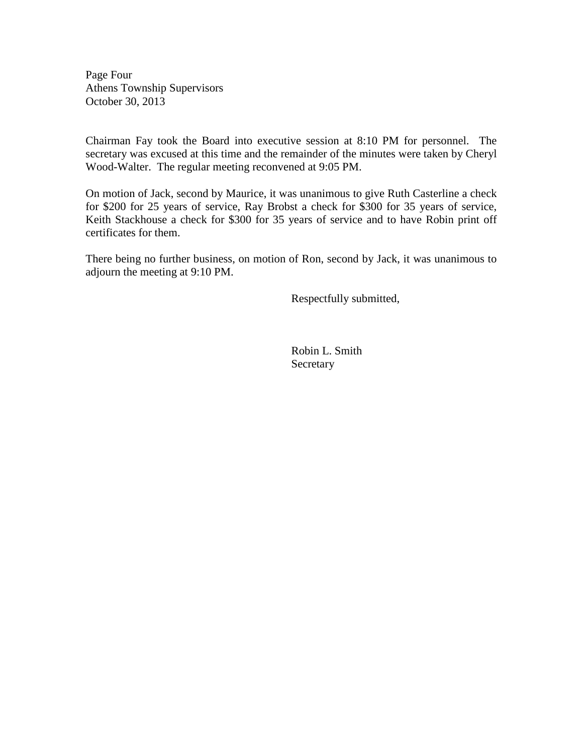Chairman Fay took the Board into executive session at 8:10 PM for personnel. The secretary was excused at this time and the remainder of the minutes were taken by Cheryl Wood-Walter. The regular meeting reconvened at 9:05 PM.

On motion of Jack, second by Maurice, it was unanimous to give Ruth Casterline a check for $200 for 25 years of service, Ray Brobst a check for $300 for 35 years of service, Keith Stackhouse a check for $300 for 35 years of service and to have Robin print off certificates for them.

There being no further business, on motion of Ron, second by Jack, it was unanimous to adjourn the meeting at 9:10 PM.

Respectfully submitted,

Robin L. Smith
Secretary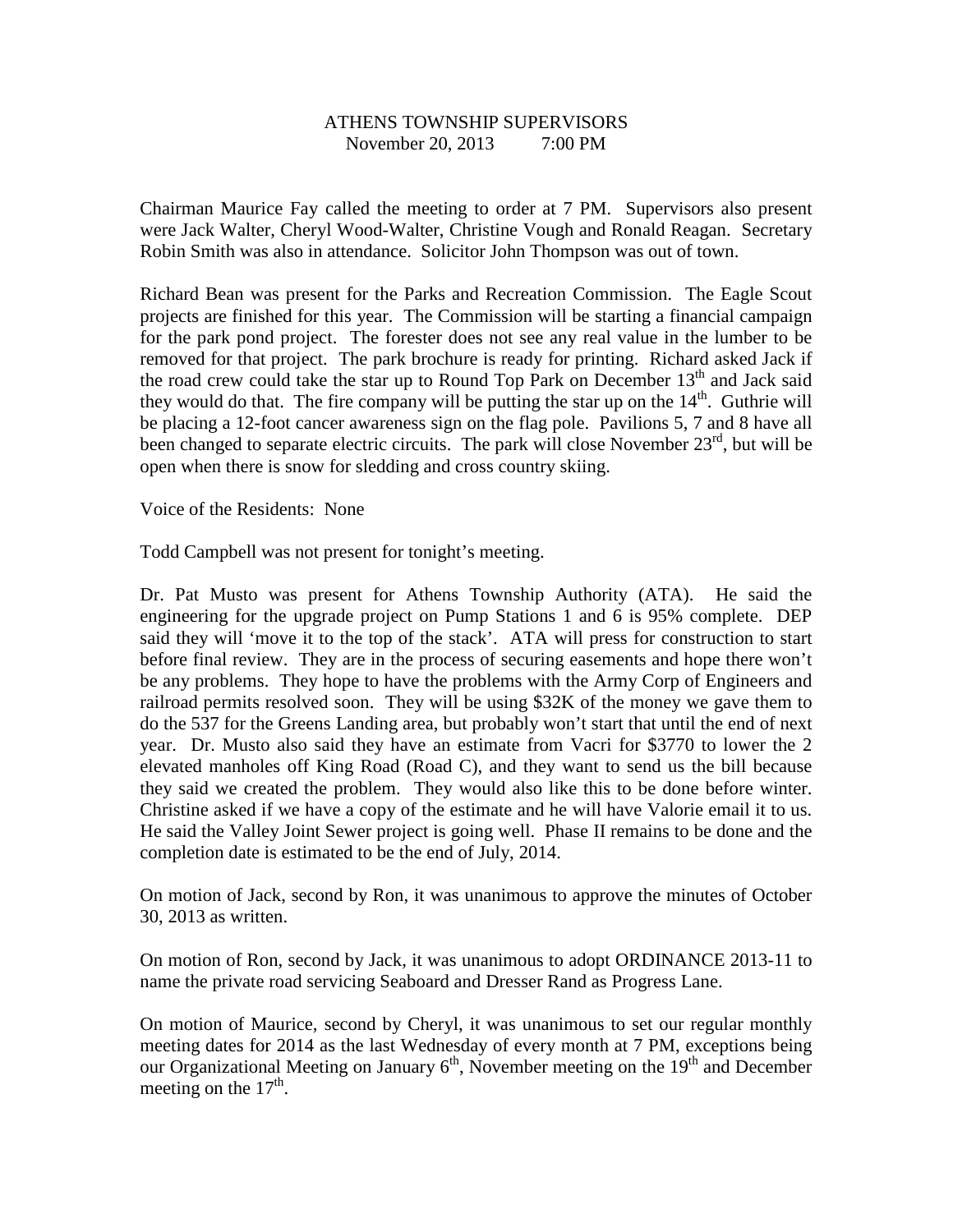ATHENS TOWNSHIP SUPERVISORS
November 20, 2013 7:00 PM

Chairman Maurice Fay called the meeting to order at 7 PM. Supervisors also present were Jack Walter, Cheryl Wood-Walter, Christine Vough and Ronald Reagan. Secretary Robin Smith was also in attendance. Solicitor John Thompson was out of town.

Richard Bean was present for the Parks and Recreation Commission. The Eagle Scout projects are finished for this year. The Commission will be starting a financial campaign for the park pond project. The forester does not see any real value in the lumber to be removed for that project. The park brochure is ready for printing. Richard asked Jack if the road crew could take the star up to Round Top Park on December 13th and Jack said they would do that. The fire company will be putting the star up on the 14th. Guthrie will be placing a 12-foot cancer awareness sign on the flag pole. Pavilions 5, 7 and 8 have all been changed to separate electric circuits. The park will close November 23rd, but will be open when there is snow for sledding and cross country skiing.

Voice of the Residents: None

Todd Campbell was not present for tonight's meeting.

Dr. Pat Musto was present for Athens Township Authority (ATA). He said the engineering for the upgrade project on Pump Stations 1 and 6 is 95% complete. DEP said they will 'move it to the top of the stack'. ATA will press for construction to start before final review. They are in the process of securing easements and hope there won't be any problems. They hope to have the problems with the Army Corp of Engineers and railroad permits resolved soon. They will be using $32K of the money we gave them to do the 537 for the Greens Landing area, but probably won't start that until the end of next year. Dr. Musto also said they have an estimate from Vacri for $3770 to lower the 2 elevated manholes off King Road (Road C), and they want to send us the bill because they said we created the problem. They would also like this to be done before winter. Christine asked if we have a copy of the estimate and he will have Valorie email it to us. He said the Valley Joint Sewer project is going well. Phase II remains to be done and the completion date is estimated to be the end of July, 2014.

On motion of Jack, second by Ron, it was unanimous to approve the minutes of October 30, 2013 as written.

On motion of Ron, second by Jack, it was unanimous to adopt ORDINANCE 2013-11 to name the private road servicing Seaboard and Dresser Rand as Progress Lane.

On motion of Maurice, second by Cheryl, it was unanimous to set our regular monthly meeting dates for 2014 as the last Wednesday of every month at 7 PM, exceptions being our Organizational Meeting on January 6th, November meeting on the 19th and December meeting on the 17th.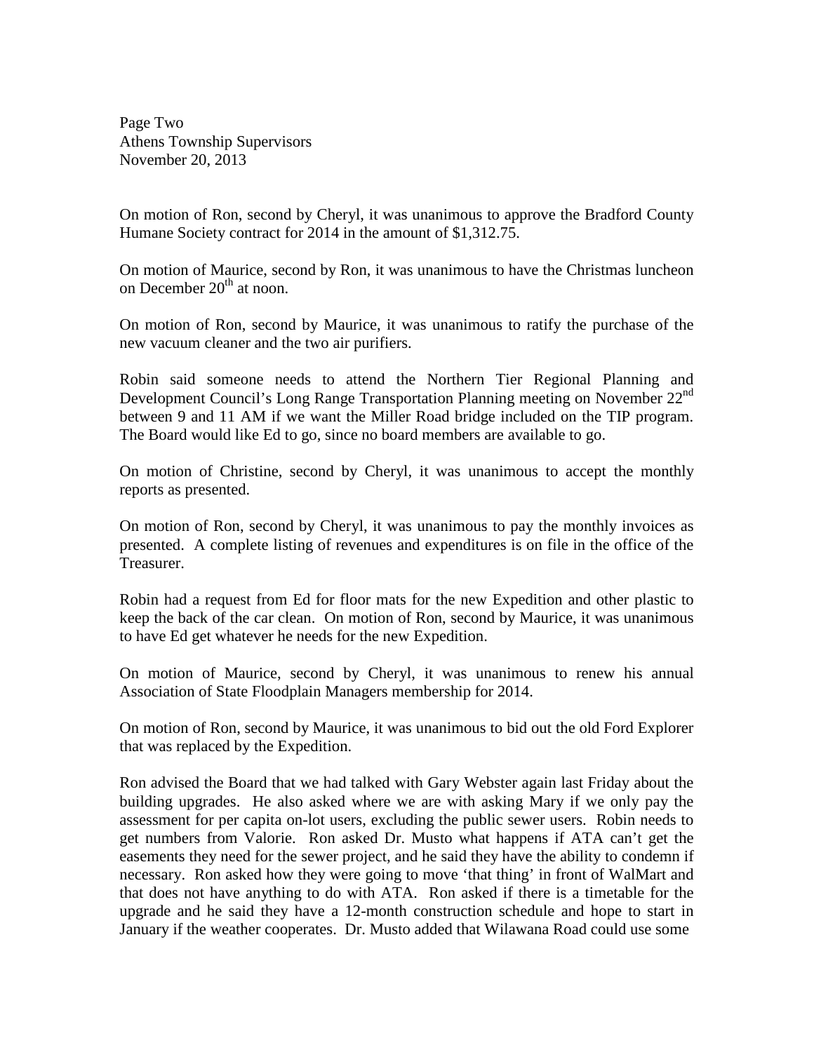On motion of Ron, second by Cheryl, it was unanimous to approve the Bradford County Humane Society contract for 2014 in the amount of $1,312.75.

On motion of Maurice, second by Ron, it was unanimous to have the Christmas luncheon on December 20th at noon.

On motion of Ron, second by Maurice, it was unanimous to ratify the purchase of the new vacuum cleaner and the two air purifiers.

Robin said someone needs to attend the Northern Tier Regional Planning and Development Council's Long Range Transportation Planning meeting on November 22nd between 9 and 11 AM if we want the Miller Road bridge included on the TIP program. The Board would like Ed to go, since no board members are available to go.

On motion of Christine, second by Cheryl, it was unanimous to accept the monthly reports as presented.

On motion of Ron, second by Cheryl, it was unanimous to pay the monthly invoices as presented. A complete listing of revenues and expenditures is on file in the office of the Treasurer.

Robin had a request from Ed for floor mats for the new Expedition and other plastic to keep the back of the car clean. On motion of Ron, second by Maurice, it was unanimous to have Ed get whatever he needs for the new Expedition.

On motion of Maurice, second by Cheryl, it was unanimous to renew his annual Association of State Floodplain Managers membership for 2014.

On motion of Ron, second by Maurice, it was unanimous to bid out the old Ford Explorer that was replaced by the Expedition.

Ron advised the Board that we had talked with Gary Webster again last Friday about the building upgrades. He also asked where we are with asking Mary if we only pay the assessment for per capita on-lot users, excluding the public sewer users. Robin needs to get numbers from Valorie. Ron asked Dr. Musto what happens if ATA can't get the easements they need for the sewer project, and he said they have the ability to condemn if necessary. Ron asked how they were going to move 'that thing' in front of WalMart and that does not have anything to do with ATA. Ron asked if there is a timetable for the upgrade and he said they have a 12-month construction schedule and hope to start in January if the weather cooperates. Dr. Musto added that Wilawana Road could use some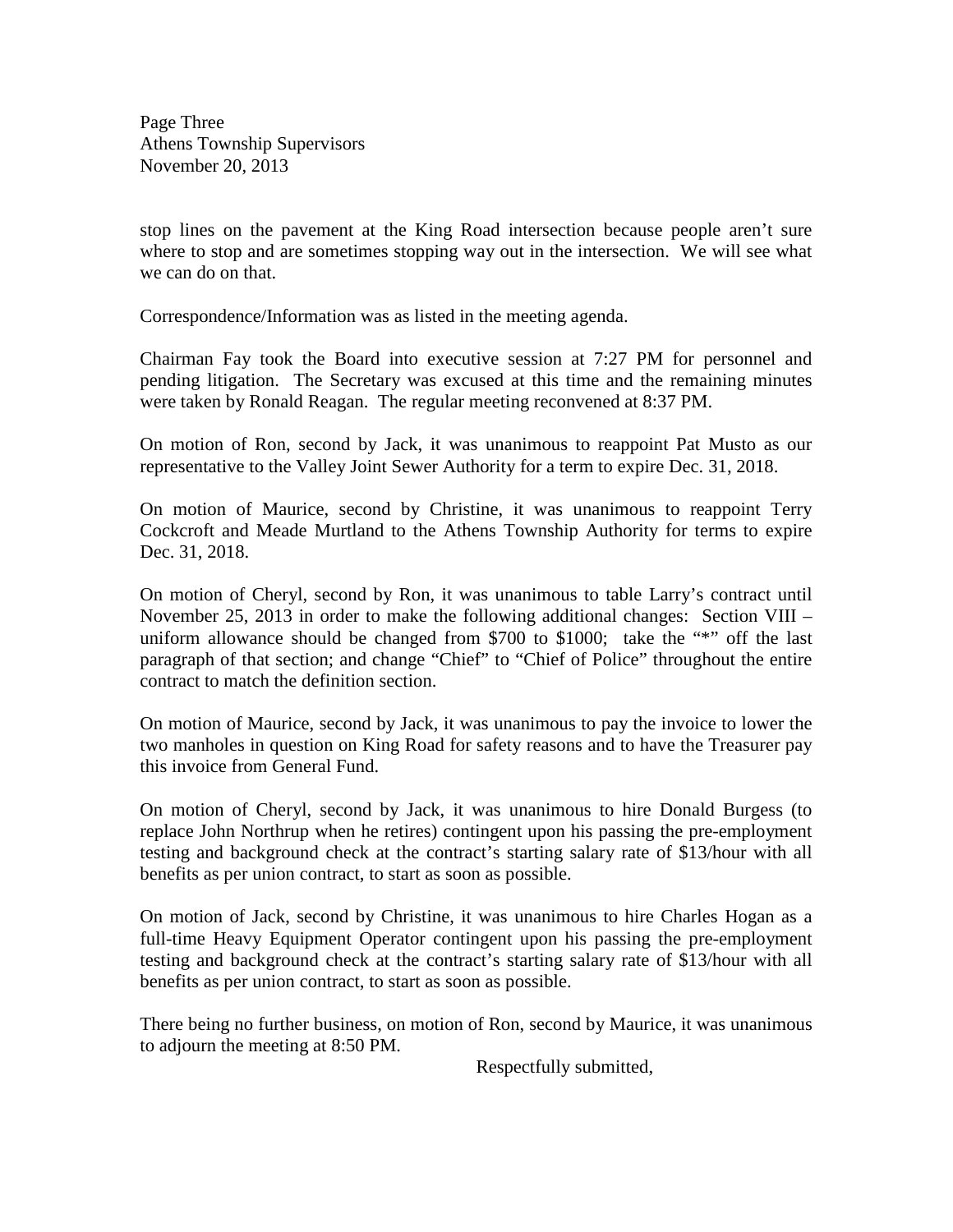stop lines on the pavement at the King Road intersection because people aren't sure where to stop and are sometimes stopping way out in the intersection. We will see what we can do on that.

Correspondence/Information was as listed in the meeting agenda.

Chairman Fay took the Board into executive session at 7:27 PM for personnel and pending litigation. The Secretary was excused at this time and the remaining minutes were taken by Ronald Reagan. The regular meeting reconvened at 8:37 PM.

On motion of Ron, second by Jack, it was unanimous to reappoint Pat Musto as our representative to the Valley Joint Sewer Authority for a term to expire Dec. 31, 2018.

On motion of Maurice, second by Christine, it was unanimous to reappoint Terry Cockcroft and Meade Murtland to the Athens Township Authority for terms to expire Dec. 31, 2018.

On motion of Cheryl, second by Ron, it was unanimous to table Larry's contract until November 25, 2013 in order to make the following additional changes: Section VIII – uniform allowance should be changed from $700 to $1000; take the "*" off the last paragraph of that section; and change "Chief" to "Chief of Police" throughout the entire contract to match the definition section.

On motion of Maurice, second by Jack, it was unanimous to pay the invoice to lower the two manholes in question on King Road for safety reasons and to have the Treasurer pay this invoice from General Fund.

On motion of Cheryl, second by Jack, it was unanimous to hire Donald Burgess (to replace John Northrup when he retires) contingent upon his passing the pre-employment testing and background check at the contract's starting salary rate of $13/hour with all benefits as per union contract, to start as soon as possible.

On motion of Jack, second by Christine, it was unanimous to hire Charles Hogan as a full-time Heavy Equipment Operator contingent upon his passing the pre-employment testing and background check at the contract's starting salary rate of $13/hour with all benefits as per union contract, to start as soon as possible.

There being no further business, on motion of Ron, second by Maurice, it was unanimous to adjourn the meeting at 8:50 PM.

Respectfully submitted,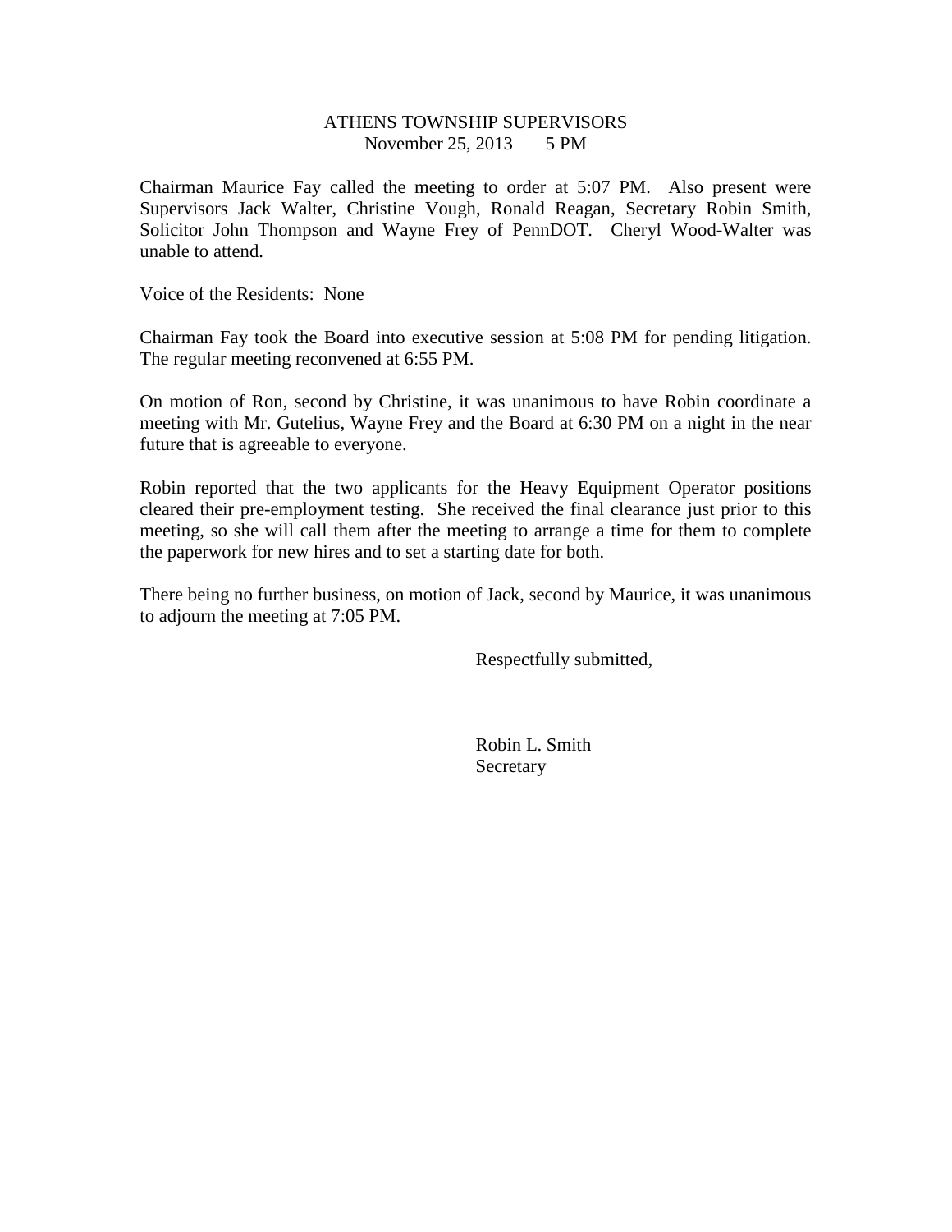# ATHENS TOWNSHIP SUPERVISORS
November 25, 2013 5 PM

Chairman Maurice Fay called the meeting to order at 5:07 PM. Also present were Supervisors Jack Walter, Christine Vough, Ronald Reagan, Secretary Robin Smith, Solicitor John Thompson and Wayne Frey of PennDOT. Cheryl Wood-Walter was unable to attend.

Voice of the Residents: None

Chairman Fay took the Board into executive session at 5:08 PM for pending litigation. The regular meeting reconvened at 6:55 PM.

On motion of Ron, second by Christine, it was unanimous to have Robin coordinate a meeting with Mr. Gutelius, Wayne Frey and the Board at 6:30 PM on a night in the near future that is agreeable to everyone.

Robin reported that the two applicants for the Heavy Equipment Operator positions cleared their pre-employment testing. She received the final clearance just prior to this meeting, so she will call them after the meeting to arrange a time for them to complete the paperwork for new hires and to set a starting date for both.

There being no further business, on motion of Jack, second by Maurice, it was unanimous to adjourn the meeting at 7:05 PM.

Respectfully submitted,

Robin L. Smith
Secretary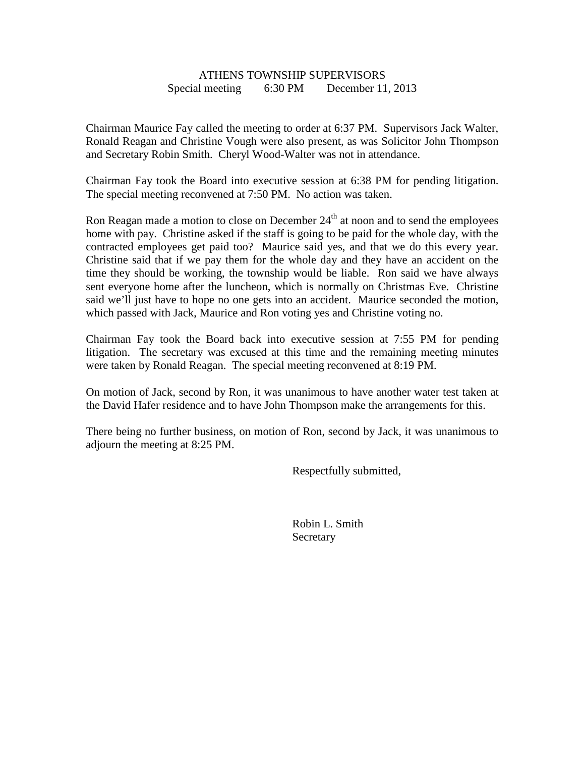ATHENS TOWNSHIP SUPERVISORS

Special meeting 6:30 PM December 11, 2013

Chairman Maurice Fay called the meeting to order at 6:37 PM. Supervisors Jack Walter, Ronald Reagan and Christine Vough were also present, as was Solicitor John Thompson and Secretary Robin Smith. Cheryl Wood-Walter was not in attendance.

Chairman Fay took the Board into executive session at 6:38 PM for pending litigation. The special meeting reconvened at 7:50 PM. No action was taken.

Ron Reagan made a motion to close on December 24th at noon and to send the employees home with pay. Christine asked if the staff is going to be paid for the whole day, with the contracted employees get paid too? Maurice said yes, and that we do this every year. Christine said that if we pay them for the whole day and they have an accident on the time they should be working, the township would be liable. Ron said we have always sent everyone home after the luncheon, which is normally on Christmas Eve. Christine said we'll just have to hope no one gets into an accident. Maurice seconded the motion, which passed with Jack, Maurice and Ron voting yes and Christine voting no.

Chairman Fay took the Board back into executive session at 7:55 PM for pending litigation. The secretary was excused at this time and the remaining meeting minutes were taken by Ronald Reagan. The special meeting reconvened at 8:19 PM.

On motion of Jack, second by Ron, it was unanimous to have another water test taken at the David Hafer residence and to have John Thompson make the arrangements for this.

There being no further business, on motion of Ron, second by Jack, it was unanimous to adjourn the meeting at 8:25 PM.

Respectfully submitted,

Robin L. Smith
Secretary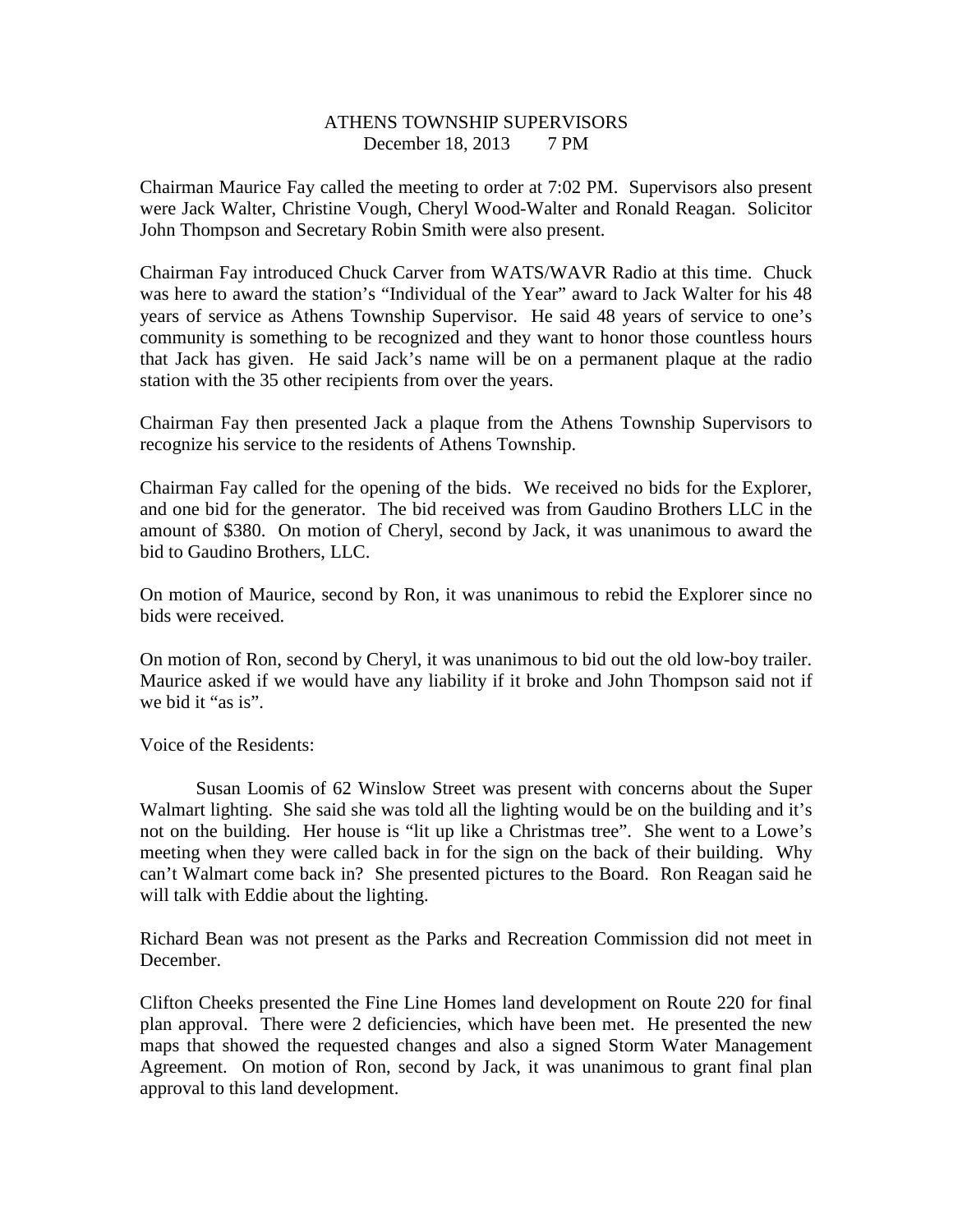ATHENS TOWNSHIP SUPERVISORS
December 18, 2013 7 PM

Chairman Maurice Fay called the meeting to order at 7:02 PM. Supervisors also present were Jack Walter, Christine Vough, Cheryl Wood-Walter and Ronald Reagan. Solicitor John Thompson and Secretary Robin Smith were also present.

Chairman Fay introduced Chuck Carver from WATS/WAVR Radio at this time. Chuck was here to award the station's "Individual of the Year" award to Jack Walter for his 48 years of service as Athens Township Supervisor. He said 48 years of service to one's community is something to be recognized and they want to honor those countless hours that Jack has given. He said Jack's name will be on a permanent plaque at the radio station with the 35 other recipients from over the years.

Chairman Fay then presented Jack a plaque from the Athens Township Supervisors to recognize his service to the residents of Athens Township.

Chairman Fay called for the opening of the bids. We received no bids for the Explorer, and one bid for the generator. The bid received was from Gaudino Brothers LLC in the amount of $380. On motion of Cheryl, second by Jack, it was unanimous to award the bid to Gaudino Brothers, LLC.

On motion of Maurice, second by Ron, it was unanimous to rebid the Explorer since no bids were received.

On motion of Ron, second by Cheryl, it was unanimous to bid out the old low-boy trailer. Maurice asked if we would have any liability if it broke and John Thompson said not if we bid it "as is".

Voice of the Residents:

Susan Loomis of 62 Winslow Street was present with concerns about the Super Walmart lighting. She said she was told all the lighting would be on the building and it's not on the building. Her house is "lit up like a Christmas tree". She went to a Lowe's meeting when they were called back in for the sign on the back of their building. Why can't Walmart come back in? She presented pictures to the Board. Ron Reagan said he will talk with Eddie about the lighting.

Richard Bean was not present as the Parks and Recreation Commission did not meet in December.

Clifton Cheeks presented the Fine Line Homes land development on Route 220 for final plan approval. There were 2 deficiencies, which have been met. He presented the new maps that showed the requested changes and also a signed Storm Water Management Agreement. On motion of Ron, second by Jack, it was unanimous to grant final plan approval to this land development.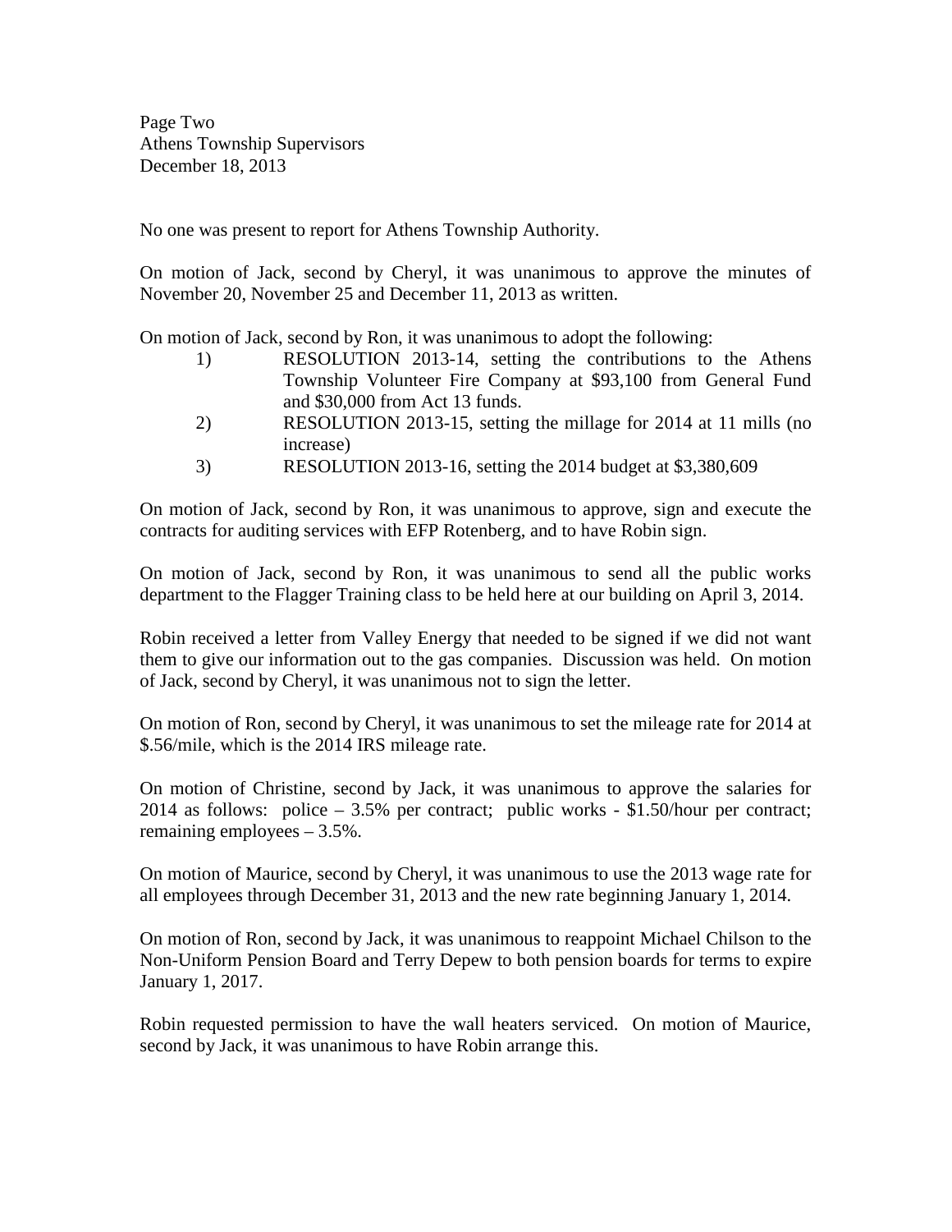Page Two
Athens Township Supervisors
December 18, 2013

No one was present to report for Athens Township Authority.

On motion of Jack, second by Cheryl, it was unanimous to approve the minutes of November 20, November 25 and December 11, 2013 as written.

On motion of Jack, second by Ron, it was unanimous to adopt the following:

1) RESOLUTION 2013-14, setting the contributions to the Athens Township Volunteer Fire Company at $93,100 from General Fund and $30,000 from Act 13 funds.
2) RESOLUTION 2013-15, setting the millage for 2014 at 11 mills (no increase)
3) RESOLUTION 2013-16, setting the 2014 budget at $3,380,609

On motion of Jack, second by Ron, it was unanimous to approve, sign and execute the contracts for auditing services with EFP Rotenberg, and to have Robin sign.

On motion of Jack, second by Ron, it was unanimous to send all the public works department to the Flagger Training class to be held here at our building on April 3, 2014.

Robin received a letter from Valley Energy that needed to be signed if we did not want them to give our information out to the gas companies. Discussion was held. On motion of Jack, second by Cheryl, it was unanimous not to sign the letter.

On motion of Ron, second by Cheryl, it was unanimous to set the mileage rate for 2014 at $.56/mile, which is the 2014 IRS mileage rate.

On motion of Christine, second by Jack, it was unanimous to approve the salaries for 2014 as follows: police – 3.5% per contract; public works - $1.50/hour per contract; remaining employees – 3.5%.

On motion of Maurice, second by Cheryl, it was unanimous to use the 2013 wage rate for all employees through December 31, 2013 and the new rate beginning January 1, 2014.

On motion of Ron, second by Jack, it was unanimous to reappoint Michael Chilson to the Non-Uniform Pension Board and Terry Depew to both pension boards for terms to expire January 1, 2017.

Robin requested permission to have the wall heaters serviced. On motion of Maurice, second by Jack, it was unanimous to have Robin arrange this.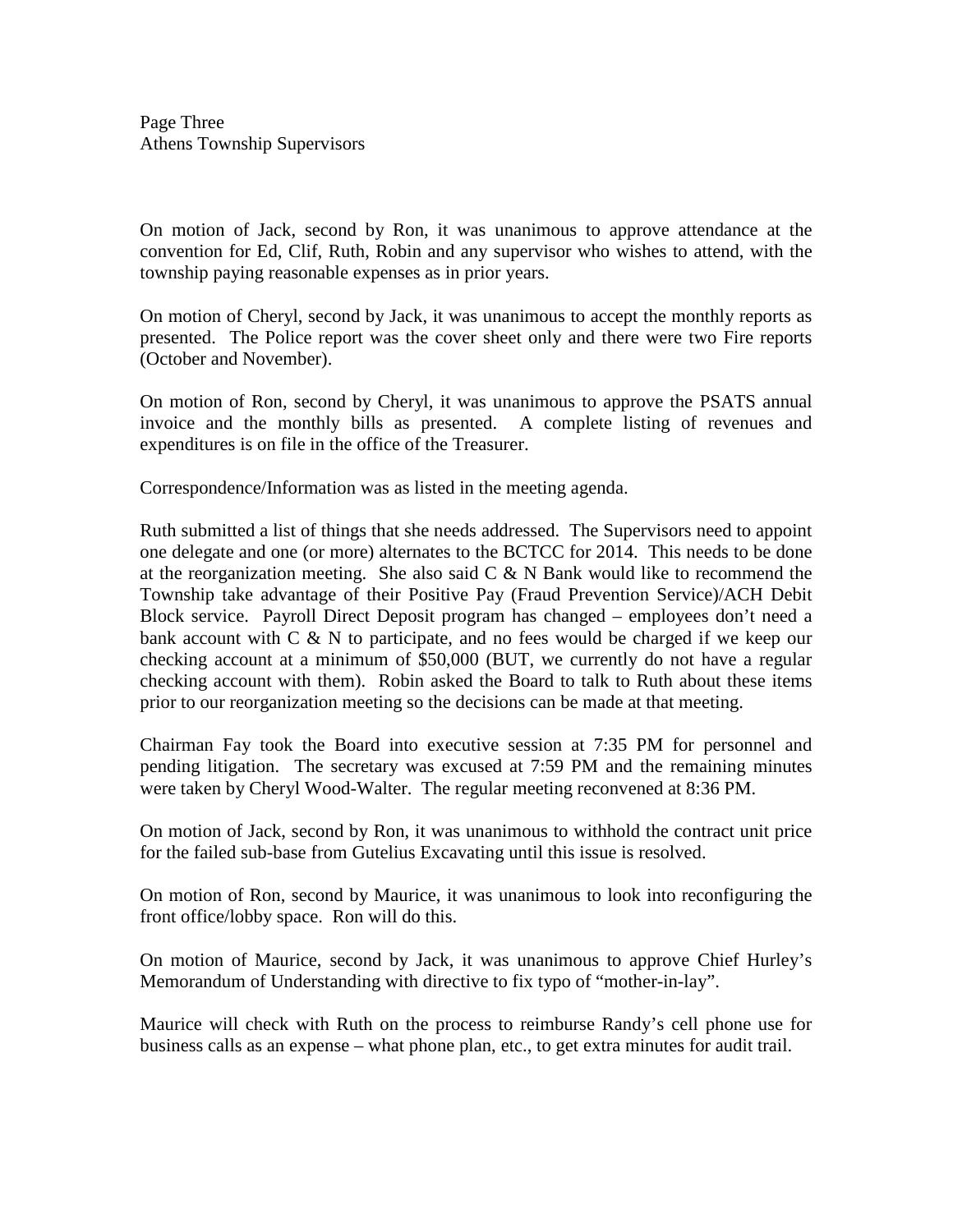On motion of Jack, second by Ron, it was unanimous to approve attendance at the convention for Ed, Clif, Ruth, Robin and any supervisor who wishes to attend, with the township paying reasonable expenses as in prior years.

On motion of Cheryl, second by Jack, it was unanimous to accept the monthly reports as presented. The Police report was the cover sheet only and there were two Fire reports (October and November).

On motion of Ron, second by Cheryl, it was unanimous to approve the PSATS annual invoice and the monthly bills as presented. A complete listing of revenues and expenditures is on file in the office of the Treasurer.

Correspondence/Information was as listed in the meeting agenda.

Ruth submitted a list of things that she needs addressed. The Supervisors need to appoint one delegate and one (or more) alternates to the BCTCC for 2014. This needs to be done at the reorganization meeting. She also said C & N Bank would like to recommend the Township take advantage of their Positive Pay (Fraud Prevention Service)/ACH Debit Block service. Payroll Direct Deposit program has changed – employees don't need a bank account with C & N to participate, and no fees would be charged if we keep our checking account at a minimum of $50,000 (BUT, we currently do not have a regular checking account with them). Robin asked the Board to talk to Ruth about these items prior to our reorganization meeting so the decisions can be made at that meeting.

Chairman Fay took the Board into executive session at 7:35 PM for personnel and pending litigation. The secretary was excused at 7:59 PM and the remaining minutes were taken by Cheryl Wood-Walter. The regular meeting reconvened at 8:36 PM.

On motion of Jack, second by Ron, it was unanimous to withhold the contract unit price for the failed sub-base from Gutelius Excavating until this issue is resolved.

On motion of Ron, second by Maurice, it was unanimous to look into reconfiguring the front office/lobby space. Ron will do this.

On motion of Maurice, second by Jack, it was unanimous to approve Chief Hurley's Memorandum of Understanding with directive to fix typo of "mother-in-lay".

Maurice will check with Ruth on the process to reimburse Randy's cell phone use for business calls as an expense – what phone plan, etc., to get extra minutes for audit trail.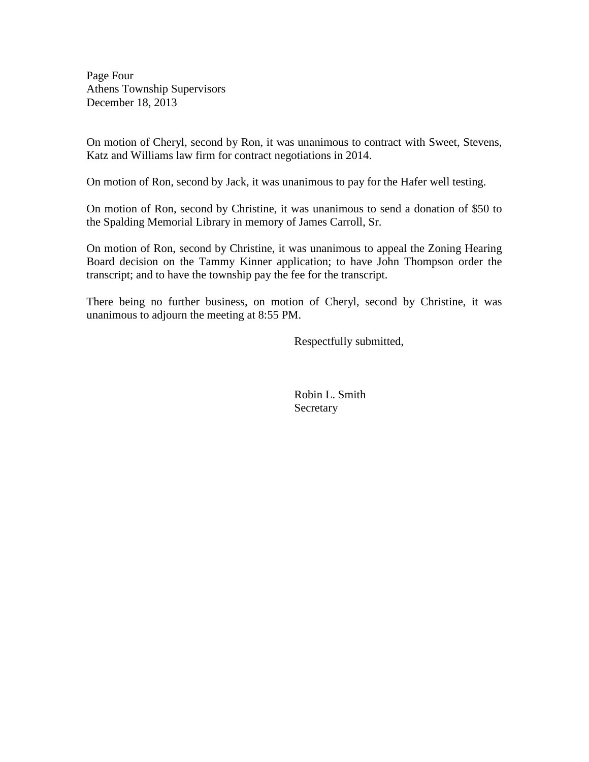Page Four
Athens Township Supervisors
December 18, 2013

On motion of Cheryl, second by Ron, it was unanimous to contract with Sweet, Stevens, Katz and Williams law firm for contract negotiations in 2014.

On motion of Ron, second by Jack, it was unanimous to pay for the Hafer well testing.

On motion of Ron, second by Christine, it was unanimous to send a donation of $50 to the Spalding Memorial Library in memory of James Carroll, Sr.

On motion of Ron, second by Christine, it was unanimous to appeal the Zoning Hearing Board decision on the Tammy Kinner application; to have John Thompson order the transcript; and to have the township pay the fee for the transcript.

There being no further business, on motion of Cheryl, second by Christine, it was unanimous to adjourn the meeting at 8:55 PM.

Respectfully submitted,

Robin L. Smith
Secretary